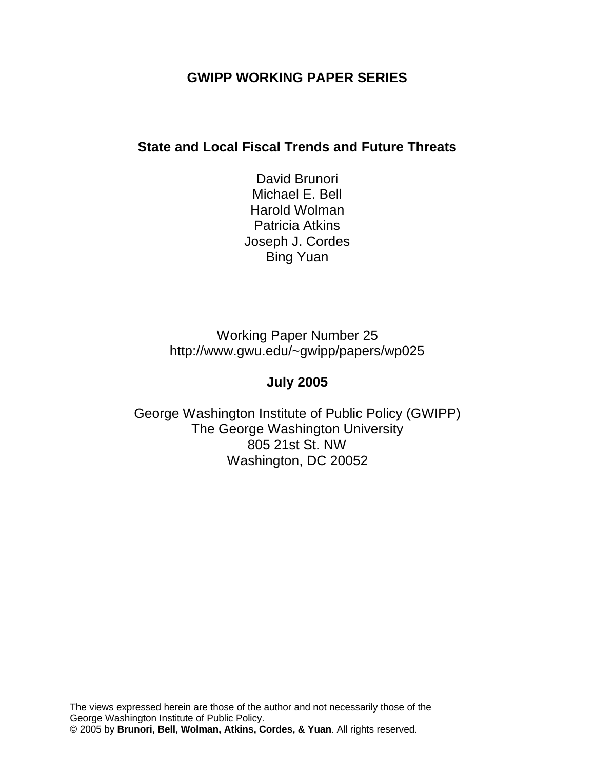**GWIPP WORKING PAPER SERIES**

# State and Local Fiscal Trends and Future Threats

David Brunori
Michael E. Bell
Harold Wolman
Patricia Atkins
Joseph J. Cordes
Bing Yuan

Working Paper Number 25
http://www.gwu.edu/~gwipp/papers/wp025

**July 2005**

George Washington Institute of Public Policy (GWIPP)
The George Washington University
805 21st St. NW
Washington, DC 20052

The views expressed herein are those of the author and not necessarily those of the George Washington Institute of Public Policy.
© 2005 by **Brunori, Bell, Wolman, Atkins, Cordes, & Yuan**. All rights reserved.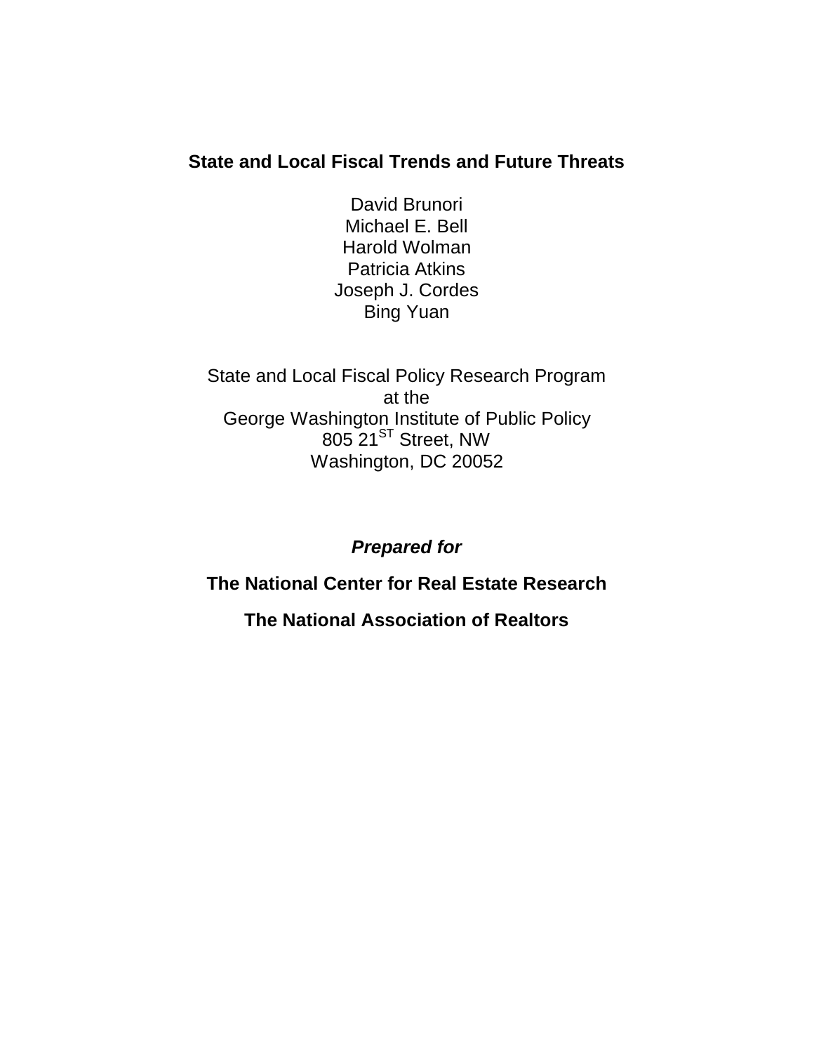# State and Local Fiscal Trends and Future Threats

David Brunori
Michael E. Bell
Harold Wolman
Patricia Atkins
Joseph J. Cordes
Bing Yuan

State and Local Fiscal Policy Research Program
at the
George Washington Institute of Public Policy
805 21ST Street, NW
Washington, DC 20052

***Prepared for***

**The National Center for Real Estate Research**

**The National Association of Realtors**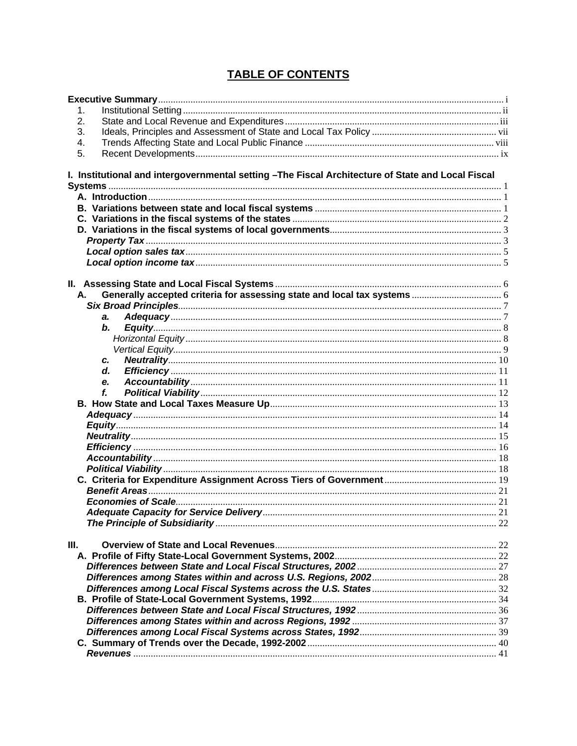## TABLE OF CONTENTS

**Executive Summary** ........ i
1. Institutional Setting ........ ii
2. State and Local Revenue and Expenditures ........ iii
3. Ideals, Principles and Assessment of State and Local Tax Policy ........ vii
4. Trends Affecting State and Local Public Finance ........ viii
5. Recent Developments ........ ix

**I. Institutional and intergovernmental setting –The Fiscal Architecture of State and Local Fiscal Systems** ........ 1
- **A. Introduction** ........ 1
- **B. Variations between state and local fiscal systems** ........ 1
- **C. Variations in the fiscal systems of the states** ........ 2
- **D. Variations in the fiscal systems of local governments** ........ 3
  - ***Property Tax*** ........ 3
  - ***Local option sales tax*** ........ 5
  - ***Local option income tax*** ........ 5

**II. Assessing State and Local Fiscal Systems** ........ 6
- **A. Generally accepted criteria for assessing state and local tax systems** ........ 6
  - ***Six Broad Principles*** ........ 7
    - ***a. Adequacy*** ........ 7
    - ***b. Equity*** ........ 8
      - *Horizontal Equity* ........ 8
      - *Vertical Equity* ........ 9
    - ***c. Neutrality*** ........ 10
    - ***d. Efficiency*** ........ 11
    - ***e. Accountability*** ........ 11
    - ***f. Political Viability*** ........ 12
- **B. How State and Local Taxes Measure Up** ........ 13
  - ***Adequacy*** ........ 14
  - ***Equity*** ........ 14
  - ***Neutrality*** ........ 15
  - ***Efficiency*** ........ 16
  - ***Accountability*** ........ 18
  - ***Political Viability*** ........ 18
- **C. Criteria for Expenditure Assignment Across Tiers of Government** ........ 19
  - ***Benefit Areas*** ........ 21
  - ***Economies of Scale*** ........ 21
  - ***Adequate Capacity for Service Delivery*** ........ 21
  - ***The Principle of Subsidiarity*** ........ 22

**III. Overview of State and Local Revenues** ........ 22
- **A. Profile of Fifty State-Local Government Systems, 2002** ........ 22
  - ***Differences between State and Local Fiscal Structures, 2002*** ........ 27
  - ***Differences among States within and across U.S. Regions, 2002*** ........ 28
  - ***Differences among Local Fiscal Systems across the U.S. States*** ........ 32
- **B. Profile of State-Local Government Systems, 1992** ........ 34
  - ***Differences between State and Local Fiscal Structures, 1992*** ........ 36
  - ***Differences among States within and across Regions, 1992*** ........ 37
  - ***Differences among Local Fiscal Systems across States, 1992*** ........ 39
- **C. Summary of Trends over the Decade, 1992-2002** ........ 40
  - ***Revenues*** ........ 41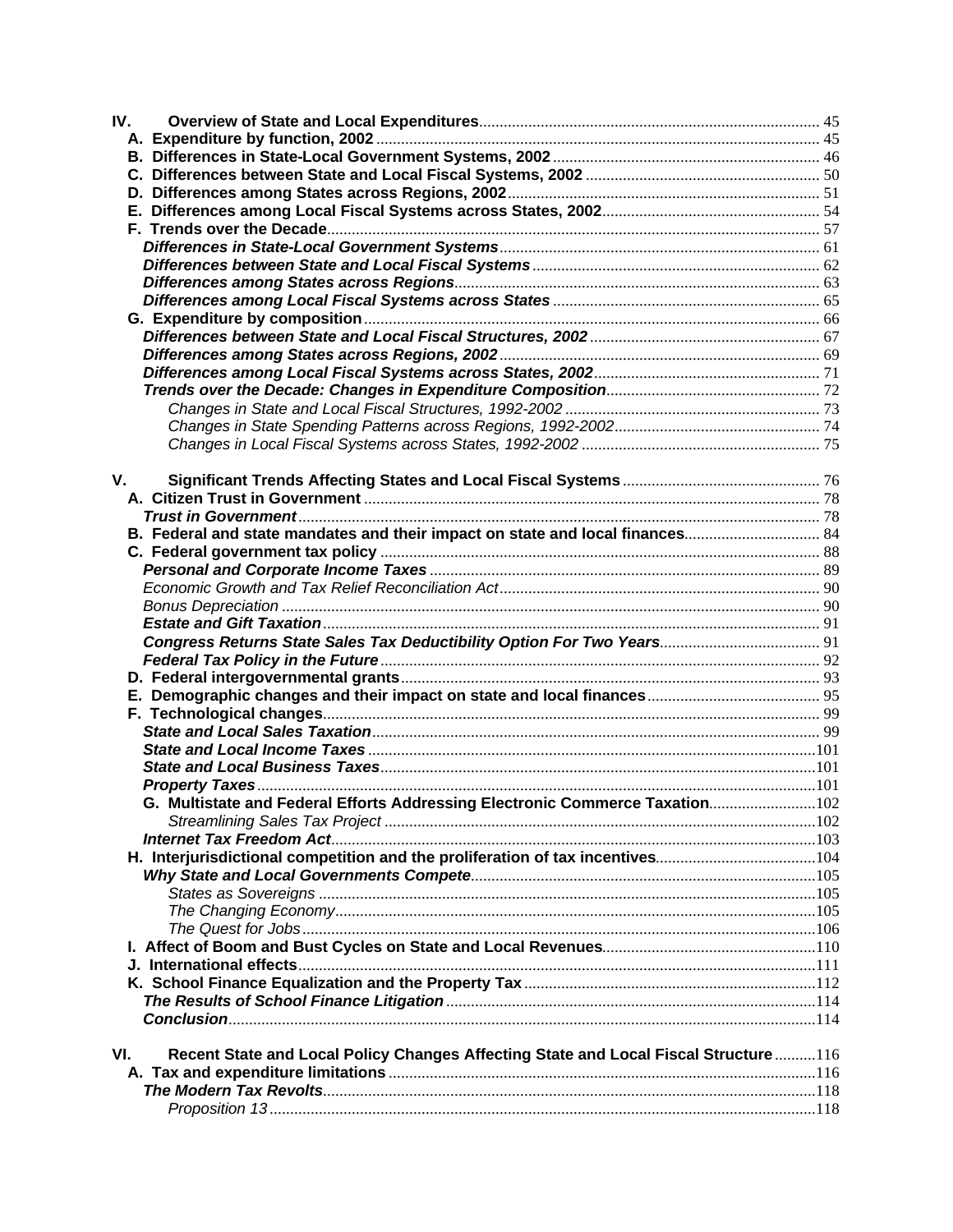IV. **Overview of State and Local Expenditures** ... 45

- **A. Expenditure by function, 2002** ... 45
- **B. Differences in State-Local Government Systems, 2002** ... 46
- **C. Differences between State and Local Fiscal Systems, 2002** ... 50
- **D. Differences among States across Regions, 2002** ... 51
- **E. Differences among Local Fiscal Systems across States, 2002** ... 54
- **F. Trends over the Decade** ... 57
  - ***Differences in State-Local Government Systems*** ... 61
  - ***Differences between State and Local Fiscal Systems*** ... 62
  - ***Differences among States across Regions*** ... 63
  - ***Differences among Local Fiscal Systems across States*** ... 65
- **G. Expenditure by composition** ... 66
  - ***Differences between State and Local Fiscal Structures, 2002*** ... 67
  - ***Differences among States across Regions, 2002*** ... 69
  - ***Differences among Local Fiscal Systems across States, 2002*** ... 71
  - ***Trends over the Decade: Changes in Expenditure Composition*** ... 72
    - *Changes in State and Local Fiscal Structures, 1992-2002* ... 73
    - *Changes in State Spending Patterns across Regions, 1992-2002* ... 74
    - *Changes in Local Fiscal Systems across States, 1992-2002* ... 75

V. **Significant Trends Affecting States and Local Fiscal Systems** ... 76

- **A. Citizen Trust in Government** ... 78
  - ***Trust in Government*** ... 78
- **B. Federal and state mandates and their impact on state and local finances** ... 84
- **C. Federal government tax policy** ... 88
  - ***Personal and Corporate Income Taxes*** ... 89
  - *Economic Growth and Tax Relief Reconciliation Act* ... 90
  - *Bonus Depreciation* ... 90
  - ***Estate and Gift Taxation*** ... 91
  - ***Congress Returns State Sales Tax Deductibility Option For Two Years*** ... 91
  - ***Federal Tax Policy in the Future*** ... 92
- **D. Federal intergovernmental grants** ... 93
- **E. Demographic changes and their impact on state and local finances** ... 95
- **F. Technological changes** ... 99
  - ***State and Local Sales Taxation*** ... 99
  - ***State and Local Income Taxes*** ... 101
  - ***State and Local Business Taxes*** ... 101
  - ***Property Taxes*** ... 101
  - **G. Multistate and Federal Efforts Addressing Electronic Commerce Taxation** ... 102
    - *Streamlining Sales Tax Project* ... 102
  - ***Internet Tax Freedom Act*** ... 103
- **H. Interjurisdictional competition and the proliferation of tax incentives** ... 104
  - ***Why State and Local Governments Compete*** ... 105
    - *States as Sovereigns* ... 105
    - *The Changing Economy* ... 105
    - *The Quest for Jobs* ... 106
- **I. Affect of Boom and Bust Cycles on State and Local Revenues** ... 110
- **J. International effects** ... 111
- **K. School Finance Equalization and the Property Tax** ... 112
  - ***The Results of School Finance Litigation*** ... 114
  - ***Conclusion*** ... 114

VI. **Recent State and Local Policy Changes Affecting State and Local Fiscal Structure** ... 116

- **A. Tax and expenditure limitations** ... 116
  - ***The Modern Tax Revolts*** ... 118
    - *Proposition 13* ... 118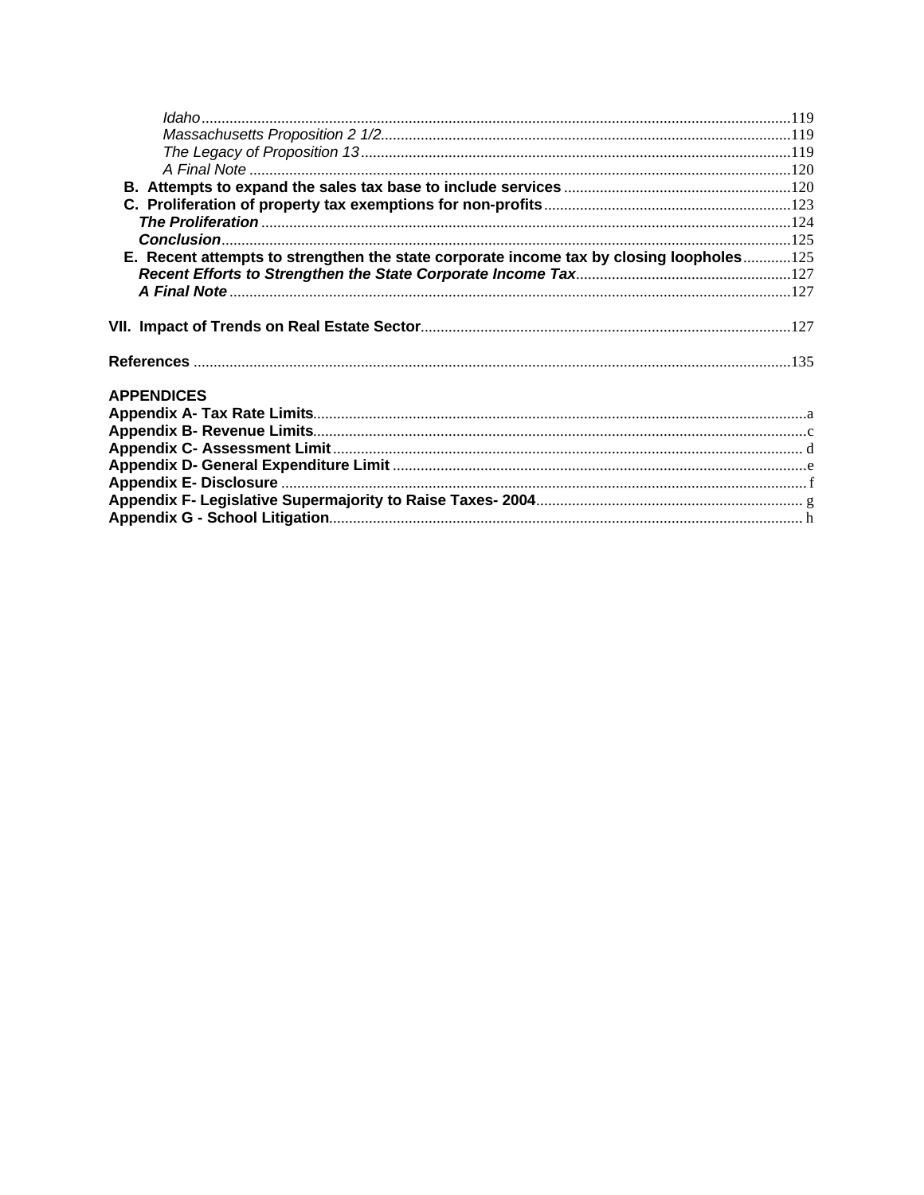*Idaho* .......... 119
*Massachusetts Proposition 2 1/2* .......... 119
*The Legacy of Proposition 13* .......... 119
*A Final Note* .......... 120

**B. Attempts to expand the sales tax base to include services** .......... 120

**C. Proliferation of property tax exemptions for non-profits** .......... 123

***The Proliferation*** .......... 124

***Conclusion*** .......... 125

**E. Recent attempts to strengthen the state corporate income tax by closing loopholes** .......... 125

***Recent Efforts to Strengthen the State Corporate Income Tax*** .......... 127

***A Final Note*** .......... 127

**VII. Impact of Trends on Real Estate Sector** .......... 127

**References** .......... 135

**APPENDICES**

**Appendix A- Tax Rate Limits** .......... a

**Appendix B- Revenue Limits** .......... c

**Appendix C- Assessment Limit** .......... d

**Appendix D- General Expenditure Limit** .......... e

**Appendix E- Disclosure** .......... f

**Appendix F- Legislative Supermajority to Raise Taxes- 2004** .......... g

**Appendix G - School Litigation** .......... h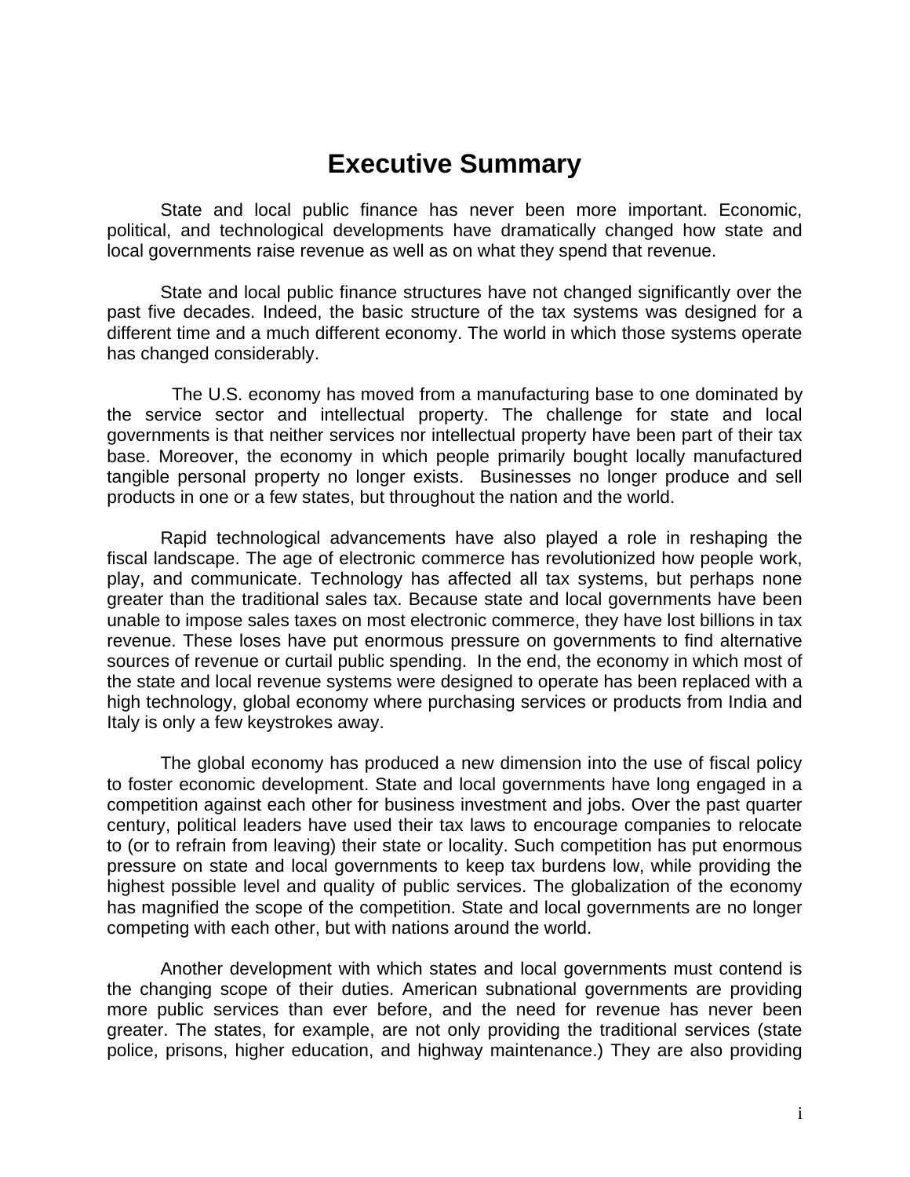# Executive Summary

State and local public finance has never been more important. Economic, political, and technological developments have dramatically changed how state and local governments raise revenue as well as on what they spend that revenue.

State and local public finance structures have not changed significantly over the past five decades. Indeed, the basic structure of the tax systems was designed for a different time and a much different economy. The world in which those systems operate has changed considerably.

The U.S. economy has moved from a manufacturing base to one dominated by the service sector and intellectual property. The challenge for state and local governments is that neither services nor intellectual property have been part of their tax base. Moreover, the economy in which people primarily bought locally manufactured tangible personal property no longer exists. Businesses no longer produce and sell products in one or a few states, but throughout the nation and the world.

Rapid technological advancements have also played a role in reshaping the fiscal landscape. The age of electronic commerce has revolutionized how people work, play, and communicate. Technology has affected all tax systems, but perhaps none greater than the traditional sales tax. Because state and local governments have been unable to impose sales taxes on most electronic commerce, they have lost billions in tax revenue. These loses have put enormous pressure on governments to find alternative sources of revenue or curtail public spending. In the end, the economy in which most of the state and local revenue systems were designed to operate has been replaced with a high technology, global economy where purchasing services or products from India and Italy is only a few keystrokes away.

The global economy has produced a new dimension into the use of fiscal policy to foster economic development. State and local governments have long engaged in a competition against each other for business investment and jobs. Over the past quarter century, political leaders have used their tax laws to encourage companies to relocate to (or to refrain from leaving) their state or locality. Such competition has put enormous pressure on state and local governments to keep tax burdens low, while providing the highest possible level and quality of public services. The globalization of the economy has magnified the scope of the competition. State and local governments are no longer competing with each other, but with nations around the world.

Another development with which states and local governments must contend is the changing scope of their duties. American subnational governments are providing more public services than ever before, and the need for revenue has never been greater. The states, for example, are not only providing the traditional services (state police, prisons, higher education, and highway maintenance.) They are also providing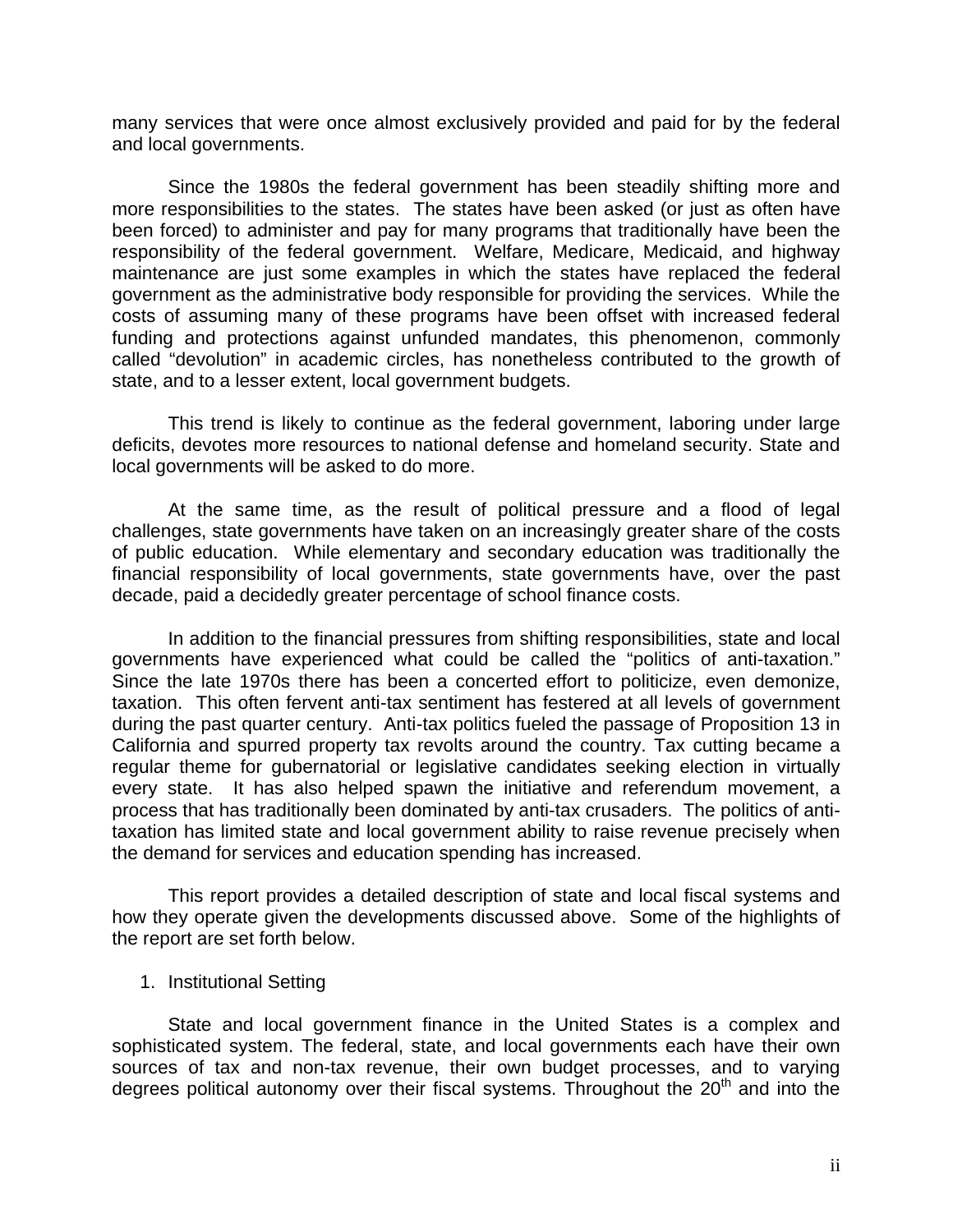many services that were once almost exclusively provided and paid for by the federal and local governments.

Since the 1980s the federal government has been steadily shifting more and more responsibilities to the states. The states have been asked (or just as often have been forced) to administer and pay for many programs that traditionally have been the responsibility of the federal government. Welfare, Medicare, Medicaid, and highway maintenance are just some examples in which the states have replaced the federal government as the administrative body responsible for providing the services. While the costs of assuming many of these programs have been offset with increased federal funding and protections against unfunded mandates, this phenomenon, commonly called "devolution" in academic circles, has nonetheless contributed to the growth of state, and to a lesser extent, local government budgets.

This trend is likely to continue as the federal government, laboring under large deficits, devotes more resources to national defense and homeland security. State and local governments will be asked to do more.

At the same time, as the result of political pressure and a flood of legal challenges, state governments have taken on an increasingly greater share of the costs of public education. While elementary and secondary education was traditionally the financial responsibility of local governments, state governments have, over the past decade, paid a decidedly greater percentage of school finance costs.

In addition to the financial pressures from shifting responsibilities, state and local governments have experienced what could be called the "politics of anti-taxation." Since the late 1970s there has been a concerted effort to politicize, even demonize, taxation. This often fervent anti-tax sentiment has festered at all levels of government during the past quarter century. Anti-tax politics fueled the passage of Proposition 13 in California and spurred property tax revolts around the country. Tax cutting became a regular theme for gubernatorial or legislative candidates seeking election in virtually every state. It has also helped spawn the initiative and referendum movement, a process that has traditionally been dominated by anti-tax crusaders. The politics of anti-taxation has limited state and local government ability to raise revenue precisely when the demand for services and education spending has increased.

This report provides a detailed description of state and local fiscal systems and how they operate given the developments discussed above. Some of the highlights of the report are set forth below.

1. Institutional Setting

State and local government finance in the United States is a complex and sophisticated system. The federal, state, and local governments each have their own sources of tax and non-tax revenue, their own budget processes, and to varying degrees political autonomy over their fiscal systems. Throughout the 20th and into the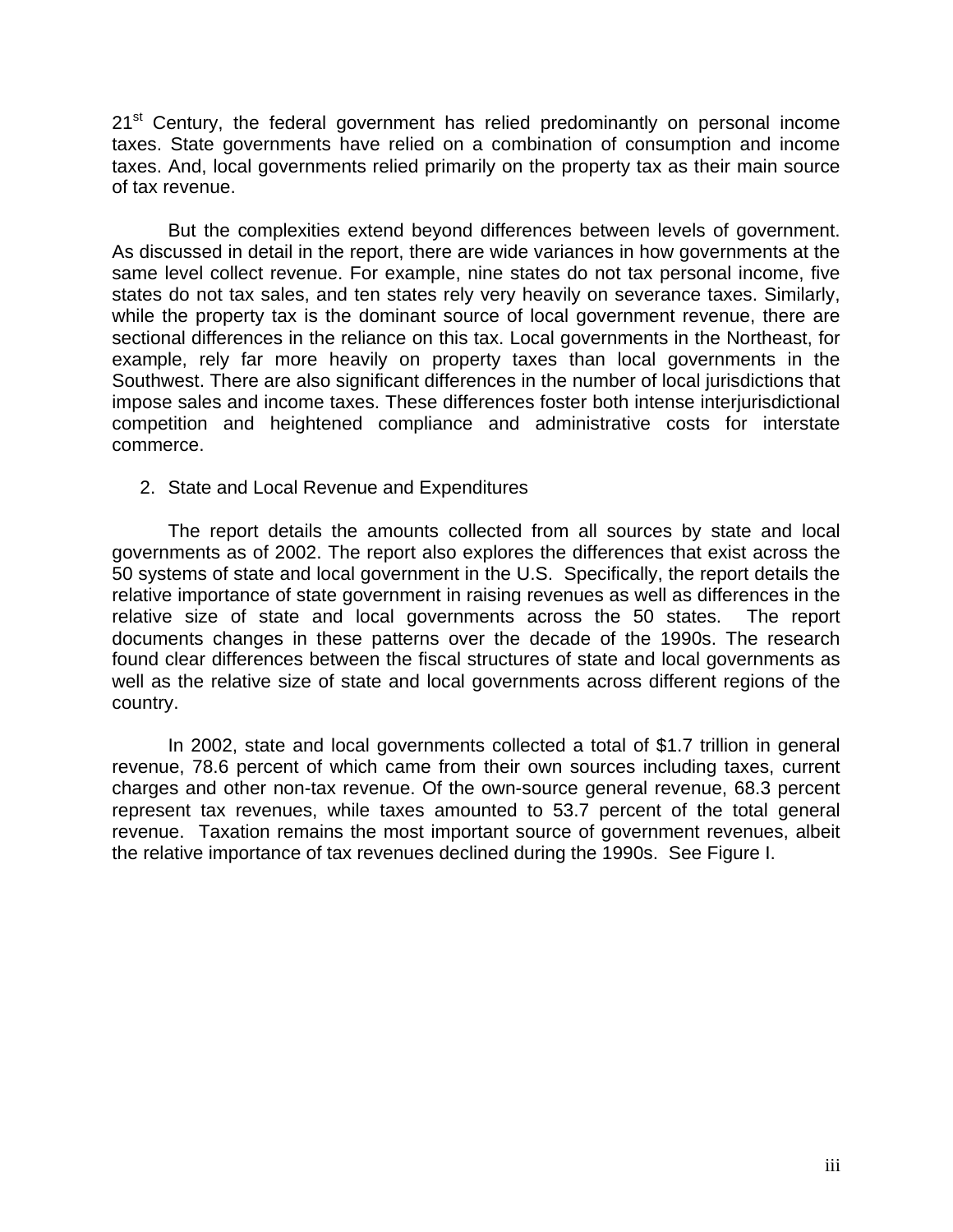21st Century, the federal government has relied predominantly on personal income taxes. State governments have relied on a combination of consumption and income taxes. And, local governments relied primarily on the property tax as their main source of tax revenue.

But the complexities extend beyond differences between levels of government. As discussed in detail in the report, there are wide variances in how governments at the same level collect revenue. For example, nine states do not tax personal income, five states do not tax sales, and ten states rely very heavily on severance taxes. Similarly, while the property tax is the dominant source of local government revenue, there are sectional differences in the reliance on this tax. Local governments in the Northeast, for example, rely far more heavily on property taxes than local governments in the Southwest. There are also significant differences in the number of local jurisdictions that impose sales and income taxes. These differences foster both intense interjurisdictional competition and heightened compliance and administrative costs for interstate commerce.

2. State and Local Revenue and Expenditures

The report details the amounts collected from all sources by state and local governments as of 2002. The report also explores the differences that exist across the 50 systems of state and local government in the U.S. Specifically, the report details the relative importance of state government in raising revenues as well as differences in the relative size of state and local governments across the 50 states. The report documents changes in these patterns over the decade of the 1990s. The research found clear differences between the fiscal structures of state and local governments as well as the relative size of state and local governments across different regions of the country.

In 2002, state and local governments collected a total of $1.7 trillion in general revenue, 78.6 percent of which came from their own sources including taxes, current charges and other non-tax revenue. Of the own-source general revenue, 68.3 percent represent tax revenues, while taxes amounted to 53.7 percent of the total general revenue. Taxation remains the most important source of government revenues, albeit the relative importance of tax revenues declined during the 1990s. See Figure I.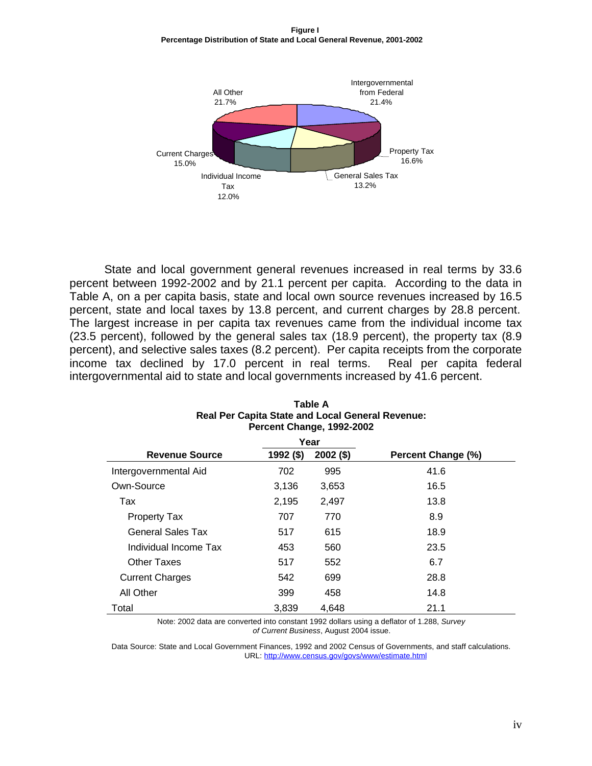**Figure I**
**Percentage Distribution of State and Local General Revenue, 2001-2002**

All Other 21.7%
Intergovernmental from Federal 21.4%
Property Tax 16.6%
General Sales Tax 13.2%
Individual Income Tax 12.0%
Current Charges 15.0%

State and local government general revenues increased in real terms by 33.6 percent between 1992-2002 and by 21.1 percent per capita. According to the data in Table A, on a per capita basis, state and local own source revenues increased by 16.5 percent, state and local taxes by 13.8 percent, and current charges by 28.8 percent. The largest increase in per capita tax revenues came from the individual income tax (23.5 percent), followed by the general sales tax (18.9 percent), the property tax (8.9 percent), and selective sales taxes (8.2 percent). Per capita receipts from the corporate income tax declined by 17.0 percent in real terms. Real per capita federal intergovernmental aid to state and local governments increased by 41.6 percent.

**Table A**
**Real Per Capita State and Local General Revenue:**
**Percent Change, 1992-2002**

| Revenue Source | Year | | Percent Change (%) |
|---|---|---|---|
| | 1992 ($) | 2002 ($) | |
| Intergovernmental Aid | 702 | 995 | 41.6 |
| Own-Source | 3,136 | 3,653 | 16.5 |
| Tax | 2,195 | 2,497 | 13.8 |
| Property Tax | 707 | 770 | 8.9 |
| General Sales Tax | 517 | 615 | 18.9 |
| Individual Income Tax | 453 | 560 | 23.5 |
| Other Taxes | 517 | 552 | 6.7 |
| Current Charges | 542 | 699 | 28.8 |
| All Other | 399 | 458 | 14.8 |
| Total | 3,839 | 4,648 | 21.1 |

Note: 2002 data are converted into constant 1992 dollars using a deflator of 1.288, *Survey of Current Business*, August 2004 issue.

Data Source: State and Local Government Finances, 1992 and 2002 Census of Governments, and staff calculations. URL: http://www.census.gov/govs/www/estimate.html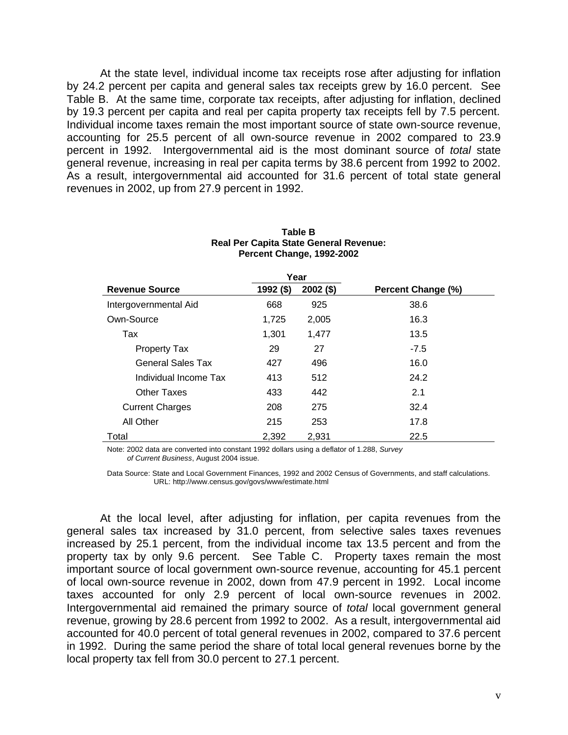At the state level, individual income tax receipts rose after adjusting for inflation by 24.2 percent per capita and general sales tax receipts grew by 16.0 percent. See Table B. At the same time, corporate tax receipts, after adjusting for inflation, declined by 19.3 percent per capita and real per capita property tax receipts fell by 7.5 percent. Individual income taxes remain the most important source of state own-source revenue, accounting for 25.5 percent of all own-source revenue in 2002 compared to 23.9 percent in 1992. Intergovernmental aid is the most dominant source of *total* state general revenue, increasing in real per capita terms by 38.6 percent from 1992 to 2002. As a result, intergovernmental aid accounted for 31.6 percent of total state general revenues in 2002, up from 27.9 percent in 1992.

**Table B**
**Real Per Capita State General Revenue:**
**Percent Change, 1992-2002**

| | Year | | |
|---|---|---|---|
| **Revenue Source** | **1992 ($)** | **2002 ($)** | **Percent Change (%)** |
| Intergovernmental Aid | 668 | 925 | 38.6 |
| Own-Source | 1,725 | 2,005 | 16.3 |
| Tax | 1,301 | 1,477 | 13.5 |
| Property Tax | 29 | 27 | -7.5 |
| General Sales Tax | 427 | 496 | 16.0 |
| Individual Income Tax | 413 | 512 | 24.2 |
| Other Taxes | 433 | 442 | 2.1 |
| Current Charges | 208 | 275 | 32.4 |
| All Other | 215 | 253 | 17.8 |
| Total | 2,392 | 2,931 | 22.5 |

Note: 2002 data are converted into constant 1992 dollars using a deflator of 1.288, *Survey of Current Business*, August 2004 issue.

Data Source: State and Local Government Finances, 1992 and 2002 Census of Governments, and staff calculations. URL: http://www.census.gov/govs/www/estimate.html

At the local level, after adjusting for inflation, per capita revenues from the general sales tax increased by 31.0 percent, from selective sales taxes revenues increased by 25.1 percent, from the individual income tax 13.5 percent and from the property tax by only 9.6 percent. See Table C. Property taxes remain the most important source of local government own-source revenue, accounting for 45.1 percent of local own-source revenue in 2002, down from 47.9 percent in 1992. Local income taxes accounted for only 2.9 percent of local own-source revenues in 2002. Intergovernmental aid remained the primary source of *total* local government general revenue, growing by 28.6 percent from 1992 to 2002. As a result, intergovernmental aid accounted for 40.0 percent of total general revenues in 2002, compared to 37.6 percent in 1992. During the same period the share of total local general revenues borne by the local property tax fell from 30.0 percent to 27.1 percent.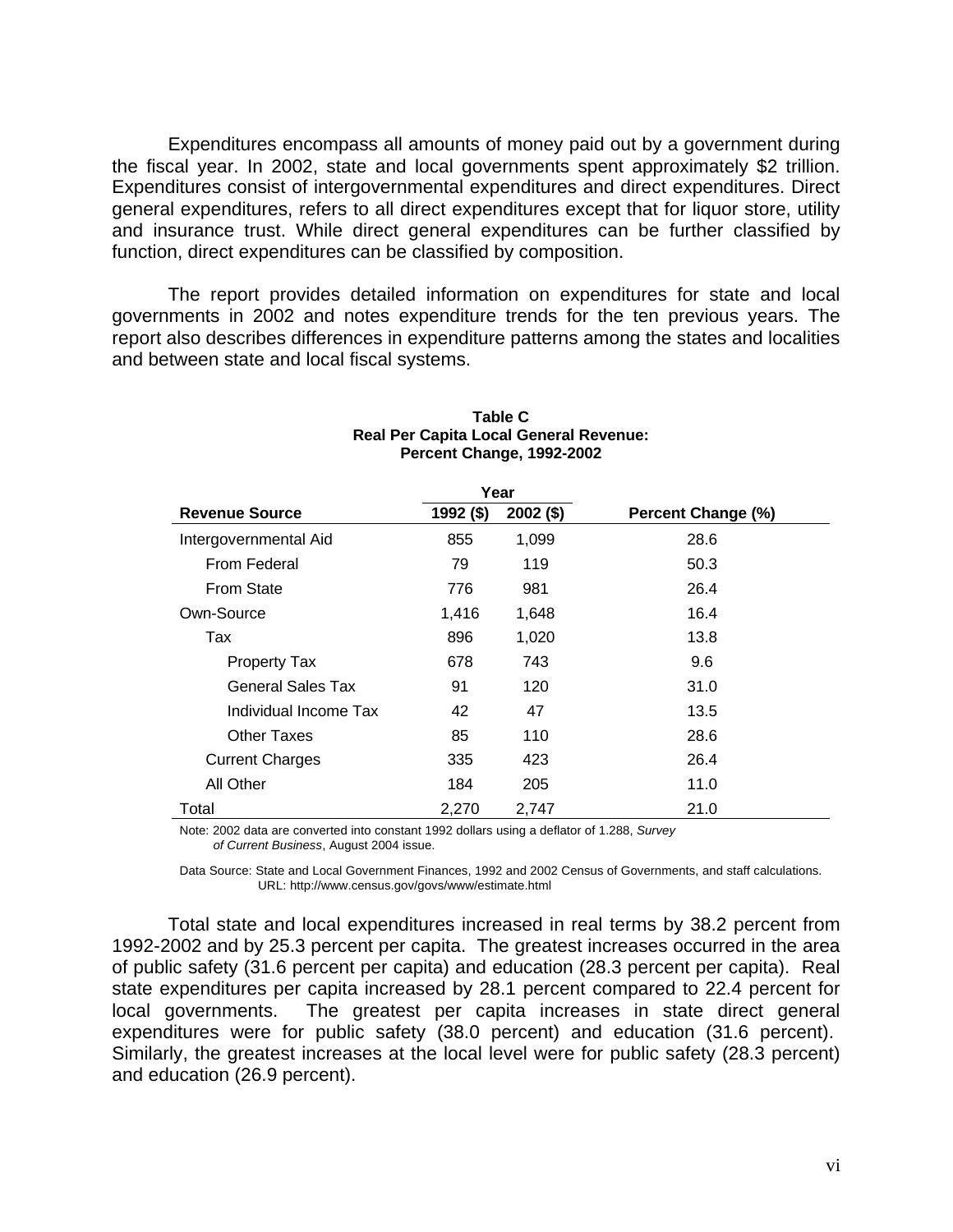Expenditures encompass all amounts of money paid out by a government during the fiscal year. In 2002, state and local governments spent approximately $2 trillion. Expenditures consist of intergovernmental expenditures and direct expenditures. Direct general expenditures, refers to all direct expenditures except that for liquor store, utility and insurance trust. While direct general expenditures can be further classified by function, direct expenditures can be classified by composition.

The report provides detailed information on expenditures for state and local governments in 2002 and notes expenditure trends for the ten previous years. The report also describes differences in expenditure patterns among the states and localities and between state and local fiscal systems.

**Table C**
**Real Per Capita Local General Revenue:**
**Percent Change, 1992-2002**

| | Year | | |
|---|---|---|---|
| **Revenue Source** | **1992 ($)** | **2002 ($)** | **Percent Change (%)** |
| Intergovernmental Aid | 855 | 1,099 | 28.6 |
| From Federal | 79 | 119 | 50.3 |
| From State | 776 | 981 | 26.4 |
| Own-Source | 1,416 | 1,648 | 16.4 |
| Tax | 896 | 1,020 | 13.8 |
| Property Tax | 678 | 743 | 9.6 |
| General Sales Tax | 91 | 120 | 31.0 |
| Individual Income Tax | 42 | 47 | 13.5 |
| Other Taxes | 85 | 110 | 28.6 |
| Current Charges | 335 | 423 | 26.4 |
| All Other | 184 | 205 | 11.0 |
| Total | 2,270 | 2,747 | 21.0 |

Note: 2002 data are converted into constant 1992 dollars using a deflator of 1.288, *Survey of Current Business*, August 2004 issue.

Data Source: State and Local Government Finances, 1992 and 2002 Census of Governments, and staff calculations. URL: http://www.census.gov/govs/www/estimate.html

Total state and local expenditures increased in real terms by 38.2 percent from 1992-2002 and by 25.3 percent per capita. The greatest increases occurred in the area of public safety (31.6 percent per capita) and education (28.3 percent per capita). Real state expenditures per capita increased by 28.1 percent compared to 22.4 percent for local governments. The greatest per capita increases in state direct general expenditures were for public safety (38.0 percent) and education (31.6 percent). Similarly, the greatest increases at the local level were for public safety (28.3 percent) and education (26.9 percent).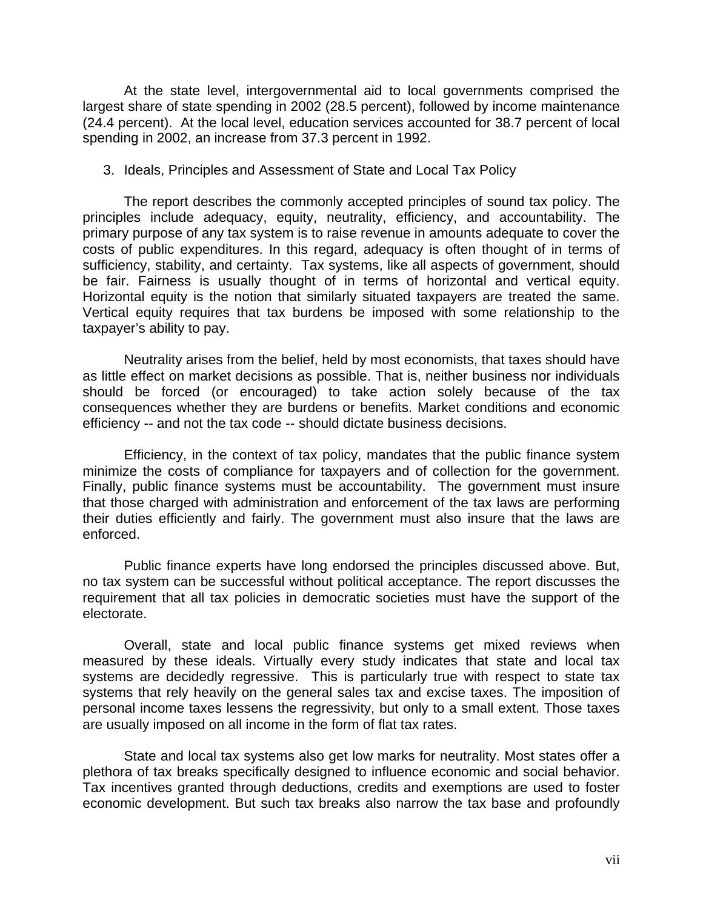At the state level, intergovernmental aid to local governments comprised the largest share of state spending in 2002 (28.5 percent), followed by income maintenance (24.4 percent). At the local level, education services accounted for 38.7 percent of local spending in 2002, an increase from 37.3 percent in 1992.

3. Ideals, Principles and Assessment of State and Local Tax Policy

The report describes the commonly accepted principles of sound tax policy. The principles include adequacy, equity, neutrality, efficiency, and accountability. The primary purpose of any tax system is to raise revenue in amounts adequate to cover the costs of public expenditures. In this regard, adequacy is often thought of in terms of sufficiency, stability, and certainty. Tax systems, like all aspects of government, should be fair. Fairness is usually thought of in terms of horizontal and vertical equity. Horizontal equity is the notion that similarly situated taxpayers are treated the same. Vertical equity requires that tax burdens be imposed with some relationship to the taxpayer's ability to pay.

Neutrality arises from the belief, held by most economists, that taxes should have as little effect on market decisions as possible. That is, neither business nor individuals should be forced (or encouraged) to take action solely because of the tax consequences whether they are burdens or benefits. Market conditions and economic efficiency -- and not the tax code -- should dictate business decisions.

Efficiency, in the context of tax policy, mandates that the public finance system minimize the costs of compliance for taxpayers and of collection for the government. Finally, public finance systems must be accountability. The government must insure that those charged with administration and enforcement of the tax laws are performing their duties efficiently and fairly. The government must also insure that the laws are enforced.

Public finance experts have long endorsed the principles discussed above. But, no tax system can be successful without political acceptance. The report discusses the requirement that all tax policies in democratic societies must have the support of the electorate.

Overall, state and local public finance systems get mixed reviews when measured by these ideals. Virtually every study indicates that state and local tax systems are decidedly regressive. This is particularly true with respect to state tax systems that rely heavily on the general sales tax and excise taxes. The imposition of personal income taxes lessens the regressivity, but only to a small extent. Those taxes are usually imposed on all income in the form of flat tax rates.

State and local tax systems also get low marks for neutrality. Most states offer a plethora of tax breaks specifically designed to influence economic and social behavior. Tax incentives granted through deductions, credits and exemptions are used to foster economic development. But such tax breaks also narrow the tax base and profoundly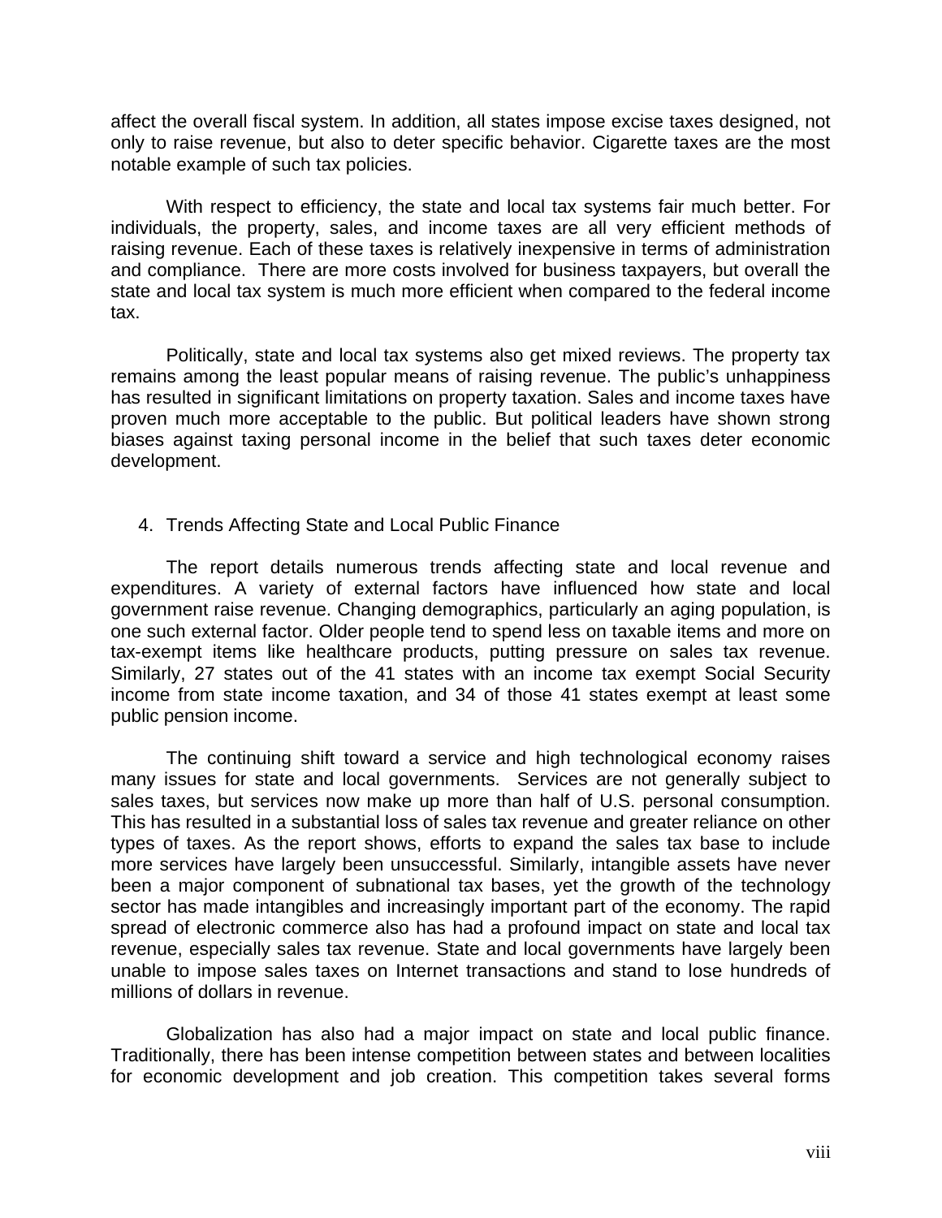affect the overall fiscal system. In addition, all states impose excise taxes designed, not only to raise revenue, but also to deter specific behavior. Cigarette taxes are the most notable example of such tax policies.

With respect to efficiency, the state and local tax systems fair much better. For individuals, the property, sales, and income taxes are all very efficient methods of raising revenue. Each of these taxes is relatively inexpensive in terms of administration and compliance. There are more costs involved for business taxpayers, but overall the state and local tax system is much more efficient when compared to the federal income tax.

Politically, state and local tax systems also get mixed reviews. The property tax remains among the least popular means of raising revenue. The public's unhappiness has resulted in significant limitations on property taxation. Sales and income taxes have proven much more acceptable to the public. But political leaders have shown strong biases against taxing personal income in the belief that such taxes deter economic development.

4. Trends Affecting State and Local Public Finance

The report details numerous trends affecting state and local revenue and expenditures. A variety of external factors have influenced how state and local government raise revenue. Changing demographics, particularly an aging population, is one such external factor. Older people tend to spend less on taxable items and more on tax-exempt items like healthcare products, putting pressure on sales tax revenue. Similarly, 27 states out of the 41 states with an income tax exempt Social Security income from state income taxation, and 34 of those 41 states exempt at least some public pension income.

The continuing shift toward a service and high technological economy raises many issues for state and local governments. Services are not generally subject to sales taxes, but services now make up more than half of U.S. personal consumption. This has resulted in a substantial loss of sales tax revenue and greater reliance on other types of taxes. As the report shows, efforts to expand the sales tax base to include more services have largely been unsuccessful. Similarly, intangible assets have never been a major component of subnational tax bases, yet the growth of the technology sector has made intangibles and increasingly important part of the economy. The rapid spread of electronic commerce also has had a profound impact on state and local tax revenue, especially sales tax revenue. State and local governments have largely been unable to impose sales taxes on Internet transactions and stand to lose hundreds of millions of dollars in revenue.

Globalization has also had a major impact on state and local public finance. Traditionally, there has been intense competition between states and between localities for economic development and job creation. This competition takes several forms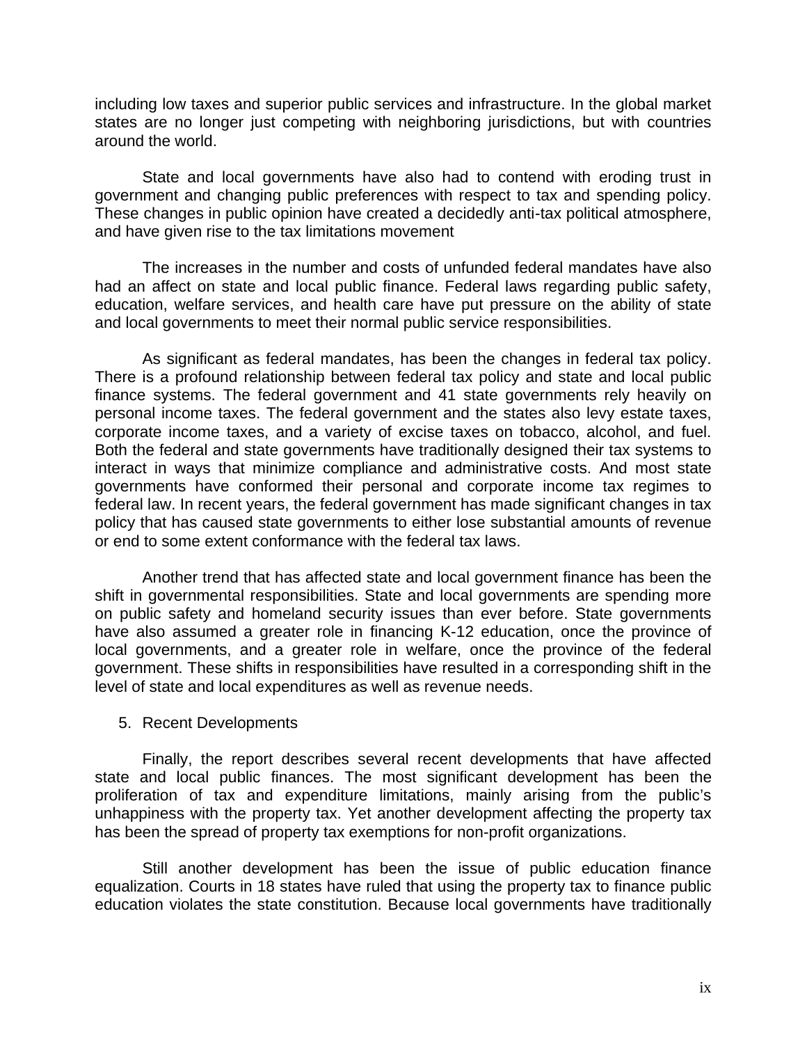including low taxes and superior public services and infrastructure. In the global market states are no longer just competing with neighboring jurisdictions, but with countries around the world.

State and local governments have also had to contend with eroding trust in government and changing public preferences with respect to tax and spending policy. These changes in public opinion have created a decidedly anti-tax political atmosphere, and have given rise to the tax limitations movement

The increases in the number and costs of unfunded federal mandates have also had an affect on state and local public finance. Federal laws regarding public safety, education, welfare services, and health care have put pressure on the ability of state and local governments to meet their normal public service responsibilities.

As significant as federal mandates, has been the changes in federal tax policy. There is a profound relationship between federal tax policy and state and local public finance systems. The federal government and 41 state governments rely heavily on personal income taxes. The federal government and the states also levy estate taxes, corporate income taxes, and a variety of excise taxes on tobacco, alcohol, and fuel. Both the federal and state governments have traditionally designed their tax systems to interact in ways that minimize compliance and administrative costs. And most state governments have conformed their personal and corporate income tax regimes to federal law. In recent years, the federal government has made significant changes in tax policy that has caused state governments to either lose substantial amounts of revenue or end to some extent conformance with the federal tax laws.

Another trend that has affected state and local government finance has been the shift in governmental responsibilities. State and local governments are spending more on public safety and homeland security issues than ever before. State governments have also assumed a greater role in financing K-12 education, once the province of local governments, and a greater role in welfare, once the province of the federal government. These shifts in responsibilities have resulted in a corresponding shift in the level of state and local expenditures as well as revenue needs.

5. Recent Developments

Finally, the report describes several recent developments that have affected state and local public finances. The most significant development has been the proliferation of tax and expenditure limitations, mainly arising from the public's unhappiness with the property tax. Yet another development affecting the property tax has been the spread of property tax exemptions for non-profit organizations.

Still another development has been the issue of public education finance equalization. Courts in 18 states have ruled that using the property tax to finance public education violates the state constitution. Because local governments have traditionally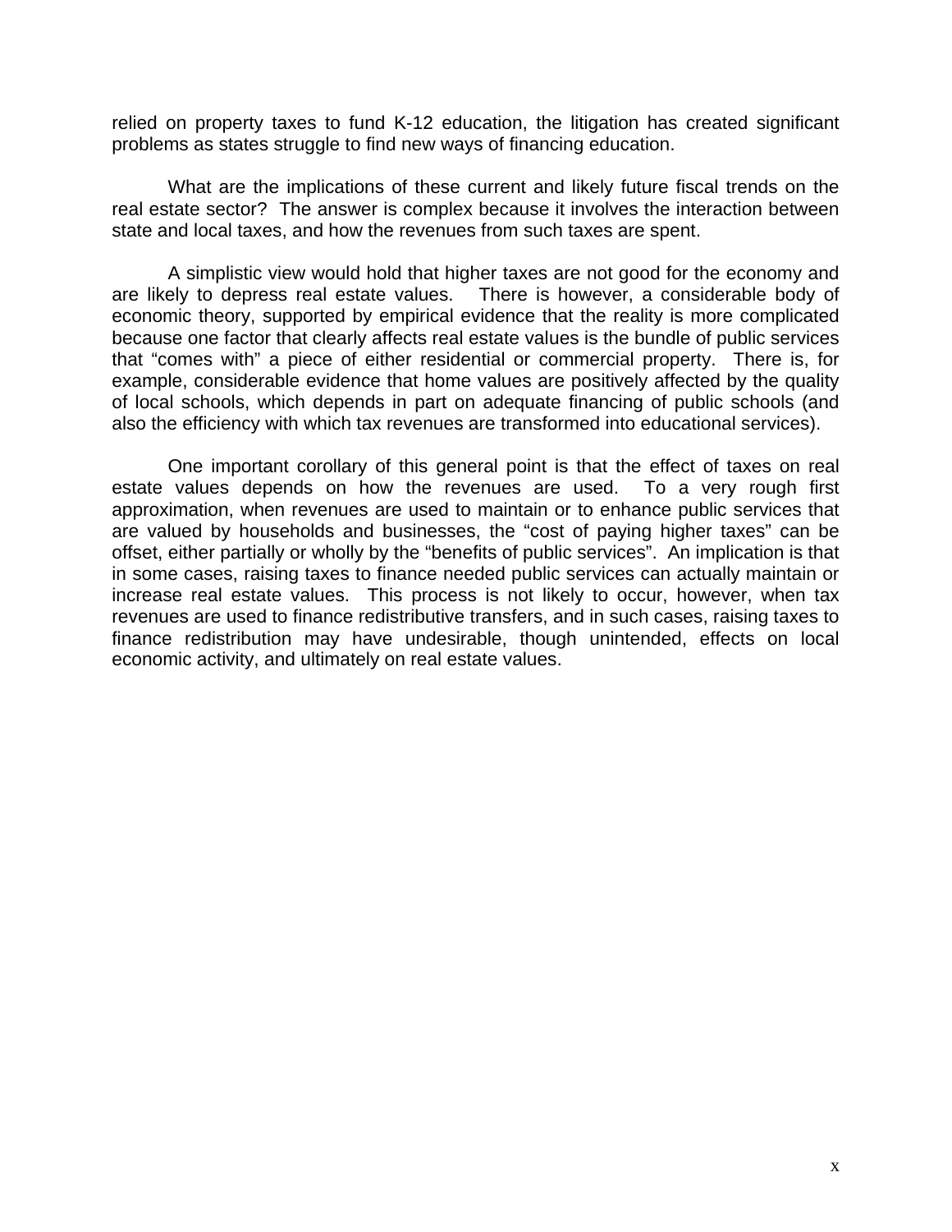relied on property taxes to fund K-12 education, the litigation has created significant problems as states struggle to find new ways of financing education.

What are the implications of these current and likely future fiscal trends on the real estate sector? The answer is complex because it involves the interaction between state and local taxes, and how the revenues from such taxes are spent.

A simplistic view would hold that higher taxes are not good for the economy and are likely to depress real estate values. There is however, a considerable body of economic theory, supported by empirical evidence that the reality is more complicated because one factor that clearly affects real estate values is the bundle of public services that "comes with" a piece of either residential or commercial property. There is, for example, considerable evidence that home values are positively affected by the quality of local schools, which depends in part on adequate financing of public schools (and also the efficiency with which tax revenues are transformed into educational services).

One important corollary of this general point is that the effect of taxes on real estate values depends on how the revenues are used. To a very rough first approximation, when revenues are used to maintain or to enhance public services that are valued by households and businesses, the "cost of paying higher taxes" can be offset, either partially or wholly by the "benefits of public services". An implication is that in some cases, raising taxes to finance needed public services can actually maintain or increase real estate values. This process is not likely to occur, however, when tax revenues are used to finance redistributive transfers, and in such cases, raising taxes to finance redistribution may have undesirable, though unintended, effects on local economic activity, and ultimately on real estate values.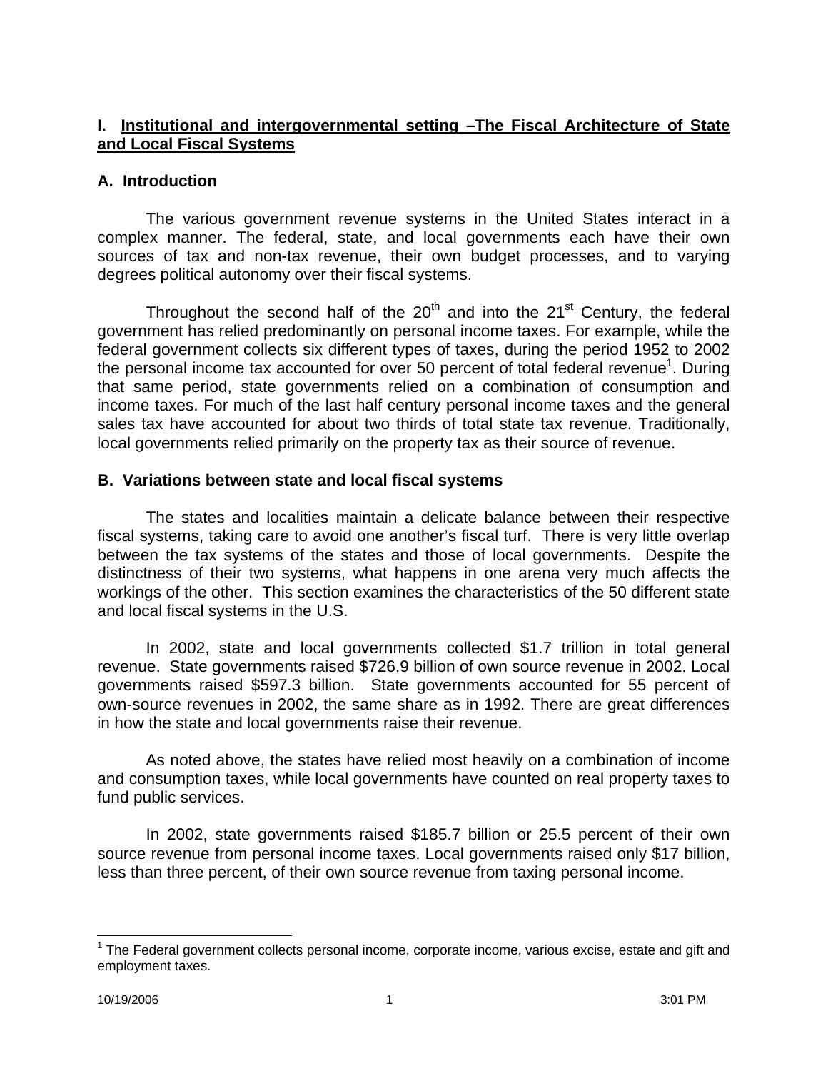## I. Institutional and intergovernmental setting –The Fiscal Architecture of State and Local Fiscal Systems

### A. Introduction

The various government revenue systems in the United States interact in a complex manner. The federal, state, and local governments each have their own sources of tax and non-tax revenue, their own budget processes, and to varying degrees political autonomy over their fiscal systems.

Throughout the second half of the 20th and into the 21st Century, the federal government has relied predominantly on personal income taxes. For example, while the federal government collects six different types of taxes, during the period 1952 to 2002 the personal income tax accounted for over 50 percent of total federal revenue[1]. During that same period, state governments relied on a combination of consumption and income taxes. For much of the last half century personal income taxes and the general sales tax have accounted for about two thirds of total state tax revenue. Traditionally, local governments relied primarily on the property tax as their source of revenue.

### B. Variations between state and local fiscal systems

The states and localities maintain a delicate balance between their respective fiscal systems, taking care to avoid one another's fiscal turf. There is very little overlap between the tax systems of the states and those of local governments. Despite the distinctness of their two systems, what happens in one arena very much affects the workings of the other. This section examines the characteristics of the 50 different state and local fiscal systems in the U.S.

In 2002, state and local governments collected $1.7 trillion in total general revenue. State governments raised $726.9 billion of own source revenue in 2002. Local governments raised $597.3 billion. State governments accounted for 55 percent of own-source revenues in 2002, the same share as in 1992. There are great differences in how the state and local governments raise their revenue.

As noted above, the states have relied most heavily on a combination of income and consumption taxes, while local governments have counted on real property taxes to fund public services.

In 2002, state governments raised $185.7 billion or 25.5 percent of their own source revenue from personal income taxes. Local governments raised only $17 billion, less than three percent, of their own source revenue from taxing personal income.

---

[1] The Federal government collects personal income, corporate income, various excise, estate and gift and employment taxes.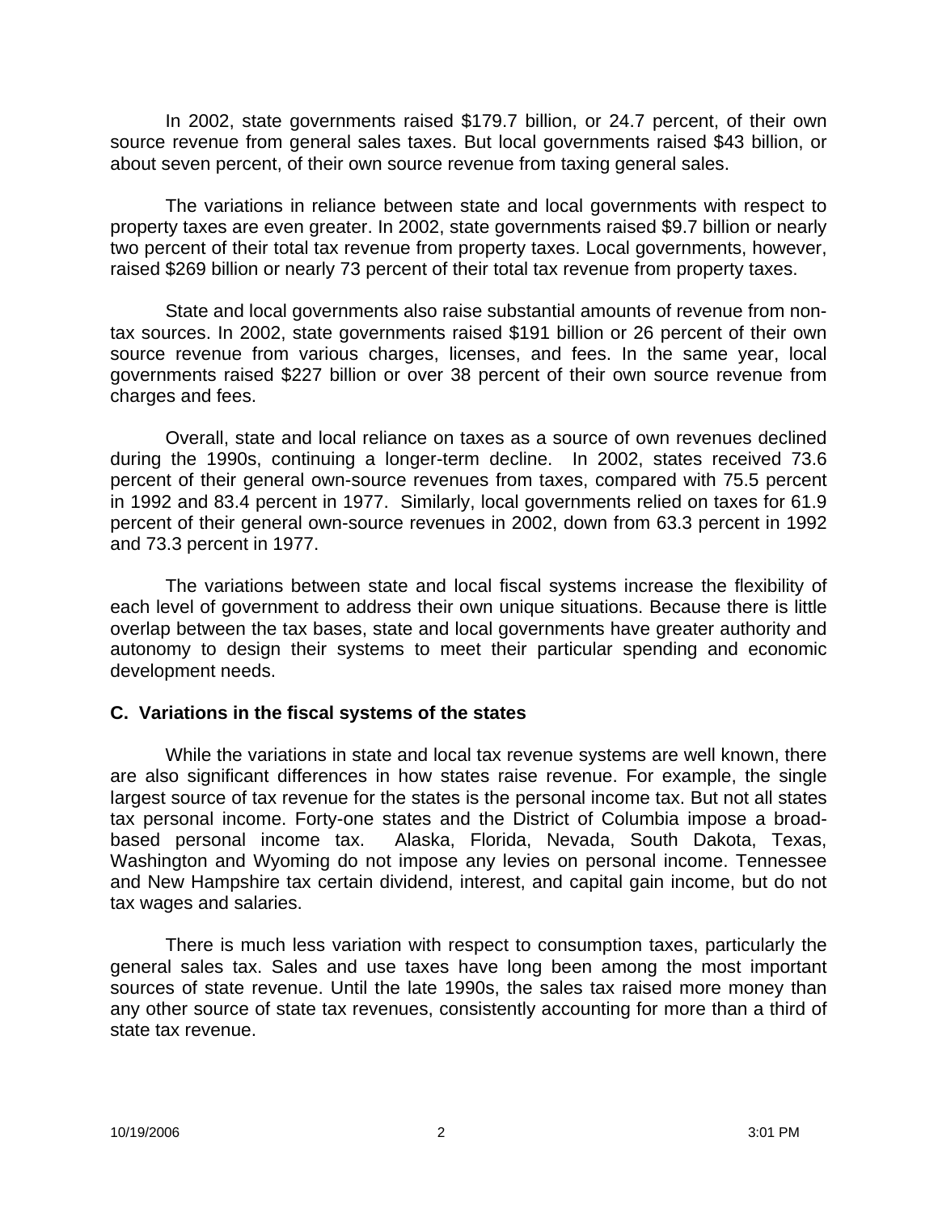In 2002, state governments raised $179.7 billion, or 24.7 percent, of their own source revenue from general sales taxes. But local governments raised $43 billion, or about seven percent, of their own source revenue from taxing general sales.

The variations in reliance between state and local governments with respect to property taxes are even greater. In 2002, state governments raised $9.7 billion or nearly two percent of their total tax revenue from property taxes. Local governments, however, raised $269 billion or nearly 73 percent of their total tax revenue from property taxes.

State and local governments also raise substantial amounts of revenue from non-tax sources. In 2002, state governments raised $191 billion or 26 percent of their own source revenue from various charges, licenses, and fees. In the same year, local governments raised $227 billion or over 38 percent of their own source revenue from charges and fees.

Overall, state and local reliance on taxes as a source of own revenues declined during the 1990s, continuing a longer-term decline. In 2002, states received 73.6 percent of their general own-source revenues from taxes, compared with 75.5 percent in 1992 and 83.4 percent in 1977. Similarly, local governments relied on taxes for 61.9 percent of their general own-source revenues in 2002, down from 63.3 percent in 1992 and 73.3 percent in 1977.

The variations between state and local fiscal systems increase the flexibility of each level of government to address their own unique situations. Because there is little overlap between the tax bases, state and local governments have greater authority and autonomy to design their systems to meet their particular spending and economic development needs.

### C. Variations in the fiscal systems of the states

While the variations in state and local tax revenue systems are well known, there are also significant differences in how states raise revenue. For example, the single largest source of tax revenue for the states is the personal income tax. But not all states tax personal income. Forty-one states and the District of Columbia impose a broad-based personal income tax. Alaska, Florida, Nevada, South Dakota, Texas, Washington and Wyoming do not impose any levies on personal income. Tennessee and New Hampshire tax certain dividend, interest, and capital gain income, but do not tax wages and salaries.

There is much less variation with respect to consumption taxes, particularly the general sales tax. Sales and use taxes have long been among the most important sources of state revenue. Until the late 1990s, the sales tax raised more money than any other source of state tax revenues, consistently accounting for more than a third of state tax revenue.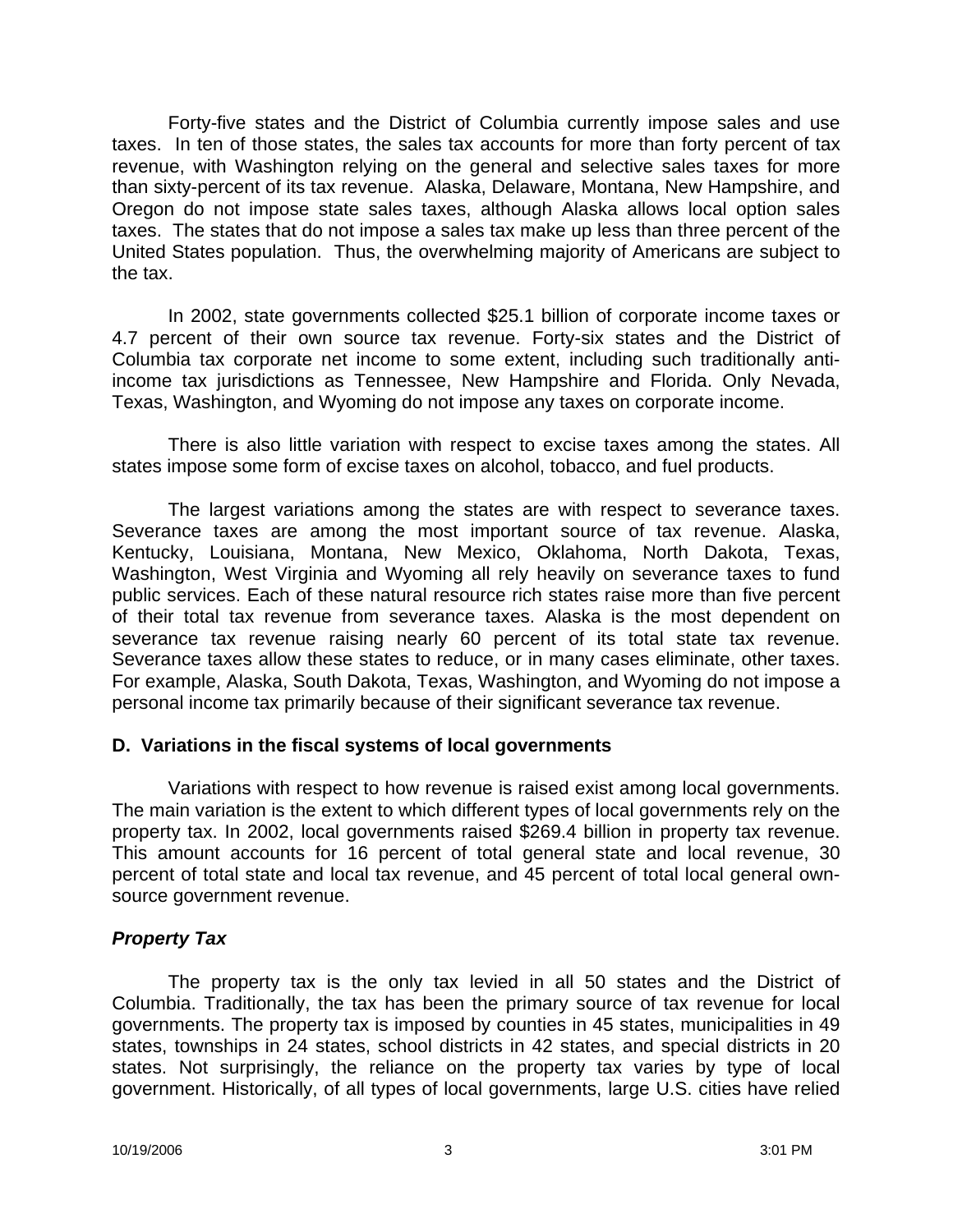Forty-five states and the District of Columbia currently impose sales and use taxes. In ten of those states, the sales tax accounts for more than forty percent of tax revenue, with Washington relying on the general and selective sales taxes for more than sixty-percent of its tax revenue. Alaska, Delaware, Montana, New Hampshire, and Oregon do not impose state sales taxes, although Alaska allows local option sales taxes. The states that do not impose a sales tax make up less than three percent of the United States population. Thus, the overwhelming majority of Americans are subject to the tax.

In 2002, state governments collected $25.1 billion of corporate income taxes or 4.7 percent of their own source tax revenue. Forty-six states and the District of Columbia tax corporate net income to some extent, including such traditionally anti-income tax jurisdictions as Tennessee, New Hampshire and Florida. Only Nevada, Texas, Washington, and Wyoming do not impose any taxes on corporate income.

There is also little variation with respect to excise taxes among the states. All states impose some form of excise taxes on alcohol, tobacco, and fuel products.

The largest variations among the states are with respect to severance taxes. Severance taxes are among the most important source of tax revenue. Alaska, Kentucky, Louisiana, Montana, New Mexico, Oklahoma, North Dakota, Texas, Washington, West Virginia and Wyoming all rely heavily on severance taxes to fund public services. Each of these natural resource rich states raise more than five percent of their total tax revenue from severance taxes. Alaska is the most dependent on severance tax revenue raising nearly 60 percent of its total state tax revenue. Severance taxes allow these states to reduce, or in many cases eliminate, other taxes. For example, Alaska, South Dakota, Texas, Washington, and Wyoming do not impose a personal income tax primarily because of their significant severance tax revenue.

### D. Variations in the fiscal systems of local governments

Variations with respect to how revenue is raised exist among local governments. The main variation is the extent to which different types of local governments rely on the property tax. In 2002, local governments raised $269.4 billion in property tax revenue. This amount accounts for 16 percent of total general state and local revenue, 30 percent of total state and local tax revenue, and 45 percent of total local general own-source government revenue.

#### *Property Tax*

The property tax is the only tax levied in all 50 states and the District of Columbia. Traditionally, the tax has been the primary source of tax revenue for local governments. The property tax is imposed by counties in 45 states, municipalities in 49 states, townships in 24 states, school districts in 42 states, and special districts in 20 states. Not surprisingly, the reliance on the property tax varies by type of local government. Historically, of all types of local governments, large U.S. cities have relied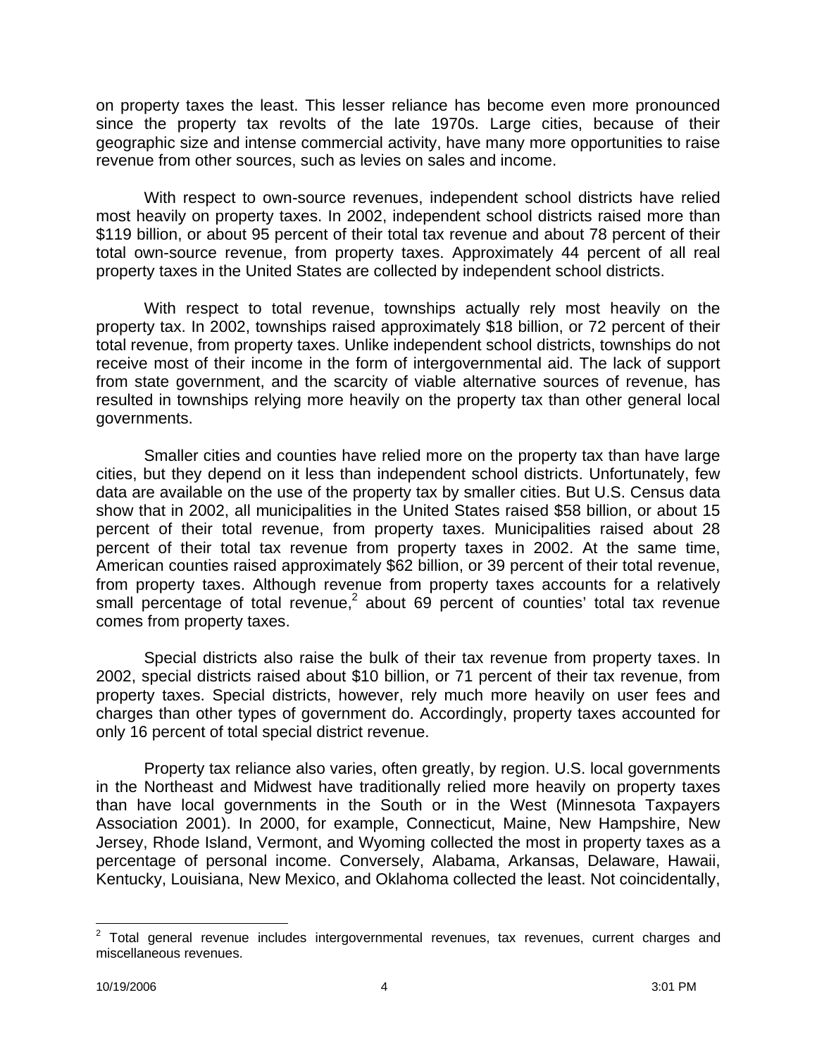on property taxes the least. This lesser reliance has become even more pronounced since the property tax revolts of the late 1970s. Large cities, because of their geographic size and intense commercial activity, have many more opportunities to raise revenue from other sources, such as levies on sales and income.

With respect to own-source revenues, independent school districts have relied most heavily on property taxes. In 2002, independent school districts raised more than $119 billion, or about 95 percent of their total tax revenue and about 78 percent of their total own-source revenue, from property taxes. Approximately 44 percent of all real property taxes in the United States are collected by independent school districts.

With respect to total revenue, townships actually rely most heavily on the property tax. In 2002, townships raised approximately $18 billion, or 72 percent of their total revenue, from property taxes. Unlike independent school districts, townships do not receive most of their income in the form of intergovernmental aid. The lack of support from state government, and the scarcity of viable alternative sources of revenue, has resulted in townships relying more heavily on the property tax than other general local governments.

Smaller cities and counties have relied more on the property tax than have large cities, but they depend on it less than independent school districts. Unfortunately, few data are available on the use of the property tax by smaller cities. But U.S. Census data show that in 2002, all municipalities in the United States raised $58 billion, or about 15 percent of their total revenue, from property taxes. Municipalities raised about 28 percent of their total tax revenue from property taxes in 2002. At the same time, American counties raised approximately $62 billion, or 39 percent of their total revenue, from property taxes. Although revenue from property taxes accounts for a relatively small percentage of total revenue,[2] about 69 percent of counties' total tax revenue comes from property taxes.

Special districts also raise the bulk of their tax revenue from property taxes. In 2002, special districts raised about $10 billion, or 71 percent of their tax revenue, from property taxes. Special districts, however, rely much more heavily on user fees and charges than other types of government do. Accordingly, property taxes accounted for only 16 percent of total special district revenue.

Property tax reliance also varies, often greatly, by region. U.S. local governments in the Northeast and Midwest have traditionally relied more heavily on property taxes than have local governments in the South or in the West (Minnesota Taxpayers Association 2001). In 2000, for example, Connecticut, Maine, New Hampshire, New Jersey, Rhode Island, Vermont, and Wyoming collected the most in property taxes as a percentage of personal income. Conversely, Alabama, Arkansas, Delaware, Hawaii, Kentucky, Louisiana, New Mexico, and Oklahoma collected the least. Not coincidentally,

[2] Total general revenue includes intergovernmental revenues, tax revenues, current charges and miscellaneous revenues.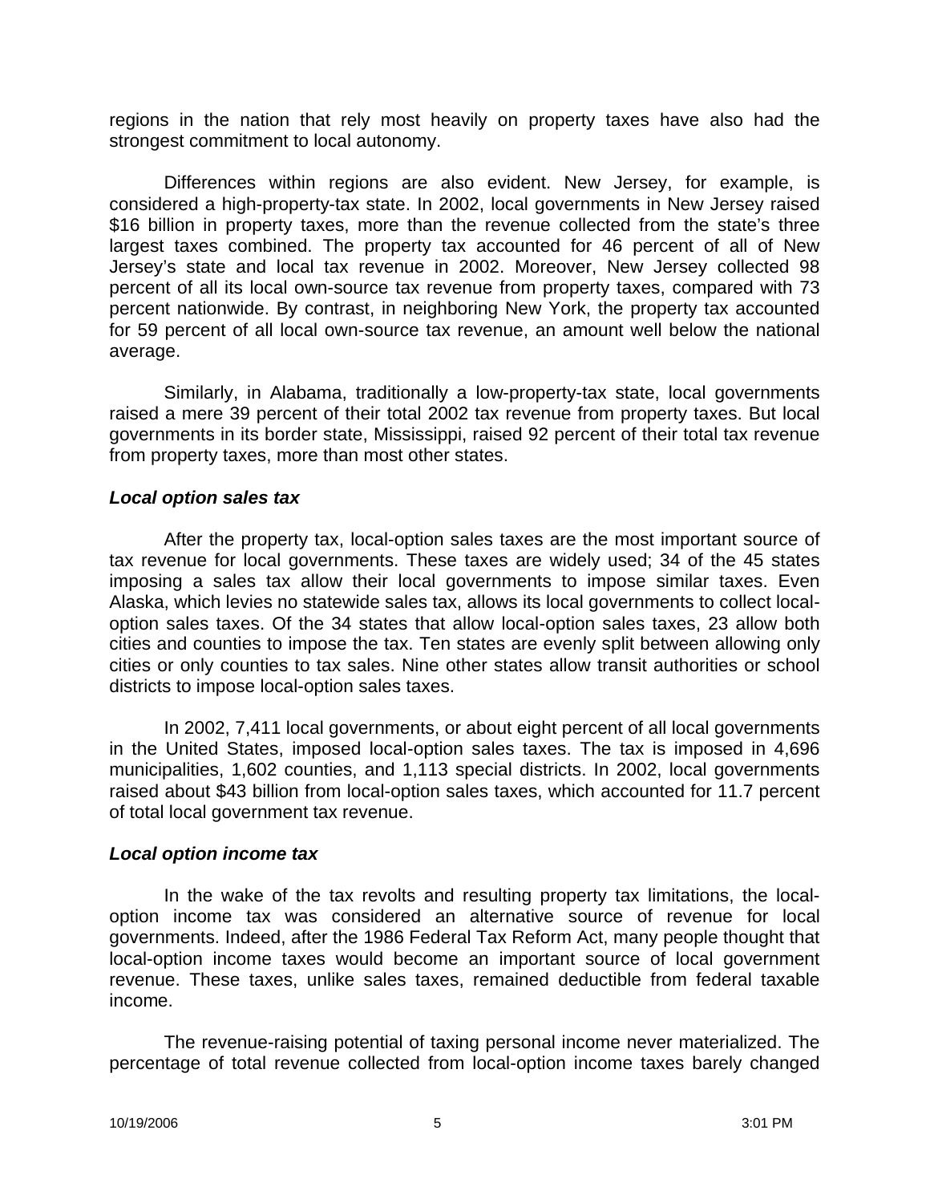regions in the nation that rely most heavily on property taxes have also had the strongest commitment to local autonomy.

Differences within regions are also evident. New Jersey, for example, is considered a high-property-tax state. In 2002, local governments in New Jersey raised $16 billion in property taxes, more than the revenue collected from the state's three largest taxes combined. The property tax accounted for 46 percent of all of New Jersey's state and local tax revenue in 2002. Moreover, New Jersey collected 98 percent of all its local own-source tax revenue from property taxes, compared with 73 percent nationwide. By contrast, in neighboring New York, the property tax accounted for 59 percent of all local own-source tax revenue, an amount well below the national average.

Similarly, in Alabama, traditionally a low-property-tax state, local governments raised a mere 39 percent of their total 2002 tax revenue from property taxes. But local governments in its border state, Mississippi, raised 92 percent of their total tax revenue from property taxes, more than most other states.

### *Local option sales tax*

After the property tax, local-option sales taxes are the most important source of tax revenue for local governments. These taxes are widely used; 34 of the 45 states imposing a sales tax allow their local governments to impose similar taxes. Even Alaska, which levies no statewide sales tax, allows its local governments to collect local-option sales taxes. Of the 34 states that allow local-option sales taxes, 23 allow both cities and counties to impose the tax. Ten states are evenly split between allowing only cities or only counties to tax sales. Nine other states allow transit authorities or school districts to impose local-option sales taxes.

In 2002, 7,411 local governments, or about eight percent of all local governments in the United States, imposed local-option sales taxes. The tax is imposed in 4,696 municipalities, 1,602 counties, and 1,113 special districts. In 2002, local governments raised about $43 billion from local-option sales taxes, which accounted for 11.7 percent of total local government tax revenue.

### *Local option income tax*

In the wake of the tax revolts and resulting property tax limitations, the local-option income tax was considered an alternative source of revenue for local governments. Indeed, after the 1986 Federal Tax Reform Act, many people thought that local-option income taxes would become an important source of local government revenue. These taxes, unlike sales taxes, remained deductible from federal taxable income.

The revenue-raising potential of taxing personal income never materialized. The percentage of total revenue collected from local-option income taxes barely changed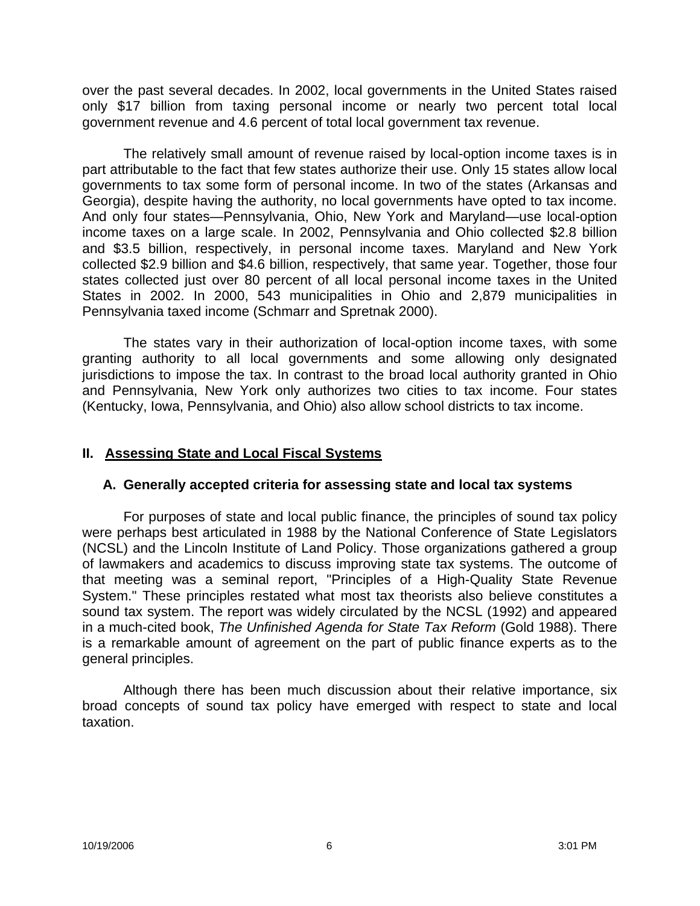over the past several decades. In 2002, local governments in the United States raised only $17 billion from taxing personal income or nearly two percent total local government revenue and 4.6 percent of total local government tax revenue.

The relatively small amount of revenue raised by local-option income taxes is in part attributable to the fact that few states authorize their use. Only 15 states allow local governments to tax some form of personal income. In two of the states (Arkansas and Georgia), despite having the authority, no local governments have opted to tax income. And only four states—Pennsylvania, Ohio, New York and Maryland—use local-option income taxes on a large scale. In 2002, Pennsylvania and Ohio collected $2.8 billion and $3.5 billion, respectively, in personal income taxes. Maryland and New York collected $2.9 billion and $4.6 billion, respectively, that same year. Together, those four states collected just over 80 percent of all local personal income taxes in the United States in 2002. In 2000, 543 municipalities in Ohio and 2,879 municipalities in Pennsylvania taxed income (Schmarr and Spretnak 2000).

The states vary in their authorization of local-option income taxes, with some granting authority to all local governments and some allowing only designated jurisdictions to impose the tax. In contrast to the broad local authority granted in Ohio and Pennsylvania, New York only authorizes two cities to tax income. Four states (Kentucky, Iowa, Pennsylvania, and Ohio) also allow school districts to tax income.

## II. Assessing State and Local Fiscal Systems

### A. Generally accepted criteria for assessing state and local tax systems

For purposes of state and local public finance, the principles of sound tax policy were perhaps best articulated in 1988 by the National Conference of State Legislators (NCSL) and the Lincoln Institute of Land Policy. Those organizations gathered a group of lawmakers and academics to discuss improving state tax systems. The outcome of that meeting was a seminal report, "Principles of a High-Quality State Revenue System." These principles restated what most tax theorists also believe constitutes a sound tax system. The report was widely circulated by the NCSL (1992) and appeared in a much-cited book, *The Unfinished Agenda for State Tax Reform* (Gold 1988). There is a remarkable amount of agreement on the part of public finance experts as to the general principles.

Although there has been much discussion about their relative importance, six broad concepts of sound tax policy have emerged with respect to state and local taxation.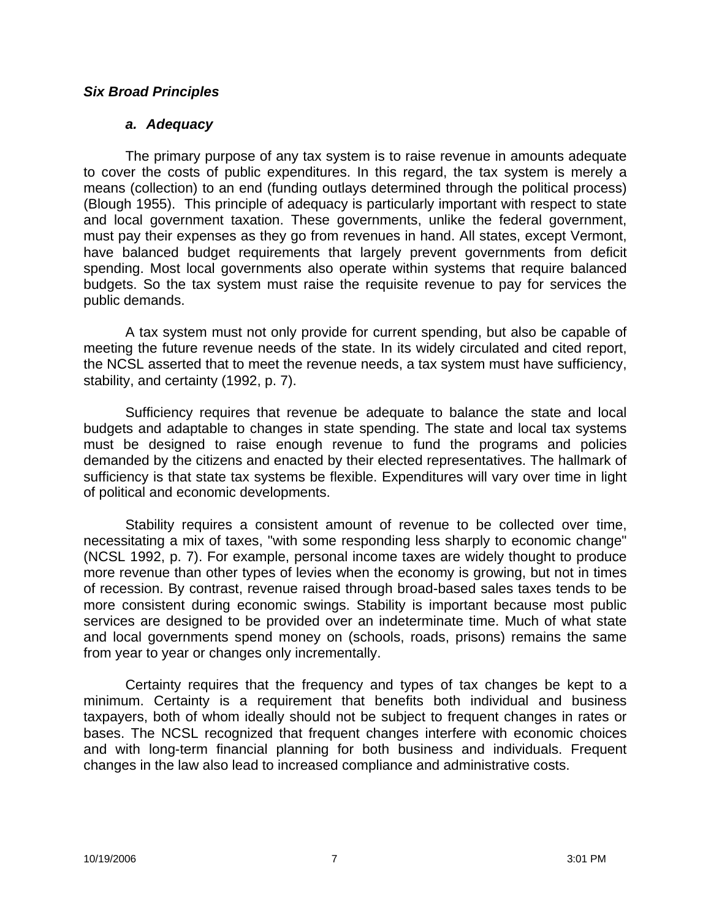### *Six Broad Principles*

#### *a. Adequacy*

The primary purpose of any tax system is to raise revenue in amounts adequate to cover the costs of public expenditures. In this regard, the tax system is merely a means (collection) to an end (funding outlays determined through the political process) (Blough 1955). This principle of adequacy is particularly important with respect to state and local government taxation. These governments, unlike the federal government, must pay their expenses as they go from revenues in hand. All states, except Vermont, have balanced budget requirements that largely prevent governments from deficit spending. Most local governments also operate within systems that require balanced budgets. So the tax system must raise the requisite revenue to pay for services the public demands.

A tax system must not only provide for current spending, but also be capable of meeting the future revenue needs of the state. In its widely circulated and cited report, the NCSL asserted that to meet the revenue needs, a tax system must have sufficiency, stability, and certainty (1992, p. 7).

Sufficiency requires that revenue be adequate to balance the state and local budgets and adaptable to changes in state spending. The state and local tax systems must be designed to raise enough revenue to fund the programs and policies demanded by the citizens and enacted by their elected representatives. The hallmark of sufficiency is that state tax systems be flexible. Expenditures will vary over time in light of political and economic developments.

Stability requires a consistent amount of revenue to be collected over time, necessitating a mix of taxes, "with some responding less sharply to economic change" (NCSL 1992, p. 7). For example, personal income taxes are widely thought to produce more revenue than other types of levies when the economy is growing, but not in times of recession. By contrast, revenue raised through broad-based sales taxes tends to be more consistent during economic swings. Stability is important because most public services are designed to be provided over an indeterminate time. Much of what state and local governments spend money on (schools, roads, prisons) remains the same from year to year or changes only incrementally.

Certainty requires that the frequency and types of tax changes be kept to a minimum. Certainty is a requirement that benefits both individual and business taxpayers, both of whom ideally should not be subject to frequent changes in rates or bases. The NCSL recognized that frequent changes interfere with economic choices and with long-term financial planning for both business and individuals. Frequent changes in the law also lead to increased compliance and administrative costs.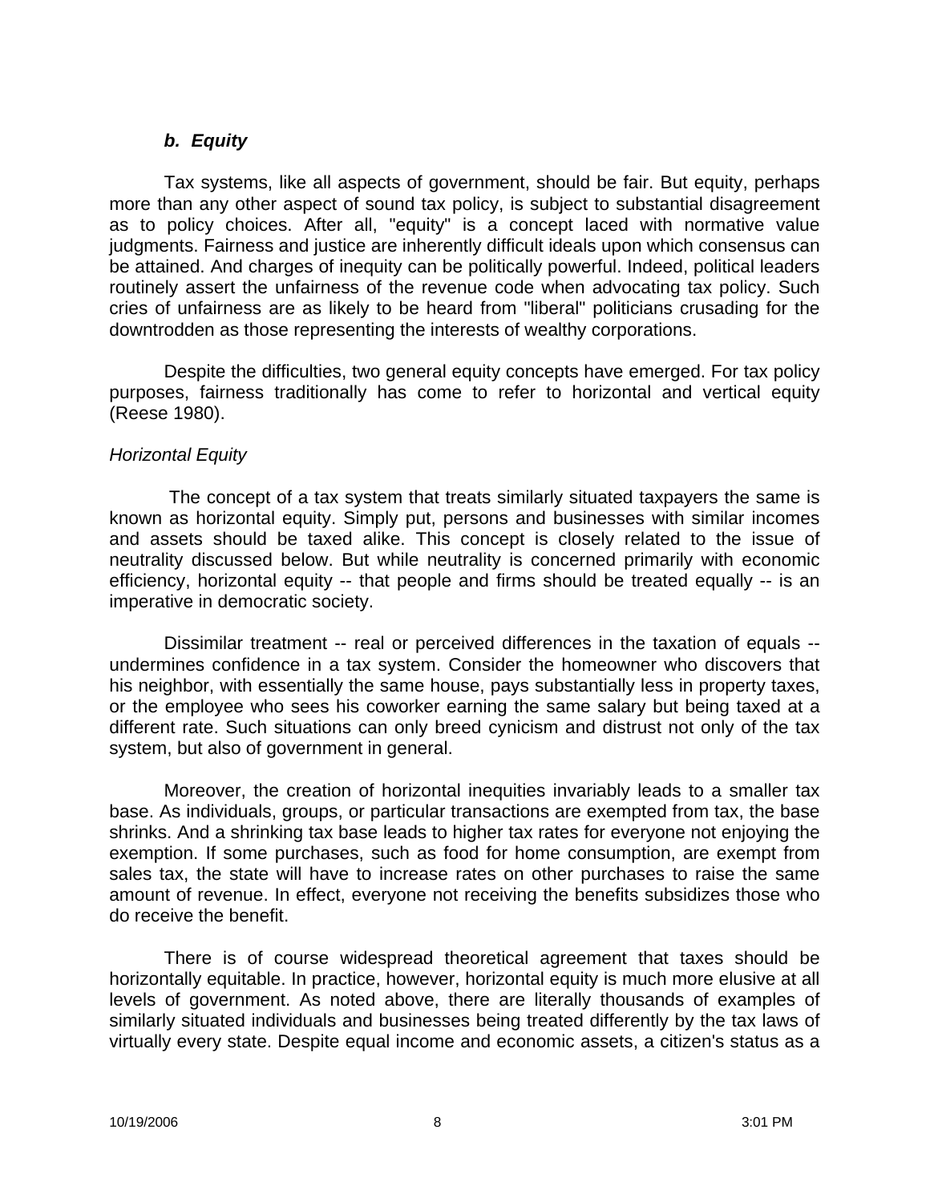### *b. Equity*

Tax systems, like all aspects of government, should be fair. But equity, perhaps more than any other aspect of sound tax policy, is subject to substantial disagreement as to policy choices. After all, "equity" is a concept laced with normative value judgments. Fairness and justice are inherently difficult ideals upon which consensus can be attained. And charges of inequity can be politically powerful. Indeed, political leaders routinely assert the unfairness of the revenue code when advocating tax policy. Such cries of unfairness are as likely to be heard from "liberal" politicians crusading for the downtrodden as those representing the interests of wealthy corporations.

Despite the difficulties, two general equity concepts have emerged. For tax policy purposes, fairness traditionally has come to refer to horizontal and vertical equity (Reese 1980).

*Horizontal Equity*

The concept of a tax system that treats similarly situated taxpayers the same is known as horizontal equity. Simply put, persons and businesses with similar incomes and assets should be taxed alike. This concept is closely related to the issue of neutrality discussed below. But while neutrality is concerned primarily with economic efficiency, horizontal equity -- that people and firms should be treated equally -- is an imperative in democratic society.

Dissimilar treatment -- real or perceived differences in the taxation of equals -- undermines confidence in a tax system. Consider the homeowner who discovers that his neighbor, with essentially the same house, pays substantially less in property taxes, or the employee who sees his coworker earning the same salary but being taxed at a different rate. Such situations can only breed cynicism and distrust not only of the tax system, but also of government in general.

Moreover, the creation of horizontal inequities invariably leads to a smaller tax base. As individuals, groups, or particular transactions are exempted from tax, the base shrinks. And a shrinking tax base leads to higher tax rates for everyone not enjoying the exemption. If some purchases, such as food for home consumption, are exempt from sales tax, the state will have to increase rates on other purchases to raise the same amount of revenue. In effect, everyone not receiving the benefits subsidizes those who do receive the benefit.

There is of course widespread theoretical agreement that taxes should be horizontally equitable. In practice, however, horizontal equity is much more elusive at all levels of government. As noted above, there are literally thousands of examples of similarly situated individuals and businesses being treated differently by the tax laws of virtually every state. Despite equal income and economic assets, a citizen's status as a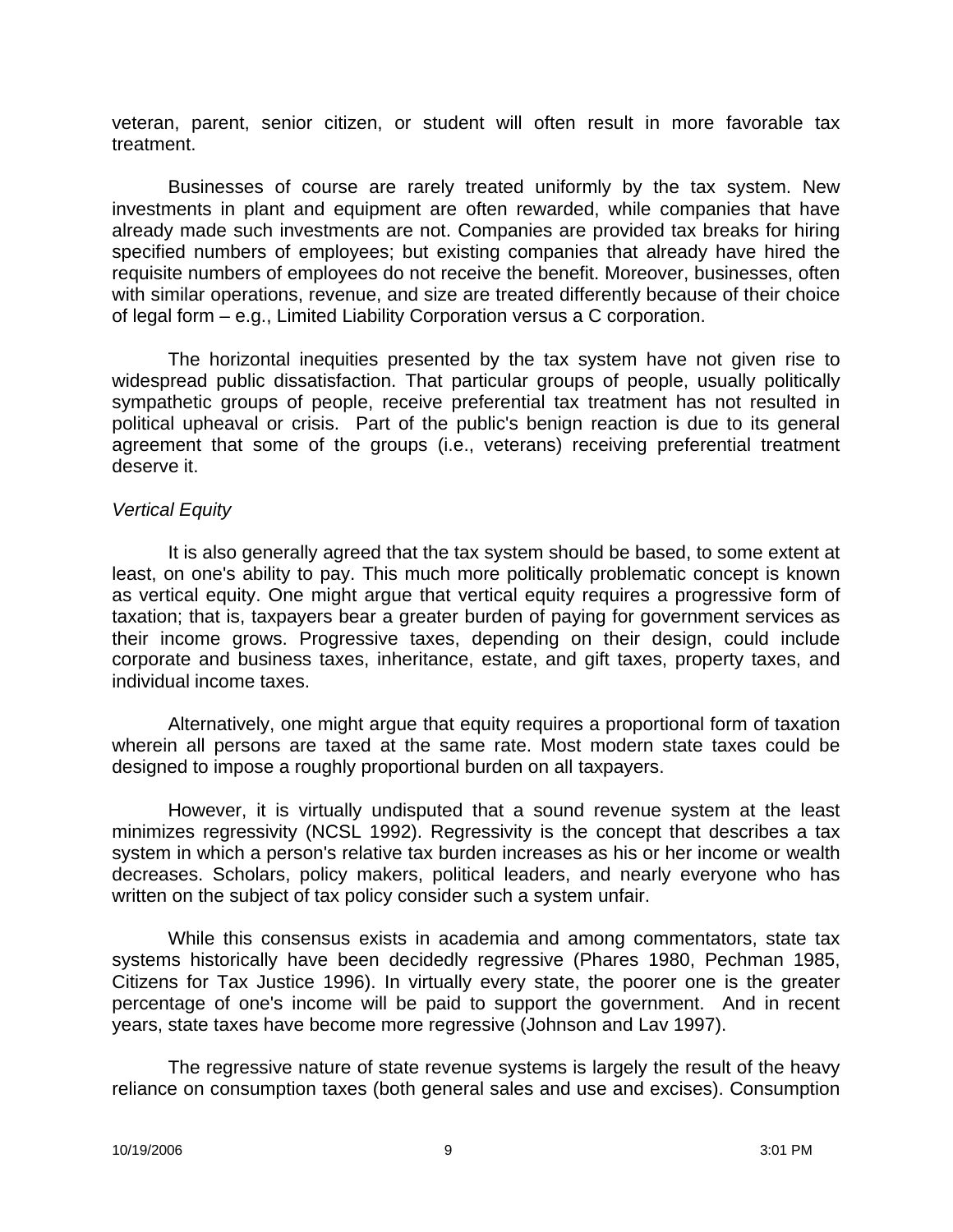veteran, parent, senior citizen, or student will often result in more favorable tax treatment.

Businesses of course are rarely treated uniformly by the tax system. New investments in plant and equipment are often rewarded, while companies that have already made such investments are not. Companies are provided tax breaks for hiring specified numbers of employees; but existing companies that already have hired the requisite numbers of employees do not receive the benefit. Moreover, businesses, often with similar operations, revenue, and size are treated differently because of their choice of legal form – e.g., Limited Liability Corporation versus a C corporation.

The horizontal inequities presented by the tax system have not given rise to widespread public dissatisfaction. That particular groups of people, usually politically sympathetic groups of people, receive preferential tax treatment has not resulted in political upheaval or crisis. Part of the public's benign reaction is due to its general agreement that some of the groups (i.e., veterans) receiving preferential treatment deserve it.

*Vertical Equity*

It is also generally agreed that the tax system should be based, to some extent at least, on one's ability to pay. This much more politically problematic concept is known as vertical equity. One might argue that vertical equity requires a progressive form of taxation; that is, taxpayers bear a greater burden of paying for government services as their income grows. Progressive taxes, depending on their design, could include corporate and business taxes, inheritance, estate, and gift taxes, property taxes, and individual income taxes.

Alternatively, one might argue that equity requires a proportional form of taxation wherein all persons are taxed at the same rate. Most modern state taxes could be designed to impose a roughly proportional burden on all taxpayers.

However, it is virtually undisputed that a sound revenue system at the least minimizes regressivity (NCSL 1992). Regressivity is the concept that describes a tax system in which a person's relative tax burden increases as his or her income or wealth decreases. Scholars, policy makers, political leaders, and nearly everyone who has written on the subject of tax policy consider such a system unfair.

While this consensus exists in academia and among commentators, state tax systems historically have been decidedly regressive (Phares 1980, Pechman 1985, Citizens for Tax Justice 1996). In virtually every state, the poorer one is the greater percentage of one's income will be paid to support the government. And in recent years, state taxes have become more regressive (Johnson and Lav 1997).

The regressive nature of state revenue systems is largely the result of the heavy reliance on consumption taxes (both general sales and use and excises). Consumption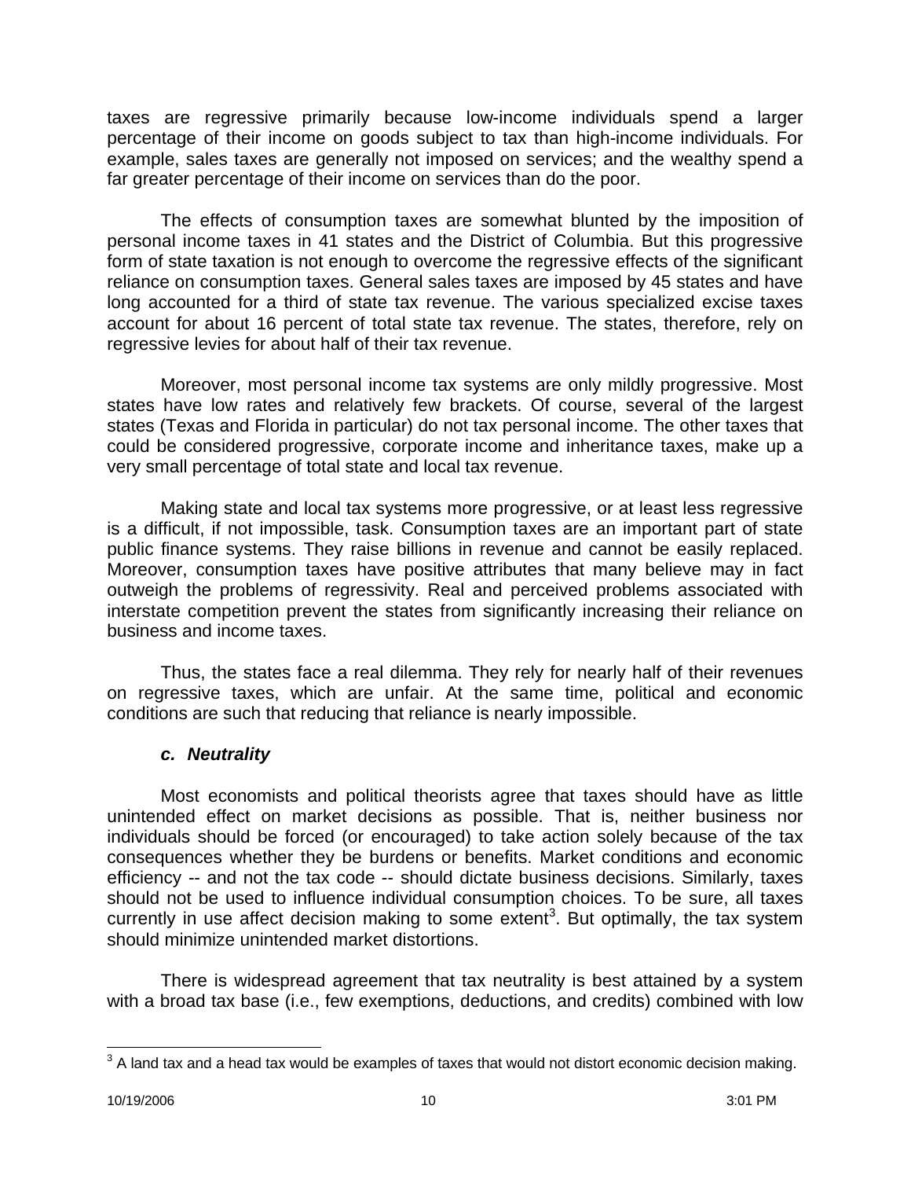taxes are regressive primarily because low-income individuals spend a larger percentage of their income on goods subject to tax than high-income individuals. For example, sales taxes are generally not imposed on services; and the wealthy spend a far greater percentage of their income on services than do the poor.

The effects of consumption taxes are somewhat blunted by the imposition of personal income taxes in 41 states and the District of Columbia. But this progressive form of state taxation is not enough to overcome the regressive effects of the significant reliance on consumption taxes. General sales taxes are imposed by 45 states and have long accounted for a third of state tax revenue. The various specialized excise taxes account for about 16 percent of total state tax revenue. The states, therefore, rely on regressive levies for about half of their tax revenue.

Moreover, most personal income tax systems are only mildly progressive. Most states have low rates and relatively few brackets. Of course, several of the largest states (Texas and Florida in particular) do not tax personal income. The other taxes that could be considered progressive, corporate income and inheritance taxes, make up a very small percentage of total state and local tax revenue.

Making state and local tax systems more progressive, or at least less regressive is a difficult, if not impossible, task. Consumption taxes are an important part of state public finance systems. They raise billions in revenue and cannot be easily replaced. Moreover, consumption taxes have positive attributes that many believe may in fact outweigh the problems of regressivity. Real and perceived problems associated with interstate competition prevent the states from significantly increasing their reliance on business and income taxes.

Thus, the states face a real dilemma. They rely for nearly half of their revenues on regressive taxes, which are unfair. At the same time, political and economic conditions are such that reducing that reliance is nearly impossible.

#### *c. Neutrality*

Most economists and political theorists agree that taxes should have as little unintended effect on market decisions as possible. That is, neither business nor individuals should be forced (or encouraged) to take action solely because of the tax consequences whether they be burdens or benefits. Market conditions and economic efficiency -- and not the tax code -- should dictate business decisions. Similarly, taxes should not be used to influence individual consumption choices. To be sure, all taxes currently in use affect decision making to some extent[3]. But optimally, the tax system should minimize unintended market distortions.

There is widespread agreement that tax neutrality is best attained by a system with a broad tax base (i.e., few exemptions, deductions, and credits) combined with low

[3] A land tax and a head tax would be examples of taxes that would not distort economic decision making.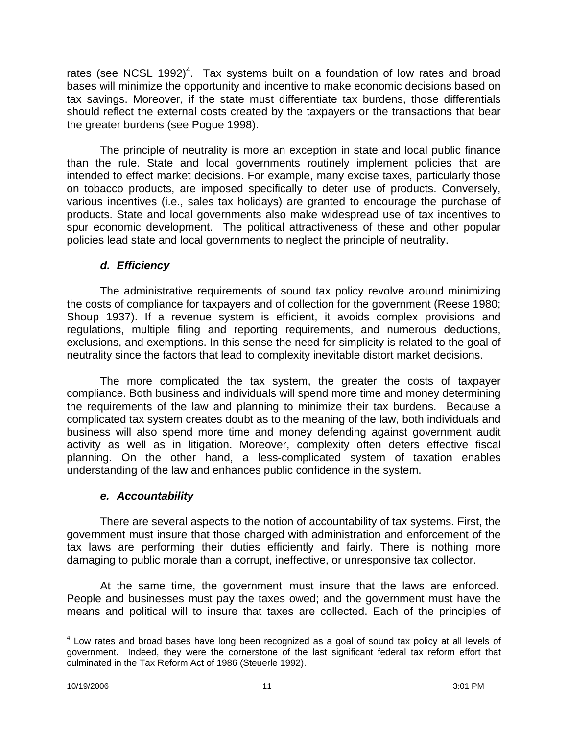rates (see NCSL 1992)[4]. Tax systems built on a foundation of low rates and broad bases will minimize the opportunity and incentive to make economic decisions based on tax savings. Moreover, if the state must differentiate tax burdens, those differentials should reflect the external costs created by the taxpayers or the transactions that bear the greater burdens (see Pogue 1998).

The principle of neutrality is more an exception in state and local public finance than the rule. State and local governments routinely implement policies that are intended to effect market decisions. For example, many excise taxes, particularly those on tobacco products, are imposed specifically to deter use of products. Conversely, various incentives (i.e., sales tax holidays) are granted to encourage the purchase of products. State and local governments also make widespread use of tax incentives to spur economic development. The political attractiveness of these and other popular policies lead state and local governments to neglect the principle of neutrality.

### *d. Efficiency*

The administrative requirements of sound tax policy revolve around minimizing the costs of compliance for taxpayers and of collection for the government (Reese 1980; Shoup 1937). If a revenue system is efficient, it avoids complex provisions and regulations, multiple filing and reporting requirements, and numerous deductions, exclusions, and exemptions. In this sense the need for simplicity is related to the goal of neutrality since the factors that lead to complexity inevitable distort market decisions.

The more complicated the tax system, the greater the costs of taxpayer compliance. Both business and individuals will spend more time and money determining the requirements of the law and planning to minimize their tax burdens. Because a complicated tax system creates doubt as to the meaning of the law, both individuals and business will also spend more time and money defending against government audit activity as well as in litigation. Moreover, complexity often deters effective fiscal planning. On the other hand, a less-complicated system of taxation enables understanding of the law and enhances public confidence in the system.

### *e. Accountability*

There are several aspects to the notion of accountability of tax systems. First, the government must insure that those charged with administration and enforcement of the tax laws are performing their duties efficiently and fairly. There is nothing more damaging to public morale than a corrupt, ineffective, or unresponsive tax collector.

At the same time, the government must insure that the laws are enforced. People and businesses must pay the taxes owed; and the government must have the means and political will to insure that taxes are collected. Each of the principles of

---

[4] Low rates and broad bases have long been recognized as a goal of sound tax policy at all levels of government. Indeed, they were the cornerstone of the last significant federal tax reform effort that culminated in the Tax Reform Act of 1986 (Steuerle 1992).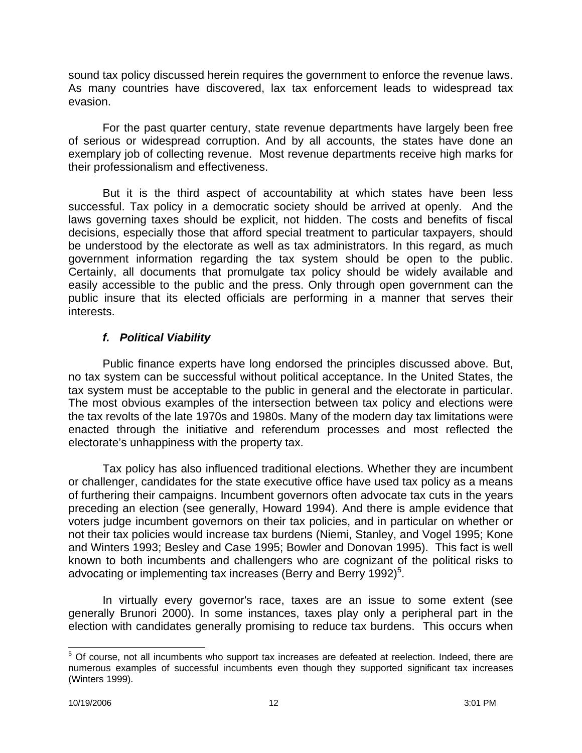sound tax policy discussed herein requires the government to enforce the revenue laws. As many countries have discovered, lax tax enforcement leads to widespread tax evasion.

For the past quarter century, state revenue departments have largely been free of serious or widespread corruption. And by all accounts, the states have done an exemplary job of collecting revenue. Most revenue departments receive high marks for their professionalism and effectiveness.

But it is the third aspect of accountability at which states have been less successful. Tax policy in a democratic society should be arrived at openly. And the laws governing taxes should be explicit, not hidden. The costs and benefits of fiscal decisions, especially those that afford special treatment to particular taxpayers, should be understood by the electorate as well as tax administrators. In this regard, as much government information regarding the tax system should be open to the public. Certainly, all documents that promulgate tax policy should be widely available and easily accessible to the public and the press. Only through open government can the public insure that its elected officials are performing in a manner that serves their interests.

#### *f. Political Viability*

Public finance experts have long endorsed the principles discussed above. But, no tax system can be successful without political acceptance. In the United States, the tax system must be acceptable to the public in general and the electorate in particular. The most obvious examples of the intersection between tax policy and elections were the tax revolts of the late 1970s and 1980s. Many of the modern day tax limitations were enacted through the initiative and referendum processes and most reflected the electorate's unhappiness with the property tax.

Tax policy has also influenced traditional elections. Whether they are incumbent or challenger, candidates for the state executive office have used tax policy as a means of furthering their campaigns. Incumbent governors often advocate tax cuts in the years preceding an election (see generally, Howard 1994). And there is ample evidence that voters judge incumbent governors on their tax policies, and in particular on whether or not their tax policies would increase tax burdens (Niemi, Stanley, and Vogel 1995; Kone and Winters 1993; Besley and Case 1995; Bowler and Donovan 1995). This fact is well known to both incumbents and challengers who are cognizant of the political risks to advocating or implementing tax increases (Berry and Berry 1992)[5].

In virtually every governor's race, taxes are an issue to some extent (see generally Brunori 2000). In some instances, taxes play only a peripheral part in the election with candidates generally promising to reduce tax burdens. This occurs when

[5] Of course, not all incumbents who support tax increases are defeated at reelection. Indeed, there are numerous examples of successful incumbents even though they supported significant tax increases (Winters 1999).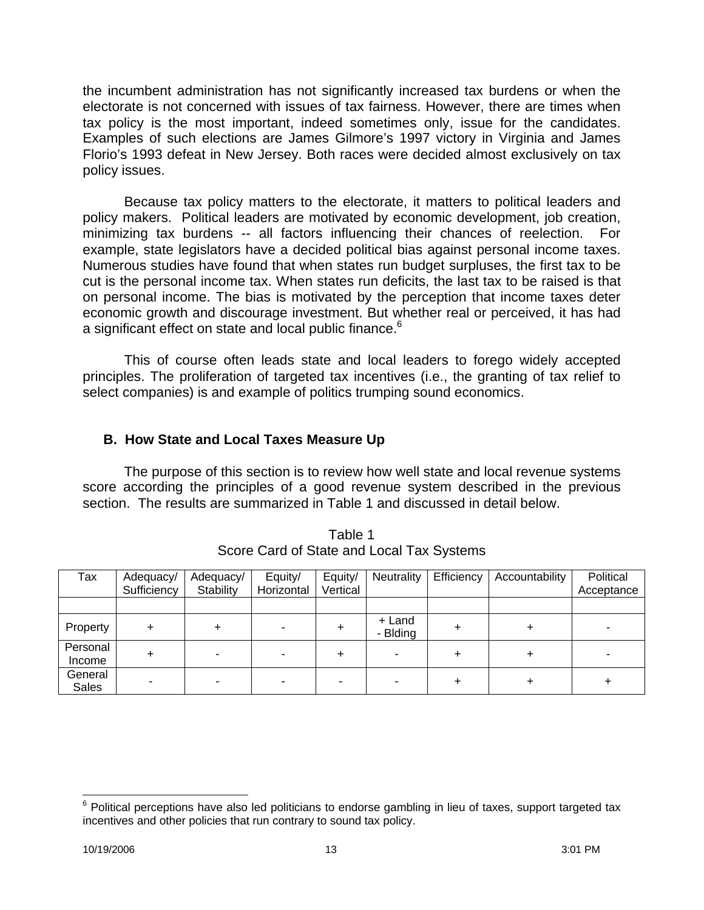the incumbent administration has not significantly increased tax burdens or when the electorate is not concerned with issues of tax fairness. However, there are times when tax policy is the most important, indeed sometimes only, issue for the candidates. Examples of such elections are James Gilmore's 1997 victory in Virginia and James Florio's 1993 defeat in New Jersey. Both races were decided almost exclusively on tax policy issues.

Because tax policy matters to the electorate, it matters to political leaders and policy makers. Political leaders are motivated by economic development, job creation, minimizing tax burdens -- all factors influencing their chances of reelection. For example, state legislators have a decided political bias against personal income taxes. Numerous studies have found that when states run budget surpluses, the first tax to be cut is the personal income tax. When states run deficits, the last tax to be raised is that on personal income. The bias is motivated by the perception that income taxes deter economic growth and discourage investment. But whether real or perceived, it has had a significant effect on state and local public finance.[6]

This of course often leads state and local leaders to forego widely accepted principles. The proliferation of targeted tax incentives (i.e., the granting of tax relief to select companies) is and example of politics trumping sound economics.

## B. How State and Local Taxes Measure Up

The purpose of this section is to review how well state and local revenue systems score according the principles of a good revenue system described in the previous section. The results are summarized in Table 1 and discussed in detail below.

Table 1
Score Card of State and Local Tax Systems

| Tax | Adequacy/ Sufficiency | Adequacy/ Stability | Equity/ Horizontal | Equity/ Vertical | Neutrality | Efficiency | Accountability | Political Acceptance |
|---|---|---|---|---|---|---|---|---|
| | | | | | | | | |
| Property | + | + | - | + | + Land - Blding | + | + | - |
| Personal Income | + | - | - | + | - | + | + | - |
| General Sales | - | - | - | - | - | + | + | + |

[6] Political perceptions have also led politicians to endorse gambling in lieu of taxes, support targeted tax incentives and other policies that run contrary to sound tax policy.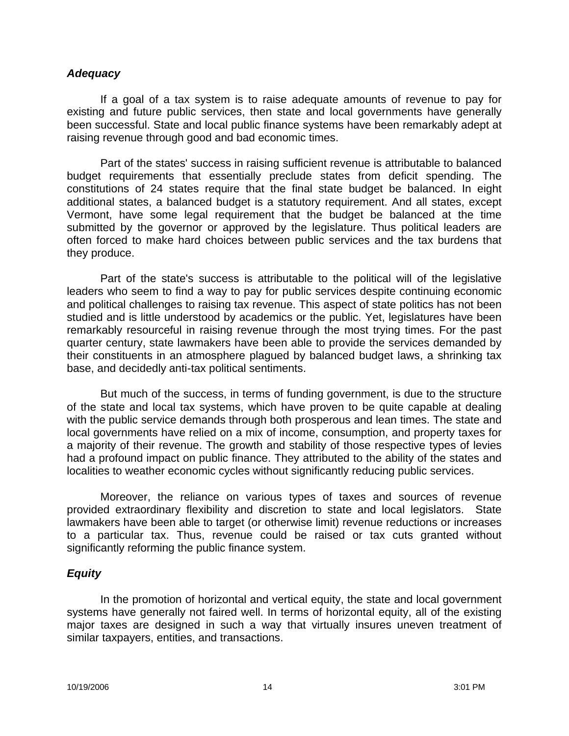### *Adequacy*

If a goal of a tax system is to raise adequate amounts of revenue to pay for existing and future public services, then state and local governments have generally been successful. State and local public finance systems have been remarkably adept at raising revenue through good and bad economic times.

Part of the states' success in raising sufficient revenue is attributable to balanced budget requirements that essentially preclude states from deficit spending. The constitutions of 24 states require that the final state budget be balanced. In eight additional states, a balanced budget is a statutory requirement. And all states, except Vermont, have some legal requirement that the budget be balanced at the time submitted by the governor or approved by the legislature. Thus political leaders are often forced to make hard choices between public services and the tax burdens that they produce.

Part of the state's success is attributable to the political will of the legislative leaders who seem to find a way to pay for public services despite continuing economic and political challenges to raising tax revenue. This aspect of state politics has not been studied and is little understood by academics or the public. Yet, legislatures have been remarkably resourceful in raising revenue through the most trying times. For the past quarter century, state lawmakers have been able to provide the services demanded by their constituents in an atmosphere plagued by balanced budget laws, a shrinking tax base, and decidedly anti-tax political sentiments.

But much of the success, in terms of funding government, is due to the structure of the state and local tax systems, which have proven to be quite capable at dealing with the public service demands through both prosperous and lean times. The state and local governments have relied on a mix of income, consumption, and property taxes for a majority of their revenue. The growth and stability of those respective types of levies had a profound impact on public finance. They attributed to the ability of the states and localities to weather economic cycles without significantly reducing public services.

Moreover, the reliance on various types of taxes and sources of revenue provided extraordinary flexibility and discretion to state and local legislators. State lawmakers have been able to target (or otherwise limit) revenue reductions or increases to a particular tax. Thus, revenue could be raised or tax cuts granted without significantly reforming the public finance system.

### *Equity*

In the promotion of horizontal and vertical equity, the state and local government systems have generally not faired well. In terms of horizontal equity, all of the existing major taxes are designed in such a way that virtually insures uneven treatment of similar taxpayers, entities, and transactions.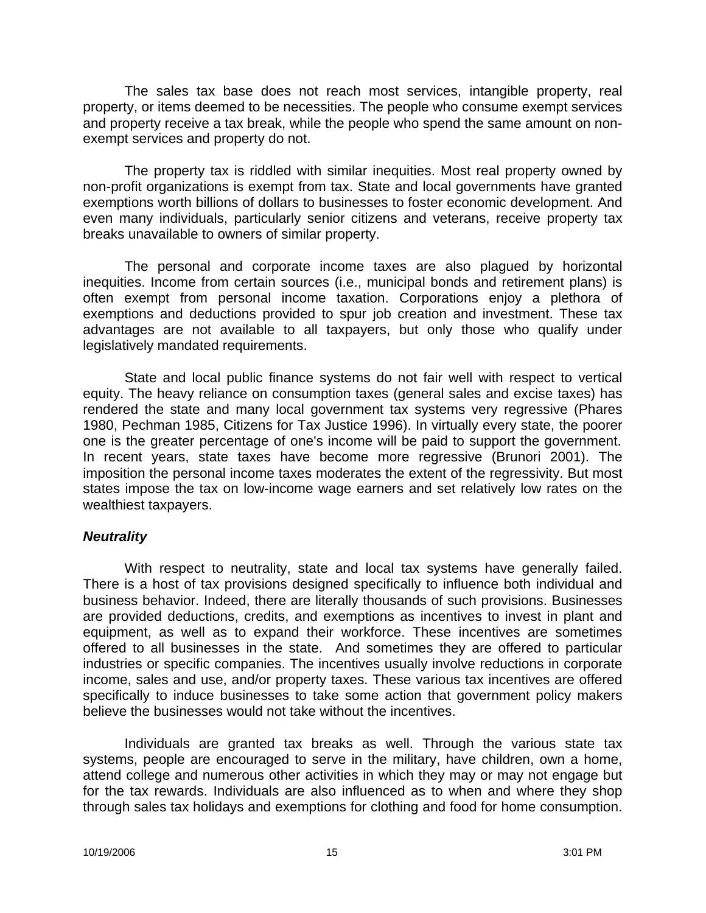The sales tax base does not reach most services, intangible property, real property, or items deemed to be necessities. The people who consume exempt services and property receive a tax break, while the people who spend the same amount on non-exempt services and property do not.

The property tax is riddled with similar inequities. Most real property owned by non-profit organizations is exempt from tax. State and local governments have granted exemptions worth billions of dollars to businesses to foster economic development. And even many individuals, particularly senior citizens and veterans, receive property tax breaks unavailable to owners of similar property.

The personal and corporate income taxes are also plagued by horizontal inequities. Income from certain sources (i.e., municipal bonds and retirement plans) is often exempt from personal income taxation. Corporations enjoy a plethora of exemptions and deductions provided to spur job creation and investment. These tax advantages are not available to all taxpayers, but only those who qualify under legislatively mandated requirements.

State and local public finance systems do not fair well with respect to vertical equity. The heavy reliance on consumption taxes (general sales and excise taxes) has rendered the state and many local government tax systems very regressive (Phares 1980, Pechman 1985, Citizens for Tax Justice 1996). In virtually every state, the poorer one is the greater percentage of one's income will be paid to support the government. In recent years, state taxes have become more regressive (Brunori 2001). The imposition the personal income taxes moderates the extent of the regressivity. But most states impose the tax on low-income wage earners and set relatively low rates on the wealthiest taxpayers.

### *Neutrality*

With respect to neutrality, state and local tax systems have generally failed. There is a host of tax provisions designed specifically to influence both individual and business behavior. Indeed, there are literally thousands of such provisions. Businesses are provided deductions, credits, and exemptions as incentives to invest in plant and equipment, as well as to expand their workforce. These incentives are sometimes offered to all businesses in the state. And sometimes they are offered to particular industries or specific companies. The incentives usually involve reductions in corporate income, sales and use, and/or property taxes. These various tax incentives are offered specifically to induce businesses to take some action that government policy makers believe the businesses would not take without the incentives.

Individuals are granted tax breaks as well. Through the various state tax systems, people are encouraged to serve in the military, have children, own a home, attend college and numerous other activities in which they may or may not engage but for the tax rewards. Individuals are also influenced as to when and where they shop through sales tax holidays and exemptions for clothing and food for home consumption.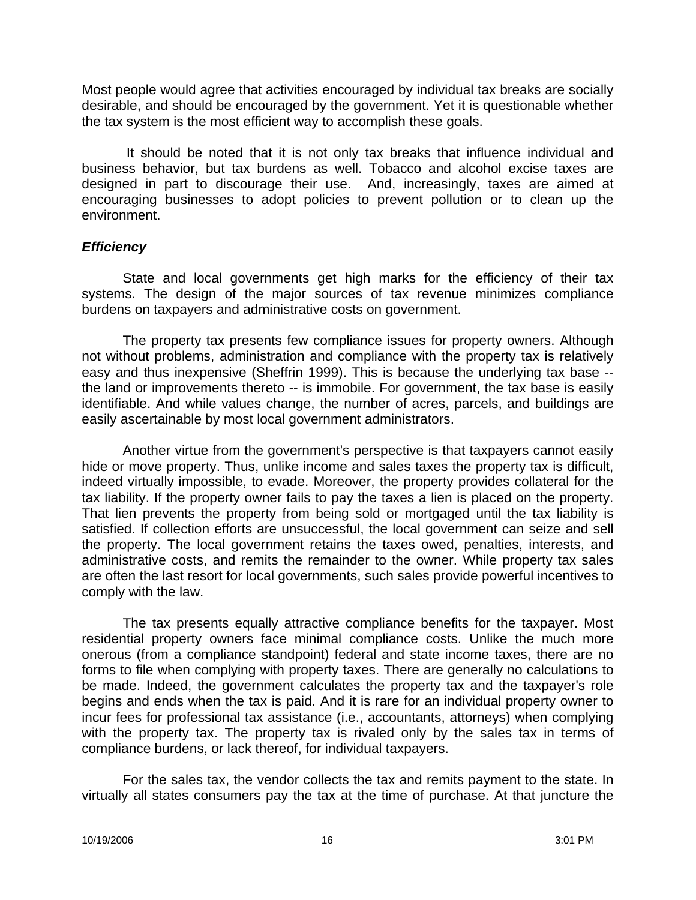Most people would agree that activities encouraged by individual tax breaks are socially desirable, and should be encouraged by the government. Yet it is questionable whether the tax system is the most efficient way to accomplish these goals.

It should be noted that it is not only tax breaks that influence individual and business behavior, but tax burdens as well. Tobacco and alcohol excise taxes are designed in part to discourage their use. And, increasingly, taxes are aimed at encouraging businesses to adopt policies to prevent pollution or to clean up the environment.

### *Efficiency*

State and local governments get high marks for the efficiency of their tax systems. The design of the major sources of tax revenue minimizes compliance burdens on taxpayers and administrative costs on government.

The property tax presents few compliance issues for property owners. Although not without problems, administration and compliance with the property tax is relatively easy and thus inexpensive (Sheffrin 1999). This is because the underlying tax base -- the land or improvements thereto -- is immobile. For government, the tax base is easily identifiable. And while values change, the number of acres, parcels, and buildings are easily ascertainable by most local government administrators.

Another virtue from the government's perspective is that taxpayers cannot easily hide or move property. Thus, unlike income and sales taxes the property tax is difficult, indeed virtually impossible, to evade. Moreover, the property provides collateral for the tax liability. If the property owner fails to pay the taxes a lien is placed on the property. That lien prevents the property from being sold or mortgaged until the tax liability is satisfied. If collection efforts are unsuccessful, the local government can seize and sell the property. The local government retains the taxes owed, penalties, interests, and administrative costs, and remits the remainder to the owner. While property tax sales are often the last resort for local governments, such sales provide powerful incentives to comply with the law.

The tax presents equally attractive compliance benefits for the taxpayer. Most residential property owners face minimal compliance costs. Unlike the much more onerous (from a compliance standpoint) federal and state income taxes, there are no forms to file when complying with property taxes. There are generally no calculations to be made. Indeed, the government calculates the property tax and the taxpayer's role begins and ends when the tax is paid. And it is rare for an individual property owner to incur fees for professional tax assistance (i.e., accountants, attorneys) when complying with the property tax. The property tax is rivaled only by the sales tax in terms of compliance burdens, or lack thereof, for individual taxpayers.

For the sales tax, the vendor collects the tax and remits payment to the state. In virtually all states consumers pay the tax at the time of purchase. At that juncture the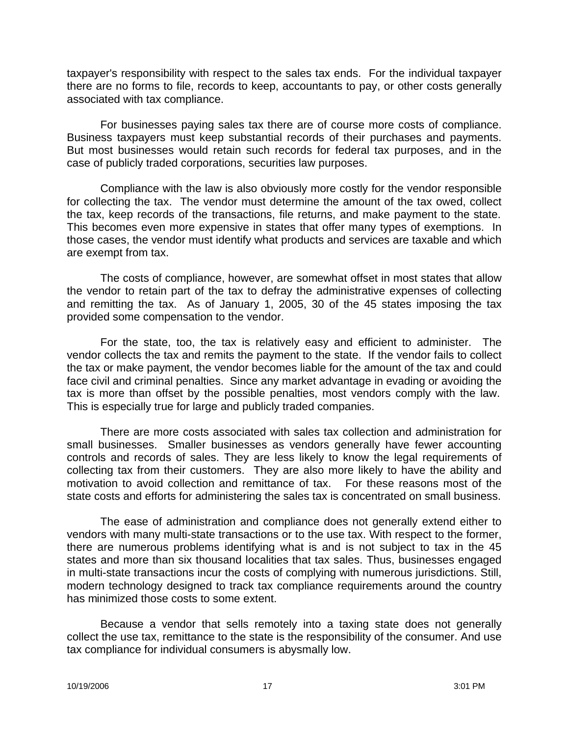taxpayer's responsibility with respect to the sales tax ends. For the individual taxpayer there are no forms to file, records to keep, accountants to pay, or other costs generally associated with tax compliance.

For businesses paying sales tax there are of course more costs of compliance. Business taxpayers must keep substantial records of their purchases and payments. But most businesses would retain such records for federal tax purposes, and in the case of publicly traded corporations, securities law purposes.

Compliance with the law is also obviously more costly for the vendor responsible for collecting the tax. The vendor must determine the amount of the tax owed, collect the tax, keep records of the transactions, file returns, and make payment to the state. This becomes even more expensive in states that offer many types of exemptions. In those cases, the vendor must identify what products and services are taxable and which are exempt from tax.

The costs of compliance, however, are somewhat offset in most states that allow the vendor to retain part of the tax to defray the administrative expenses of collecting and remitting the tax. As of January 1, 2005, 30 of the 45 states imposing the tax provided some compensation to the vendor.

For the state, too, the tax is relatively easy and efficient to administer. The vendor collects the tax and remits the payment to the state. If the vendor fails to collect the tax or make payment, the vendor becomes liable for the amount of the tax and could face civil and criminal penalties. Since any market advantage in evading or avoiding the tax is more than offset by the possible penalties, most vendors comply with the law. This is especially true for large and publicly traded companies.

There are more costs associated with sales tax collection and administration for small businesses. Smaller businesses as vendors generally have fewer accounting controls and records of sales. They are less likely to know the legal requirements of collecting tax from their customers. They are also more likely to have the ability and motivation to avoid collection and remittance of tax. For these reasons most of the state costs and efforts for administering the sales tax is concentrated on small business.

The ease of administration and compliance does not generally extend either to vendors with many multi-state transactions or to the use tax. With respect to the former, there are numerous problems identifying what is and is not subject to tax in the 45 states and more than six thousand localities that tax sales. Thus, businesses engaged in multi-state transactions incur the costs of complying with numerous jurisdictions. Still, modern technology designed to track tax compliance requirements around the country has minimized those costs to some extent.

Because a vendor that sells remotely into a taxing state does not generally collect the use tax, remittance to the state is the responsibility of the consumer. And use tax compliance for individual consumers is abysmally low.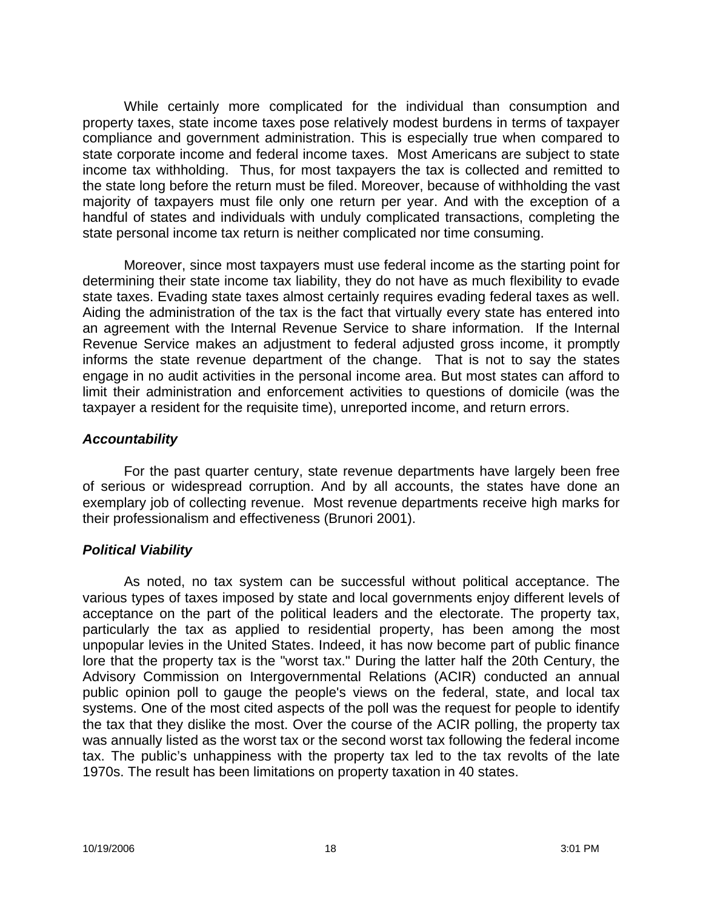While certainly more complicated for the individual than consumption and property taxes, state income taxes pose relatively modest burdens in terms of taxpayer compliance and government administration. This is especially true when compared to state corporate income and federal income taxes. Most Americans are subject to state income tax withholding. Thus, for most taxpayers the tax is collected and remitted to the state long before the return must be filed. Moreover, because of withholding the vast majority of taxpayers must file only one return per year. And with the exception of a handful of states and individuals with unduly complicated transactions, completing the state personal income tax return is neither complicated nor time consuming.

Moreover, since most taxpayers must use federal income as the starting point for determining their state income tax liability, they do not have as much flexibility to evade state taxes. Evading state taxes almost certainly requires evading federal taxes as well. Aiding the administration of the tax is the fact that virtually every state has entered into an agreement with the Internal Revenue Service to share information. If the Internal Revenue Service makes an adjustment to federal adjusted gross income, it promptly informs the state revenue department of the change. That is not to say the states engage in no audit activities in the personal income area. But most states can afford to limit their administration and enforcement activities to questions of domicile (was the taxpayer a resident for the requisite time), unreported income, and return errors.

### *Accountability*

For the past quarter century, state revenue departments have largely been free of serious or widespread corruption. And by all accounts, the states have done an exemplary job of collecting revenue. Most revenue departments receive high marks for their professionalism and effectiveness (Brunori 2001).

### *Political Viability*

As noted, no tax system can be successful without political acceptance. The various types of taxes imposed by state and local governments enjoy different levels of acceptance on the part of the political leaders and the electorate. The property tax, particularly the tax as applied to residential property, has been among the most unpopular levies in the United States. Indeed, it has now become part of public finance lore that the property tax is the "worst tax." During the latter half the 20th Century, the Advisory Commission on Intergovernmental Relations (ACIR) conducted an annual public opinion poll to gauge the people's views on the federal, state, and local tax systems. One of the most cited aspects of the poll was the request for people to identify the tax that they dislike the most. Over the course of the ACIR polling, the property tax was annually listed as the worst tax or the second worst tax following the federal income tax. The public's unhappiness with the property tax led to the tax revolts of the late 1970s. The result has been limitations on property taxation in 40 states.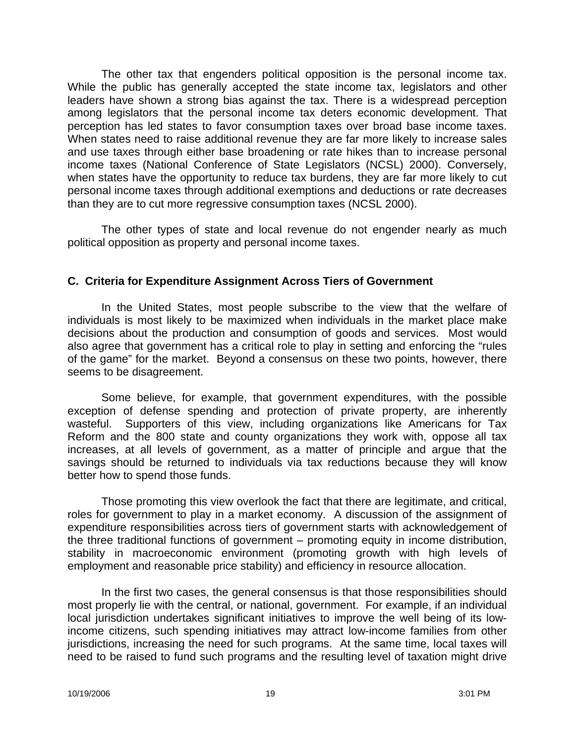The other tax that engenders political opposition is the personal income tax. While the public has generally accepted the state income tax, legislators and other leaders have shown a strong bias against the tax. There is a widespread perception among legislators that the personal income tax deters economic development. That perception has led states to favor consumption taxes over broad base income taxes. When states need to raise additional revenue they are far more likely to increase sales and use taxes through either base broadening or rate hikes than to increase personal income taxes (National Conference of State Legislators (NCSL) 2000). Conversely, when states have the opportunity to reduce tax burdens, they are far more likely to cut personal income taxes through additional exemptions and deductions or rate decreases than they are to cut more regressive consumption taxes (NCSL 2000).

The other types of state and local revenue do not engender nearly as much political opposition as property and personal income taxes.

### C. Criteria for Expenditure Assignment Across Tiers of Government

In the United States, most people subscribe to the view that the welfare of individuals is most likely to be maximized when individuals in the market place make decisions about the production and consumption of goods and services. Most would also agree that government has a critical role to play in setting and enforcing the "rules of the game" for the market. Beyond a consensus on these two points, however, there seems to be disagreement.

Some believe, for example, that government expenditures, with the possible exception of defense spending and protection of private property, are inherently wasteful. Supporters of this view, including organizations like Americans for Tax Reform and the 800 state and county organizations they work with, oppose all tax increases, at all levels of government, as a matter of principle and argue that the savings should be returned to individuals via tax reductions because they will know better how to spend those funds.

Those promoting this view overlook the fact that there are legitimate, and critical, roles for government to play in a market economy. A discussion of the assignment of expenditure responsibilities across tiers of government starts with acknowledgement of the three traditional functions of government – promoting equity in income distribution, stability in macroeconomic environment (promoting growth with high levels of employment and reasonable price stability) and efficiency in resource allocation.

In the first two cases, the general consensus is that those responsibilities should most properly lie with the central, or national, government. For example, if an individual local jurisdiction undertakes significant initiatives to improve the well being of its low-income citizens, such spending initiatives may attract low-income families from other jurisdictions, increasing the need for such programs. At the same time, local taxes will need to be raised to fund such programs and the resulting level of taxation might drive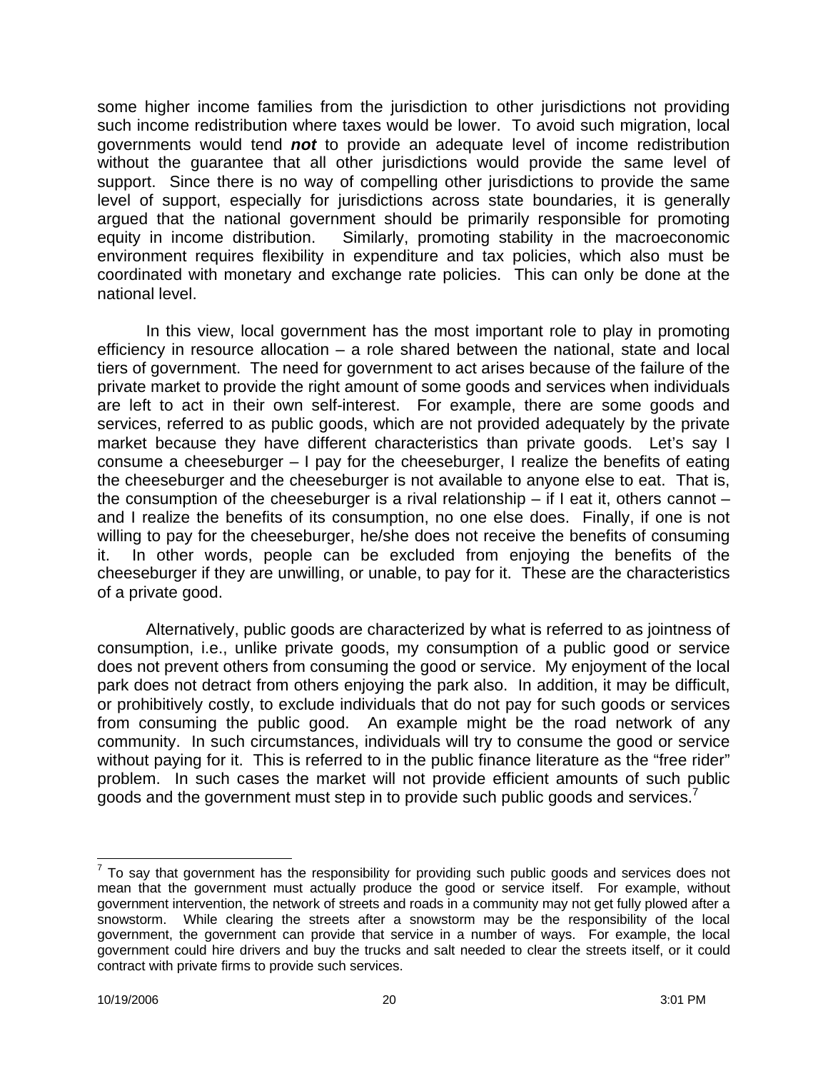some higher income families from the jurisdiction to other jurisdictions not providing such income redistribution where taxes would be lower. To avoid such migration, local governments would tend ***not*** to provide an adequate level of income redistribution without the guarantee that all other jurisdictions would provide the same level of support. Since there is no way of compelling other jurisdictions to provide the same level of support, especially for jurisdictions across state boundaries, it is generally argued that the national government should be primarily responsible for promoting equity in income distribution. Similarly, promoting stability in the macroeconomic environment requires flexibility in expenditure and tax policies, which also must be coordinated with monetary and exchange rate policies. This can only be done at the national level.

In this view, local government has the most important role to play in promoting efficiency in resource allocation – a role shared between the national, state and local tiers of government. The need for government to act arises because of the failure of the private market to provide the right amount of some goods and services when individuals are left to act in their own self-interest. For example, there are some goods and services, referred to as public goods, which are not provided adequately by the private market because they have different characteristics than private goods. Let's say I consume a cheeseburger – I pay for the cheeseburger, I realize the benefits of eating the cheeseburger and the cheeseburger is not available to anyone else to eat. That is, the consumption of the cheeseburger is a rival relationship – if I eat it, others cannot – and I realize the benefits of its consumption, no one else does. Finally, if one is not willing to pay for the cheeseburger, he/she does not receive the benefits of consuming it. In other words, people can be excluded from enjoying the benefits of the cheeseburger if they are unwilling, or unable, to pay for it. These are the characteristics of a private good.

Alternatively, public goods are characterized by what is referred to as jointness of consumption, i.e., unlike private goods, my consumption of a public good or service does not prevent others from consuming the good or service. My enjoyment of the local park does not detract from others enjoying the park also. In addition, it may be difficult, or prohibitively costly, to exclude individuals that do not pay for such goods or services from consuming the public good. An example might be the road network of any community. In such circumstances, individuals will try to consume the good or service without paying for it. This is referred to in the public finance literature as the "free rider" problem. In such cases the market will not provide efficient amounts of such public goods and the government must step in to provide such public goods and services.[7]

[7] To say that government has the responsibility for providing such public goods and services does not mean that the government must actually produce the good or service itself. For example, without government intervention, the network of streets and roads in a community may not get fully plowed after a snowstorm. While clearing the streets after a snowstorm may be the responsibility of the local government, the government can provide that service in a number of ways. For example, the local government could hire drivers and buy the trucks and salt needed to clear the streets itself, or it could contract with private firms to provide such services.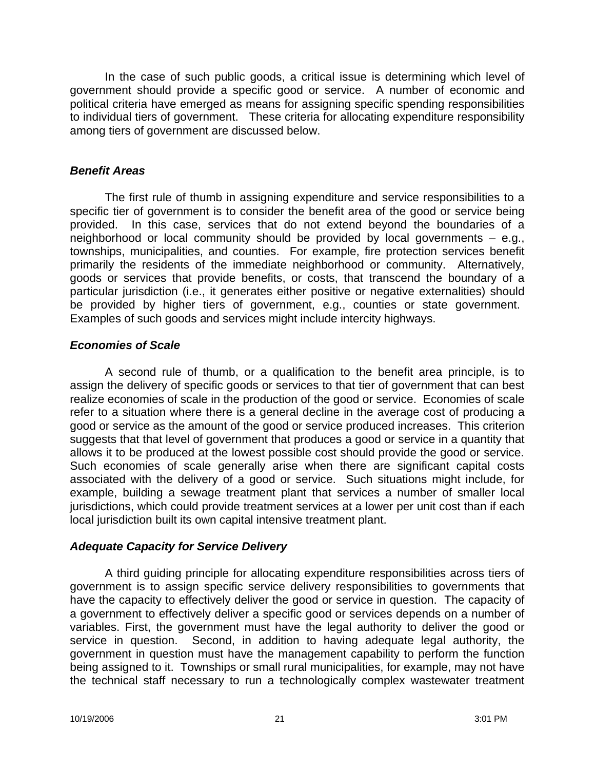In the case of such public goods, a critical issue is determining which level of government should provide a specific good or service. A number of economic and political criteria have emerged as means for assigning specific spending responsibilities to individual tiers of government. These criteria for allocating expenditure responsibility among tiers of government are discussed below.

### *Benefit Areas*

The first rule of thumb in assigning expenditure and service responsibilities to a specific tier of government is to consider the benefit area of the good or service being provided. In this case, services that do not extend beyond the boundaries of a neighborhood or local community should be provided by local governments – e.g., townships, municipalities, and counties. For example, fire protection services benefit primarily the residents of the immediate neighborhood or community. Alternatively, goods or services that provide benefits, or costs, that transcend the boundary of a particular jurisdiction (i.e., it generates either positive or negative externalities) should be provided by higher tiers of government, e.g., counties or state government. Examples of such goods and services might include intercity highways.

### *Economies of Scale*

A second rule of thumb, or a qualification to the benefit area principle, is to assign the delivery of specific goods or services to that tier of government that can best realize economies of scale in the production of the good or service. Economies of scale refer to a situation where there is a general decline in the average cost of producing a good or service as the amount of the good or service produced increases. This criterion suggests that that level of government that produces a good or service in a quantity that allows it to be produced at the lowest possible cost should provide the good or service. Such economies of scale generally arise when there are significant capital costs associated with the delivery of a good or service. Such situations might include, for example, building a sewage treatment plant that services a number of smaller local jurisdictions, which could provide treatment services at a lower per unit cost than if each local jurisdiction built its own capital intensive treatment plant.

### *Adequate Capacity for Service Delivery*

A third guiding principle for allocating expenditure responsibilities across tiers of government is to assign specific service delivery responsibilities to governments that have the capacity to effectively deliver the good or service in question. The capacity of a government to effectively deliver a specific good or services depends on a number of variables. First, the government must have the legal authority to deliver the good or service in question. Second, in addition to having adequate legal authority, the government in question must have the management capability to perform the function being assigned to it. Townships or small rural municipalities, for example, may not have the technical staff necessary to run a technologically complex wastewater treatment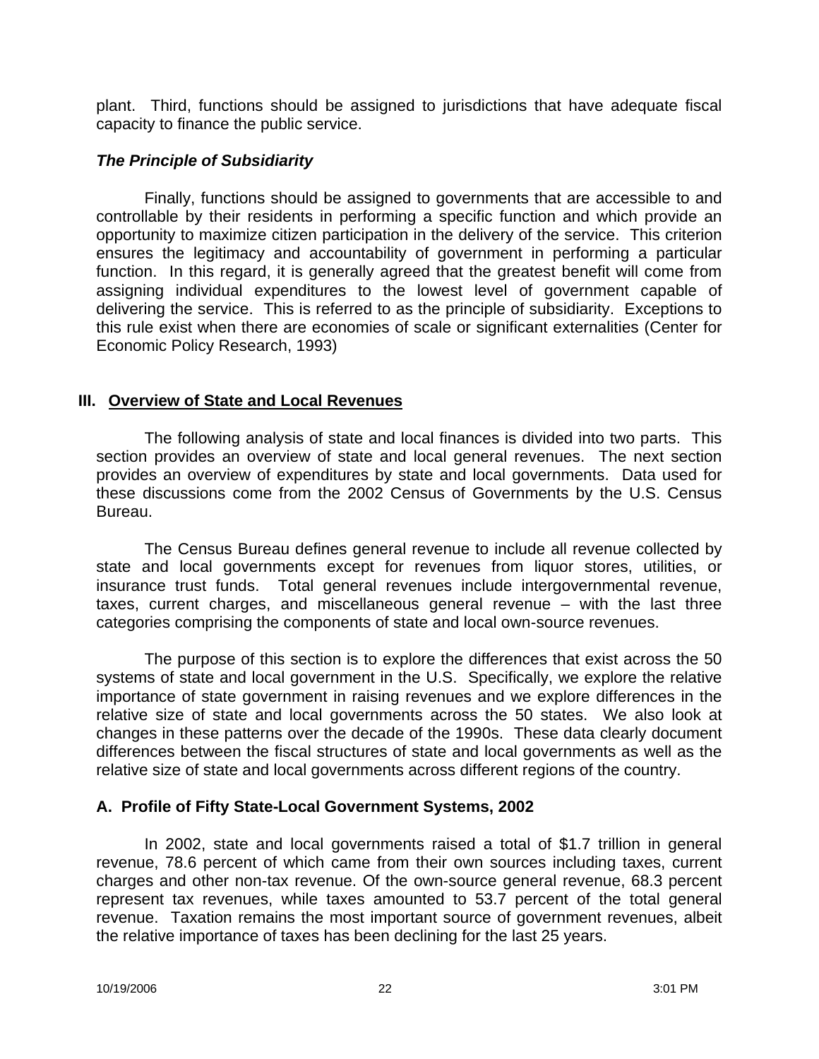plant. Third, functions should be assigned to jurisdictions that have adequate fiscal capacity to finance the public service.

### *The Principle of Subsidiarity*

Finally, functions should be assigned to governments that are accessible to and controllable by their residents in performing a specific function and which provide an opportunity to maximize citizen participation in the delivery of the service. This criterion ensures the legitimacy and accountability of government in performing a particular function. In this regard, it is generally agreed that the greatest benefit will come from assigning individual expenditures to the lowest level of government capable of delivering the service. This is referred to as the principle of subsidiarity. Exceptions to this rule exist when there are economies of scale or significant externalities (Center for Economic Policy Research, 1993)

## III. Overview of State and Local Revenues

The following analysis of state and local finances is divided into two parts. This section provides an overview of state and local general revenues. The next section provides an overview of expenditures by state and local governments. Data used for these discussions come from the 2002 Census of Governments by the U.S. Census Bureau.

The Census Bureau defines general revenue to include all revenue collected by state and local governments except for revenues from liquor stores, utilities, or insurance trust funds. Total general revenues include intergovernmental revenue, taxes, current charges, and miscellaneous general revenue – with the last three categories comprising the components of state and local own-source revenues.

The purpose of this section is to explore the differences that exist across the 50 systems of state and local government in the U.S. Specifically, we explore the relative importance of state government in raising revenues and we explore differences in the relative size of state and local governments across the 50 states. We also look at changes in these patterns over the decade of the 1990s. These data clearly document differences between the fiscal structures of state and local governments as well as the relative size of state and local governments across different regions of the country.

### A. Profile of Fifty State-Local Government Systems, 2002

In 2002, state and local governments raised a total of $1.7 trillion in general revenue, 78.6 percent of which came from their own sources including taxes, current charges and other non-tax revenue. Of the own-source general revenue, 68.3 percent represent tax revenues, while taxes amounted to 53.7 percent of the total general revenue. Taxation remains the most important source of government revenues, albeit the relative importance of taxes has been declining for the last 25 years.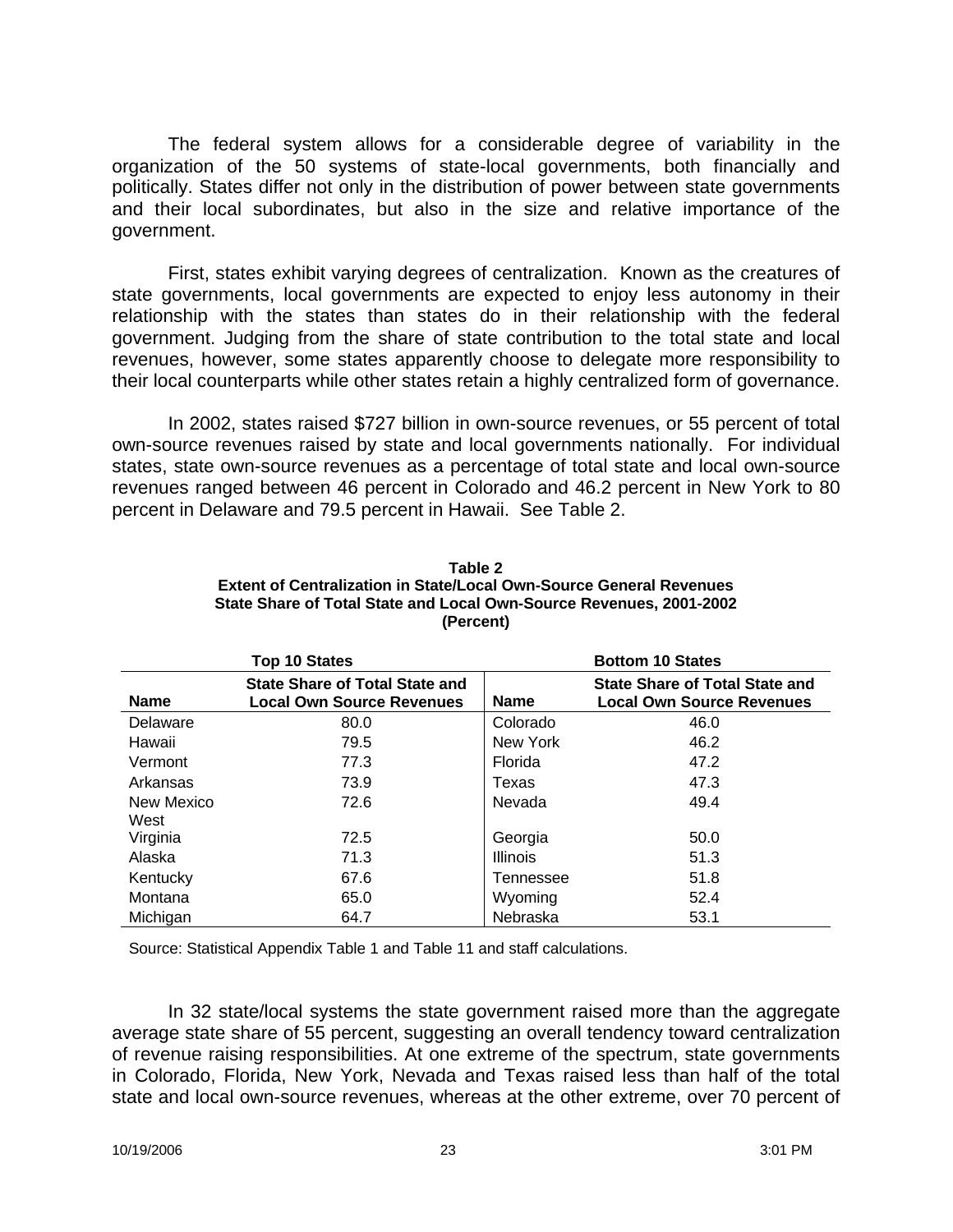The federal system allows for a considerable degree of variability in the organization of the 50 systems of state-local governments, both financially and politically. States differ not only in the distribution of power between state governments and their local subordinates, but also in the size and relative importance of the government.

First, states exhibit varying degrees of centralization. Known as the creatures of state governments, local governments are expected to enjoy less autonomy in their relationship with the states than states do in their relationship with the federal government. Judging from the share of state contribution to the total state and local revenues, however, some states apparently choose to delegate more responsibility to their local counterparts while other states retain a highly centralized form of governance.

In 2002, states raised $727 billion in own-source revenues, or 55 percent of total own-source revenues raised by state and local governments nationally. For individual states, state own-source revenues as a percentage of total state and local own-source revenues ranged between 46 percent in Colorado and 46.2 percent in New York to 80 percent in Delaware and 79.5 percent in Hawaii. See Table 2.

**Table 2**
**Extent of Centralization in State/Local Own-Source General Revenues**
**State Share of Total State and Local Own-Source Revenues, 2001-2002**
**(Percent)**

| Top 10 States | | Bottom 10 States | |
|---|---|---|---|
| **Name** | **State Share of Total State and Local Own Source Revenues** | **Name** | **State Share of Total State and Local Own Source Revenues** |
| Delaware | 80.0 | Colorado | 46.0 |
| Hawaii | 79.5 | New York | 46.2 |
| Vermont | 77.3 | Florida | 47.2 |
| Arkansas | 73.9 | Texas | 47.3 |
| New Mexico | 72.6 | Nevada | 49.4 |
| West Virginia | 72.5 | Georgia | 50.0 |
| Alaska | 71.3 | Illinois | 51.3 |
| Kentucky | 67.6 | Tennessee | 51.8 |
| Montana | 65.0 | Wyoming | 52.4 |
| Michigan | 64.7 | Nebraska | 53.1 |

Source: Statistical Appendix Table 1 and Table 11 and staff calculations.

In 32 state/local systems the state government raised more than the aggregate average state share of 55 percent, suggesting an overall tendency toward centralization of revenue raising responsibilities. At one extreme of the spectrum, state governments in Colorado, Florida, New York, Nevada and Texas raised less than half of the total state and local own-source revenues, whereas at the other extreme, over 70 percent of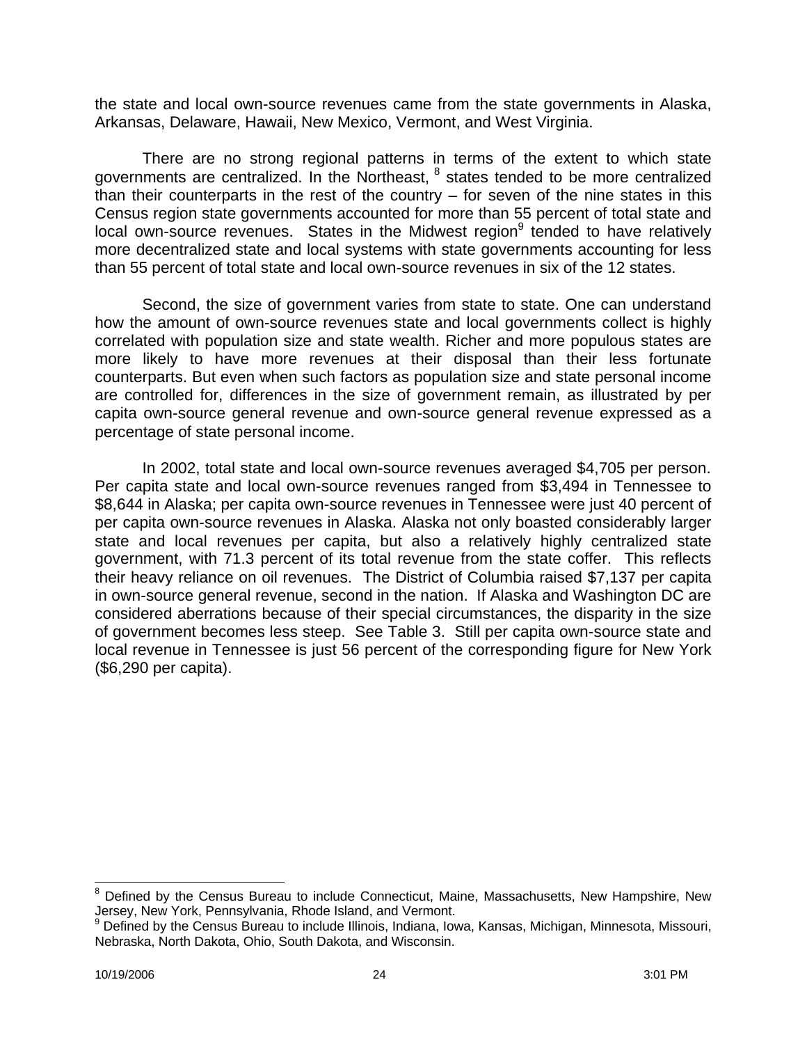the state and local own-source revenues came from the state governments in Alaska, Arkansas, Delaware, Hawaii, New Mexico, Vermont, and West Virginia.

There are no strong regional patterns in terms of the extent to which state governments are centralized. In the Northeast, [8] states tended to be more centralized than their counterparts in the rest of the country – for seven of the nine states in this Census region state governments accounted for more than 55 percent of total state and local own-source revenues. States in the Midwest region[9] tended to have relatively more decentralized state and local systems with state governments accounting for less than 55 percent of total state and local own-source revenues in six of the 12 states.

Second, the size of government varies from state to state. One can understand how the amount of own-source revenues state and local governments collect is highly correlated with population size and state wealth. Richer and more populous states are more likely to have more revenues at their disposal than their less fortunate counterparts. But even when such factors as population size and state personal income are controlled for, differences in the size of government remain, as illustrated by per capita own-source general revenue and own-source general revenue expressed as a percentage of state personal income.

In 2002, total state and local own-source revenues averaged $4,705 per person. Per capita state and local own-source revenues ranged from $3,494 in Tennessee to $8,644 in Alaska; per capita own-source revenues in Tennessee were just 40 percent of per capita own-source revenues in Alaska. Alaska not only boasted considerably larger state and local revenues per capita, but also a relatively highly centralized state government, with 71.3 percent of its total revenue from the state coffer. This reflects their heavy reliance on oil revenues. The District of Columbia raised $7,137 per capita in own-source general revenue, second in the nation. If Alaska and Washington DC are considered aberrations because of their special circumstances, the disparity in the size of government becomes less steep. See Table 3. Still per capita own-source state and local revenue in Tennessee is just 56 percent of the corresponding figure for New York ($6,290 per capita).

[8] Defined by the Census Bureau to include Connecticut, Maine, Massachusetts, New Hampshire, New Jersey, New York, Pennsylvania, Rhode Island, and Vermont.

[9] Defined by the Census Bureau to include Illinois, Indiana, Iowa, Kansas, Michigan, Minnesota, Missouri, Nebraska, North Dakota, Ohio, South Dakota, and Wisconsin.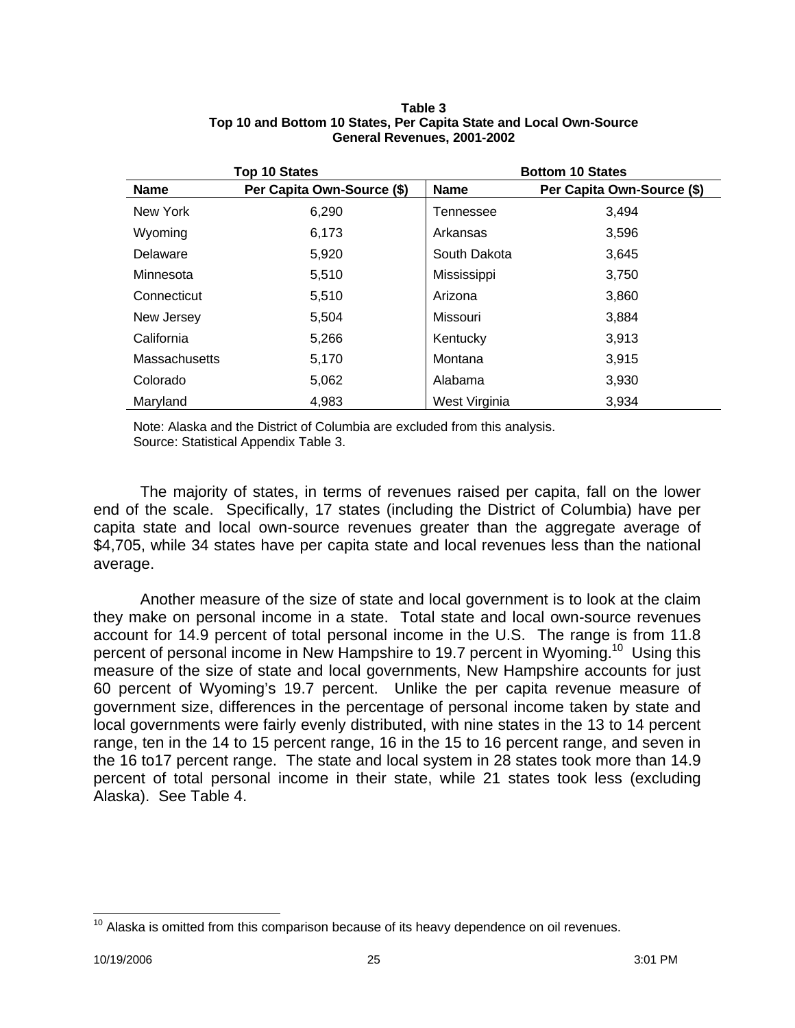**Table 3**
**Top 10 and Bottom 10 States, Per Capita State and Local Own-Source General Revenues, 2001-2002**

| Top 10 States | | Bottom 10 States | |
|---|---|---|---|
| **Name** | **Per Capita Own-Source ($)** | **Name** | **Per Capita Own-Source ($)** |
| New York | 6,290 | Tennessee | 3,494 |
| Wyoming | 6,173 | Arkansas | 3,596 |
| Delaware | 5,920 | South Dakota | 3,645 |
| Minnesota | 5,510 | Mississippi | 3,750 |
| Connecticut | 5,510 | Arizona | 3,860 |
| New Jersey | 5,504 | Missouri | 3,884 |
| California | 5,266 | Kentucky | 3,913 |
| Massachusetts | 5,170 | Montana | 3,915 |
| Colorado | 5,062 | Alabama | 3,930 |
| Maryland | 4,983 | West Virginia | 3,934 |

Note: Alaska and the District of Columbia are excluded from this analysis.
Source: Statistical Appendix Table 3.

The majority of states, in terms of revenues raised per capita, fall on the lower end of the scale. Specifically, 17 states (including the District of Columbia) have per capita state and local own-source revenues greater than the aggregate average of $4,705, while 34 states have per capita state and local revenues less than the national average.

Another measure of the size of state and local government is to look at the claim they make on personal income in a state. Total state and local own-source revenues account for 14.9 percent of total personal income in the U.S. The range is from 11.8 percent of personal income in New Hampshire to 19.7 percent in Wyoming.[10] Using this measure of the size of state and local governments, New Hampshire accounts for just 60 percent of Wyoming's 19.7 percent. Unlike the per capita revenue measure of government size, differences in the percentage of personal income taken by state and local governments were fairly evenly distributed, with nine states in the 13 to 14 percent range, ten in the 14 to 15 percent range, 16 in the 15 to 16 percent range, and seven in the 16 to17 percent range. The state and local system in 28 states took more than 14.9 percent of total personal income in their state, while 21 states took less (excluding Alaska). See Table 4.

[10] Alaska is omitted from this comparison because of its heavy dependence on oil revenues.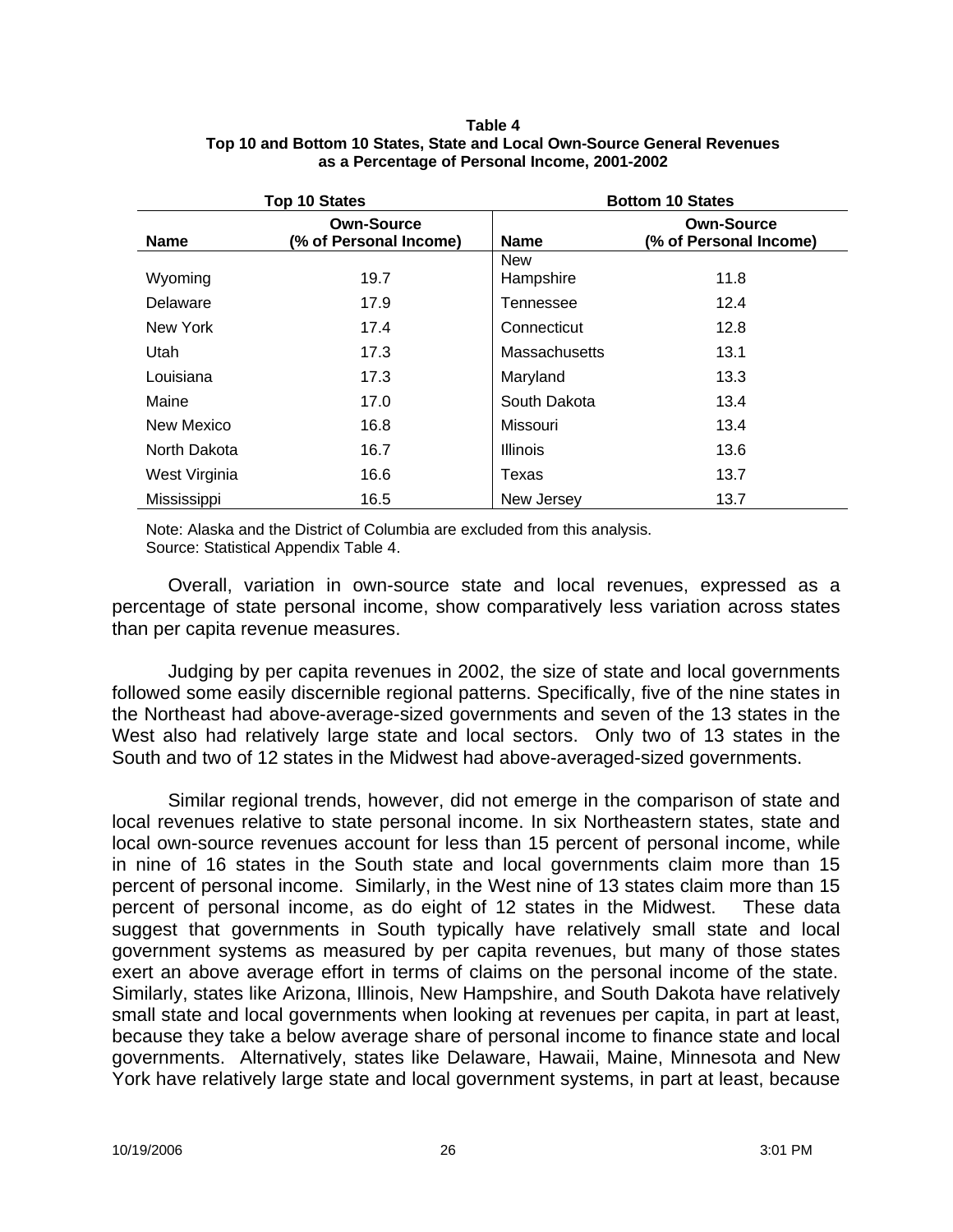**Table 4**
**Top 10 and Bottom 10 States, State and Local Own-Source General Revenues as a Percentage of Personal Income, 2001-2002**

| Top 10 States | | Bottom 10 States | |
|---|---|---|---|
| **Name** | **Own-Source (% of Personal Income)** | **Name** | **Own-Source (% of Personal Income)** |
| Wyoming | 19.7 | New Hampshire | 11.8 |
| Delaware | 17.9 | Tennessee | 12.4 |
| New York | 17.4 | Connecticut | 12.8 |
| Utah | 17.3 | Massachusetts | 13.1 |
| Louisiana | 17.3 | Maryland | 13.3 |
| Maine | 17.0 | South Dakota | 13.4 |
| New Mexico | 16.8 | Missouri | 13.4 |
| North Dakota | 16.7 | Illinois | 13.6 |
| West Virginia | 16.6 | Texas | 13.7 |
| Mississippi | 16.5 | New Jersey | 13.7 |

Note: Alaska and the District of Columbia are excluded from this analysis.
Source: Statistical Appendix Table 4.

Overall, variation in own-source state and local revenues, expressed as a percentage of state personal income, show comparatively less variation across states than per capita revenue measures.

Judging by per capita revenues in 2002, the size of state and local governments followed some easily discernible regional patterns. Specifically, five of the nine states in the Northeast had above-average-sized governments and seven of the 13 states in the West also had relatively large state and local sectors. Only two of 13 states in the South and two of 12 states in the Midwest had above-averaged-sized governments.

Similar regional trends, however, did not emerge in the comparison of state and local revenues relative to state personal income. In six Northeastern states, state and local own-source revenues account for less than 15 percent of personal income, while in nine of 16 states in the South state and local governments claim more than 15 percent of personal income. Similarly, in the West nine of 13 states claim more than 15 percent of personal income, as do eight of 12 states in the Midwest. These data suggest that governments in South typically have relatively small state and local government systems as measured by per capita revenues, but many of those states exert an above average effort in terms of claims on the personal income of the state. Similarly, states like Arizona, Illinois, New Hampshire, and South Dakota have relatively small state and local governments when looking at revenues per capita, in part at least, because they take a below average share of personal income to finance state and local governments. Alternatively, states like Delaware, Hawaii, Maine, Minnesota and New York have relatively large state and local government systems, in part at least, because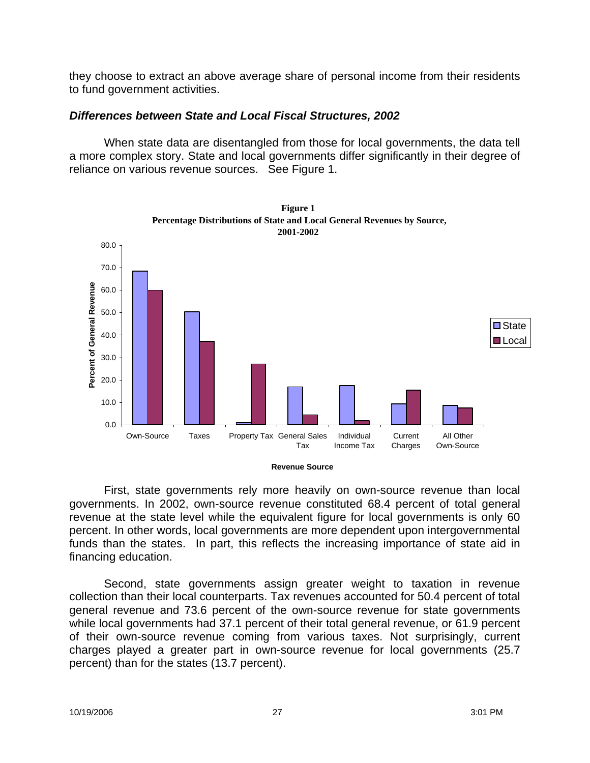they choose to extract an above average share of personal income from their residents to fund government activities.

### *Differences between State and Local Fiscal Structures, 2002*

When state data are disentangled from those for local governments, the data tell a more complex story. State and local governments differ significantly in their degree of reliance on various revenue sources. See Figure 1.

**Figure 1**
**Percentage Distributions of State and Local General Revenues by Source, 2001-2002**

First, state governments rely more heavily on own-source revenue than local governments. In 2002, own-source revenue constituted 68.4 percent of total general revenue at the state level while the equivalent figure for local governments is only 60 percent. In other words, local governments are more dependent upon intergovernmental funds than the states. In part, this reflects the increasing importance of state aid in financing education.

Second, state governments assign greater weight to taxation in revenue collection than their local counterparts. Tax revenues accounted for 50.4 percent of total general revenue and 73.6 percent of the own-source revenue for state governments while local governments had 37.1 percent of their total general revenue, or 61.9 percent of their own-source revenue coming from various taxes. Not surprisingly, current charges played a greater part in own-source revenue for local governments (25.7 percent) than for the states (13.7 percent).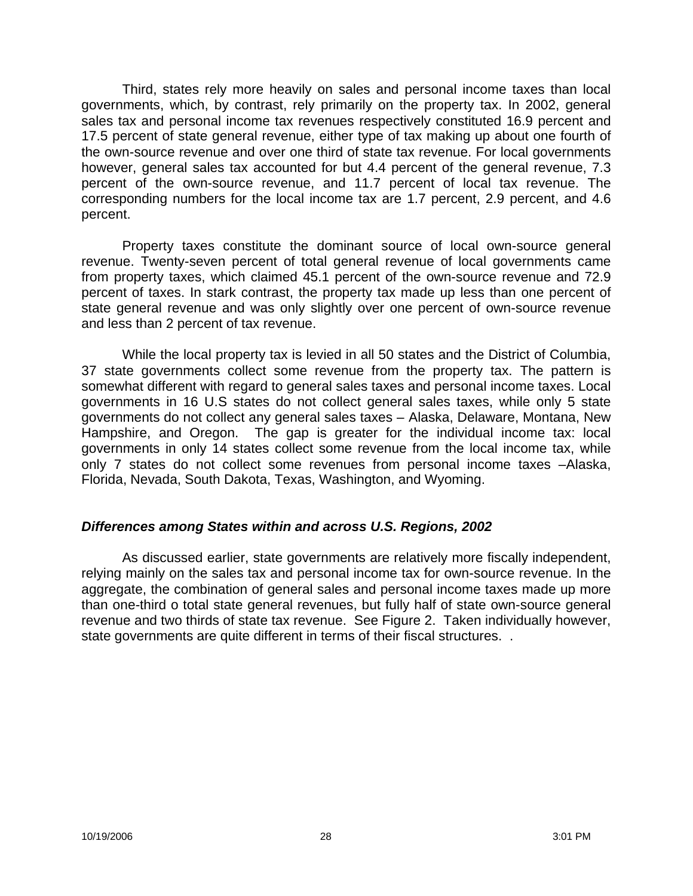Third, states rely more heavily on sales and personal income taxes than local governments, which, by contrast, rely primarily on the property tax. In 2002, general sales tax and personal income tax revenues respectively constituted 16.9 percent and 17.5 percent of state general revenue, either type of tax making up about one fourth of the own-source revenue and over one third of state tax revenue. For local governments however, general sales tax accounted for but 4.4 percent of the general revenue, 7.3 percent of the own-source revenue, and 11.7 percent of local tax revenue. The corresponding numbers for the local income tax are 1.7 percent, 2.9 percent, and 4.6 percent.

Property taxes constitute the dominant source of local own-source general revenue. Twenty-seven percent of total general revenue of local governments came from property taxes, which claimed 45.1 percent of the own-source revenue and 72.9 percent of taxes. In stark contrast, the property tax made up less than one percent of state general revenue and was only slightly over one percent of own-source revenue and less than 2 percent of tax revenue.

While the local property tax is levied in all 50 states and the District of Columbia, 37 state governments collect some revenue from the property tax. The pattern is somewhat different with regard to general sales taxes and personal income taxes. Local governments in 16 U.S states do not collect general sales taxes, while only 5 state governments do not collect any general sales taxes – Alaska, Delaware, Montana, New Hampshire, and Oregon. The gap is greater for the individual income tax: local governments in only 14 states collect some revenue from the local income tax, while only 7 states do not collect some revenues from personal income taxes –Alaska, Florida, Nevada, South Dakota, Texas, Washington, and Wyoming.

### *Differences among States within and across U.S. Regions, 2002*

As discussed earlier, state governments are relatively more fiscally independent, relying mainly on the sales tax and personal income tax for own-source revenue. In the aggregate, the combination of general sales and personal income taxes made up more than one-third o total state general revenues, but fully half of state own-source general revenue and two thirds of state tax revenue. See Figure 2. Taken individually however, state governments are quite different in terms of their fiscal structures. .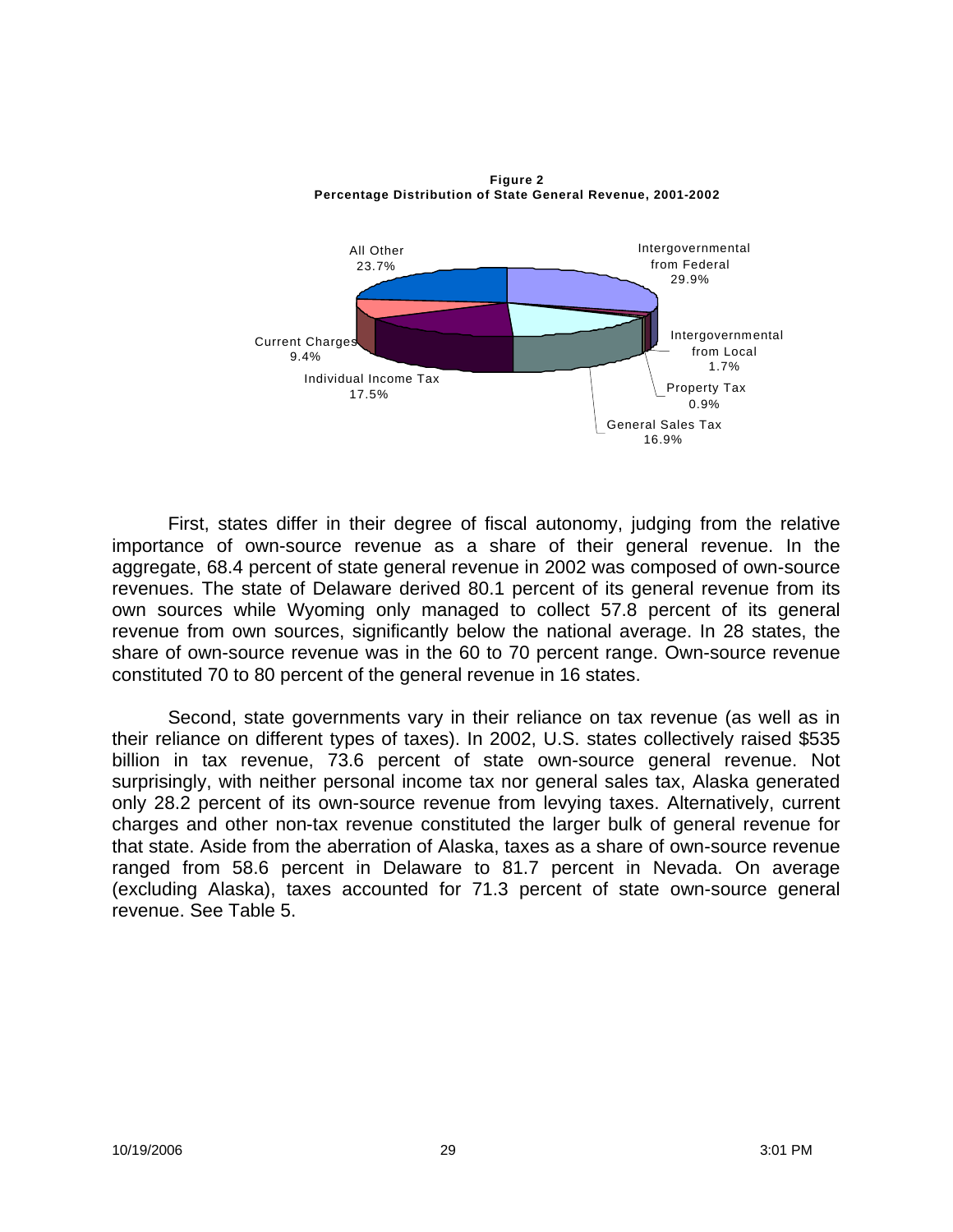**Figure 2**
**Percentage Distribution of State General Revenue, 2001-2002**

| Category | Percent |
|---|---|
| Intergovernmental from Federal | 29.9% |
| Intergovernmental from Local | 1.7% |
| Property Tax | 0.9% |
| General Sales Tax | 16.9% |
| Individual Income Tax | 17.5% |
| Current Charges | 9.4% |
| All Other | 23.7% |

First, states differ in their degree of fiscal autonomy, judging from the relative importance of own-source revenue as a share of their general revenue. In the aggregate, 68.4 percent of state general revenue in 2002 was composed of own-source revenues. The state of Delaware derived 80.1 percent of its general revenue from its own sources while Wyoming only managed to collect 57.8 percent of its general revenue from own sources, significantly below the national average. In 28 states, the share of own-source revenue was in the 60 to 70 percent range. Own-source revenue constituted 70 to 80 percent of the general revenue in 16 states.

Second, state governments vary in their reliance on tax revenue (as well as in their reliance on different types of taxes). In 2002, U.S. states collectively raised $535 billion in tax revenue, 73.6 percent of state own-source general revenue. Not surprisingly, with neither personal income tax nor general sales tax, Alaska generated only 28.2 percent of its own-source revenue from levying taxes. Alternatively, current charges and other non-tax revenue constituted the larger bulk of general revenue for that state. Aside from the aberration of Alaska, taxes as a share of own-source revenue ranged from 58.6 percent in Delaware to 81.7 percent in Nevada. On average (excluding Alaska), taxes accounted for 71.3 percent of state own-source general revenue. See Table 5.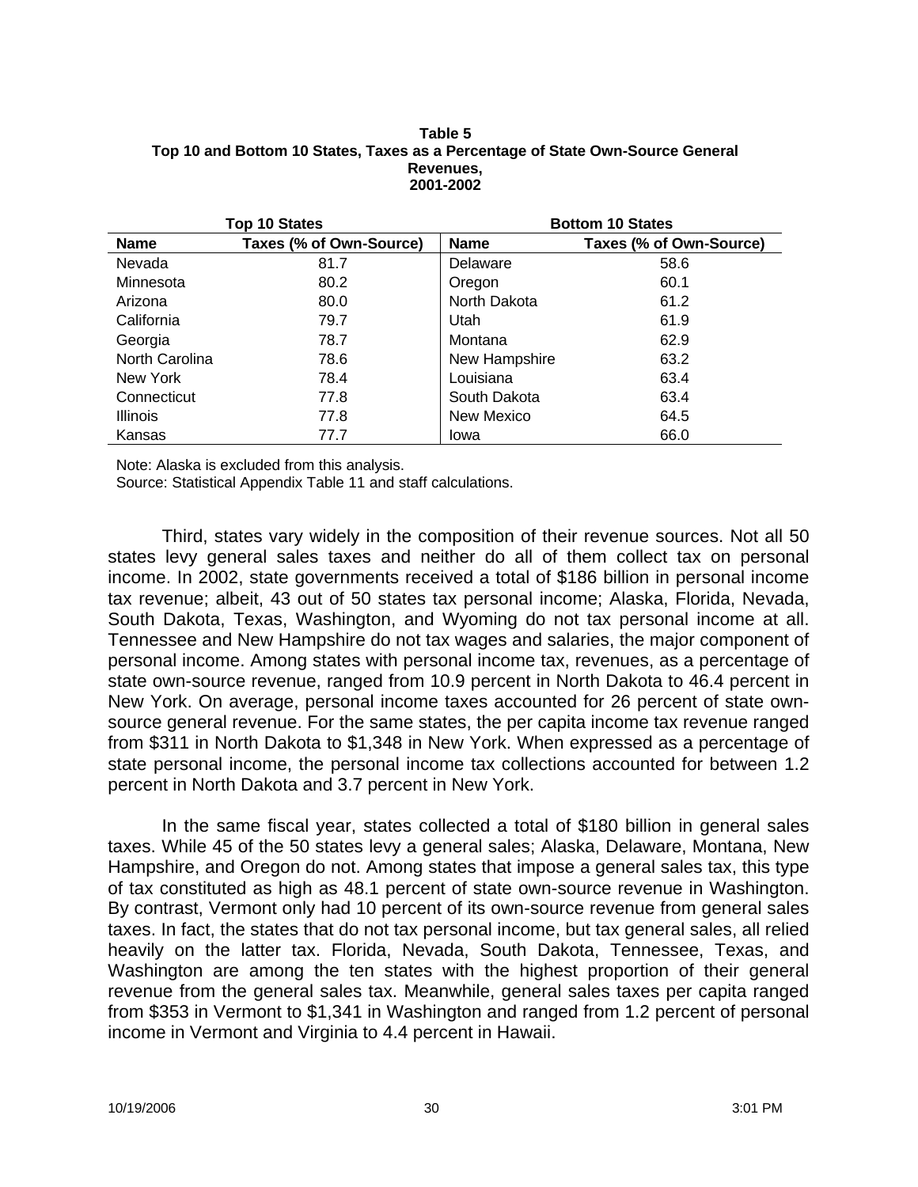**Table 5**
**Top 10 and Bottom 10 States, Taxes as a Percentage of State Own-Source General Revenues,**
**2001-2002**

| Top 10 States | | Bottom 10 States | |
|---|---|---|---|
| **Name** | **Taxes (% of Own-Source)** | **Name** | **Taxes (% of Own-Source)** |
| Nevada | 81.7 | Delaware | 58.6 |
| Minnesota | 80.2 | Oregon | 60.1 |
| Arizona | 80.0 | North Dakota | 61.2 |
| California | 79.7 | Utah | 61.9 |
| Georgia | 78.7 | Montana | 62.9 |
| North Carolina | 78.6 | New Hampshire | 63.2 |
| New York | 78.4 | Louisiana | 63.4 |
| Connecticut | 77.8 | South Dakota | 63.4 |
| Illinois | 77.8 | New Mexico | 64.5 |
| Kansas | 77.7 | Iowa | 66.0 |

Note: Alaska is excluded from this analysis.
Source: Statistical Appendix Table 11 and staff calculations.

Third, states vary widely in the composition of their revenue sources. Not all 50 states levy general sales taxes and neither do all of them collect tax on personal income. In 2002, state governments received a total of $186 billion in personal income tax revenue; albeit, 43 out of 50 states tax personal income; Alaska, Florida, Nevada, South Dakota, Texas, Washington, and Wyoming do not tax personal income at all. Tennessee and New Hampshire do not tax wages and salaries, the major component of personal income. Among states with personal income tax, revenues, as a percentage of state own-source revenue, ranged from 10.9 percent in North Dakota to 46.4 percent in New York. On average, personal income taxes accounted for 26 percent of state own-source general revenue. For the same states, the per capita income tax revenue ranged from $311 in North Dakota to $1,348 in New York. When expressed as a percentage of state personal income, the personal income tax collections accounted for between 1.2 percent in North Dakota and 3.7 percent in New York.

In the same fiscal year, states collected a total of $180 billion in general sales taxes. While 45 of the 50 states levy a general sales; Alaska, Delaware, Montana, New Hampshire, and Oregon do not. Among states that impose a general sales tax, this type of tax constituted as high as 48.1 percent of state own-source revenue in Washington. By contrast, Vermont only had 10 percent of its own-source revenue from general sales taxes. In fact, the states that do not tax personal income, but tax general sales, all relied heavily on the latter tax. Florida, Nevada, South Dakota, Tennessee, Texas, and Washington are among the ten states with the highest proportion of their general revenue from the general sales tax. Meanwhile, general sales taxes per capita ranged from $353 in Vermont to $1,341 in Washington and ranged from 1.2 percent of personal income in Vermont and Virginia to 4.4 percent in Hawaii.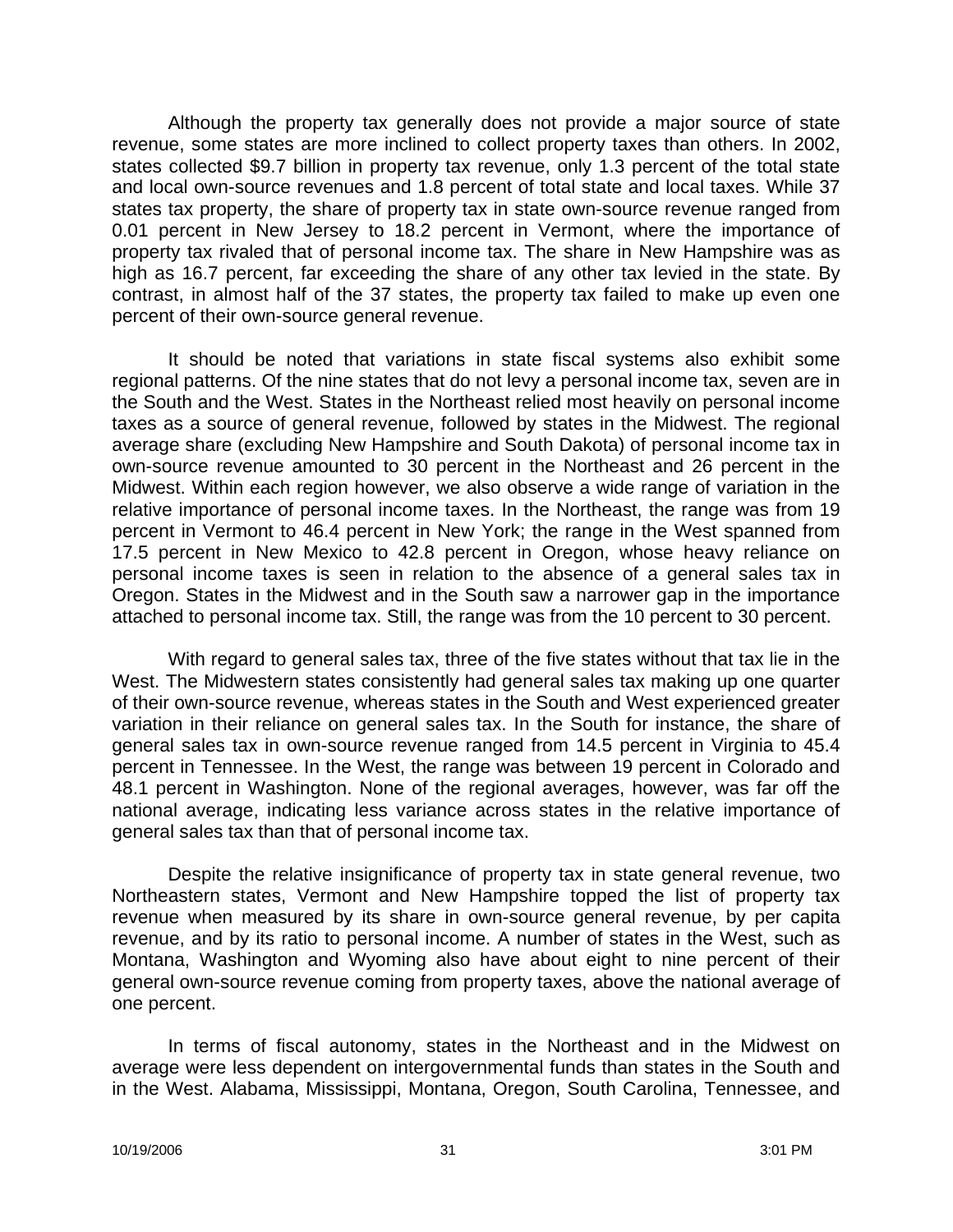Although the property tax generally does not provide a major source of state revenue, some states are more inclined to collect property taxes than others. In 2002, states collected $9.7 billion in property tax revenue, only 1.3 percent of the total state and local own-source revenues and 1.8 percent of total state and local taxes. While 37 states tax property, the share of property tax in state own-source revenue ranged from 0.01 percent in New Jersey to 18.2 percent in Vermont, where the importance of property tax rivaled that of personal income tax. The share in New Hampshire was as high as 16.7 percent, far exceeding the share of any other tax levied in the state. By contrast, in almost half of the 37 states, the property tax failed to make up even one percent of their own-source general revenue.

It should be noted that variations in state fiscal systems also exhibit some regional patterns. Of the nine states that do not levy a personal income tax, seven are in the South and the West. States in the Northeast relied most heavily on personal income taxes as a source of general revenue, followed by states in the Midwest. The regional average share (excluding New Hampshire and South Dakota) of personal income tax in own-source revenue amounted to 30 percent in the Northeast and 26 percent in the Midwest. Within each region however, we also observe a wide range of variation in the relative importance of personal income taxes. In the Northeast, the range was from 19 percent in Vermont to 46.4 percent in New York; the range in the West spanned from 17.5 percent in New Mexico to 42.8 percent in Oregon, whose heavy reliance on personal income taxes is seen in relation to the absence of a general sales tax in Oregon. States in the Midwest and in the South saw a narrower gap in the importance attached to personal income tax. Still, the range was from the 10 percent to 30 percent.

With regard to general sales tax, three of the five states without that tax lie in the West. The Midwestern states consistently had general sales tax making up one quarter of their own-source revenue, whereas states in the South and West experienced greater variation in their reliance on general sales tax. In the South for instance, the share of general sales tax in own-source revenue ranged from 14.5 percent in Virginia to 45.4 percent in Tennessee. In the West, the range was between 19 percent in Colorado and 48.1 percent in Washington. None of the regional averages, however, was far off the national average, indicating less variance across states in the relative importance of general sales tax than that of personal income tax.

Despite the relative insignificance of property tax in state general revenue, two Northeastern states, Vermont and New Hampshire topped the list of property tax revenue when measured by its share in own-source general revenue, by per capita revenue, and by its ratio to personal income. A number of states in the West, such as Montana, Washington and Wyoming also have about eight to nine percent of their general own-source revenue coming from property taxes, above the national average of one percent.

In terms of fiscal autonomy, states in the Northeast and in the Midwest on average were less dependent on intergovernmental funds than states in the South and in the West. Alabama, Mississippi, Montana, Oregon, South Carolina, Tennessee, and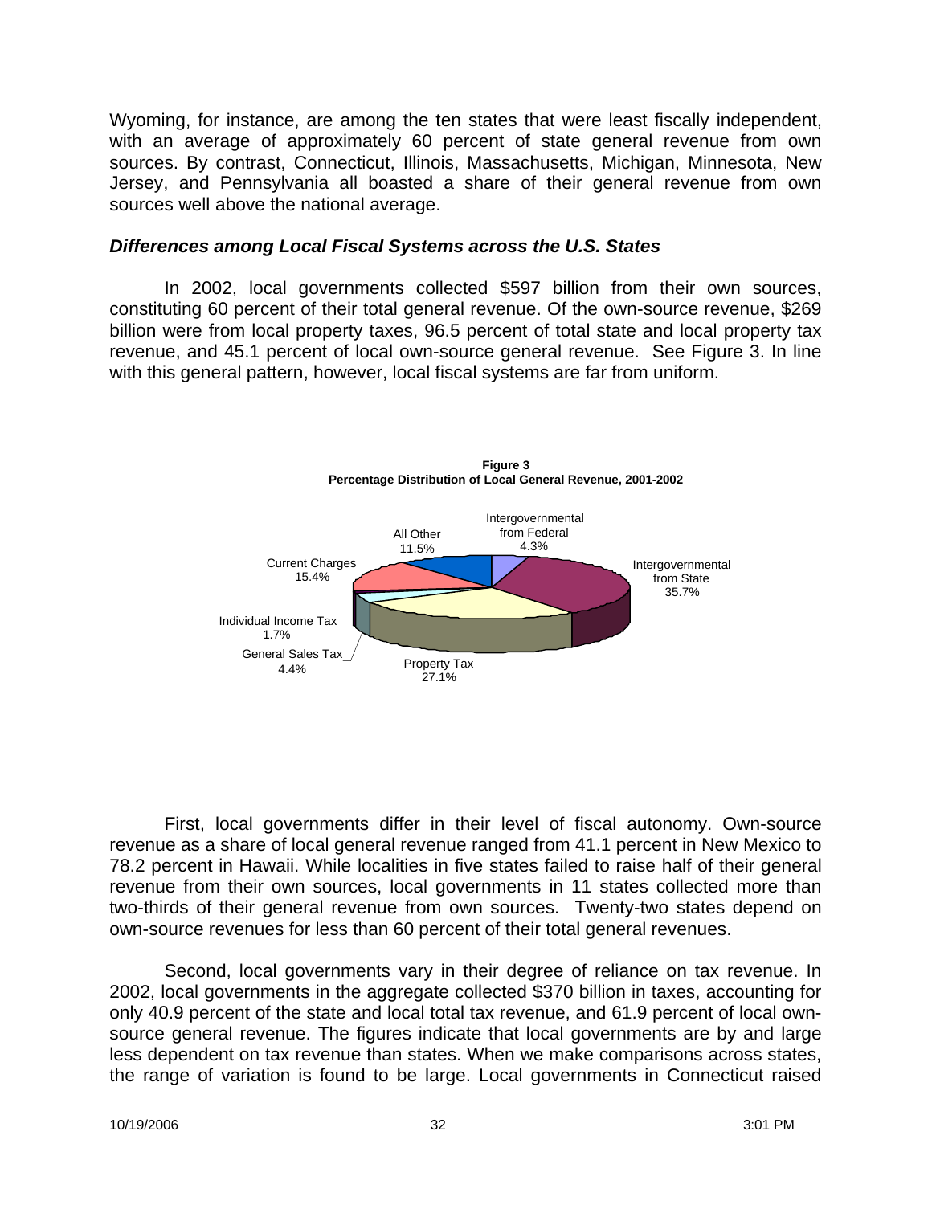Wyoming, for instance, are among the ten states that were least fiscally independent, with an average of approximately 60 percent of state general revenue from own sources. By contrast, Connecticut, Illinois, Massachusetts, Michigan, Minnesota, New Jersey, and Pennsylvania all boasted a share of their general revenue from own sources well above the national average.

### *Differences among Local Fiscal Systems across the U.S. States*

In 2002, local governments collected $597 billion from their own sources, constituting 60 percent of their total general revenue. Of the own-source revenue, $269 billion were from local property taxes, 96.5 percent of total state and local property tax revenue, and 45.1 percent of local own-source general revenue. See Figure 3. In line with this general pattern, however, local fiscal systems are far from uniform.

**Figure 3**
**Percentage Distribution of Local General Revenue, 2001-2002**

| Category | Percent |
|---|---|
| Intergovernmental from Federal | 4.3% |
| Intergovernmental from State | 35.7% |
| Property Tax | 27.1% |
| General Sales Tax | 4.4% |
| Individual Income Tax | 1.7% |
| Current Charges | 15.4% |
| All Other | 11.5% |

First, local governments differ in their level of fiscal autonomy. Own-source revenue as a share of local general revenue ranged from 41.1 percent in New Mexico to 78.2 percent in Hawaii. While localities in five states failed to raise half of their general revenue from their own sources, local governments in 11 states collected more than two-thirds of their general revenue from own sources. Twenty-two states depend on own-source revenues for less than 60 percent of their total general revenues.

Second, local governments vary in their degree of reliance on tax revenue. In 2002, local governments in the aggregate collected $370 billion in taxes, accounting for only 40.9 percent of the state and local total tax revenue, and 61.9 percent of local own-source general revenue. The figures indicate that local governments are by and large less dependent on tax revenue than states. When we make comparisons across states, the range of variation is found to be large. Local governments in Connecticut raised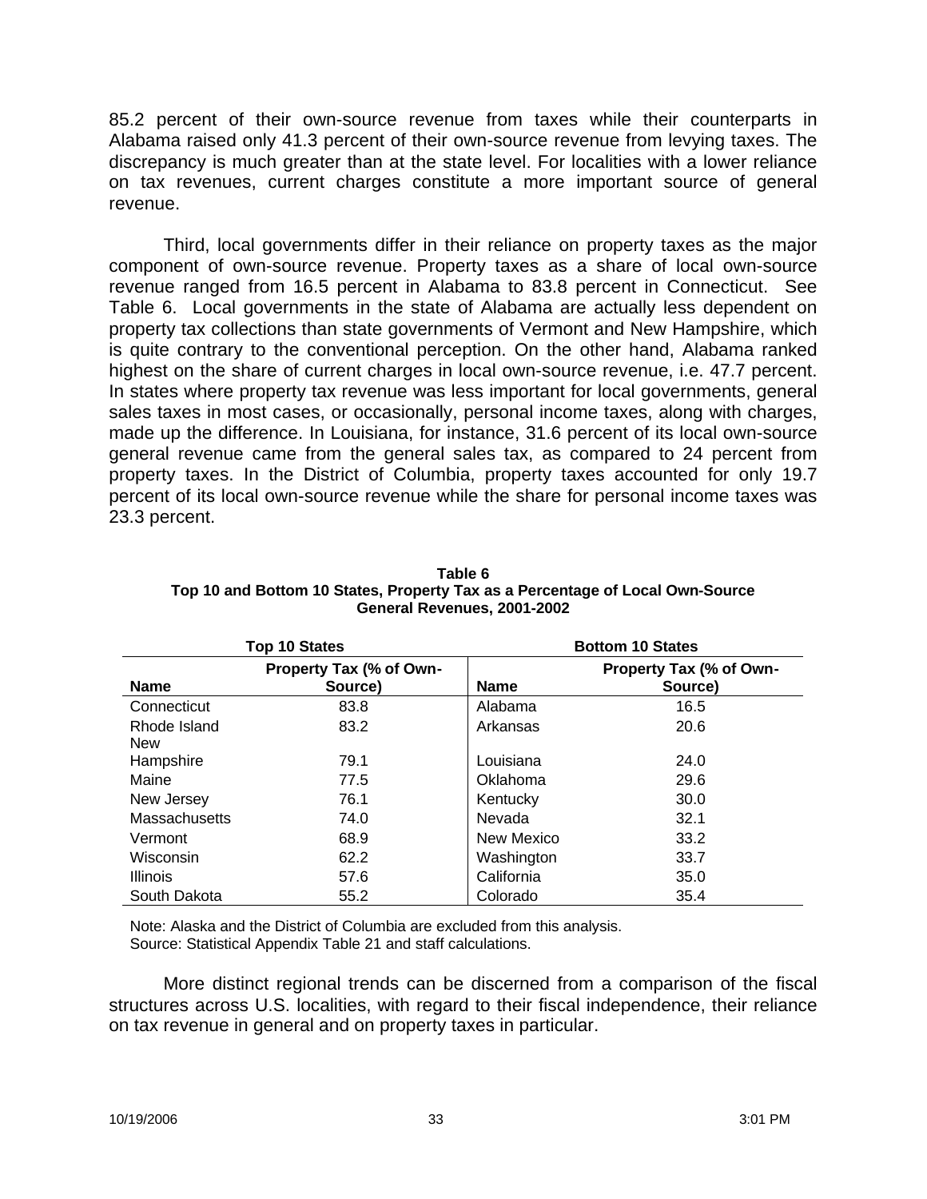85.2 percent of their own-source revenue from taxes while their counterparts in Alabama raised only 41.3 percent of their own-source revenue from levying taxes. The discrepancy is much greater than at the state level. For localities with a lower reliance on tax revenues, current charges constitute a more important source of general revenue.

Third, local governments differ in their reliance on property taxes as the major component of own-source revenue. Property taxes as a share of local own-source revenue ranged from 16.5 percent in Alabama to 83.8 percent in Connecticut. See Table 6. Local governments in the state of Alabama are actually less dependent on property tax collections than state governments of Vermont and New Hampshire, which is quite contrary to the conventional perception. On the other hand, Alabama ranked highest on the share of current charges in local own-source revenue, i.e. 47.7 percent. In states where property tax revenue was less important for local governments, general sales taxes in most cases, or occasionally, personal income taxes, along with charges, made up the difference. In Louisiana, for instance, 31.6 percent of its local own-source general revenue came from the general sales tax, as compared to 24 percent from property taxes. In the District of Columbia, property taxes accounted for only 19.7 percent of its local own-source revenue while the share for personal income taxes was 23.3 percent.

**Table 6**
**Top 10 and Bottom 10 States, Property Tax as a Percentage of Local Own-Source General Revenues, 2001-2002**

| Top 10 States | | Bottom 10 States | |
|---|---|---|---|
| **Name** | **Property Tax (% of Own-Source)** | **Name** | **Property Tax (% of Own-Source)** |
| Connecticut | 83.8 | Alabama | 16.5 |
| Rhode Island | 83.2 | Arkansas | 20.6 |
| New Hampshire | 79.1 | Louisiana | 24.0 |
| Maine | 77.5 | Oklahoma | 29.6 |
| New Jersey | 76.1 | Kentucky | 30.0 |
| Massachusetts | 74.0 | Nevada | 32.1 |
| Vermont | 68.9 | New Mexico | 33.2 |
| Wisconsin | 62.2 | Washington | 33.7 |
| Illinois | 57.6 | California | 35.0 |
| South Dakota | 55.2 | Colorado | 35.4 |

Note: Alaska and the District of Columbia are excluded from this analysis.
Source: Statistical Appendix Table 21 and staff calculations.

More distinct regional trends can be discerned from a comparison of the fiscal structures across U.S. localities, with regard to their fiscal independence, their reliance on tax revenue in general and on property taxes in particular.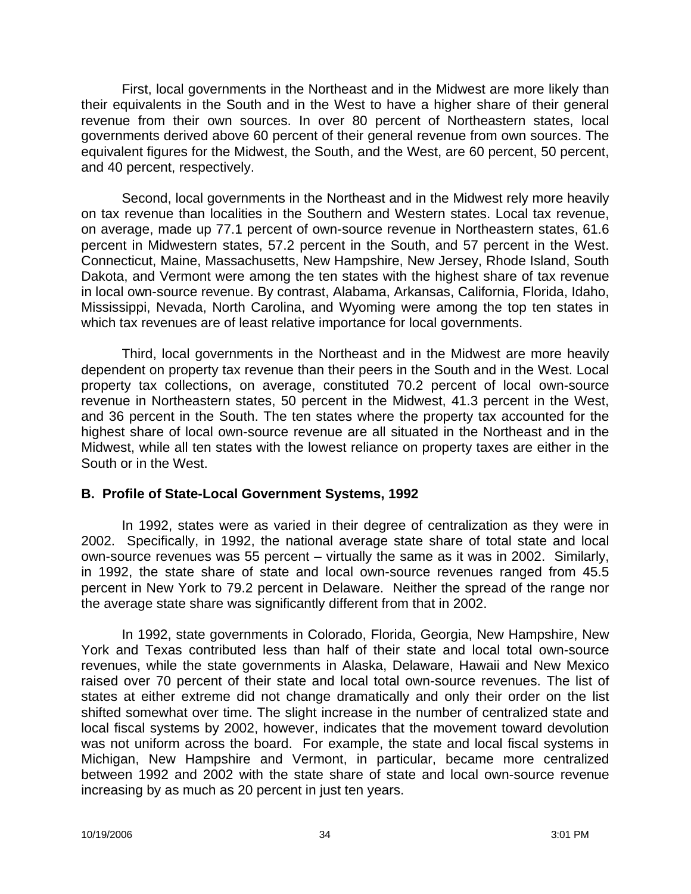First, local governments in the Northeast and in the Midwest are more likely than their equivalents in the South and in the West to have a higher share of their general revenue from their own sources. In over 80 percent of Northeastern states, local governments derived above 60 percent of their general revenue from own sources. The equivalent figures for the Midwest, the South, and the West, are 60 percent, 50 percent, and 40 percent, respectively.

Second, local governments in the Northeast and in the Midwest rely more heavily on tax revenue than localities in the Southern and Western states. Local tax revenue, on average, made up 77.1 percent of own-source revenue in Northeastern states, 61.6 percent in Midwestern states, 57.2 percent in the South, and 57 percent in the West. Connecticut, Maine, Massachusetts, New Hampshire, New Jersey, Rhode Island, South Dakota, and Vermont were among the ten states with the highest share of tax revenue in local own-source revenue. By contrast, Alabama, Arkansas, California, Florida, Idaho, Mississippi, Nevada, North Carolina, and Wyoming were among the top ten states in which tax revenues are of least relative importance for local governments.

Third, local governments in the Northeast and in the Midwest are more heavily dependent on property tax revenue than their peers in the South and in the West. Local property tax collections, on average, constituted 70.2 percent of local own-source revenue in Northeastern states, 50 percent in the Midwest, 41.3 percent in the West, and 36 percent in the South. The ten states where the property tax accounted for the highest share of local own-source revenue are all situated in the Northeast and in the Midwest, while all ten states with the lowest reliance on property taxes are either in the South or in the West.

### B. Profile of State-Local Government Systems, 1992

In 1992, states were as varied in their degree of centralization as they were in 2002. Specifically, in 1992, the national average state share of total state and local own-source revenues was 55 percent – virtually the same as it was in 2002. Similarly, in 1992, the state share of state and local own-source revenues ranged from 45.5 percent in New York to 79.2 percent in Delaware. Neither the spread of the range nor the average state share was significantly different from that in 2002.

In 1992, state governments in Colorado, Florida, Georgia, New Hampshire, New York and Texas contributed less than half of their state and local total own-source revenues, while the state governments in Alaska, Delaware, Hawaii and New Mexico raised over 70 percent of their state and local total own-source revenues. The list of states at either extreme did not change dramatically and only their order on the list shifted somewhat over time. The slight increase in the number of centralized state and local fiscal systems by 2002, however, indicates that the movement toward devolution was not uniform across the board. For example, the state and local fiscal systems in Michigan, New Hampshire and Vermont, in particular, became more centralized between 1992 and 2002 with the state share of state and local own-source revenue increasing by as much as 20 percent in just ten years.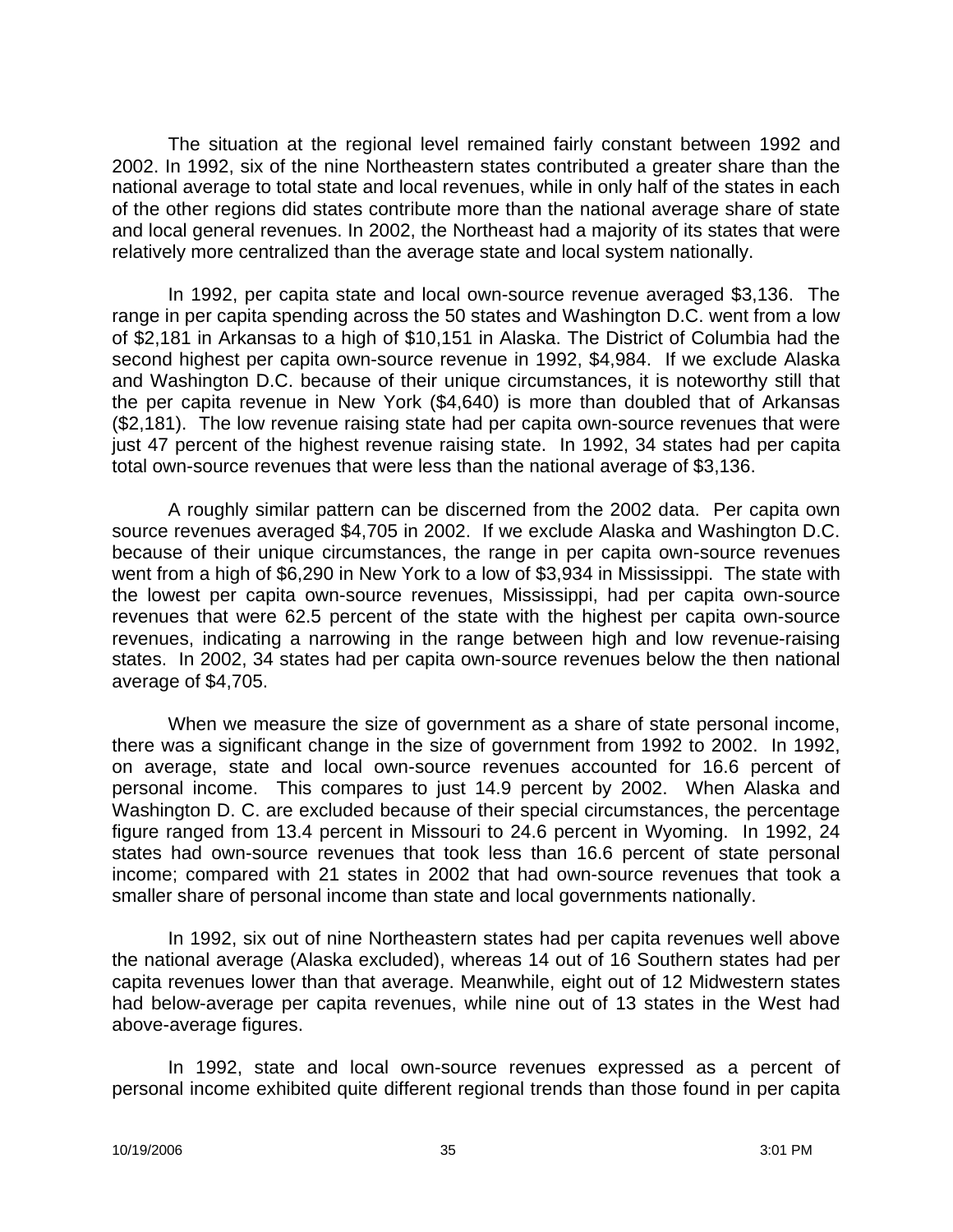The situation at the regional level remained fairly constant between 1992 and 2002. In 1992, six of the nine Northeastern states contributed a greater share than the national average to total state and local revenues, while in only half of the states in each of the other regions did states contribute more than the national average share of state and local general revenues. In 2002, the Northeast had a majority of its states that were relatively more centralized than the average state and local system nationally.

In 1992, per capita state and local own-source revenue averaged $3,136. The range in per capita spending across the 50 states and Washington D.C. went from a low of $2,181 in Arkansas to a high of $10,151 in Alaska. The District of Columbia had the second highest per capita own-source revenue in 1992, $4,984. If we exclude Alaska and Washington D.C. because of their unique circumstances, it is noteworthy still that the per capita revenue in New York ($4,640) is more than doubled that of Arkansas ($2,181). The low revenue raising state had per capita own-source revenues that were just 47 percent of the highest revenue raising state. In 1992, 34 states had per capita total own-source revenues that were less than the national average of $3,136.

A roughly similar pattern can be discerned from the 2002 data. Per capita own source revenues averaged $4,705 in 2002. If we exclude Alaska and Washington D.C. because of their unique circumstances, the range in per capita own-source revenues went from a high of $6,290 in New York to a low of $3,934 in Mississippi. The state with the lowest per capita own-source revenues, Mississippi, had per capita own-source revenues that were 62.5 percent of the state with the highest per capita own-source revenues, indicating a narrowing in the range between high and low revenue-raising states. In 2002, 34 states had per capita own-source revenues below the then national average of $4,705.

When we measure the size of government as a share of state personal income, there was a significant change in the size of government from 1992 to 2002. In 1992, on average, state and local own-source revenues accounted for 16.6 percent of personal income. This compares to just 14.9 percent by 2002. When Alaska and Washington D. C. are excluded because of their special circumstances, the percentage figure ranged from 13.4 percent in Missouri to 24.6 percent in Wyoming. In 1992, 24 states had own-source revenues that took less than 16.6 percent of state personal income; compared with 21 states in 2002 that had own-source revenues that took a smaller share of personal income than state and local governments nationally.

In 1992, six out of nine Northeastern states had per capita revenues well above the national average (Alaska excluded), whereas 14 out of 16 Southern states had per capita revenues lower than that average. Meanwhile, eight out of 12 Midwestern states had below-average per capita revenues, while nine out of 13 states in the West had above-average figures.

In 1992, state and local own-source revenues expressed as a percent of personal income exhibited quite different regional trends than those found in per capita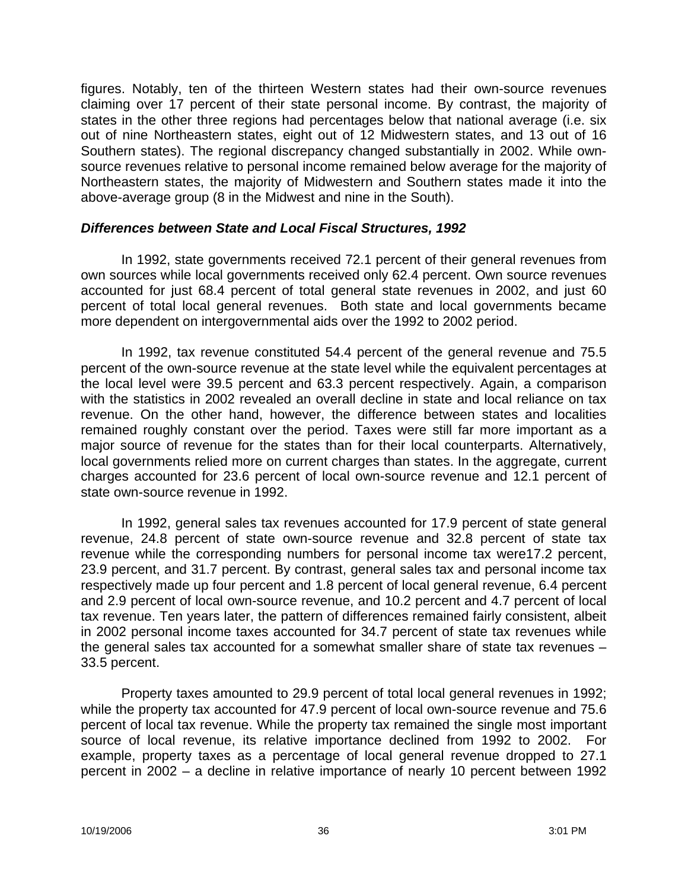figures. Notably, ten of the thirteen Western states had their own-source revenues claiming over 17 percent of their state personal income. By contrast, the majority of states in the other three regions had percentages below that national average (i.e. six out of nine Northeastern states, eight out of 12 Midwestern states, and 13 out of 16 Southern states). The regional discrepancy changed substantially in 2002. While own-source revenues relative to personal income remained below average for the majority of Northeastern states, the majority of Midwestern and Southern states made it into the above-average group (8 in the Midwest and nine in the South).

### *Differences between State and Local Fiscal Structures, 1992*

In 1992, state governments received 72.1 percent of their general revenues from own sources while local governments received only 62.4 percent. Own source revenues accounted for just 68.4 percent of total general state revenues in 2002, and just 60 percent of total local general revenues. Both state and local governments became more dependent on intergovernmental aids over the 1992 to 2002 period.

In 1992, tax revenue constituted 54.4 percent of the general revenue and 75.5 percent of the own-source revenue at the state level while the equivalent percentages at the local level were 39.5 percent and 63.3 percent respectively. Again, a comparison with the statistics in 2002 revealed an overall decline in state and local reliance on tax revenue. On the other hand, however, the difference between states and localities remained roughly constant over the period. Taxes were still far more important as a major source of revenue for the states than for their local counterparts. Alternatively, local governments relied more on current charges than states. In the aggregate, current charges accounted for 23.6 percent of local own-source revenue and 12.1 percent of state own-source revenue in 1992.

In 1992, general sales tax revenues accounted for 17.9 percent of state general revenue, 24.8 percent of state own-source revenue and 32.8 percent of state tax revenue while the corresponding numbers for personal income tax were17.2 percent, 23.9 percent, and 31.7 percent. By contrast, general sales tax and personal income tax respectively made up four percent and 1.8 percent of local general revenue, 6.4 percent and 2.9 percent of local own-source revenue, and 10.2 percent and 4.7 percent of local tax revenue. Ten years later, the pattern of differences remained fairly consistent, albeit in 2002 personal income taxes accounted for 34.7 percent of state tax revenues while the general sales tax accounted for a somewhat smaller share of state tax revenues – 33.5 percent.

Property taxes amounted to 29.9 percent of total local general revenues in 1992; while the property tax accounted for 47.9 percent of local own-source revenue and 75.6 percent of local tax revenue. While the property tax remained the single most important source of local revenue, its relative importance declined from 1992 to 2002. For example, property taxes as a percentage of local general revenue dropped to 27.1 percent in 2002 – a decline in relative importance of nearly 10 percent between 1992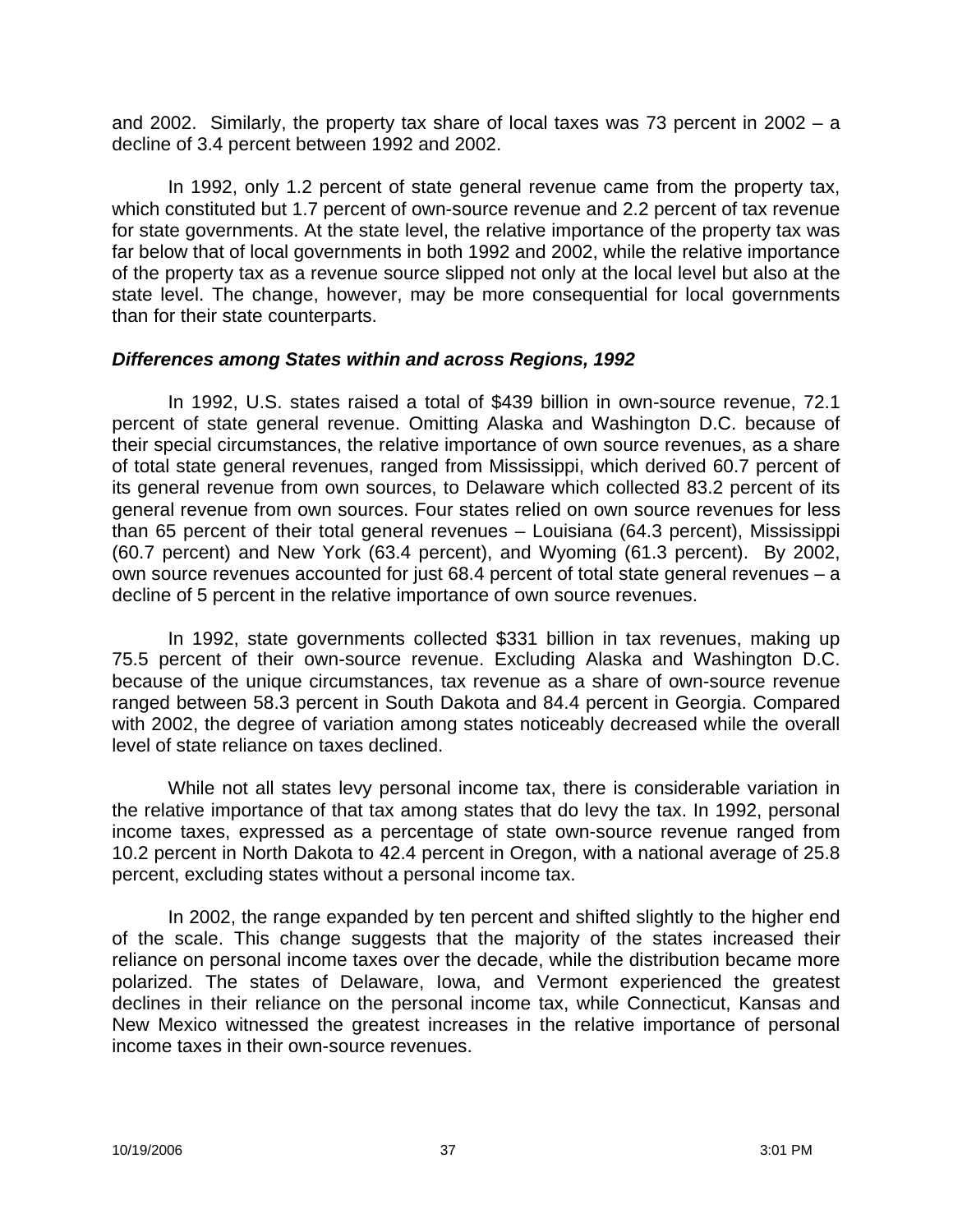and 2002. Similarly, the property tax share of local taxes was 73 percent in 2002 – a decline of 3.4 percent between 1992 and 2002.

In 1992, only 1.2 percent of state general revenue came from the property tax, which constituted but 1.7 percent of own-source revenue and 2.2 percent of tax revenue for state governments. At the state level, the relative importance of the property tax was far below that of local governments in both 1992 and 2002, while the relative importance of the property tax as a revenue source slipped not only at the local level but also at the state level. The change, however, may be more consequential for local governments than for their state counterparts.

### *Differences among States within and across Regions, 1992*

In 1992, U.S. states raised a total of $439 billion in own-source revenue, 72.1 percent of state general revenue. Omitting Alaska and Washington D.C. because of their special circumstances, the relative importance of own source revenues, as a share of total state general revenues, ranged from Mississippi, which derived 60.7 percent of its general revenue from own sources, to Delaware which collected 83.2 percent of its general revenue from own sources. Four states relied on own source revenues for less than 65 percent of their total general revenues – Louisiana (64.3 percent), Mississippi (60.7 percent) and New York (63.4 percent), and Wyoming (61.3 percent). By 2002, own source revenues accounted for just 68.4 percent of total state general revenues – a decline of 5 percent in the relative importance of own source revenues.

In 1992, state governments collected $331 billion in tax revenues, making up 75.5 percent of their own-source revenue. Excluding Alaska and Washington D.C. because of the unique circumstances, tax revenue as a share of own-source revenue ranged between 58.3 percent in South Dakota and 84.4 percent in Georgia. Compared with 2002, the degree of variation among states noticeably decreased while the overall level of state reliance on taxes declined.

While not all states levy personal income tax, there is considerable variation in the relative importance of that tax among states that do levy the tax. In 1992, personal income taxes, expressed as a percentage of state own-source revenue ranged from 10.2 percent in North Dakota to 42.4 percent in Oregon, with a national average of 25.8 percent, excluding states without a personal income tax.

In 2002, the range expanded by ten percent and shifted slightly to the higher end of the scale. This change suggests that the majority of the states increased their reliance on personal income taxes over the decade, while the distribution became more polarized. The states of Delaware, Iowa, and Vermont experienced the greatest declines in their reliance on the personal income tax, while Connecticut, Kansas and New Mexico witnessed the greatest increases in the relative importance of personal income taxes in their own-source revenues.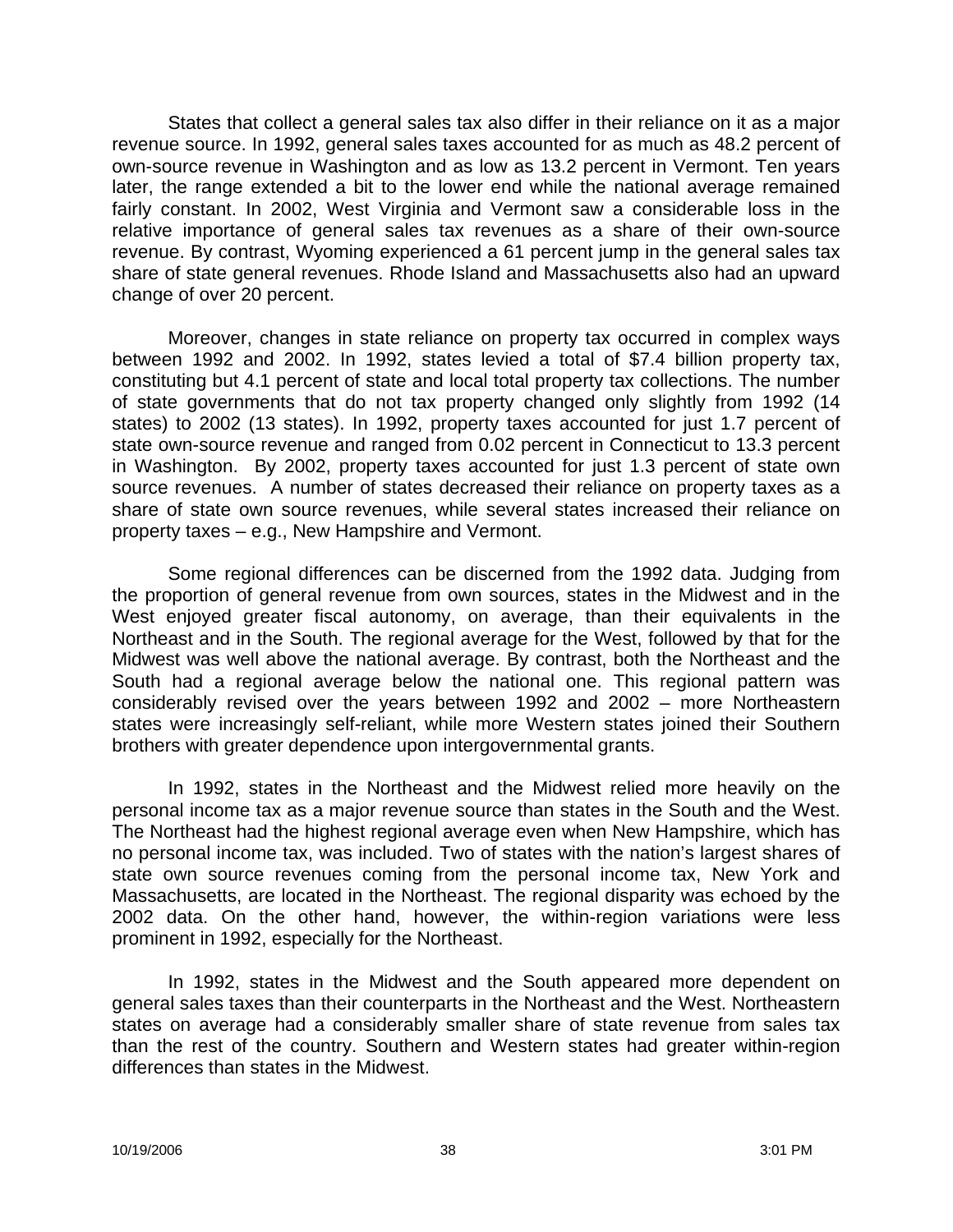States that collect a general sales tax also differ in their reliance on it as a major revenue source. In 1992, general sales taxes accounted for as much as 48.2 percent of own-source revenue in Washington and as low as 13.2 percent in Vermont. Ten years later, the range extended a bit to the lower end while the national average remained fairly constant. In 2002, West Virginia and Vermont saw a considerable loss in the relative importance of general sales tax revenues as a share of their own-source revenue. By contrast, Wyoming experienced a 61 percent jump in the general sales tax share of state general revenues. Rhode Island and Massachusetts also had an upward change of over 20 percent.

Moreover, changes in state reliance on property tax occurred in complex ways between 1992 and 2002. In 1992, states levied a total of $7.4 billion property tax, constituting but 4.1 percent of state and local total property tax collections. The number of state governments that do not tax property changed only slightly from 1992 (14 states) to 2002 (13 states). In 1992, property taxes accounted for just 1.7 percent of state own-source revenue and ranged from 0.02 percent in Connecticut to 13.3 percent in Washington. By 2002, property taxes accounted for just 1.3 percent of state own source revenues. A number of states decreased their reliance on property taxes as a share of state own source revenues, while several states increased their reliance on property taxes – e.g., New Hampshire and Vermont.

Some regional differences can be discerned from the 1992 data. Judging from the proportion of general revenue from own sources, states in the Midwest and in the West enjoyed greater fiscal autonomy, on average, than their equivalents in the Northeast and in the South. The regional average for the West, followed by that for the Midwest was well above the national average. By contrast, both the Northeast and the South had a regional average below the national one. This regional pattern was considerably revised over the years between 1992 and 2002 – more Northeastern states were increasingly self-reliant, while more Western states joined their Southern brothers with greater dependence upon intergovernmental grants.

In 1992, states in the Northeast and the Midwest relied more heavily on the personal income tax as a major revenue source than states in the South and the West. The Northeast had the highest regional average even when New Hampshire, which has no personal income tax, was included. Two of states with the nation's largest shares of state own source revenues coming from the personal income tax, New York and Massachusetts, are located in the Northeast. The regional disparity was echoed by the 2002 data. On the other hand, however, the within-region variations were less prominent in 1992, especially for the Northeast.

In 1992, states in the Midwest and the South appeared more dependent on general sales taxes than their counterparts in the Northeast and the West. Northeastern states on average had a considerably smaller share of state revenue from sales tax than the rest of the country. Southern and Western states had greater within-region differences than states in the Midwest.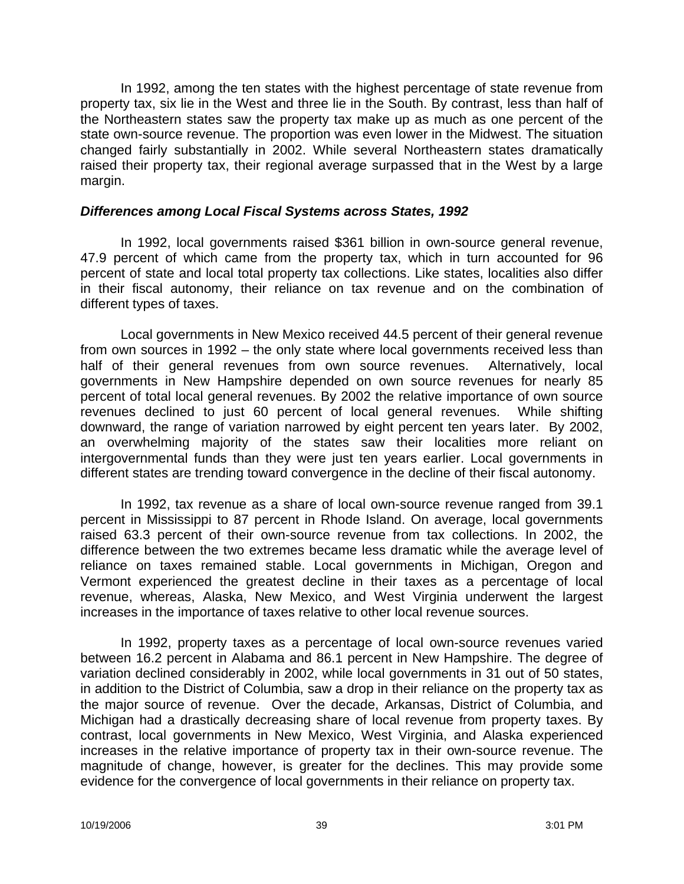In 1992, among the ten states with the highest percentage of state revenue from property tax, six lie in the West and three lie in the South. By contrast, less than half of the Northeastern states saw the property tax make up as much as one percent of the state own-source revenue. The proportion was even lower in the Midwest. The situation changed fairly substantially in 2002. While several Northeastern states dramatically raised their property tax, their regional average surpassed that in the West by a large margin.

### *Differences among Local Fiscal Systems across States, 1992*

In 1992, local governments raised $361 billion in own-source general revenue, 47.9 percent of which came from the property tax, which in turn accounted for 96 percent of state and local total property tax collections. Like states, localities also differ in their fiscal autonomy, their reliance on tax revenue and on the combination of different types of taxes.

Local governments in New Mexico received 44.5 percent of their general revenue from own sources in 1992 – the only state where local governments received less than half of their general revenues from own source revenues. Alternatively, local governments in New Hampshire depended on own source revenues for nearly 85 percent of total local general revenues. By 2002 the relative importance of own source revenues declined to just 60 percent of local general revenues. While shifting downward, the range of variation narrowed by eight percent ten years later. By 2002, an overwhelming majority of the states saw their localities more reliant on intergovernmental funds than they were just ten years earlier. Local governments in different states are trending toward convergence in the decline of their fiscal autonomy.

In 1992, tax revenue as a share of local own-source revenue ranged from 39.1 percent in Mississippi to 87 percent in Rhode Island. On average, local governments raised 63.3 percent of their own-source revenue from tax collections. In 2002, the difference between the two extremes became less dramatic while the average level of reliance on taxes remained stable. Local governments in Michigan, Oregon and Vermont experienced the greatest decline in their taxes as a percentage of local revenue, whereas, Alaska, New Mexico, and West Virginia underwent the largest increases in the importance of taxes relative to other local revenue sources.

In 1992, property taxes as a percentage of local own-source revenues varied between 16.2 percent in Alabama and 86.1 percent in New Hampshire. The degree of variation declined considerably in 2002, while local governments in 31 out of 50 states, in addition to the District of Columbia, saw a drop in their reliance on the property tax as the major source of revenue. Over the decade, Arkansas, District of Columbia, and Michigan had a drastically decreasing share of local revenue from property taxes. By contrast, local governments in New Mexico, West Virginia, and Alaska experienced increases in the relative importance of property tax in their own-source revenue. The magnitude of change, however, is greater for the declines. This may provide some evidence for the convergence of local governments in their reliance on property tax.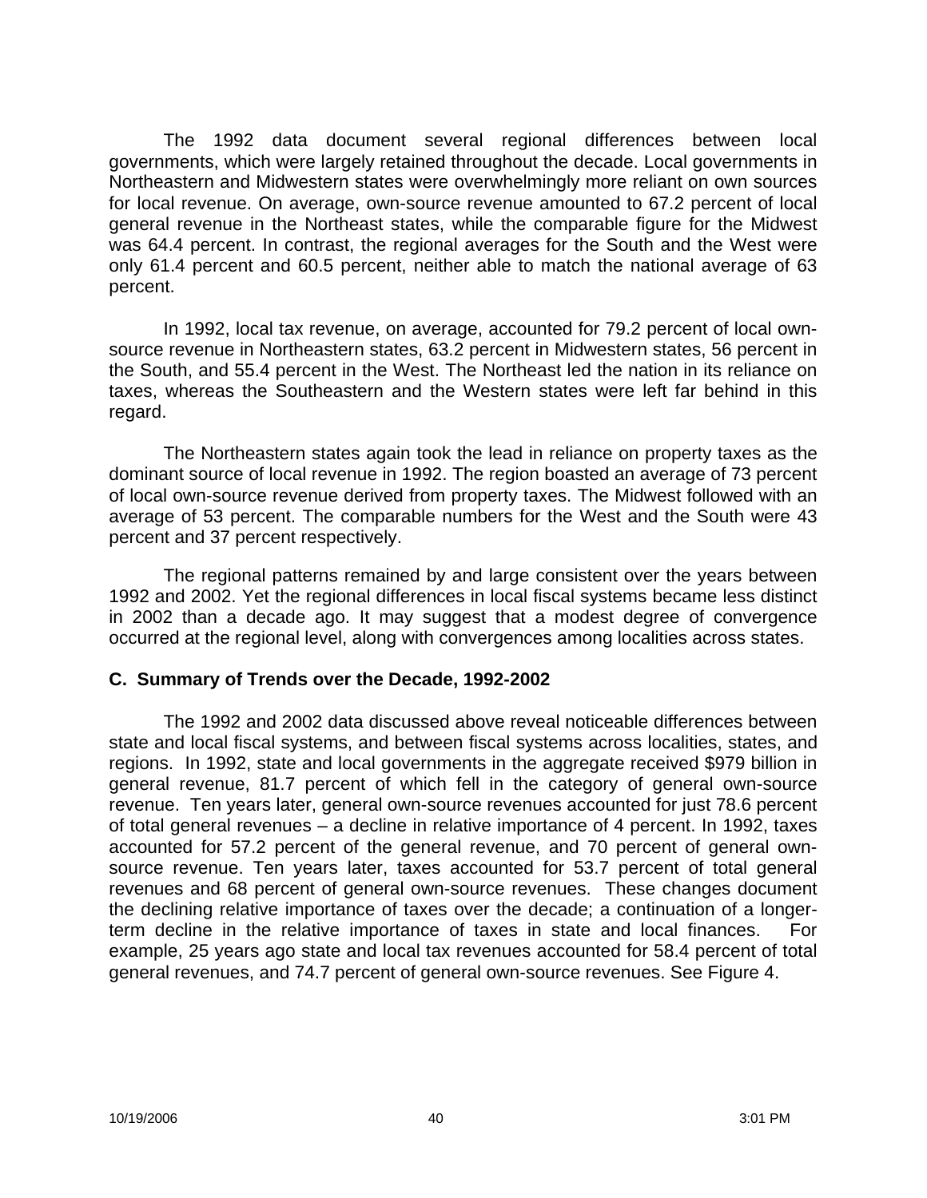The 1992 data document several regional differences between local governments, which were largely retained throughout the decade. Local governments in Northeastern and Midwestern states were overwhelmingly more reliant on own sources for local revenue. On average, own-source revenue amounted to 67.2 percent of local general revenue in the Northeast states, while the comparable figure for the Midwest was 64.4 percent. In contrast, the regional averages for the South and the West were only 61.4 percent and 60.5 percent, neither able to match the national average of 63 percent.

In 1992, local tax revenue, on average, accounted for 79.2 percent of local own-source revenue in Northeastern states, 63.2 percent in Midwestern states, 56 percent in the South, and 55.4 percent in the West. The Northeast led the nation in its reliance on taxes, whereas the Southeastern and the Western states were left far behind in this regard.

The Northeastern states again took the lead in reliance on property taxes as the dominant source of local revenue in 1992. The region boasted an average of 73 percent of local own-source revenue derived from property taxes. The Midwest followed with an average of 53 percent. The comparable numbers for the West and the South were 43 percent and 37 percent respectively.

The regional patterns remained by and large consistent over the years between 1992 and 2002. Yet the regional differences in local fiscal systems became less distinct in 2002 than a decade ago. It may suggest that a modest degree of convergence occurred at the regional level, along with convergences among localities across states.

### C. Summary of Trends over the Decade, 1992-2002

The 1992 and 2002 data discussed above reveal noticeable differences between state and local fiscal systems, and between fiscal systems across localities, states, and regions. In 1992, state and local governments in the aggregate received $979 billion in general revenue, 81.7 percent of which fell in the category of general own-source revenue. Ten years later, general own-source revenues accounted for just 78.6 percent of total general revenues – a decline in relative importance of 4 percent. In 1992, taxes accounted for 57.2 percent of the general revenue, and 70 percent of general own-source revenue. Ten years later, taxes accounted for 53.7 percent of total general revenues and 68 percent of general own-source revenues. These changes document the declining relative importance of taxes over the decade; a continuation of a longer-term decline in the relative importance of taxes in state and local finances. For example, 25 years ago state and local tax revenues accounted for 58.4 percent of total general revenues, and 74.7 percent of general own-source revenues. See Figure 4.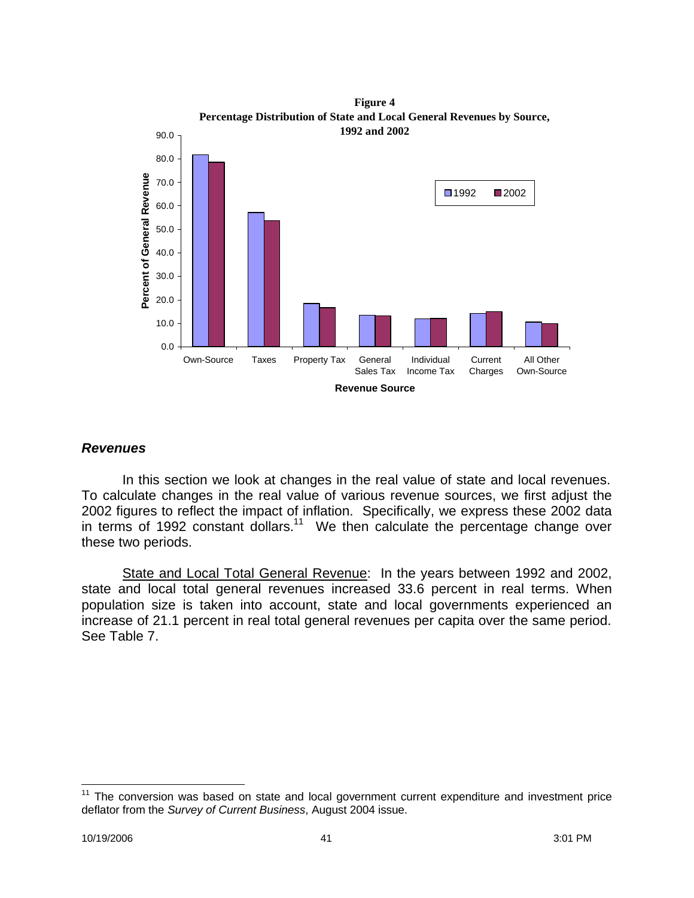**Figure 4**
**Percentage Distribution of State and Local General Revenues by Source, 1992 and 2002**

### *Revenues*

In this section we look at changes in the real value of state and local revenues. To calculate changes in the real value of various revenue sources, we first adjust the 2002 figures to reflect the impact of inflation. Specifically, we express these 2002 data in terms of 1992 constant dollars.[11] We then calculate the percentage change over these two periods.

State and Local Total General Revenue: In the years between 1992 and 2002, state and local total general revenues increased 33.6 percent in real terms. When population size is taken into account, state and local governments experienced an increase of 21.1 percent in real total general revenues per capita over the same period. See Table 7.

---

[11] The conversion was based on state and local government current expenditure and investment price deflator from the *Survey of Current Business*, August 2004 issue.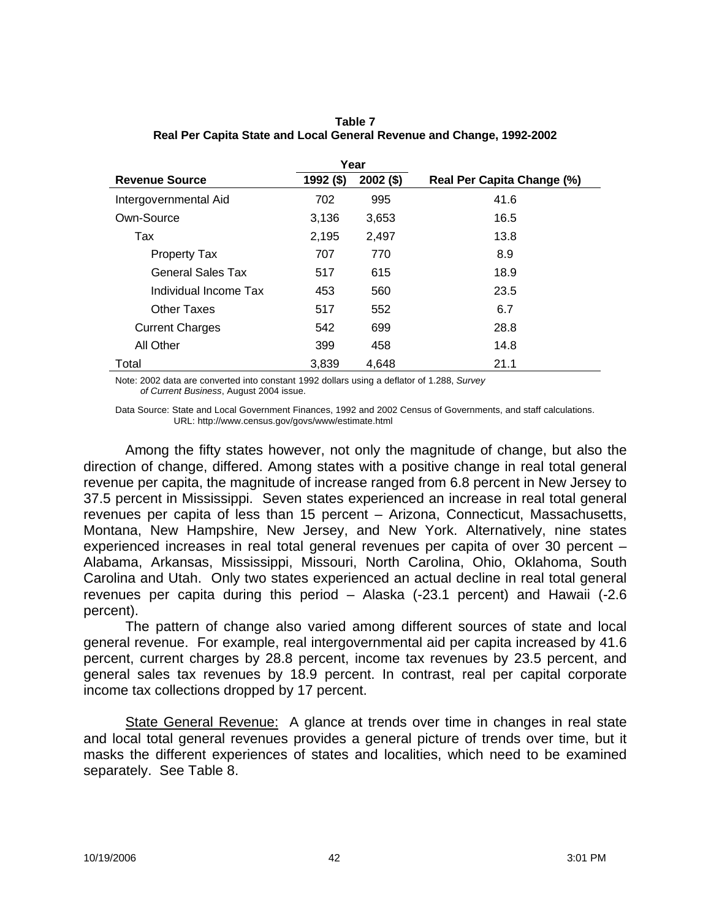**Table 7**
**Real Per Capita State and Local General Revenue and Change, 1992-2002**

| Revenue Source | Year | | Real Per Capita Change (%) |
|---|---|---|---|
| | 1992 ($) | 2002 ($) | |
| Intergovernmental Aid | 702 | 995 | 41.6 |
| Own-Source | 3,136 | 3,653 | 16.5 |
| Tax | 2,195 | 2,497 | 13.8 |
| Property Tax | 707 | 770 | 8.9 |
| General Sales Tax | 517 | 615 | 18.9 |
| Individual Income Tax | 453 | 560 | 23.5 |
| Other Taxes | 517 | 552 | 6.7 |
| Current Charges | 542 | 699 | 28.8 |
| All Other | 399 | 458 | 14.8 |
| Total | 3,839 | 4,648 | 21.1 |

Note: 2002 data are converted into constant 1992 dollars using a deflator of 1.288, *Survey of Current Business*, August 2004 issue.

Data Source: State and Local Government Finances, 1992 and 2002 Census of Governments, and staff calculations. URL: http://www.census.gov/govs/www/estimate.html

Among the fifty states however, not only the magnitude of change, but also the direction of change, differed. Among states with a positive change in real total general revenue per capita, the magnitude of increase ranged from 6.8 percent in New Jersey to 37.5 percent in Mississippi. Seven states experienced an increase in real total general revenues per capita of less than 15 percent – Arizona, Connecticut, Massachusetts, Montana, New Hampshire, New Jersey, and New York. Alternatively, nine states experienced increases in real total general revenues per capita of over 30 percent – Alabama, Arkansas, Mississippi, Missouri, North Carolina, Ohio, Oklahoma, South Carolina and Utah. Only two states experienced an actual decline in real total general revenues per capita during this period – Alaska (-23.1 percent) and Hawaii (-2.6 percent).

The pattern of change also varied among different sources of state and local general revenue. For example, real intergovernmental aid per capita increased by 41.6 percent, current charges by 28.8 percent, income tax revenues by 23.5 percent, and general sales tax revenues by 18.9 percent. In contrast, real per capital corporate income tax collections dropped by 17 percent.

State General Revenue: A glance at trends over time in changes in real state and local total general revenues provides a general picture of trends over time, but it masks the different experiences of states and localities, which need to be examined separately. See Table 8.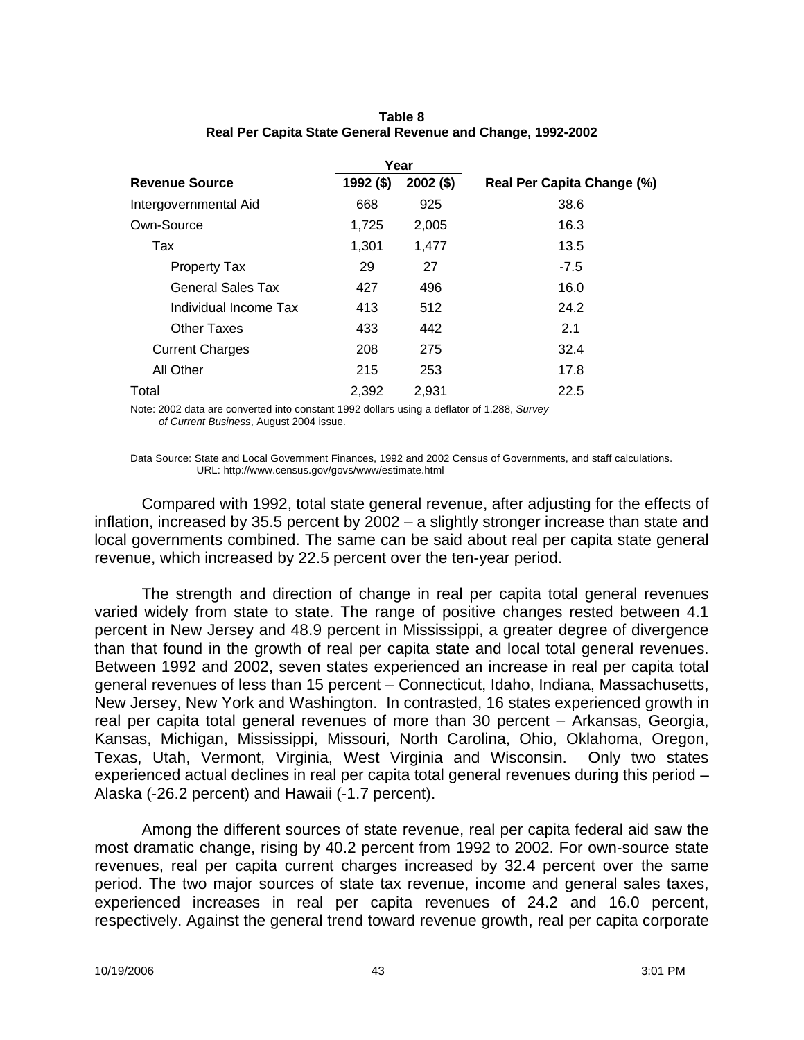**Table 8**
**Real Per Capita State General Revenue and Change, 1992-2002**

| | Year | | |
|---|---|---|---|
| **Revenue Source** | **1992 ($)** | **2002 ($)** | **Real Per Capita Change (%)** |
| Intergovernmental Aid | 668 | 925 | 38.6 |
| Own-Source | 1,725 | 2,005 | 16.3 |
| Tax | 1,301 | 1,477 | 13.5 |
| Property Tax | 29 | 27 | -7.5 |
| General Sales Tax | 427 | 496 | 16.0 |
| Individual Income Tax | 413 | 512 | 24.2 |
| Other Taxes | 433 | 442 | 2.1 |
| Current Charges | 208 | 275 | 32.4 |
| All Other | 215 | 253 | 17.8 |
| Total | 2,392 | 2,931 | 22.5 |

Note: 2002 data are converted into constant 1992 dollars using a deflator of 1.288, *Survey of Current Business*, August 2004 issue.

Data Source: State and Local Government Finances, 1992 and 2002 Census of Governments, and staff calculations. URL: http://www.census.gov/govs/www/estimate.html

Compared with 1992, total state general revenue, after adjusting for the effects of inflation, increased by 35.5 percent by 2002 – a slightly stronger increase than state and local governments combined. The same can be said about real per capita state general revenue, which increased by 22.5 percent over the ten-year period.

The strength and direction of change in real per capita total general revenues varied widely from state to state. The range of positive changes rested between 4.1 percent in New Jersey and 48.9 percent in Mississippi, a greater degree of divergence than that found in the growth of real per capita state and local total general revenues. Between 1992 and 2002, seven states experienced an increase in real per capita total general revenues of less than 15 percent – Connecticut, Idaho, Indiana, Massachusetts, New Jersey, New York and Washington. In contrasted, 16 states experienced growth in real per capita total general revenues of more than 30 percent – Arkansas, Georgia, Kansas, Michigan, Mississippi, Missouri, North Carolina, Ohio, Oklahoma, Oregon, Texas, Utah, Vermont, Virginia, West Virginia and Wisconsin. Only two states experienced actual declines in real per capita total general revenues during this period – Alaska (-26.2 percent) and Hawaii (-1.7 percent).

Among the different sources of state revenue, real per capita federal aid saw the most dramatic change, rising by 40.2 percent from 1992 to 2002. For own-source state revenues, real per capita current charges increased by 32.4 percent over the same period. The two major sources of state tax revenue, income and general sales taxes, experienced increases in real per capita revenues of 24.2 and 16.0 percent, respectively. Against the general trend toward revenue growth, real per capita corporate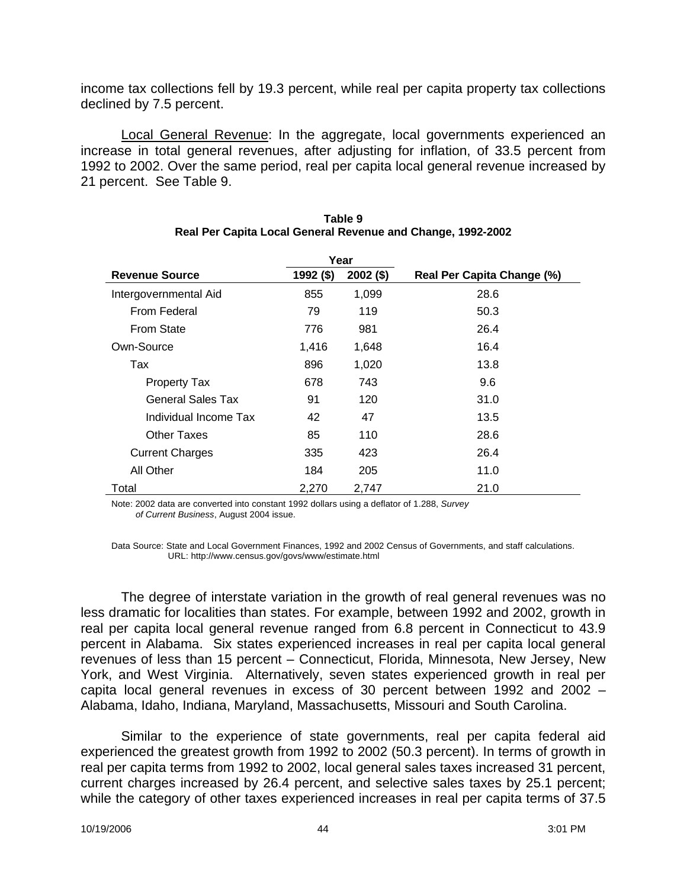income tax collections fell by 19.3 percent, while real per capita property tax collections declined by 7.5 percent.

Local General Revenue: In the aggregate, local governments experienced an increase in total general revenues, after adjusting for inflation, of 33.5 percent from 1992 to 2002. Over the same period, real per capita local general revenue increased by 21 percent. See Table 9.

**Table 9**
**Real Per Capita Local General Revenue and Change, 1992-2002**

| | Year | | |
|---|---|---|---|
| **Revenue Source** | **1992 ($)** | **2002 ($)** | **Real Per Capita Change (%)** |
| Intergovernmental Aid | 855 | 1,099 | 28.6 |
| From Federal | 79 | 119 | 50.3 |
| From State | 776 | 981 | 26.4 |
| Own-Source | 1,416 | 1,648 | 16.4 |
| Tax | 896 | 1,020 | 13.8 |
| Property Tax | 678 | 743 | 9.6 |
| General Sales Tax | 91 | 120 | 31.0 |
| Individual Income Tax | 42 | 47 | 13.5 |
| Other Taxes | 85 | 110 | 28.6 |
| Current Charges | 335 | 423 | 26.4 |
| All Other | 184 | 205 | 11.0 |
| Total | 2,270 | 2,747 | 21.0 |

Note: 2002 data are converted into constant 1992 dollars using a deflator of 1.288, *Survey of Current Business*, August 2004 issue.

Data Source: State and Local Government Finances, 1992 and 2002 Census of Governments, and staff calculations. URL: http://www.census.gov/govs/www/estimate.html

The degree of interstate variation in the growth of real general revenues was no less dramatic for localities than states. For example, between 1992 and 2002, growth in real per capita local general revenue ranged from 6.8 percent in Connecticut to 43.9 percent in Alabama. Six states experienced increases in real per capita local general revenues of less than 15 percent – Connecticut, Florida, Minnesota, New Jersey, New York, and West Virginia. Alternatively, seven states experienced growth in real per capita local general revenues in excess of 30 percent between 1992 and 2002 – Alabama, Idaho, Indiana, Maryland, Massachusetts, Missouri and South Carolina.

Similar to the experience of state governments, real per capita federal aid experienced the greatest growth from 1992 to 2002 (50.3 percent). In terms of growth in real per capita terms from 1992 to 2002, local general sales taxes increased 31 percent, current charges increased by 26.4 percent, and selective sales taxes by 25.1 percent; while the category of other taxes experienced increases in real per capita terms of 37.5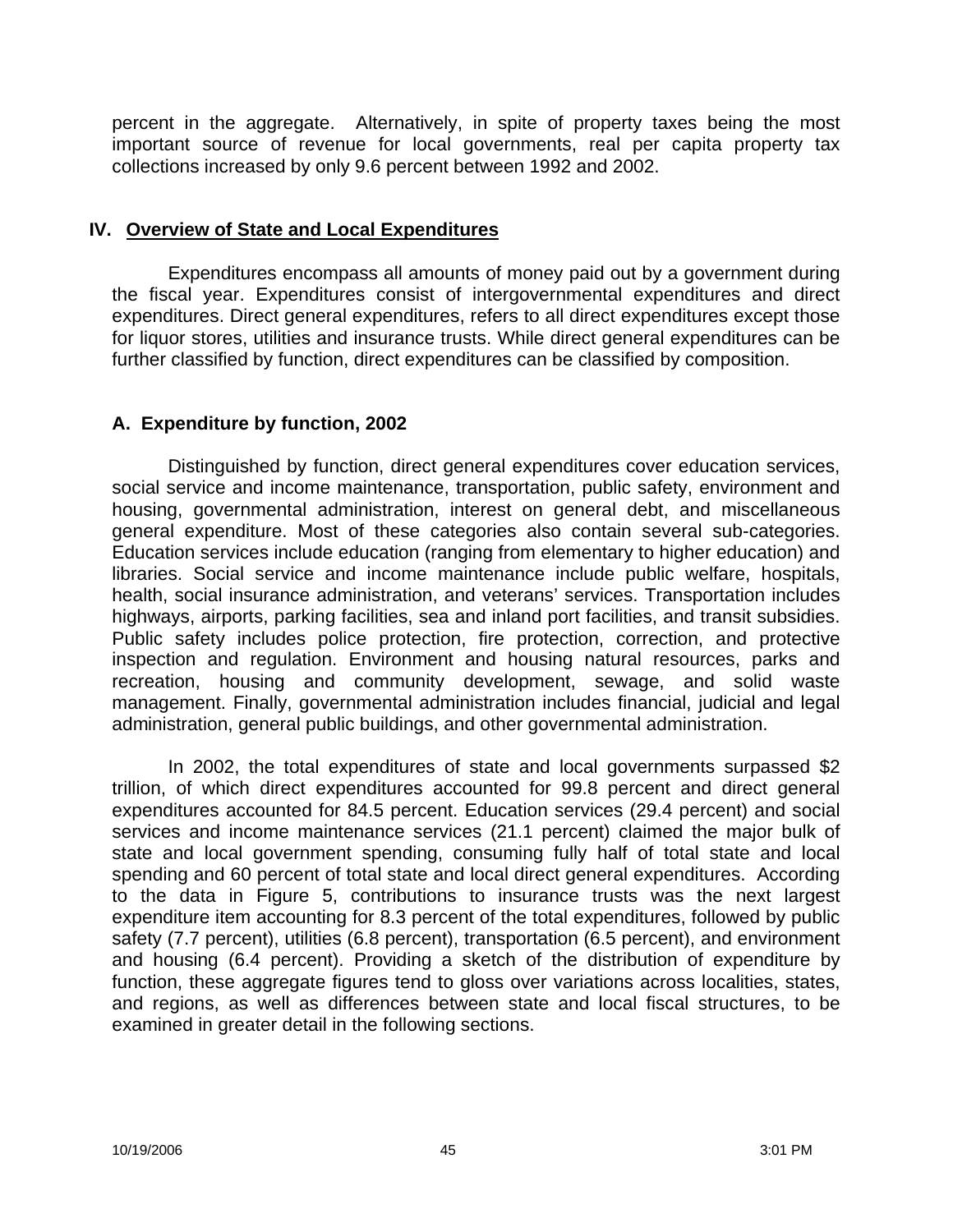percent in the aggregate. Alternatively, in spite of property taxes being the most important source of revenue for local governments, real per capita property tax collections increased by only 9.6 percent between 1992 and 2002.

## IV. Overview of State and Local Expenditures

Expenditures encompass all amounts of money paid out by a government during the fiscal year. Expenditures consist of intergovernmental expenditures and direct expenditures. Direct general expenditures, refers to all direct expenditures except those for liquor stores, utilities and insurance trusts. While direct general expenditures can be further classified by function, direct expenditures can be classified by composition.

### A. Expenditure by function, 2002

Distinguished by function, direct general expenditures cover education services, social service and income maintenance, transportation, public safety, environment and housing, governmental administration, interest on general debt, and miscellaneous general expenditure. Most of these categories also contain several sub-categories. Education services include education (ranging from elementary to higher education) and libraries. Social service and income maintenance include public welfare, hospitals, health, social insurance administration, and veterans' services. Transportation includes highways, airports, parking facilities, sea and inland port facilities, and transit subsidies. Public safety includes police protection, fire protection, correction, and protective inspection and regulation. Environment and housing natural resources, parks and recreation, housing and community development, sewage, and solid waste management. Finally, governmental administration includes financial, judicial and legal administration, general public buildings, and other governmental administration.

In 2002, the total expenditures of state and local governments surpassed $2 trillion, of which direct expenditures accounted for 99.8 percent and direct general expenditures accounted for 84.5 percent. Education services (29.4 percent) and social services and income maintenance services (21.1 percent) claimed the major bulk of state and local government spending, consuming fully half of total state and local spending and 60 percent of total state and local direct general expenditures. According to the data in Figure 5, contributions to insurance trusts was the next largest expenditure item accounting for 8.3 percent of the total expenditures, followed by public safety (7.7 percent), utilities (6.8 percent), transportation (6.5 percent), and environment and housing (6.4 percent). Providing a sketch of the distribution of expenditure by function, these aggregate figures tend to gloss over variations across localities, states, and regions, as well as differences between state and local fiscal structures, to be examined in greater detail in the following sections.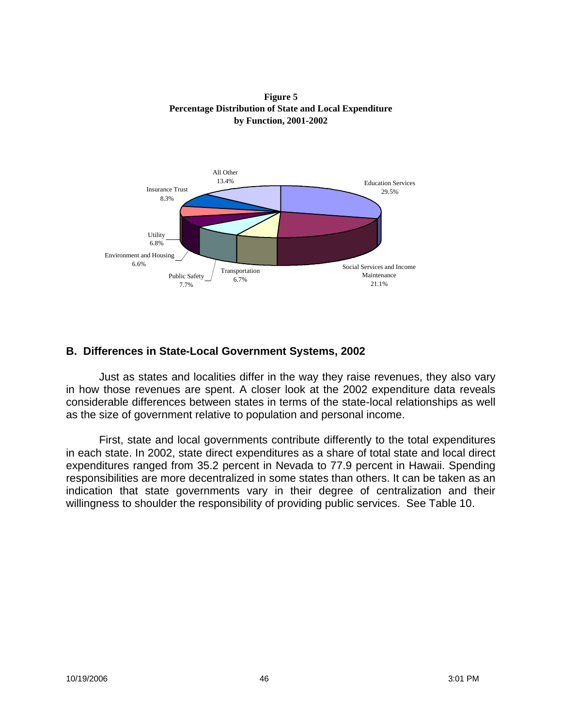**Figure 5**
**Percentage Distribution of State and Local Expenditure by Function, 2001-2002**

| Function | Percent |
|---|---|
| Education Services | 29.5% |
| Social Services and Income Maintenance | 21.1% |
| Transportation | 6.7% |
| Public Safety | 7.7% |
| Environment and Housing | 6.6% |
| Utility | 6.8% |
| Insurance Trust | 8.3% |
| All Other | 13.4% |

## B. Differences in State-Local Government Systems, 2002

Just as states and localities differ in the way they raise revenues, they also vary in how those revenues are spent. A closer look at the 2002 expenditure data reveals considerable differences between states in terms of the state-local relationships as well as the size of government relative to population and personal income.

First, state and local governments contribute differently to the total expenditures in each state. In 2002, state direct expenditures as a share of total state and local direct expenditures ranged from 35.2 percent in Nevada to 77.9 percent in Hawaii. Spending responsibilities are more decentralized in some states than others. It can be taken as an indication that state governments vary in their degree of centralization and their willingness to shoulder the responsibility of providing public services. See Table 10.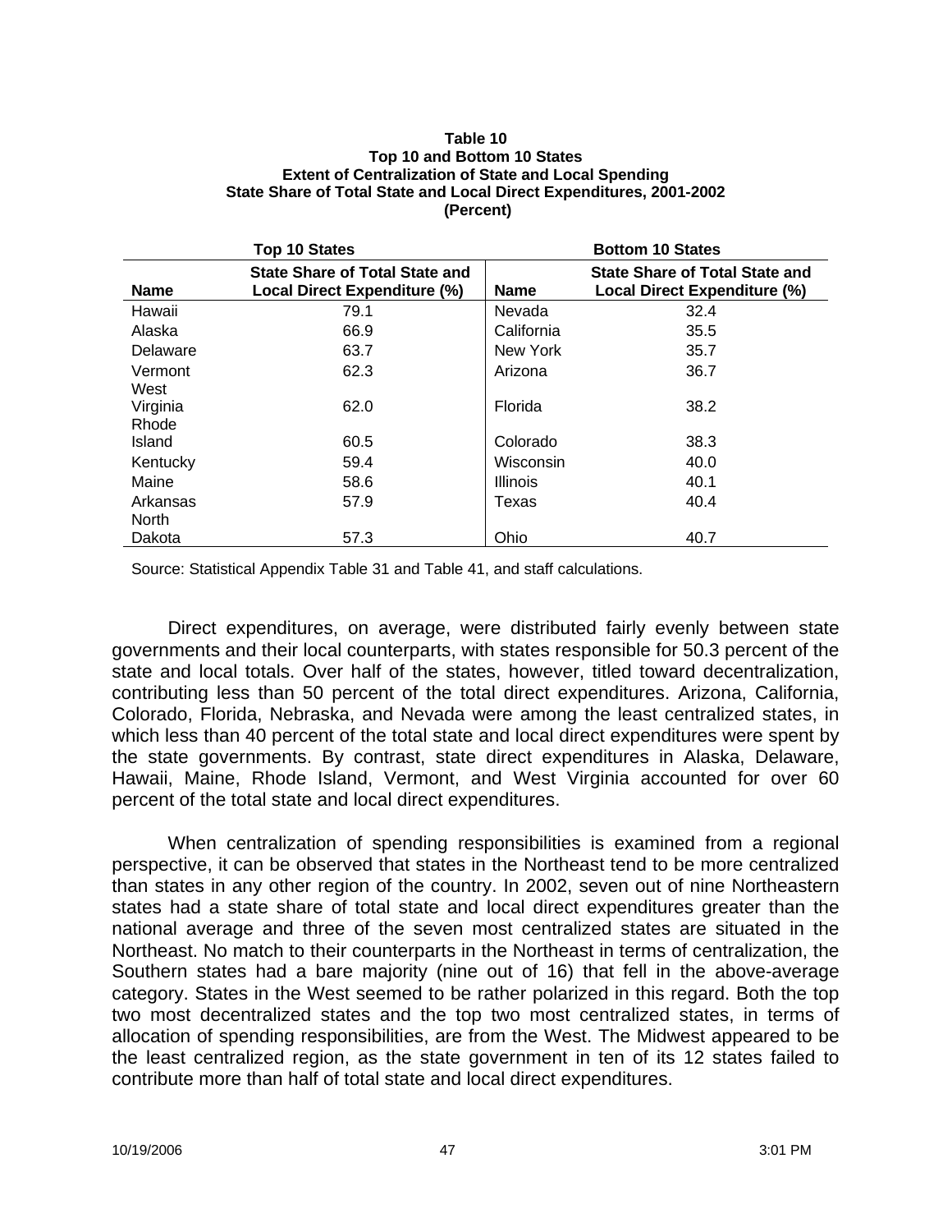**Table 10**
**Top 10 and Bottom 10 States**
**Extent of Centralization of State and Local Spending**
**State Share of Total State and Local Direct Expenditures, 2001-2002**
**(Percent)**

| Top 10 States | | Bottom 10 States | |
|---|---|---|---|
| **Name** | **State Share of Total State and Local Direct Expenditure (%)** | **Name** | **State Share of Total State and Local Direct Expenditure (%)** |
| Hawaii | 79.1 | Nevada | 32.4 |
| Alaska | 66.9 | California | 35.5 |
| Delaware | 63.7 | New York | 35.7 |
| Vermont | 62.3 | Arizona | 36.7 |
| West Virginia | 62.0 | Florida | 38.2 |
| Rhode Island | 60.5 | Colorado | 38.3 |
| Kentucky | 59.4 | Wisconsin | 40.0 |
| Maine | 58.6 | Illinois | 40.1 |
| Arkansas | 57.9 | Texas | 40.4 |
| North Dakota | 57.3 | Ohio | 40.7 |

Source: Statistical Appendix Table 31 and Table 41, and staff calculations.

Direct expenditures, on average, were distributed fairly evenly between state governments and their local counterparts, with states responsible for 50.3 percent of the state and local totals. Over half of the states, however, titled toward decentralization, contributing less than 50 percent of the total direct expenditures. Arizona, California, Colorado, Florida, Nebraska, and Nevada were among the least centralized states, in which less than 40 percent of the total state and local direct expenditures were spent by the state governments. By contrast, state direct expenditures in Alaska, Delaware, Hawaii, Maine, Rhode Island, Vermont, and West Virginia accounted for over 60 percent of the total state and local direct expenditures.

When centralization of spending responsibilities is examined from a regional perspective, it can be observed that states in the Northeast tend to be more centralized than states in any other region of the country. In 2002, seven out of nine Northeastern states had a state share of total state and local direct expenditures greater than the national average and three of the seven most centralized states are situated in the Northeast. No match to their counterparts in the Northeast in terms of centralization, the Southern states had a bare majority (nine out of 16) that fell in the above-average category. States in the West seemed to be rather polarized in this regard. Both the top two most decentralized states and the top two most centralized states, in terms of allocation of spending responsibilities, are from the West. The Midwest appeared to be the least centralized region, as the state government in ten of its 12 states failed to contribute more than half of total state and local direct expenditures.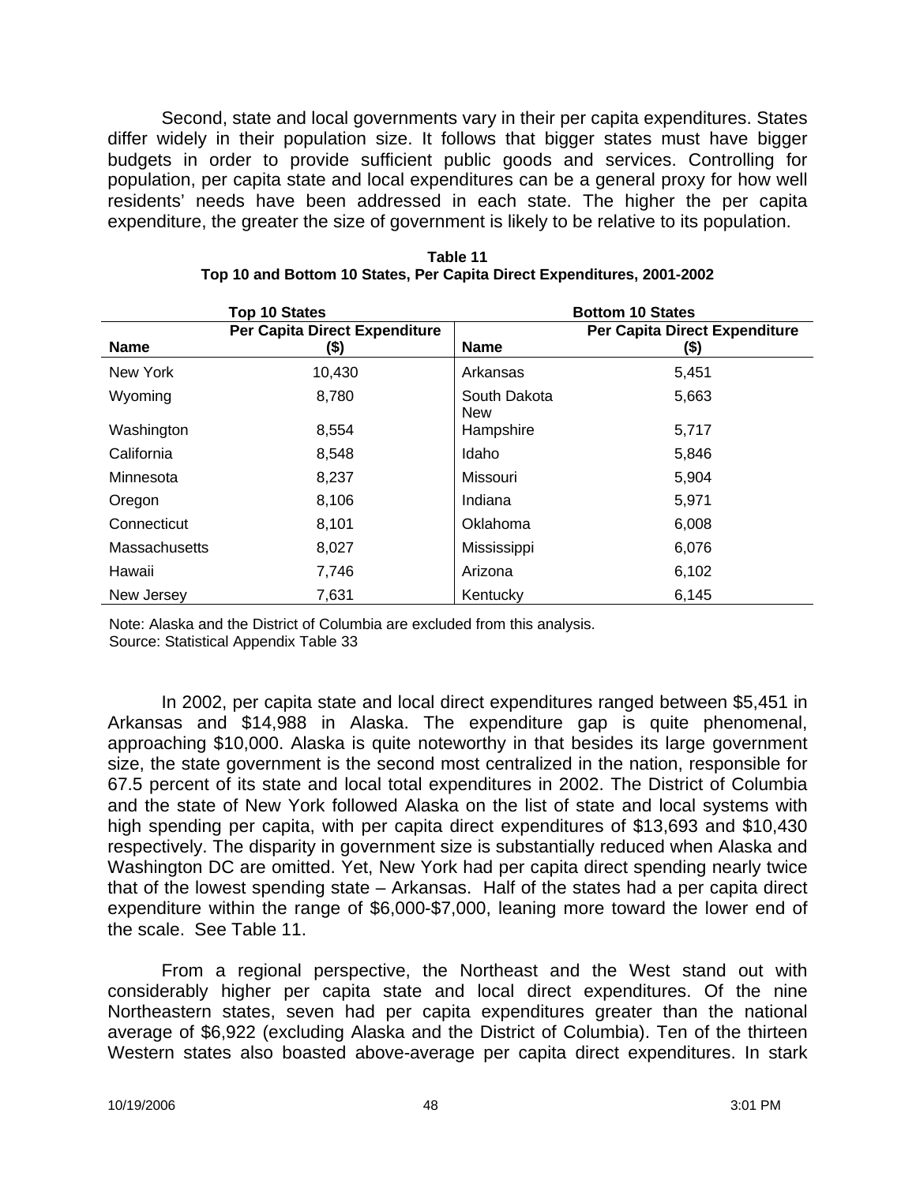Second, state and local governments vary in their per capita expenditures. States differ widely in their population size. It follows that bigger states must have bigger budgets in order to provide sufficient public goods and services. Controlling for population, per capita state and local expenditures can be a general proxy for how well residents' needs have been addressed in each state. The higher the per capita expenditure, the greater the size of government is likely to be relative to its population.

**Table 11**
**Top 10 and Bottom 10 States, Per Capita Direct Expenditures, 2001-2002**

| Top 10 States | | Bottom 10 States | |
|---|---|---|---|
| **Name** | **Per Capita Direct Expenditure ($)** | **Name** | **Per Capita Direct Expenditure ($)** |
| New York | 10,430 | Arkansas | 5,451 |
| Wyoming | 8,780 | South Dakota | 5,663 |
| Washington | 8,554 | New Hampshire | 5,717 |
| California | 8,548 | Idaho | 5,846 |
| Minnesota | 8,237 | Missouri | 5,904 |
| Oregon | 8,106 | Indiana | 5,971 |
| Connecticut | 8,101 | Oklahoma | 6,008 |
| Massachusetts | 8,027 | Mississippi | 6,076 |
| Hawaii | 7,746 | Arizona | 6,102 |
| New Jersey | 7,631 | Kentucky | 6,145 |

Note: Alaska and the District of Columbia are excluded from this analysis.
Source: Statistical Appendix Table 33

In 2002, per capita state and local direct expenditures ranged between $5,451 in Arkansas and $14,988 in Alaska. The expenditure gap is quite phenomenal, approaching $10,000. Alaska is quite noteworthy in that besides its large government size, the state government is the second most centralized in the nation, responsible for 67.5 percent of its state and local total expenditures in 2002. The District of Columbia and the state of New York followed Alaska on the list of state and local systems with high spending per capita, with per capita direct expenditures of $13,693 and $10,430 respectively. The disparity in government size is substantially reduced when Alaska and Washington DC are omitted. Yet, New York had per capita direct spending nearly twice that of the lowest spending state – Arkansas. Half of the states had a per capita direct expenditure within the range of $6,000-$7,000, leaning more toward the lower end of the scale. See Table 11.

From a regional perspective, the Northeast and the West stand out with considerably higher per capita state and local direct expenditures. Of the nine Northeastern states, seven had per capita expenditures greater than the national average of $6,922 (excluding Alaska and the District of Columbia). Ten of the thirteen Western states also boasted above-average per capita direct expenditures. In stark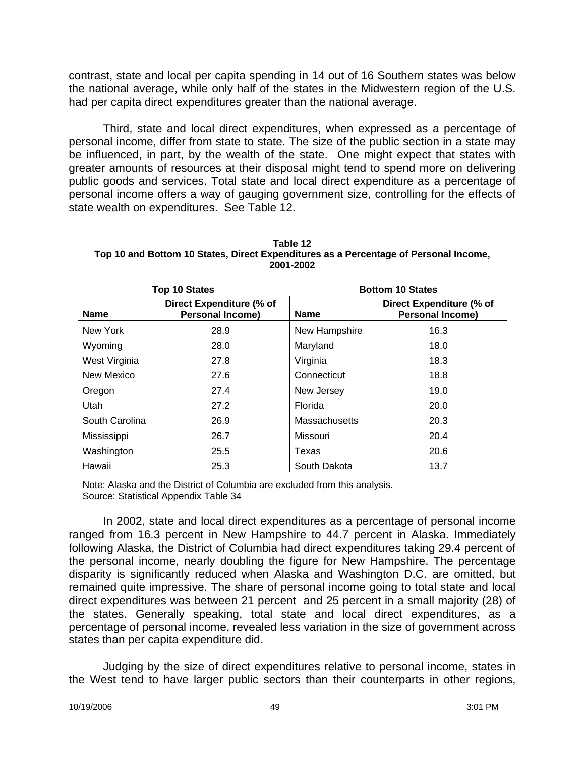contrast, state and local per capita spending in 14 out of 16 Southern states was below the national average, while only half of the states in the Midwestern region of the U.S. had per capita direct expenditures greater than the national average.

Third, state and local direct expenditures, when expressed as a percentage of personal income, differ from state to state. The size of the public section in a state may be influenced, in part, by the wealth of the state. One might expect that states with greater amounts of resources at their disposal might tend to spend more on delivering public goods and services. Total state and local direct expenditure as a percentage of personal income offers a way of gauging government size, controlling for the effects of state wealth on expenditures. See Table 12.

**Table 12**
**Top 10 and Bottom 10 States, Direct Expenditures as a Percentage of Personal Income, 2001-2002**

| Top 10 States | | Bottom 10 States | |
|---|---|---|---|
| **Name** | **Direct Expenditure (% of Personal Income)** | **Name** | **Direct Expenditure (% of Personal Income)** |
| New York | 28.9 | New Hampshire | 16.3 |
| Wyoming | 28.0 | Maryland | 18.0 |
| West Virginia | 27.8 | Virginia | 18.3 |
| New Mexico | 27.6 | Connecticut | 18.8 |
| Oregon | 27.4 | New Jersey | 19.0 |
| Utah | 27.2 | Florida | 20.0 |
| South Carolina | 26.9 | Massachusetts | 20.3 |
| Mississippi | 26.7 | Missouri | 20.4 |
| Washington | 25.5 | Texas | 20.6 |
| Hawaii | 25.3 | South Dakota | 13.7 |

Note: Alaska and the District of Columbia are excluded from this analysis.
Source: Statistical Appendix Table 34

In 2002, state and local direct expenditures as a percentage of personal income ranged from 16.3 percent in New Hampshire to 44.7 percent in Alaska. Immediately following Alaska, the District of Columbia had direct expenditures taking 29.4 percent of the personal income, nearly doubling the figure for New Hampshire. The percentage disparity is significantly reduced when Alaska and Washington D.C. are omitted, but remained quite impressive. The share of personal income going to total state and local direct expenditures was between 21 percent and 25 percent in a small majority (28) of the states. Generally speaking, total state and local direct expenditures, as a percentage of personal income, revealed less variation in the size of government across states than per capita expenditure did.

Judging by the size of direct expenditures relative to personal income, states in the West tend to have larger public sectors than their counterparts in other regions,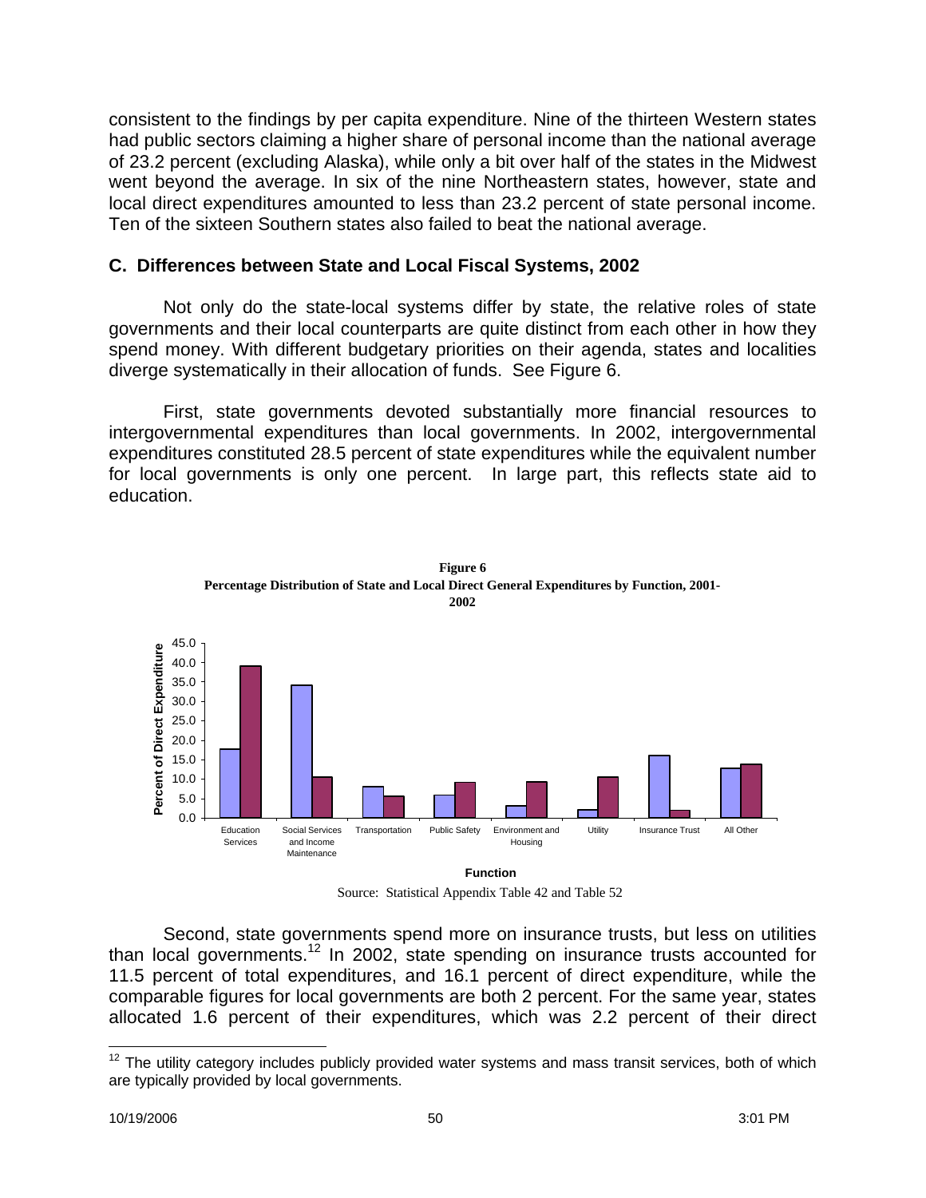consistent to the findings by per capita expenditure. Nine of the thirteen Western states had public sectors claiming a higher share of personal income than the national average of 23.2 percent (excluding Alaska), while only a bit over half of the states in the Midwest went beyond the average. In six of the nine Northeastern states, however, state and local direct expenditures amounted to less than 23.2 percent of state personal income. Ten of the sixteen Southern states also failed to beat the national average.

## C. Differences between State and Local Fiscal Systems, 2002

Not only do the state-local systems differ by state, the relative roles of state governments and their local counterparts are quite distinct from each other in how they spend money. With different budgetary priorities on their agenda, states and localities diverge systematically in their allocation of funds. See Figure 6.

First, state governments devoted substantially more financial resources to intergovernmental expenditures than local governments. In 2002, intergovernmental expenditures constituted 28.5 percent of state expenditures while the equivalent number for local governments is only one percent. In large part, this reflects state aid to education.

**Figure 6**
**Percentage Distribution of State and Local Direct General Expenditures by Function, 2001-2002**

Source: Statistical Appendix Table 42 and Table 52

Second, state governments spend more on insurance trusts, but less on utilities than local governments.[12] In 2002, state spending on insurance trusts accounted for 11.5 percent of total expenditures, and 16.1 percent of direct expenditure, while the comparable figures for local governments are both 2 percent. For the same year, states allocated 1.6 percent of their expenditures, which was 2.2 percent of their direct

[12] The utility category includes publicly provided water systems and mass transit services, both of which are typically provided by local governments.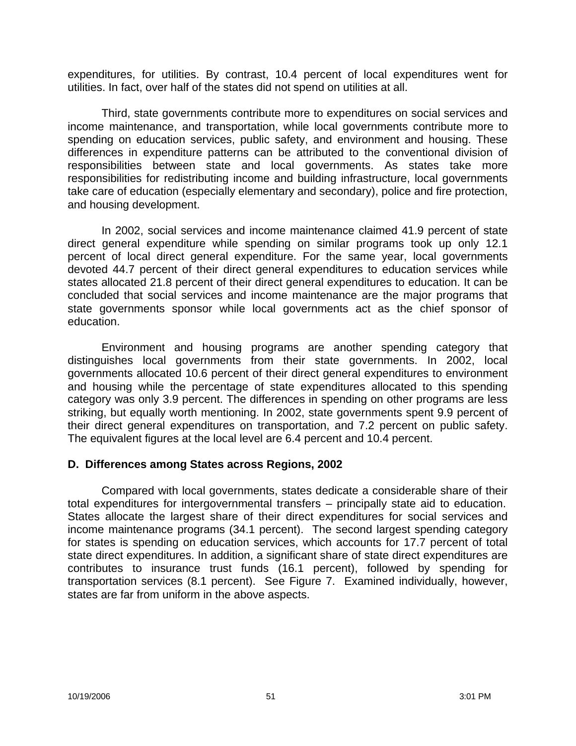expenditures, for utilities. By contrast, 10.4 percent of local expenditures went for utilities. In fact, over half of the states did not spend on utilities at all.

Third, state governments contribute more to expenditures on social services and income maintenance, and transportation, while local governments contribute more to spending on education services, public safety, and environment and housing. These differences in expenditure patterns can be attributed to the conventional division of responsibilities between state and local governments. As states take more responsibilities for redistributing income and building infrastructure, local governments take care of education (especially elementary and secondary), police and fire protection, and housing development.

In 2002, social services and income maintenance claimed 41.9 percent of state direct general expenditure while spending on similar programs took up only 12.1 percent of local direct general expenditure. For the same year, local governments devoted 44.7 percent of their direct general expenditures to education services while states allocated 21.8 percent of their direct general expenditures to education. It can be concluded that social services and income maintenance are the major programs that state governments sponsor while local governments act as the chief sponsor of education.

Environment and housing programs are another spending category that distinguishes local governments from their state governments. In 2002, local governments allocated 10.6 percent of their direct general expenditures to environment and housing while the percentage of state expenditures allocated to this spending category was only 3.9 percent. The differences in spending on other programs are less striking, but equally worth mentioning. In 2002, state governments spent 9.9 percent of their direct general expenditures on transportation, and 7.2 percent on public safety. The equivalent figures at the local level are 6.4 percent and 10.4 percent.

### D. Differences among States across Regions, 2002

Compared with local governments, states dedicate a considerable share of their total expenditures for intergovernmental transfers – principally state aid to education. States allocate the largest share of their direct expenditures for social services and income maintenance programs (34.1 percent). The second largest spending category for states is spending on education services, which accounts for 17.7 percent of total state direct expenditures. In addition, a significant share of state direct expenditures are contributes to insurance trust funds (16.1 percent), followed by spending for transportation services (8.1 percent). See Figure 7. Examined individually, however, states are far from uniform in the above aspects.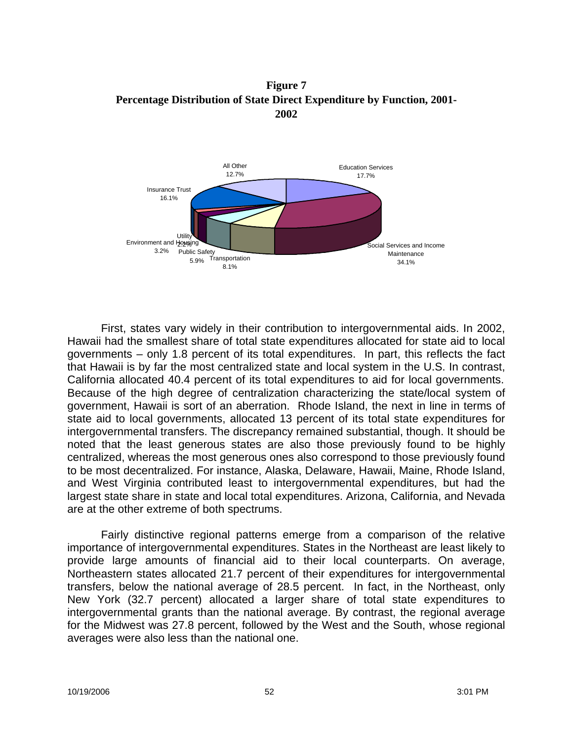**Figure 7**
**Percentage Distribution of State Direct Expenditure by Function, 2001-2002**

All Other 12.7%
Education Services 17.7%
Insurance Trust 16.1%
Utility 2.2%
Environment and Housing 3.2%
Public Safety 5.9%
Transportation 8.1%
Social Services and Income Maintenance 34.1%

First, states vary widely in their contribution to intergovernmental aids. In 2002, Hawaii had the smallest share of total state expenditures allocated for state aid to local governments – only 1.8 percent of its total expenditures. In part, this reflects the fact that Hawaii is by far the most centralized state and local system in the U.S. In contrast, California allocated 40.4 percent of its total expenditures to aid for local governments. Because of the high degree of centralization characterizing the state/local system of government, Hawaii is sort of an aberration. Rhode Island, the next in line in terms of state aid to local governments, allocated 13 percent of its total state expenditures for intergovernmental transfers. The discrepancy remained substantial, though. It should be noted that the least generous states are also those previously found to be highly centralized, whereas the most generous ones also correspond to those previously found to be most decentralized. For instance, Alaska, Delaware, Hawaii, Maine, Rhode Island, and West Virginia contributed least to intergovernmental expenditures, but had the largest state share in state and local total expenditures. Arizona, California, and Nevada are at the other extreme of both spectrums.

Fairly distinctive regional patterns emerge from a comparison of the relative importance of intergovernmental expenditures. States in the Northeast are least likely to provide large amounts of financial aid to their local counterparts. On average, Northeastern states allocated 21.7 percent of their expenditures for intergovernmental transfers, below the national average of 28.5 percent. In fact, in the Northeast, only New York (32.7 percent) allocated a larger share of total state expenditures to intergovernmental grants than the national average. By contrast, the regional average for the Midwest was 27.8 percent, followed by the West and the South, whose regional averages were also less than the national one.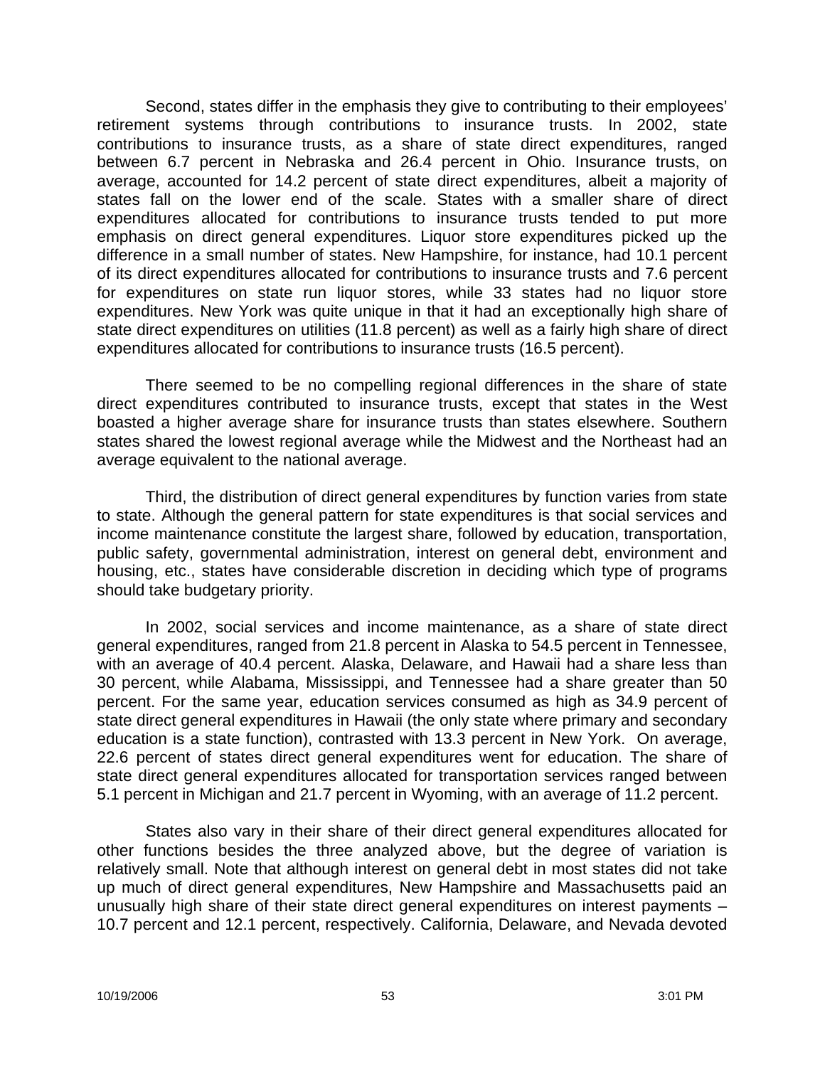Second, states differ in the emphasis they give to contributing to their employees' retirement systems through contributions to insurance trusts. In 2002, state contributions to insurance trusts, as a share of state direct expenditures, ranged between 6.7 percent in Nebraska and 26.4 percent in Ohio. Insurance trusts, on average, accounted for 14.2 percent of state direct expenditures, albeit a majority of states fall on the lower end of the scale. States with a smaller share of direct expenditures allocated for contributions to insurance trusts tended to put more emphasis on direct general expenditures. Liquor store expenditures picked up the difference in a small number of states. New Hampshire, for instance, had 10.1 percent of its direct expenditures allocated for contributions to insurance trusts and 7.6 percent for expenditures on state run liquor stores, while 33 states had no liquor store expenditures. New York was quite unique in that it had an exceptionally high share of state direct expenditures on utilities (11.8 percent) as well as a fairly high share of direct expenditures allocated for contributions to insurance trusts (16.5 percent).

There seemed to be no compelling regional differences in the share of state direct expenditures contributed to insurance trusts, except that states in the West boasted a higher average share for insurance trusts than states elsewhere. Southern states shared the lowest regional average while the Midwest and the Northeast had an average equivalent to the national average.

Third, the distribution of direct general expenditures by function varies from state to state. Although the general pattern for state expenditures is that social services and income maintenance constitute the largest share, followed by education, transportation, public safety, governmental administration, interest on general debt, environment and housing, etc., states have considerable discretion in deciding which type of programs should take budgetary priority.

In 2002, social services and income maintenance, as a share of state direct general expenditures, ranged from 21.8 percent in Alaska to 54.5 percent in Tennessee, with an average of 40.4 percent. Alaska, Delaware, and Hawaii had a share less than 30 percent, while Alabama, Mississippi, and Tennessee had a share greater than 50 percent. For the same year, education services consumed as high as 34.9 percent of state direct general expenditures in Hawaii (the only state where primary and secondary education is a state function), contrasted with 13.3 percent in New York. On average, 22.6 percent of states direct general expenditures went for education. The share of state direct general expenditures allocated for transportation services ranged between 5.1 percent in Michigan and 21.7 percent in Wyoming, with an average of 11.2 percent.

States also vary in their share of their direct general expenditures allocated for other functions besides the three analyzed above, but the degree of variation is relatively small. Note that although interest on general debt in most states did not take up much of direct general expenditures, New Hampshire and Massachusetts paid an unusually high share of their state direct general expenditures on interest payments – 10.7 percent and 12.1 percent, respectively. California, Delaware, and Nevada devoted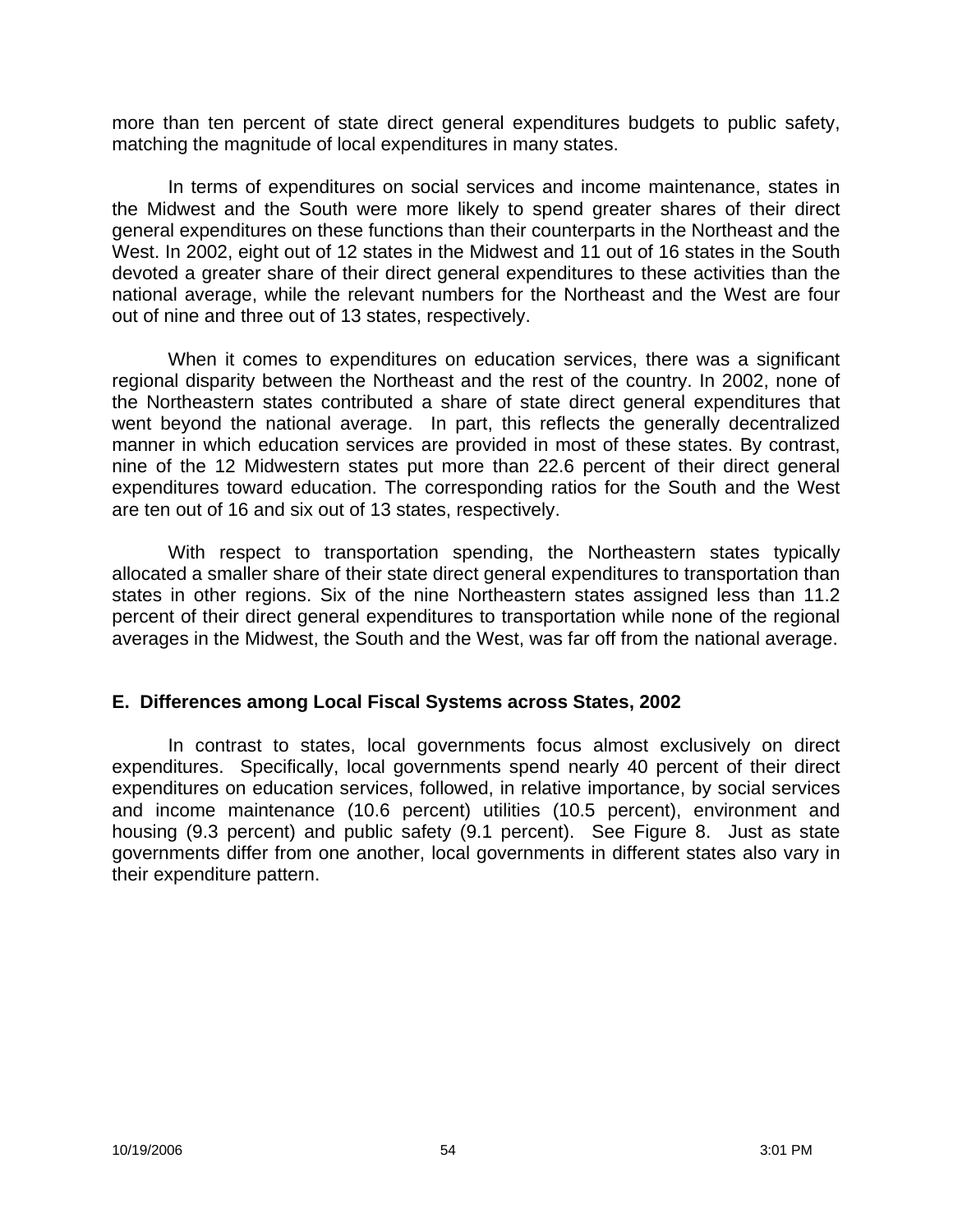more than ten percent of state direct general expenditures budgets to public safety, matching the magnitude of local expenditures in many states.

In terms of expenditures on social services and income maintenance, states in the Midwest and the South were more likely to spend greater shares of their direct general expenditures on these functions than their counterparts in the Northeast and the West. In 2002, eight out of 12 states in the Midwest and 11 out of 16 states in the South devoted a greater share of their direct general expenditures to these activities than the national average, while the relevant numbers for the Northeast and the West are four out of nine and three out of 13 states, respectively.

When it comes to expenditures on education services, there was a significant regional disparity between the Northeast and the rest of the country. In 2002, none of the Northeastern states contributed a share of state direct general expenditures that went beyond the national average. In part, this reflects the generally decentralized manner in which education services are provided in most of these states. By contrast, nine of the 12 Midwestern states put more than 22.6 percent of their direct general expenditures toward education. The corresponding ratios for the South and the West are ten out of 16 and six out of 13 states, respectively.

With respect to transportation spending, the Northeastern states typically allocated a smaller share of their state direct general expenditures to transportation than states in other regions. Six of the nine Northeastern states assigned less than 11.2 percent of their direct general expenditures to transportation while none of the regional averages in the Midwest, the South and the West, was far off from the national average.

### E. Differences among Local Fiscal Systems across States, 2002

In contrast to states, local governments focus almost exclusively on direct expenditures. Specifically, local governments spend nearly 40 percent of their direct expenditures on education services, followed, in relative importance, by social services and income maintenance (10.6 percent) utilities (10.5 percent), environment and housing (9.3 percent) and public safety (9.1 percent). See Figure 8. Just as state governments differ from one another, local governments in different states also vary in their expenditure pattern.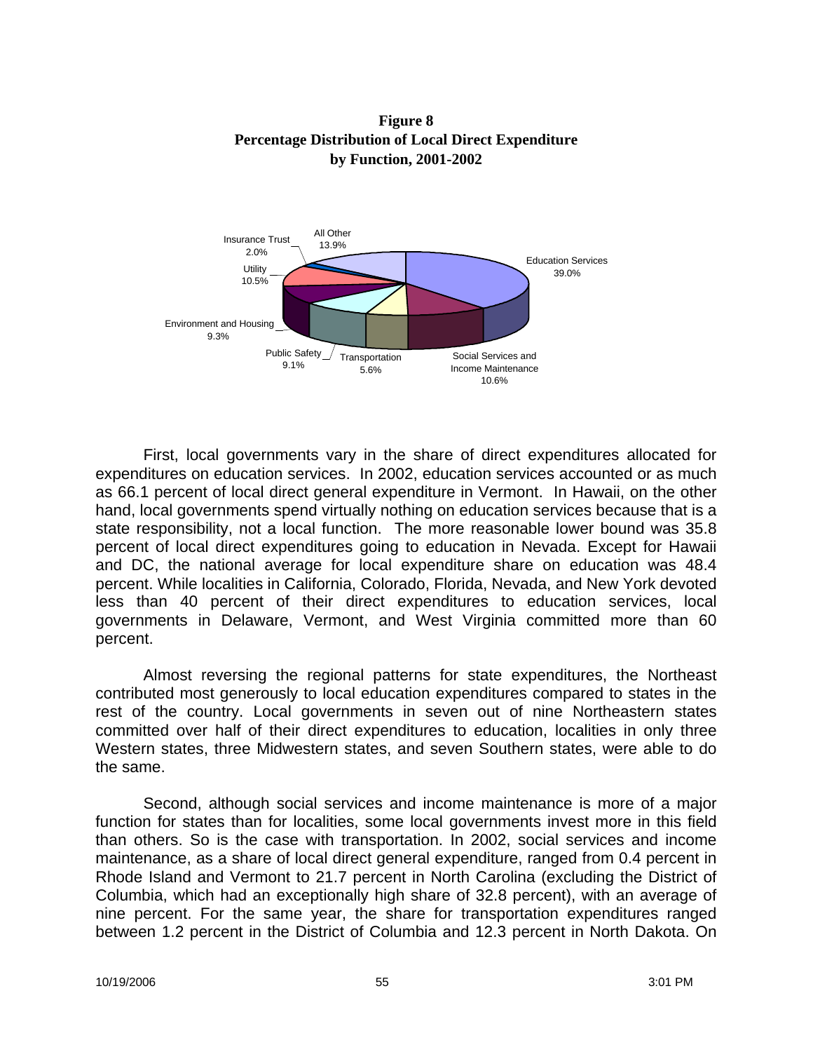**Figure 8**
**Percentage Distribution of Local Direct Expenditure by Function, 2001-2002**

Education Services 39.0%
Social Services and Income Maintenance 10.6%
Transportation 5.6%
Public Safety 9.1%
Environment and Housing 9.3%
Utility 10.5%
Insurance Trust 2.0%
All Other 13.9%

First, local governments vary in the share of direct expenditures allocated for expenditures on education services. In 2002, education services accounted or as much as 66.1 percent of local direct general expenditure in Vermont. In Hawaii, on the other hand, local governments spend virtually nothing on education services because that is a state responsibility, not a local function. The more reasonable lower bound was 35.8 percent of local direct expenditures going to education in Nevada. Except for Hawaii and DC, the national average for local expenditure share on education was 48.4 percent. While localities in California, Colorado, Florida, Nevada, and New York devoted less than 40 percent of their direct expenditures to education services, local governments in Delaware, Vermont, and West Virginia committed more than 60 percent.

Almost reversing the regional patterns for state expenditures, the Northeast contributed most generously to local education expenditures compared to states in the rest of the country. Local governments in seven out of nine Northeastern states committed over half of their direct expenditures to education, localities in only three Western states, three Midwestern states, and seven Southern states, were able to do the same.

Second, although social services and income maintenance is more of a major function for states than for localities, some local governments invest more in this field than others. So is the case with transportation. In 2002, social services and income maintenance, as a share of local direct general expenditure, ranged from 0.4 percent in Rhode Island and Vermont to 21.7 percent in North Carolina (excluding the District of Columbia, which had an exceptionally high share of 32.8 percent), with an average of nine percent. For the same year, the share for transportation expenditures ranged between 1.2 percent in the District of Columbia and 12.3 percent in North Dakota. On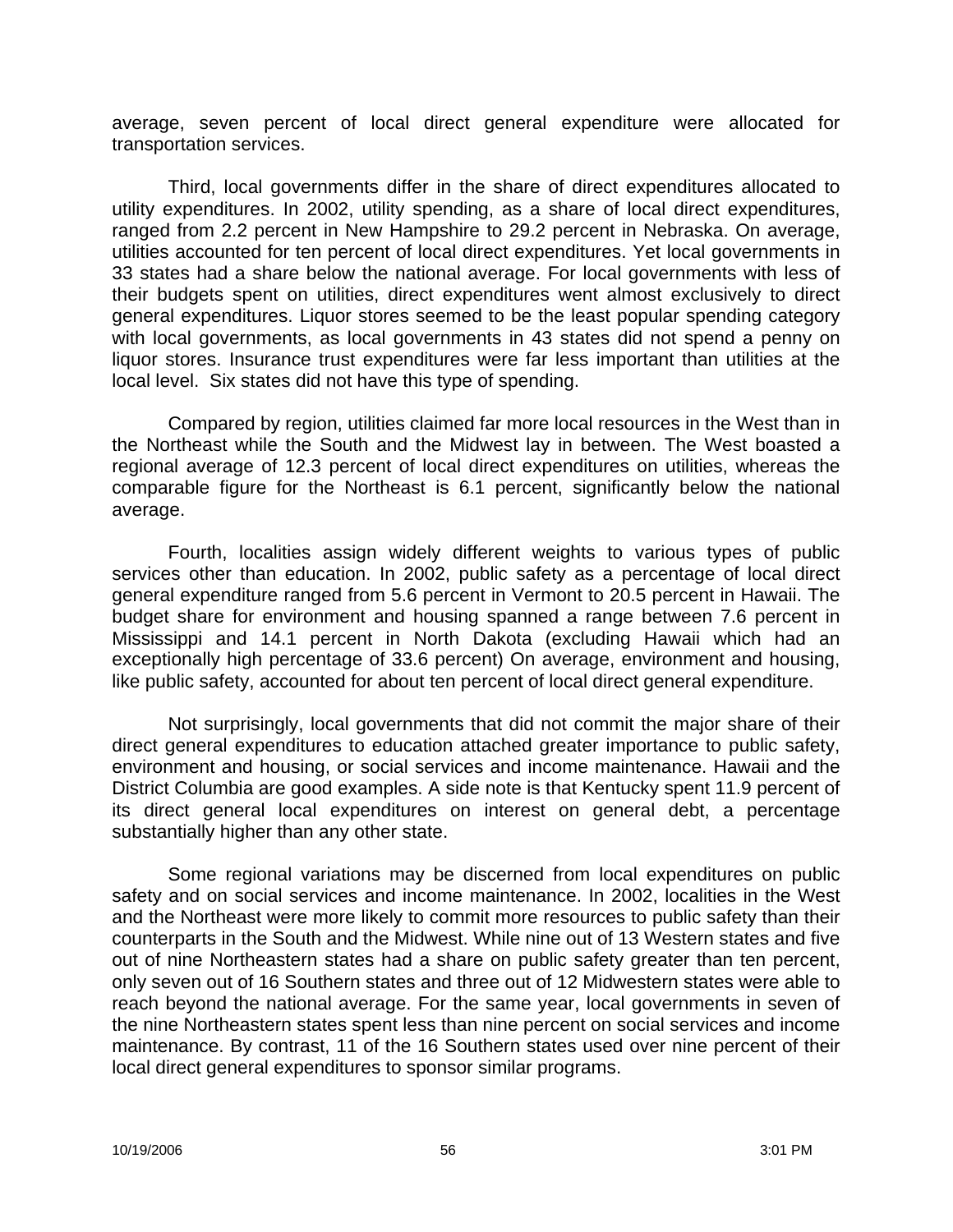average, seven percent of local direct general expenditure were allocated for transportation services.

Third, local governments differ in the share of direct expenditures allocated to utility expenditures. In 2002, utility spending, as a share of local direct expenditures, ranged from 2.2 percent in New Hampshire to 29.2 percent in Nebraska. On average, utilities accounted for ten percent of local direct expenditures. Yet local governments in 33 states had a share below the national average. For local governments with less of their budgets spent on utilities, direct expenditures went almost exclusively to direct general expenditures. Liquor stores seemed to be the least popular spending category with local governments, as local governments in 43 states did not spend a penny on liquor stores. Insurance trust expenditures were far less important than utilities at the local level. Six states did not have this type of spending.

Compared by region, utilities claimed far more local resources in the West than in the Northeast while the South and the Midwest lay in between. The West boasted a regional average of 12.3 percent of local direct expenditures on utilities, whereas the comparable figure for the Northeast is 6.1 percent, significantly below the national average.

Fourth, localities assign widely different weights to various types of public services other than education. In 2002, public safety as a percentage of local direct general expenditure ranged from 5.6 percent in Vermont to 20.5 percent in Hawaii. The budget share for environment and housing spanned a range between 7.6 percent in Mississippi and 14.1 percent in North Dakota (excluding Hawaii which had an exceptionally high percentage of 33.6 percent) On average, environment and housing, like public safety, accounted for about ten percent of local direct general expenditure.

Not surprisingly, local governments that did not commit the major share of their direct general expenditures to education attached greater importance to public safety, environment and housing, or social services and income maintenance. Hawaii and the District Columbia are good examples. A side note is that Kentucky spent 11.9 percent of its direct general local expenditures on interest on general debt, a percentage substantially higher than any other state.

Some regional variations may be discerned from local expenditures on public safety and on social services and income maintenance. In 2002, localities in the West and the Northeast were more likely to commit more resources to public safety than their counterparts in the South and the Midwest. While nine out of 13 Western states and five out of nine Northeastern states had a share on public safety greater than ten percent, only seven out of 16 Southern states and three out of 12 Midwestern states were able to reach beyond the national average. For the same year, local governments in seven of the nine Northeastern states spent less than nine percent on social services and income maintenance. By contrast, 11 of the 16 Southern states used over nine percent of their local direct general expenditures to sponsor similar programs.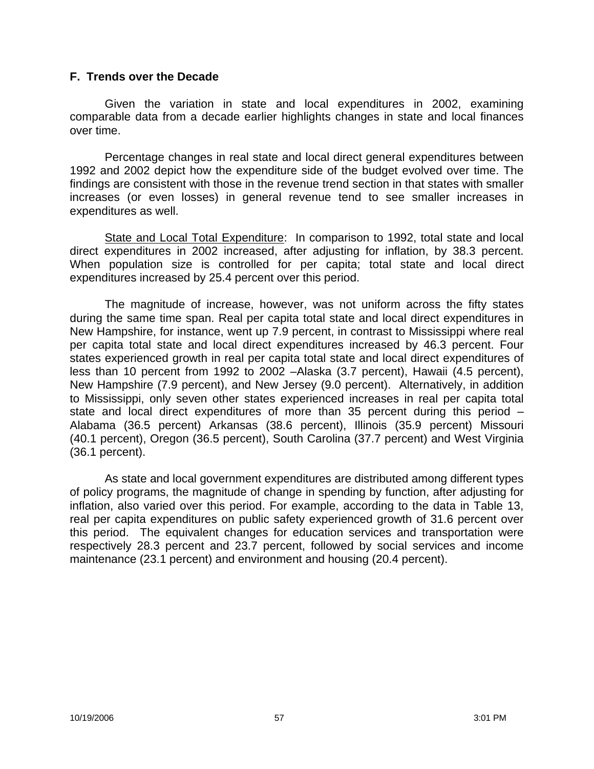## F. Trends over the Decade

Given the variation in state and local expenditures in 2002, examining comparable data from a decade earlier highlights changes in state and local finances over time.

Percentage changes in real state and local direct general expenditures between 1992 and 2002 depict how the expenditure side of the budget evolved over time. The findings are consistent with those in the revenue trend section in that states with smaller increases (or even losses) in general revenue tend to see smaller increases in expenditures as well.

<u>State and Local Total Expenditure</u>: In comparison to 1992, total state and local direct expenditures in 2002 increased, after adjusting for inflation, by 38.3 percent. When population size is controlled for per capita; total state and local direct expenditures increased by 25.4 percent over this period.

The magnitude of increase, however, was not uniform across the fifty states during the same time span. Real per capita total state and local direct expenditures in New Hampshire, for instance, went up 7.9 percent, in contrast to Mississippi where real per capita total state and local direct expenditures increased by 46.3 percent. Four states experienced growth in real per capita total state and local direct expenditures of less than 10 percent from 1992 to 2002 –Alaska (3.7 percent), Hawaii (4.5 percent), New Hampshire (7.9 percent), and New Jersey (9.0 percent). Alternatively, in addition to Mississippi, only seven other states experienced increases in real per capita total state and local direct expenditures of more than 35 percent during this period – Alabama (36.5 percent) Arkansas (38.6 percent), Illinois (35.9 percent) Missouri (40.1 percent), Oregon (36.5 percent), South Carolina (37.7 percent) and West Virginia (36.1 percent).

As state and local government expenditures are distributed among different types of policy programs, the magnitude of change in spending by function, after adjusting for inflation, also varied over this period. For example, according to the data in Table 13, real per capita expenditures on public safety experienced growth of 31.6 percent over this period. The equivalent changes for education services and transportation were respectively 28.3 percent and 23.7 percent, followed by social services and income maintenance (23.1 percent) and environment and housing (20.4 percent).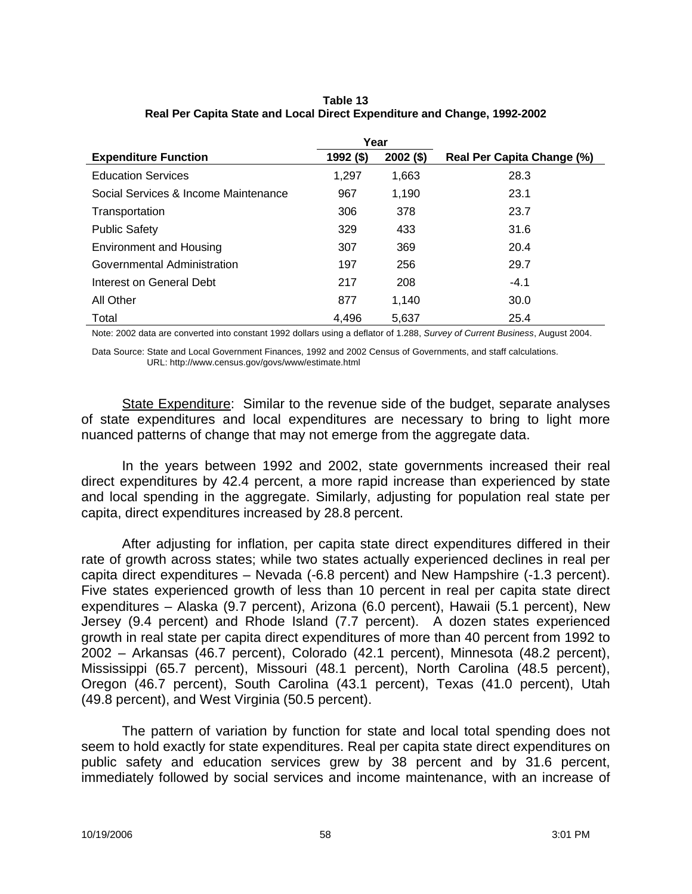**Table 13**
**Real Per Capita State and Local Direct Expenditure and Change, 1992-2002**

| | Year | | |
|---|---|---|---|
| **Expenditure Function** | **1992 ($)** | **2002 ($)** | **Real Per Capita Change (%)** |
| Education Services | 1,297 | 1,663 | 28.3 |
| Social Services & Income Maintenance | 967 | 1,190 | 23.1 |
| Transportation | 306 | 378 | 23.7 |
| Public Safety | 329 | 433 | 31.6 |
| Environment and Housing | 307 | 369 | 20.4 |
| Governmental Administration | 197 | 256 | 29.7 |
| Interest on General Debt | 217 | 208 | -4.1 |
| All Other | 877 | 1,140 | 30.0 |
| Total | 4,496 | 5,637 | 25.4 |

Note: 2002 data are converted into constant 1992 dollars using a deflator of 1.288, *Survey of Current Business*, August 2004.

Data Source: State and Local Government Finances, 1992 and 2002 Census of Governments, and staff calculations.
URL: http://www.census.gov/govs/www/estimate.html

State Expenditure: Similar to the revenue side of the budget, separate analyses of state expenditures and local expenditures are necessary to bring to light more nuanced patterns of change that may not emerge from the aggregate data.

In the years between 1992 and 2002, state governments increased their real direct expenditures by 42.4 percent, a more rapid increase than experienced by state and local spending in the aggregate. Similarly, adjusting for population real state per capita, direct expenditures increased by 28.8 percent.

After adjusting for inflation, per capita state direct expenditures differed in their rate of growth across states; while two states actually experienced declines in real per capita direct expenditures – Nevada (-6.8 percent) and New Hampshire (-1.3 percent). Five states experienced growth of less than 10 percent in real per capita state direct expenditures – Alaska (9.7 percent), Arizona (6.0 percent), Hawaii (5.1 percent), New Jersey (9.4 percent) and Rhode Island (7.7 percent). A dozen states experienced growth in real state per capita direct expenditures of more than 40 percent from 1992 to 2002 – Arkansas (46.7 percent), Colorado (42.1 percent), Minnesota (48.2 percent), Mississippi (65.7 percent), Missouri (48.1 percent), North Carolina (48.5 percent), Oregon (46.7 percent), South Carolina (43.1 percent), Texas (41.0 percent), Utah (49.8 percent), and West Virginia (50.5 percent).

The pattern of variation by function for state and local total spending does not seem to hold exactly for state expenditures. Real per capita state direct expenditures on public safety and education services grew by 38 percent and by 31.6 percent, immediately followed by social services and income maintenance, with an increase of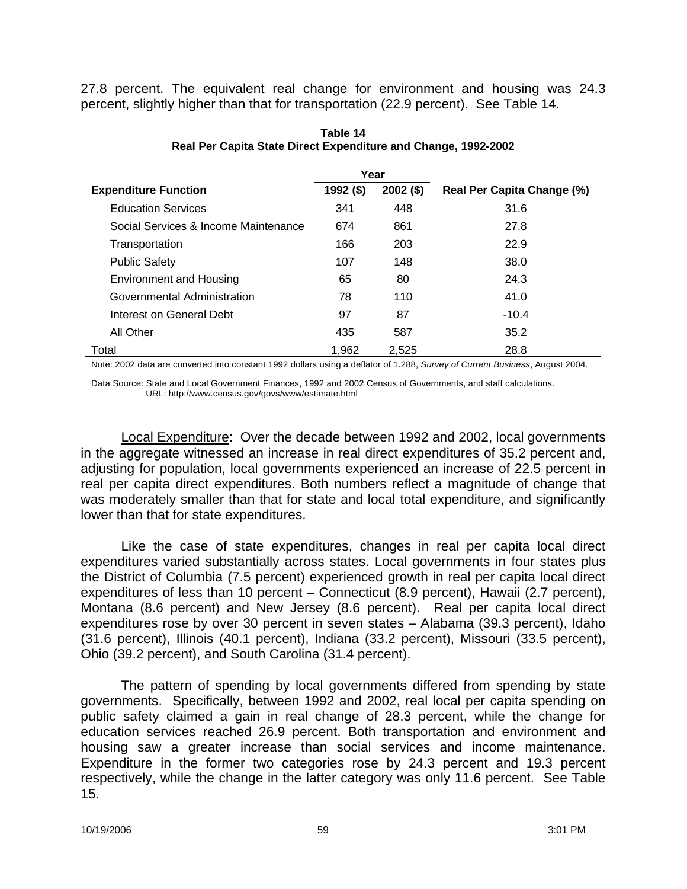27.8 percent. The equivalent real change for environment and housing was 24.3 percent, slightly higher than that for transportation (22.9 percent). See Table 14.

**Table 14**
**Real Per Capita State Direct Expenditure and Change, 1992-2002**

| Expenditure Function | Year | | Real Per Capita Change (%) |
|---|---|---|---|
| | 1992 ($) | 2002 ($) | |
| Education Services | 341 | 448 | 31.6 |
| Social Services & Income Maintenance | 674 | 861 | 27.8 |
| Transportation | 166 | 203 | 22.9 |
| Public Safety | 107 | 148 | 38.0 |
| Environment and Housing | 65 | 80 | 24.3 |
| Governmental Administration | 78 | 110 | 41.0 |
| Interest on General Debt | 97 | 87 | -10.4 |
| All Other | 435 | 587 | 35.2 |
| Total | 1,962 | 2,525 | 28.8 |

Note: 2002 data are converted into constant 1992 dollars using a deflator of 1.288, *Survey of Current Business*, August 2004.

Data Source: State and Local Government Finances, 1992 and 2002 Census of Governments, and staff calculations. URL: http://www.census.gov/govs/www/estimate.html

Local Expenditure: Over the decade between 1992 and 2002, local governments in the aggregate witnessed an increase in real direct expenditures of 35.2 percent and, adjusting for population, local governments experienced an increase of 22.5 percent in real per capita direct expenditures. Both numbers reflect a magnitude of change that was moderately smaller than that for state and local total expenditure, and significantly lower than that for state expenditures.

Like the case of state expenditures, changes in real per capita local direct expenditures varied substantially across states. Local governments in four states plus the District of Columbia (7.5 percent) experienced growth in real per capita local direct expenditures of less than 10 percent – Connecticut (8.9 percent), Hawaii (2.7 percent), Montana (8.6 percent) and New Jersey (8.6 percent). Real per capita local direct expenditures rose by over 30 percent in seven states – Alabama (39.3 percent), Idaho (31.6 percent), Illinois (40.1 percent), Indiana (33.2 percent), Missouri (33.5 percent), Ohio (39.2 percent), and South Carolina (31.4 percent).

The pattern of spending by local governments differed from spending by state governments. Specifically, between 1992 and 2002, real local per capita spending on public safety claimed a gain in real change of 28.3 percent, while the change for education services reached 26.9 percent. Both transportation and environment and housing saw a greater increase than social services and income maintenance. Expenditure in the former two categories rose by 24.3 percent and 19.3 percent respectively, while the change in the latter category was only 11.6 percent. See Table 15.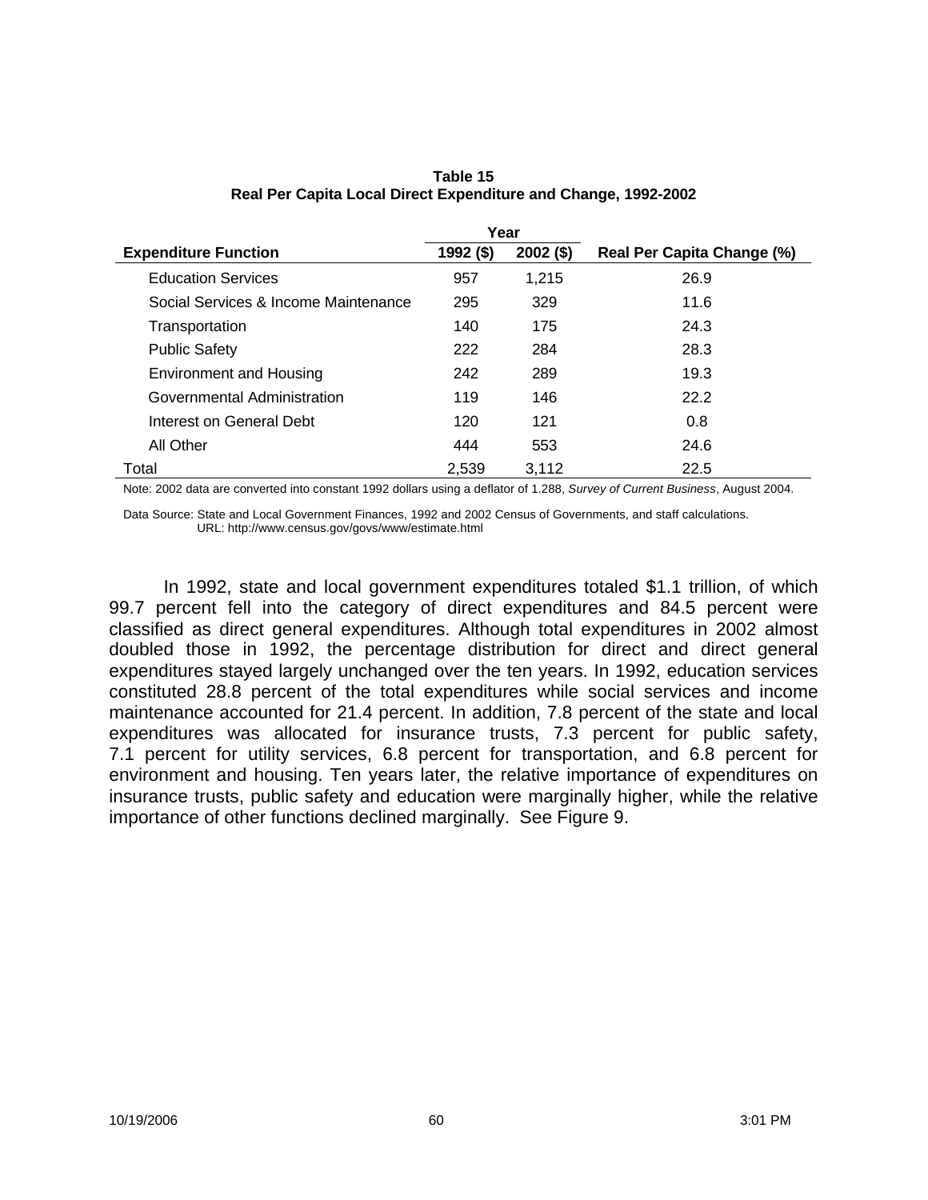**Table 15**
**Real Per Capita Local Direct Expenditure and Change, 1992-2002**

| Expenditure Function | Year | | Real Per Capita Change (%) |
|---|---|---|---|
| | 1992 ($) | 2002 ($) | |
| Education Services | 957 | 1,215 | 26.9 |
| Social Services & Income Maintenance | 295 | 329 | 11.6 |
| Transportation | 140 | 175 | 24.3 |
| Public Safety | 222 | 284 | 28.3 |
| Environment and Housing | 242 | 289 | 19.3 |
| Governmental Administration | 119 | 146 | 22.2 |
| Interest on General Debt | 120 | 121 | 0.8 |
| All Other | 444 | 553 | 24.6 |
| Total | 2,539 | 3,112 | 22.5 |

Note: 2002 data are converted into constant 1992 dollars using a deflator of 1.288, *Survey of Current Business*, August 2004.

Data Source: State and Local Government Finances, 1992 and 2002 Census of Governments, and staff calculations. URL: http://www.census.gov/govs/www/estimate.html

In 1992, state and local government expenditures totaled $1.1 trillion, of which 99.7 percent fell into the category of direct expenditures and 84.5 percent were classified as direct general expenditures. Although total expenditures in 2002 almost doubled those in 1992, the percentage distribution for direct and direct general expenditures stayed largely unchanged over the ten years. In 1992, education services constituted 28.8 percent of the total expenditures while social services and income maintenance accounted for 21.4 percent. In addition, 7.8 percent of the state and local expenditures was allocated for insurance trusts, 7.3 percent for public safety, 7.1 percent for utility services, 6.8 percent for transportation, and 6.8 percent for environment and housing. Ten years later, the relative importance of expenditures on insurance trusts, public safety and education were marginally higher, while the relative importance of other functions declined marginally. See Figure 9.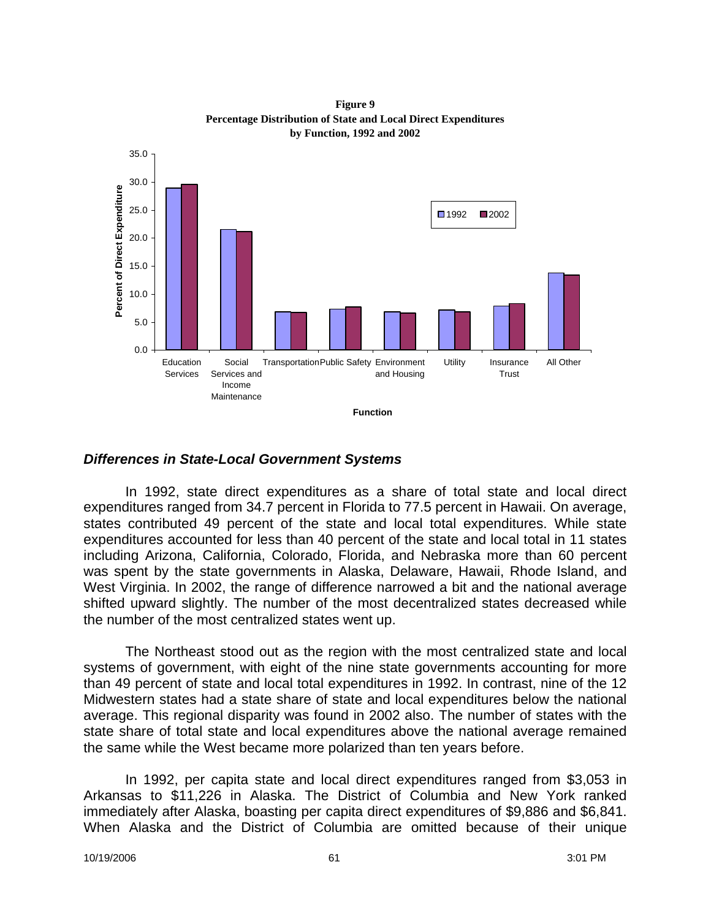**Figure 9**
**Percentage Distribution of State and Local Direct Expenditures by Function, 1992 and 2002**

### *Differences in State-Local Government Systems*

In 1992, state direct expenditures as a share of total state and local direct expenditures ranged from 34.7 percent in Florida to 77.5 percent in Hawaii. On average, states contributed 49 percent of the state and local total expenditures. While state expenditures accounted for less than 40 percent of the state and local total in 11 states including Arizona, California, Colorado, Florida, and Nebraska more than 60 percent was spent by the state governments in Alaska, Delaware, Hawaii, Rhode Island, and West Virginia. In 2002, the range of difference narrowed a bit and the national average shifted upward slightly. The number of the most decentralized states decreased while the number of the most centralized states went up.

The Northeast stood out as the region with the most centralized state and local systems of government, with eight of the nine state governments accounting for more than 49 percent of state and local total expenditures in 1992. In contrast, nine of the 12 Midwestern states had a state share of state and local expenditures below the national average. This regional disparity was found in 2002 also. The number of states with the state share of total state and local expenditures above the national average remained the same while the West became more polarized than ten years before.

In 1992, per capita state and local direct expenditures ranged from $3,053 in Arkansas to $11,226 in Alaska. The District of Columbia and New York ranked immediately after Alaska, boasting per capita direct expenditures of $9,886 and $6,841. When Alaska and the District of Columbia are omitted because of their unique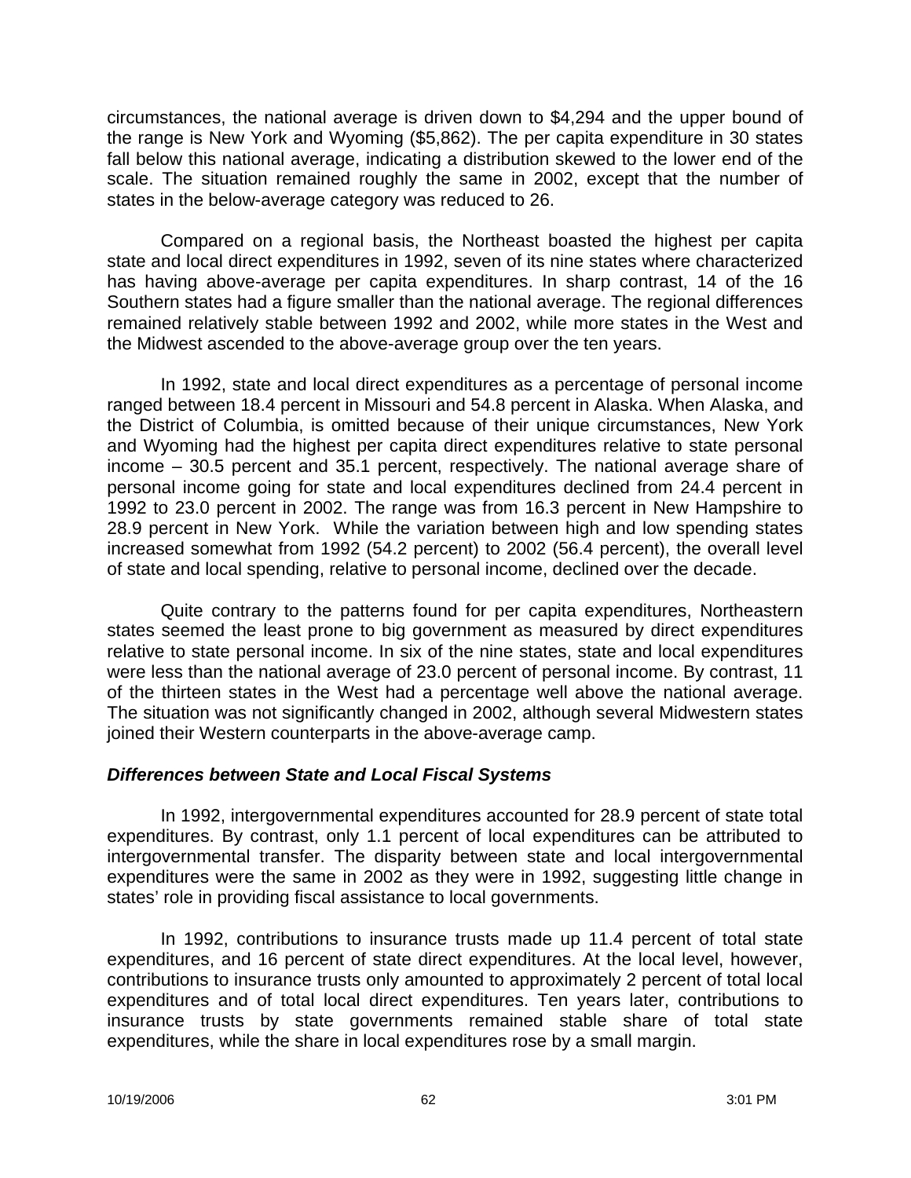circumstances, the national average is driven down to $4,294 and the upper bound of the range is New York and Wyoming ($5,862). The per capita expenditure in 30 states fall below this national average, indicating a distribution skewed to the lower end of the scale. The situation remained roughly the same in 2002, except that the number of states in the below-average category was reduced to 26.

Compared on a regional basis, the Northeast boasted the highest per capita state and local direct expenditures in 1992, seven of its nine states where characterized has having above-average per capita expenditures. In sharp contrast, 14 of the 16 Southern states had a figure smaller than the national average. The regional differences remained relatively stable between 1992 and 2002, while more states in the West and the Midwest ascended to the above-average group over the ten years.

In 1992, state and local direct expenditures as a percentage of personal income ranged between 18.4 percent in Missouri and 54.8 percent in Alaska. When Alaska, and the District of Columbia, is omitted because of their unique circumstances, New York and Wyoming had the highest per capita direct expenditures relative to state personal income – 30.5 percent and 35.1 percent, respectively. The national average share of personal income going for state and local expenditures declined from 24.4 percent in 1992 to 23.0 percent in 2002. The range was from 16.3 percent in New Hampshire to 28.9 percent in New York. While the variation between high and low spending states increased somewhat from 1992 (54.2 percent) to 2002 (56.4 percent), the overall level of state and local spending, relative to personal income, declined over the decade.

Quite contrary to the patterns found for per capita expenditures, Northeastern states seemed the least prone to big government as measured by direct expenditures relative to state personal income. In six of the nine states, state and local expenditures were less than the national average of 23.0 percent of personal income. By contrast, 11 of the thirteen states in the West had a percentage well above the national average. The situation was not significantly changed in 2002, although several Midwestern states joined their Western counterparts in the above-average camp.

### *Differences between State and Local Fiscal Systems*

In 1992, intergovernmental expenditures accounted for 28.9 percent of state total expenditures. By contrast, only 1.1 percent of local expenditures can be attributed to intergovernmental transfer. The disparity between state and local intergovernmental expenditures were the same in 2002 as they were in 1992, suggesting little change in states' role in providing fiscal assistance to local governments.

In 1992, contributions to insurance trusts made up 11.4 percent of total state expenditures, and 16 percent of state direct expenditures. At the local level, however, contributions to insurance trusts only amounted to approximately 2 percent of total local expenditures and of total local direct expenditures. Ten years later, contributions to insurance trusts by state governments remained stable share of total state expenditures, while the share in local expenditures rose by a small margin.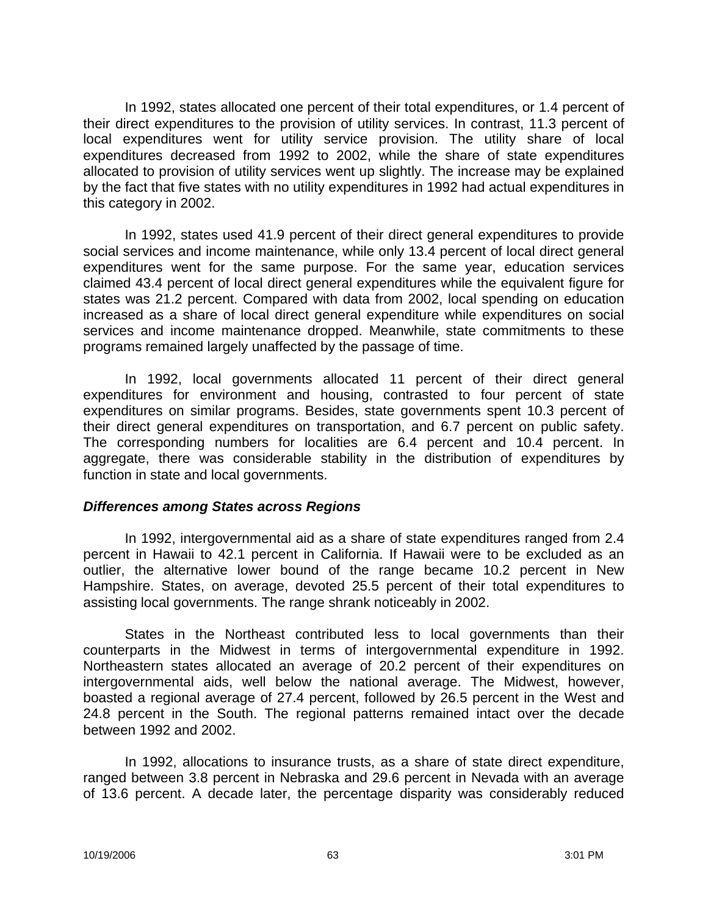In 1992, states allocated one percent of their total expenditures, or 1.4 percent of their direct expenditures to the provision of utility services. In contrast, 11.3 percent of local expenditures went for utility service provision. The utility share of local expenditures decreased from 1992 to 2002, while the share of state expenditures allocated to provision of utility services went up slightly. The increase may be explained by the fact that five states with no utility expenditures in 1992 had actual expenditures in this category in 2002.

In 1992, states used 41.9 percent of their direct general expenditures to provide social services and income maintenance, while only 13.4 percent of local direct general expenditures went for the same purpose. For the same year, education services claimed 43.4 percent of local direct general expenditures while the equivalent figure for states was 21.2 percent. Compared with data from 2002, local spending on education increased as a share of local direct general expenditure while expenditures on social services and income maintenance dropped. Meanwhile, state commitments to these programs remained largely unaffected by the passage of time.

In 1992, local governments allocated 11 percent of their direct general expenditures for environment and housing, contrasted to four percent of state expenditures on similar programs. Besides, state governments spent 10.3 percent of their direct general expenditures on transportation, and 6.7 percent on public safety. The corresponding numbers for localities are 6.4 percent and 10.4 percent. In aggregate, there was considerable stability in the distribution of expenditures by function in state and local governments.

### *Differences among States across Regions*

In 1992, intergovernmental aid as a share of state expenditures ranged from 2.4 percent in Hawaii to 42.1 percent in California. If Hawaii were to be excluded as an outlier, the alternative lower bound of the range became 10.2 percent in New Hampshire. States, on average, devoted 25.5 percent of their total expenditures to assisting local governments. The range shrank noticeably in 2002.

States in the Northeast contributed less to local governments than their counterparts in the Midwest in terms of intergovernmental expenditure in 1992. Northeastern states allocated an average of 20.2 percent of their expenditures on intergovernmental aids, well below the national average. The Midwest, however, boasted a regional average of 27.4 percent, followed by 26.5 percent in the West and 24.8 percent in the South. The regional patterns remained intact over the decade between 1992 and 2002.

In 1992, allocations to insurance trusts, as a share of state direct expenditure, ranged between 3.8 percent in Nebraska and 29.6 percent in Nevada with an average of 13.6 percent. A decade later, the percentage disparity was considerably reduced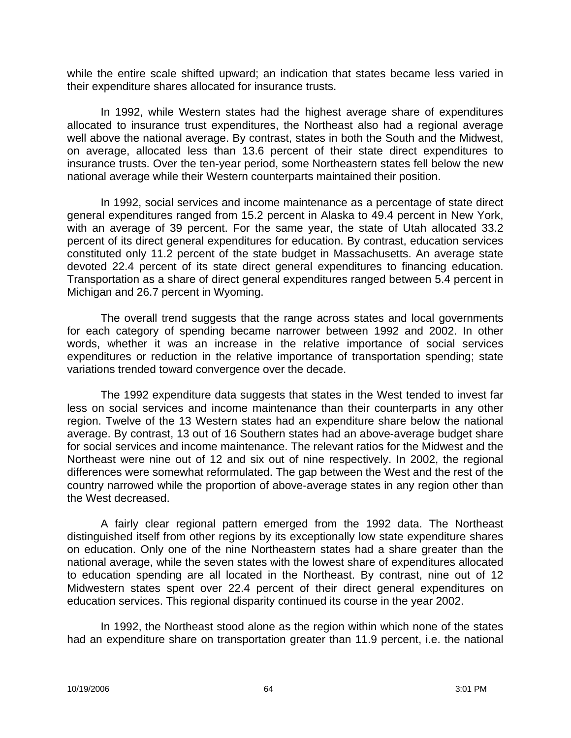while the entire scale shifted upward; an indication that states became less varied in their expenditure shares allocated for insurance trusts.

In 1992, while Western states had the highest average share of expenditures allocated to insurance trust expenditures, the Northeast also had a regional average well above the national average. By contrast, states in both the South and the Midwest, on average, allocated less than 13.6 percent of their state direct expenditures to insurance trusts. Over the ten-year period, some Northeastern states fell below the new national average while their Western counterparts maintained their position.

In 1992, social services and income maintenance as a percentage of state direct general expenditures ranged from 15.2 percent in Alaska to 49.4 percent in New York, with an average of 39 percent. For the same year, the state of Utah allocated 33.2 percent of its direct general expenditures for education. By contrast, education services constituted only 11.2 percent of the state budget in Massachusetts. An average state devoted 22.4 percent of its state direct general expenditures to financing education. Transportation as a share of direct general expenditures ranged between 5.4 percent in Michigan and 26.7 percent in Wyoming.

The overall trend suggests that the range across states and local governments for each category of spending became narrower between 1992 and 2002. In other words, whether it was an increase in the relative importance of social services expenditures or reduction in the relative importance of transportation spending; state variations trended toward convergence over the decade.

The 1992 expenditure data suggests that states in the West tended to invest far less on social services and income maintenance than their counterparts in any other region. Twelve of the 13 Western states had an expenditure share below the national average. By contrast, 13 out of 16 Southern states had an above-average budget share for social services and income maintenance. The relevant ratios for the Midwest and the Northeast were nine out of 12 and six out of nine respectively. In 2002, the regional differences were somewhat reformulated. The gap between the West and the rest of the country narrowed while the proportion of above-average states in any region other than the West decreased.

A fairly clear regional pattern emerged from the 1992 data. The Northeast distinguished itself from other regions by its exceptionally low state expenditure shares on education. Only one of the nine Northeastern states had a share greater than the national average, while the seven states with the lowest share of expenditures allocated to education spending are all located in the Northeast. By contrast, nine out of 12 Midwestern states spent over 22.4 percent of their direct general expenditures on education services. This regional disparity continued its course in the year 2002.

In 1992, the Northeast stood alone as the region within which none of the states had an expenditure share on transportation greater than 11.9 percent, i.e. the national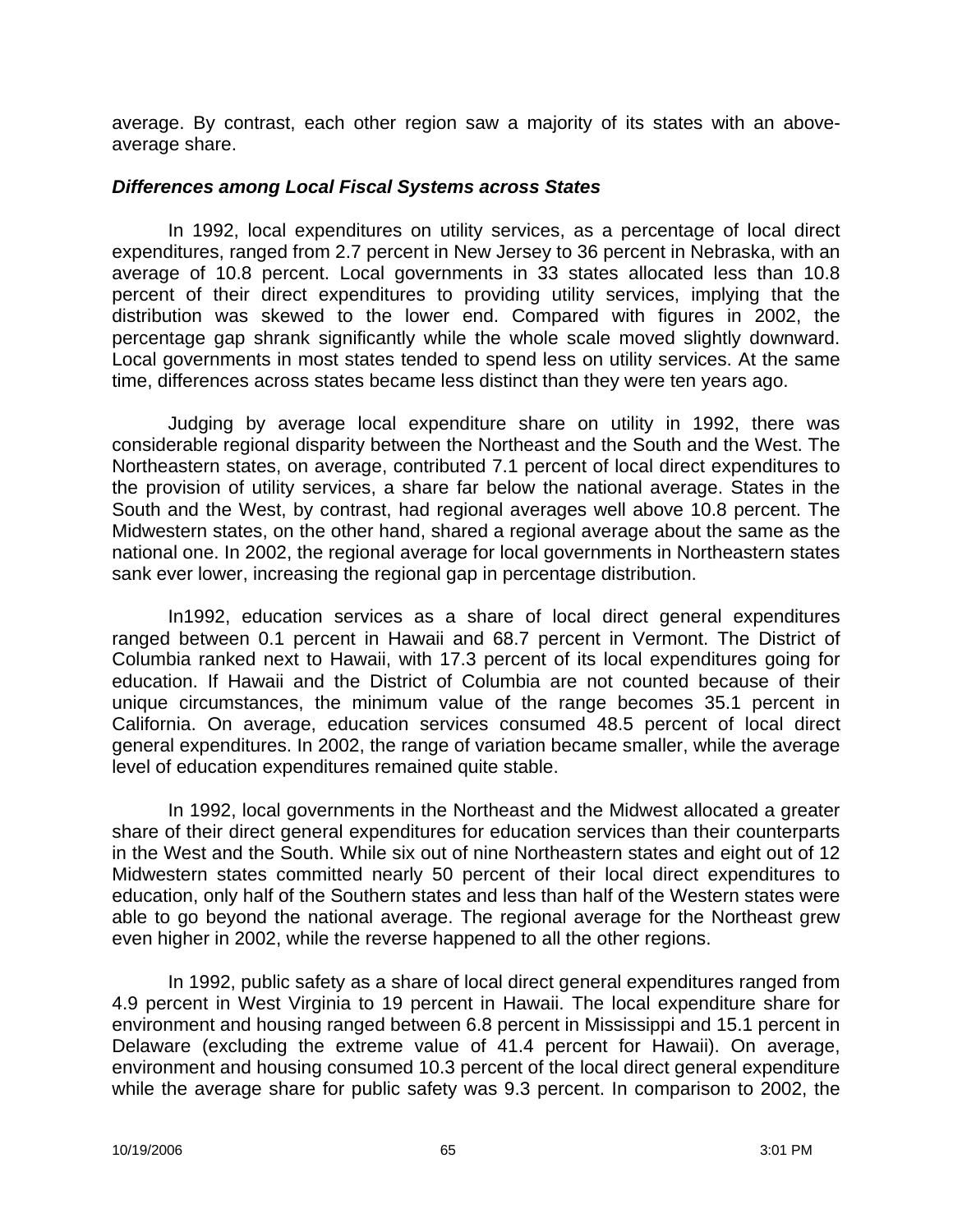average. By contrast, each other region saw a majority of its states with an above-average share.

### *Differences among Local Fiscal Systems across States*

In 1992, local expenditures on utility services, as a percentage of local direct expenditures, ranged from 2.7 percent in New Jersey to 36 percent in Nebraska, with an average of 10.8 percent. Local governments in 33 states allocated less than 10.8 percent of their direct expenditures to providing utility services, implying that the distribution was skewed to the lower end. Compared with figures in 2002, the percentage gap shrank significantly while the whole scale moved slightly downward. Local governments in most states tended to spend less on utility services. At the same time, differences across states became less distinct than they were ten years ago.

Judging by average local expenditure share on utility in 1992, there was considerable regional disparity between the Northeast and the South and the West. The Northeastern states, on average, contributed 7.1 percent of local direct expenditures to the provision of utility services, a share far below the national average. States in the South and the West, by contrast, had regional averages well above 10.8 percent. The Midwestern states, on the other hand, shared a regional average about the same as the national one. In 2002, the regional average for local governments in Northeastern states sank ever lower, increasing the regional gap in percentage distribution.

In1992, education services as a share of local direct general expenditures ranged between 0.1 percent in Hawaii and 68.7 percent in Vermont. The District of Columbia ranked next to Hawaii, with 17.3 percent of its local expenditures going for education. If Hawaii and the District of Columbia are not counted because of their unique circumstances, the minimum value of the range becomes 35.1 percent in California. On average, education services consumed 48.5 percent of local direct general expenditures. In 2002, the range of variation became smaller, while the average level of education expenditures remained quite stable.

In 1992, local governments in the Northeast and the Midwest allocated a greater share of their direct general expenditures for education services than their counterparts in the West and the South. While six out of nine Northeastern states and eight out of 12 Midwestern states committed nearly 50 percent of their local direct expenditures to education, only half of the Southern states and less than half of the Western states were able to go beyond the national average. The regional average for the Northeast grew even higher in 2002, while the reverse happened to all the other regions.

In 1992, public safety as a share of local direct general expenditures ranged from 4.9 percent in West Virginia to 19 percent in Hawaii. The local expenditure share for environment and housing ranged between 6.8 percent in Mississippi and 15.1 percent in Delaware (excluding the extreme value of 41.4 percent for Hawaii). On average, environment and housing consumed 10.3 percent of the local direct general expenditure while the average share for public safety was 9.3 percent. In comparison to 2002, the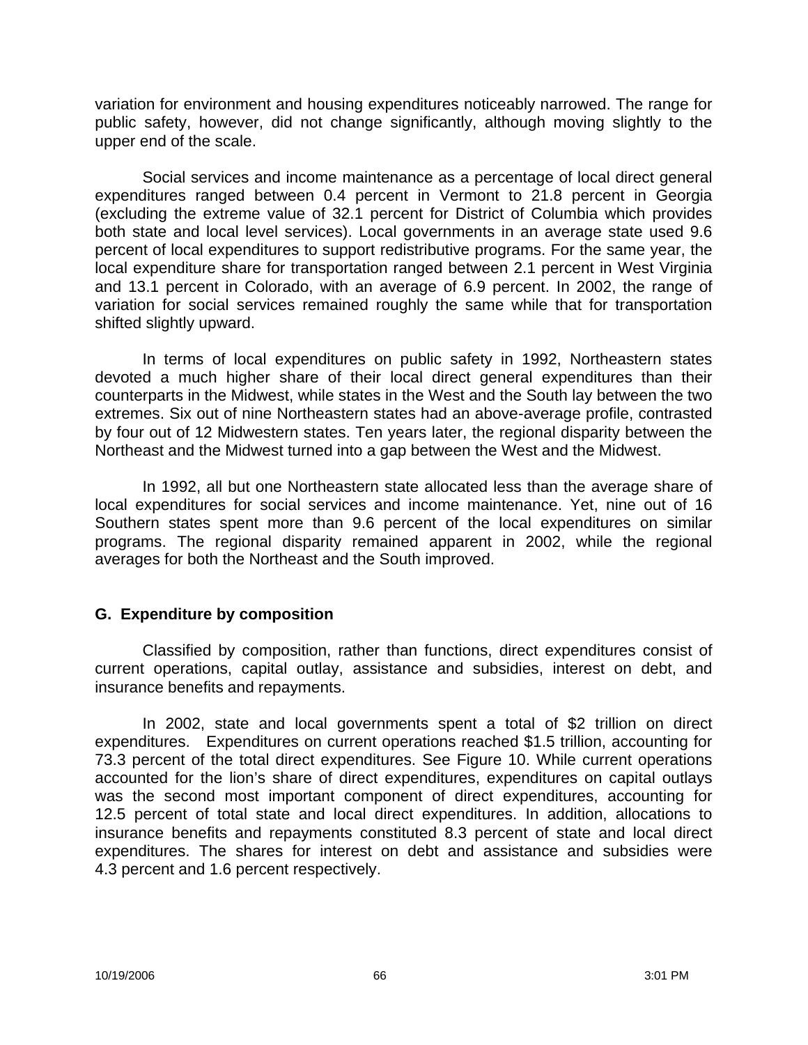variation for environment and housing expenditures noticeably narrowed. The range for public safety, however, did not change significantly, although moving slightly to the upper end of the scale.

Social services and income maintenance as a percentage of local direct general expenditures ranged between 0.4 percent in Vermont to 21.8 percent in Georgia (excluding the extreme value of 32.1 percent for District of Columbia which provides both state and local level services). Local governments in an average state used 9.6 percent of local expenditures to support redistributive programs. For the same year, the local expenditure share for transportation ranged between 2.1 percent in West Virginia and 13.1 percent in Colorado, with an average of 6.9 percent. In 2002, the range of variation for social services remained roughly the same while that for transportation shifted slightly upward.

In terms of local expenditures on public safety in 1992, Northeastern states devoted a much higher share of their local direct general expenditures than their counterparts in the Midwest, while states in the West and the South lay between the two extremes. Six out of nine Northeastern states had an above-average profile, contrasted by four out of 12 Midwestern states. Ten years later, the regional disparity between the Northeast and the Midwest turned into a gap between the West and the Midwest.

In 1992, all but one Northeastern state allocated less than the average share of local expenditures for social services and income maintenance. Yet, nine out of 16 Southern states spent more than 9.6 percent of the local expenditures on similar programs. The regional disparity remained apparent in 2002, while the regional averages for both the Northeast and the South improved.

## G. Expenditure by composition

Classified by composition, rather than functions, direct expenditures consist of current operations, capital outlay, assistance and subsidies, interest on debt, and insurance benefits and repayments.

In 2002, state and local governments spent a total of $2 trillion on direct expenditures. Expenditures on current operations reached $1.5 trillion, accounting for 73.3 percent of the total direct expenditures. See Figure 10. While current operations accounted for the lion's share of direct expenditures, expenditures on capital outlays was the second most important component of direct expenditures, accounting for 12.5 percent of total state and local direct expenditures. In addition, allocations to insurance benefits and repayments constituted 8.3 percent of state and local direct expenditures. The shares for interest on debt and assistance and subsidies were 4.3 percent and 1.6 percent respectively.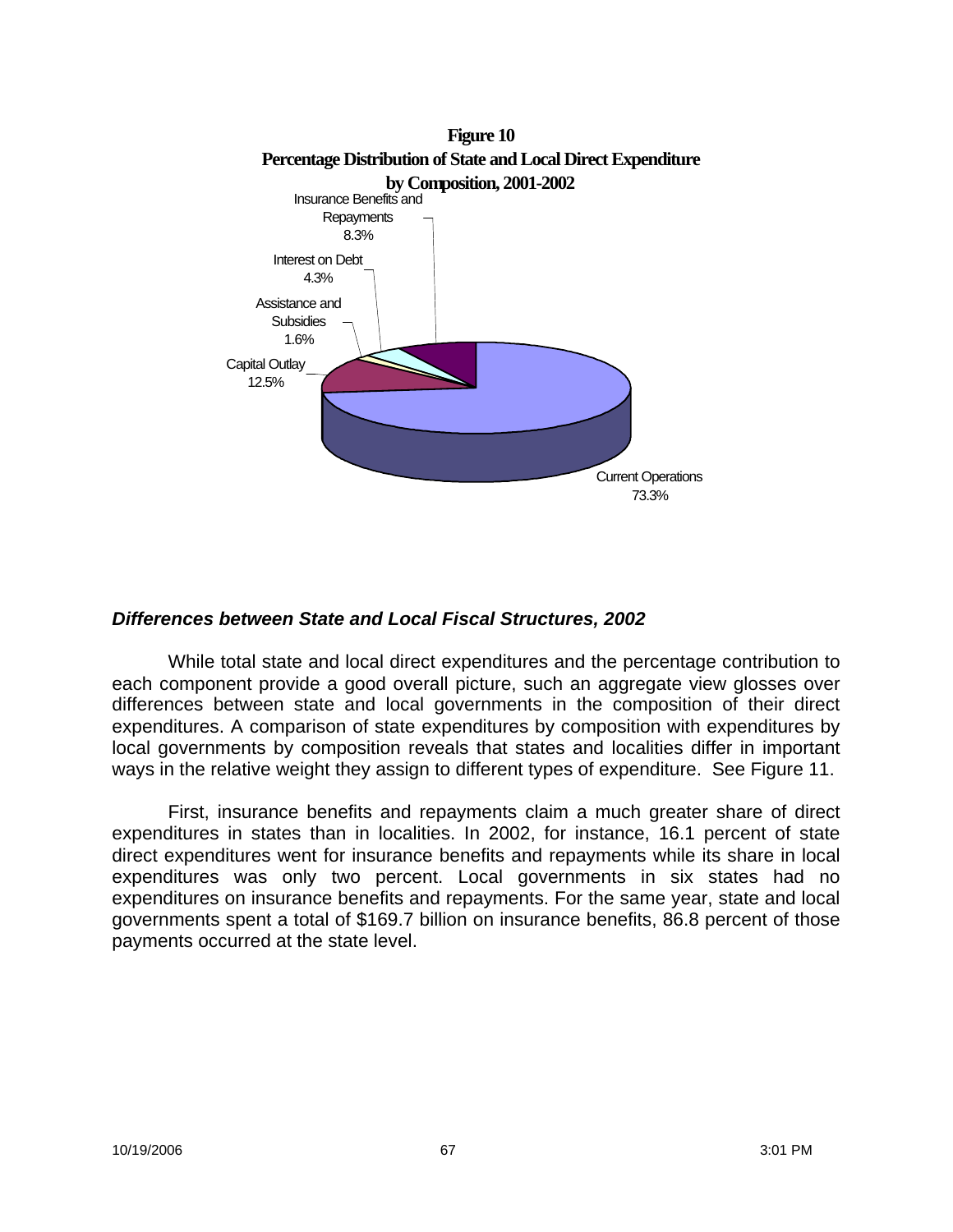**Figure 10**
**Percentage Distribution of State and Local Direct Expenditure by Composition, 2001-2002**

| Component | Percentage |
|---|---|
| Current Operations | 73.3% |
| Capital Outlay | 12.5% |
| Assistance and Subsidies | 1.6% |
| Interest on Debt | 4.3% |
| Insurance Benefits and Repayments | 8.3% |

### *Differences between State and Local Fiscal Structures, 2002*

While total state and local direct expenditures and the percentage contribution to each component provide a good overall picture, such an aggregate view glosses over differences between state and local governments in the composition of their direct expenditures. A comparison of state expenditures by composition with expenditures by local governments by composition reveals that states and localities differ in important ways in the relative weight they assign to different types of expenditure. See Figure 11.

First, insurance benefits and repayments claim a much greater share of direct expenditures in states than in localities. In 2002, for instance, 16.1 percent of state direct expenditures went for insurance benefits and repayments while its share in local expenditures was only two percent. Local governments in six states had no expenditures on insurance benefits and repayments. For the same year, state and local governments spent a total of $169.7 billion on insurance benefits, 86.8 percent of those payments occurred at the state level.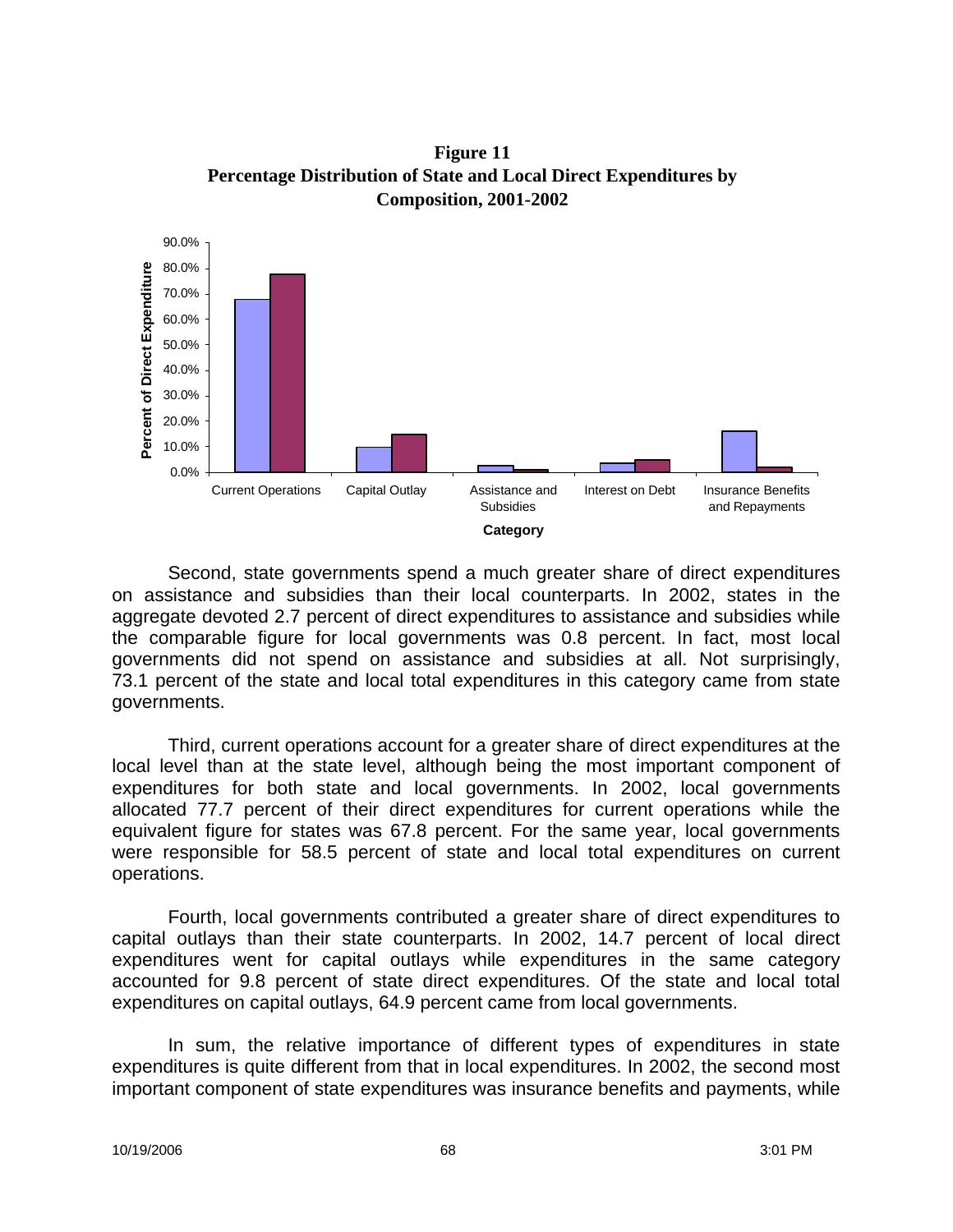**Figure 11**
**Percentage Distribution of State and Local Direct Expenditures by Composition, 2001-2002**

Second, state governments spend a much greater share of direct expenditures on assistance and subsidies than their local counterparts. In 2002, states in the aggregate devoted 2.7 percent of direct expenditures to assistance and subsidies while the comparable figure for local governments was 0.8 percent. In fact, most local governments did not spend on assistance and subsidies at all. Not surprisingly, 73.1 percent of the state and local total expenditures in this category came from state governments.

Third, current operations account for a greater share of direct expenditures at the local level than at the state level, although being the most important component of expenditures for both state and local governments. In 2002, local governments allocated 77.7 percent of their direct expenditures for current operations while the equivalent figure for states was 67.8 percent. For the same year, local governments were responsible for 58.5 percent of state and local total expenditures on current operations.

Fourth, local governments contributed a greater share of direct expenditures to capital outlays than their state counterparts. In 2002, 14.7 percent of local direct expenditures went for capital outlays while expenditures in the same category accounted for 9.8 percent of state direct expenditures. Of the state and local total expenditures on capital outlays, 64.9 percent came from local governments.

In sum, the relative importance of different types of expenditures in state expenditures is quite different from that in local expenditures. In 2002, the second most important component of state expenditures was insurance benefits and payments, while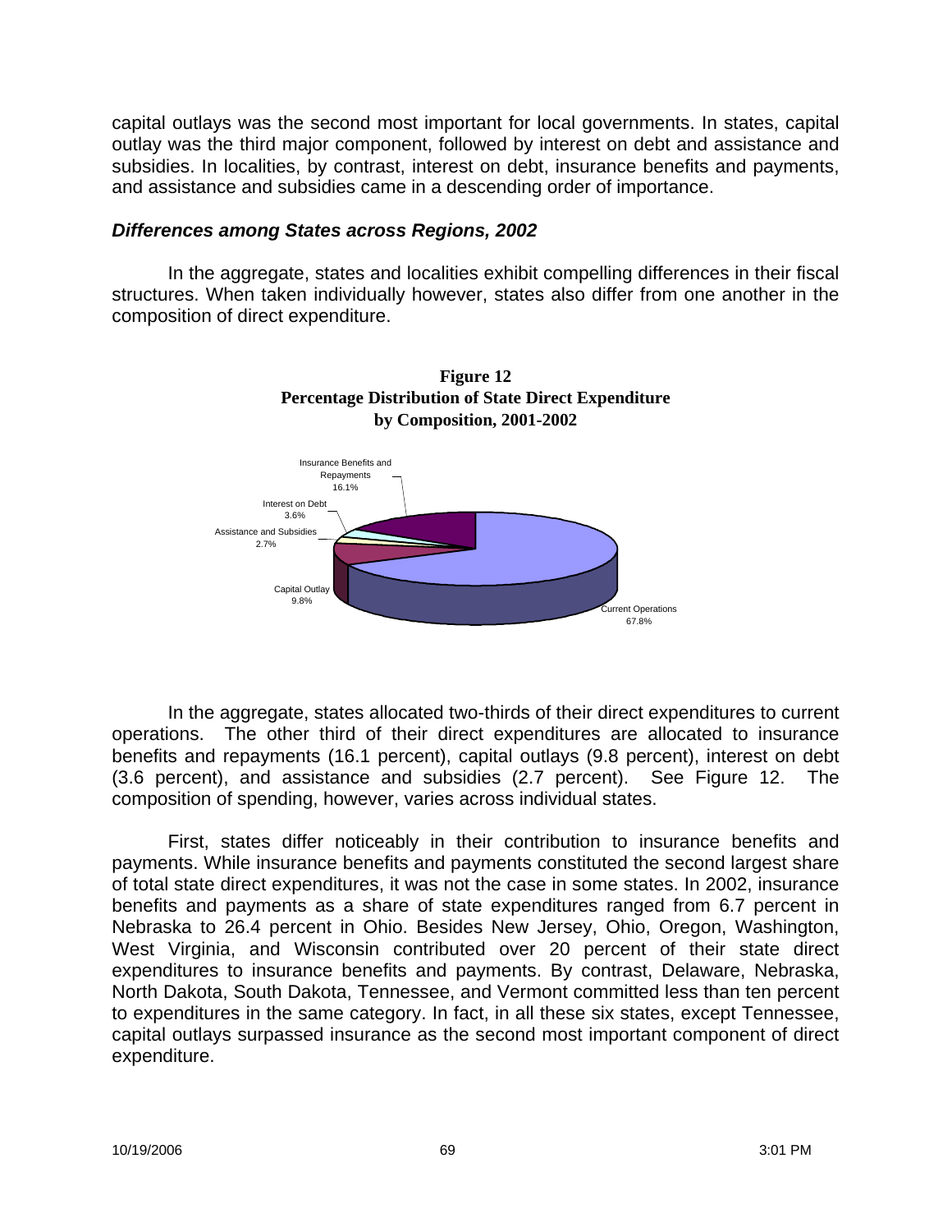capital outlays was the second most important for local governments. In states, capital outlay was the third major component, followed by interest on debt and assistance and subsidies. In localities, by contrast, interest on debt, insurance benefits and payments, and assistance and subsidies came in a descending order of importance.

### *Differences among States across Regions, 2002*

In the aggregate, states and localities exhibit compelling differences in their fiscal structures. When taken individually however, states also differ from one another in the composition of direct expenditure.

**Figure 12**
**Percentage Distribution of State Direct Expenditure by Composition, 2001-2002**

Insurance Benefits and Repayments 16.1%
Interest on Debt 3.6%
Assistance and Subsidies 2.7%
Capital Outlay 9.8%
Current Operations 67.8%

In the aggregate, states allocated two-thirds of their direct expenditures to current operations. The other third of their direct expenditures are allocated to insurance benefits and repayments (16.1 percent), capital outlays (9.8 percent), interest on debt (3.6 percent), and assistance and subsidies (2.7 percent). See Figure 12. The composition of spending, however, varies across individual states.

First, states differ noticeably in their contribution to insurance benefits and payments. While insurance benefits and payments constituted the second largest share of total state direct expenditures, it was not the case in some states. In 2002, insurance benefits and payments as a share of state expenditures ranged from 6.7 percent in Nebraska to 26.4 percent in Ohio. Besides New Jersey, Ohio, Oregon, Washington, West Virginia, and Wisconsin contributed over 20 percent of their state direct expenditures to insurance benefits and payments. By contrast, Delaware, Nebraska, North Dakota, South Dakota, Tennessee, and Vermont committed less than ten percent to expenditures in the same category. In fact, in all these six states, except Tennessee, capital outlays surpassed insurance as the second most important component of direct expenditure.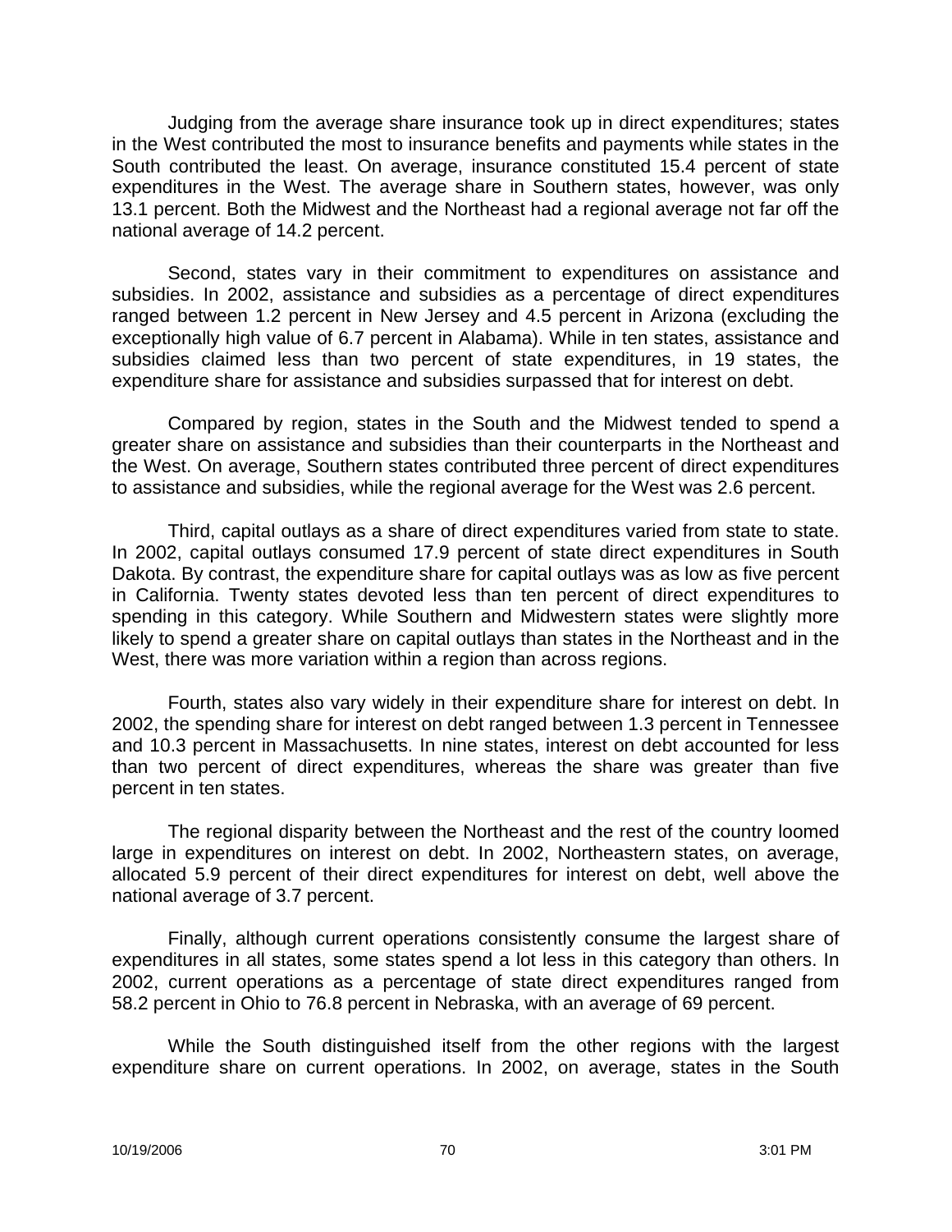Judging from the average share insurance took up in direct expenditures; states in the West contributed the most to insurance benefits and payments while states in the South contributed the least. On average, insurance constituted 15.4 percent of state expenditures in the West. The average share in Southern states, however, was only 13.1 percent. Both the Midwest and the Northeast had a regional average not far off the national average of 14.2 percent.

Second, states vary in their commitment to expenditures on assistance and subsidies. In 2002, assistance and subsidies as a percentage of direct expenditures ranged between 1.2 percent in New Jersey and 4.5 percent in Arizona (excluding the exceptionally high value of 6.7 percent in Alabama). While in ten states, assistance and subsidies claimed less than two percent of state expenditures, in 19 states, the expenditure share for assistance and subsidies surpassed that for interest on debt.

Compared by region, states in the South and the Midwest tended to spend a greater share on assistance and subsidies than their counterparts in the Northeast and the West. On average, Southern states contributed three percent of direct expenditures to assistance and subsidies, while the regional average for the West was 2.6 percent.

Third, capital outlays as a share of direct expenditures varied from state to state. In 2002, capital outlays consumed 17.9 percent of state direct expenditures in South Dakota. By contrast, the expenditure share for capital outlays was as low as five percent in California. Twenty states devoted less than ten percent of direct expenditures to spending in this category. While Southern and Midwestern states were slightly more likely to spend a greater share on capital outlays than states in the Northeast and in the West, there was more variation within a region than across regions.

Fourth, states also vary widely in their expenditure share for interest on debt. In 2002, the spending share for interest on debt ranged between 1.3 percent in Tennessee and 10.3 percent in Massachusetts. In nine states, interest on debt accounted for less than two percent of direct expenditures, whereas the share was greater than five percent in ten states.

The regional disparity between the Northeast and the rest of the country loomed large in expenditures on interest on debt. In 2002, Northeastern states, on average, allocated 5.9 percent of their direct expenditures for interest on debt, well above the national average of 3.7 percent.

Finally, although current operations consistently consume the largest share of expenditures in all states, some states spend a lot less in this category than others. In 2002, current operations as a percentage of state direct expenditures ranged from 58.2 percent in Ohio to 76.8 percent in Nebraska, with an average of 69 percent.

While the South distinguished itself from the other regions with the largest expenditure share on current operations. In 2002, on average, states in the South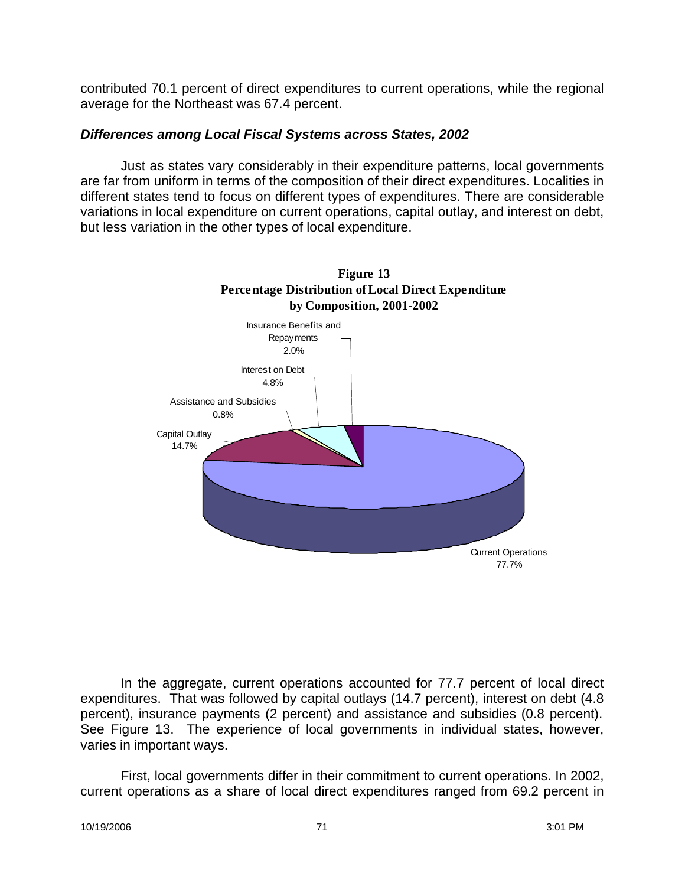contributed 70.1 percent of direct expenditures to current operations, while the regional average for the Northeast was 67.4 percent.

### *Differences among Local Fiscal Systems across States, 2002*

Just as states vary considerably in their expenditure patterns, local governments are far from uniform in terms of the composition of their direct expenditures. Localities in different states tend to focus on different types of expenditures. There are considerable variations in local expenditure on current operations, capital outlay, and interest on debt, but less variation in the other types of local expenditure.

**Figure 13**
**Percentage Distribution of Local Direct Expenditure by Composition, 2001-2002**

| Category | Percent |
|---|---|
| Current Operations | 77.7% |
| Capital Outlay | 14.7% |
| Assistance and Subsidies | 0.8% |
| Interest on Debt | 4.8% |
| Insurance Benefits and Repayments | 2.0% |

In the aggregate, current operations accounted for 77.7 percent of local direct expenditures. That was followed by capital outlays (14.7 percent), interest on debt (4.8 percent), insurance payments (2 percent) and assistance and subsidies (0.8 percent). See Figure 13. The experience of local governments in individual states, however, varies in important ways.

First, local governments differ in their commitment to current operations. In 2002, current operations as a share of local direct expenditures ranged from 69.2 percent in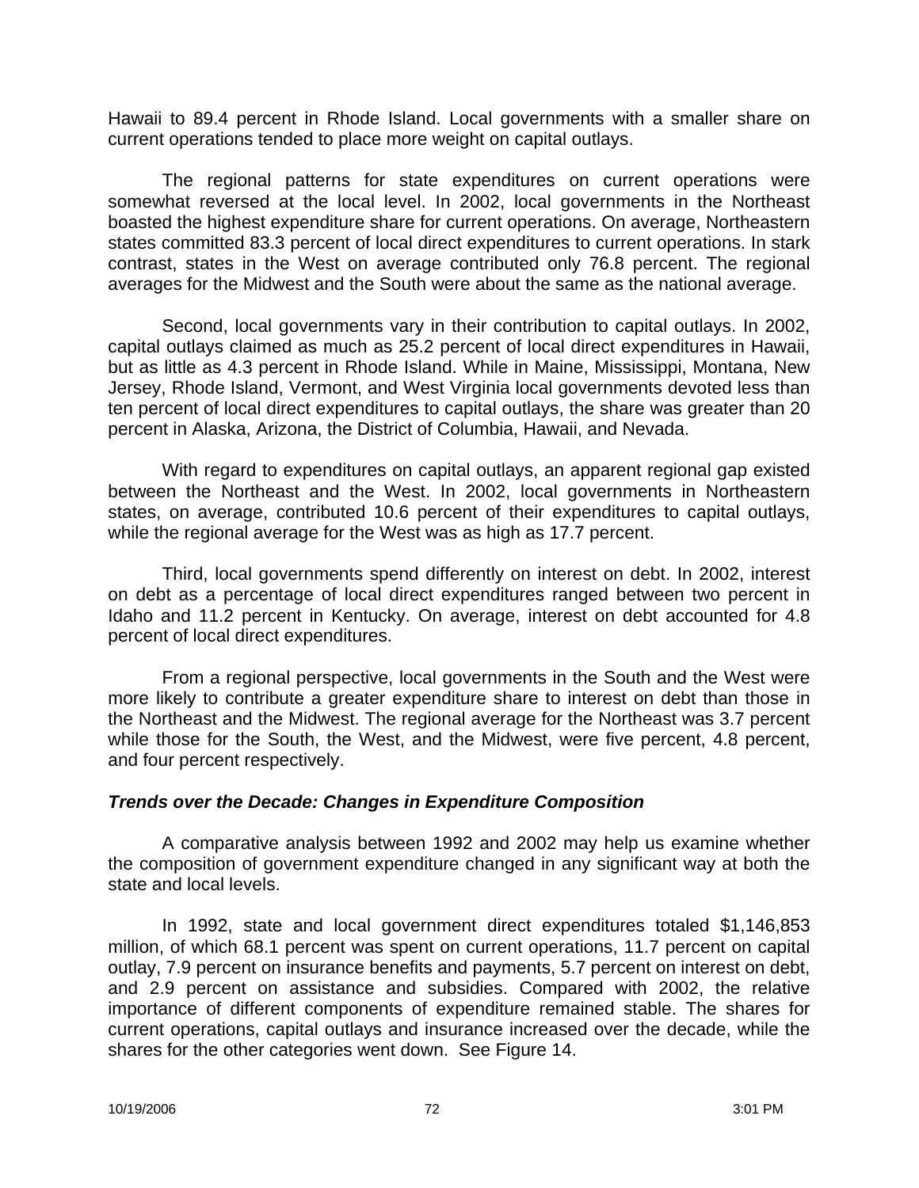Hawaii to 89.4 percent in Rhode Island. Local governments with a smaller share on current operations tended to place more weight on capital outlays.

The regional patterns for state expenditures on current operations were somewhat reversed at the local level. In 2002, local governments in the Northeast boasted the highest expenditure share for current operations. On average, Northeastern states committed 83.3 percent of local direct expenditures to current operations. In stark contrast, states in the West on average contributed only 76.8 percent. The regional averages for the Midwest and the South were about the same as the national average.

Second, local governments vary in their contribution to capital outlays. In 2002, capital outlays claimed as much as 25.2 percent of local direct expenditures in Hawaii, but as little as 4.3 percent in Rhode Island. While in Maine, Mississippi, Montana, New Jersey, Rhode Island, Vermont, and West Virginia local governments devoted less than ten percent of local direct expenditures to capital outlays, the share was greater than 20 percent in Alaska, Arizona, the District of Columbia, Hawaii, and Nevada.

With regard to expenditures on capital outlays, an apparent regional gap existed between the Northeast and the West. In 2002, local governments in Northeastern states, on average, contributed 10.6 percent of their expenditures to capital outlays, while the regional average for the West was as high as 17.7 percent.

Third, local governments spend differently on interest on debt. In 2002, interest on debt as a percentage of local direct expenditures ranged between two percent in Idaho and 11.2 percent in Kentucky. On average, interest on debt accounted for 4.8 percent of local direct expenditures.

From a regional perspective, local governments in the South and the West were more likely to contribute a greater expenditure share to interest on debt than those in the Northeast and the Midwest. The regional average for the Northeast was 3.7 percent while those for the South, the West, and the Midwest, were five percent, 4.8 percent, and four percent respectively.

### *Trends over the Decade: Changes in Expenditure Composition*

A comparative analysis between 1992 and 2002 may help us examine whether the composition of government expenditure changed in any significant way at both the state and local levels.

In 1992, state and local government direct expenditures totaled $1,146,853 million, of which 68.1 percent was spent on current operations, 11.7 percent on capital outlay, 7.9 percent on insurance benefits and payments, 5.7 percent on interest on debt, and 2.9 percent on assistance and subsidies. Compared with 2002, the relative importance of different components of expenditure remained stable. The shares for current operations, capital outlays and insurance increased over the decade, while the shares for the other categories went down. See Figure 14.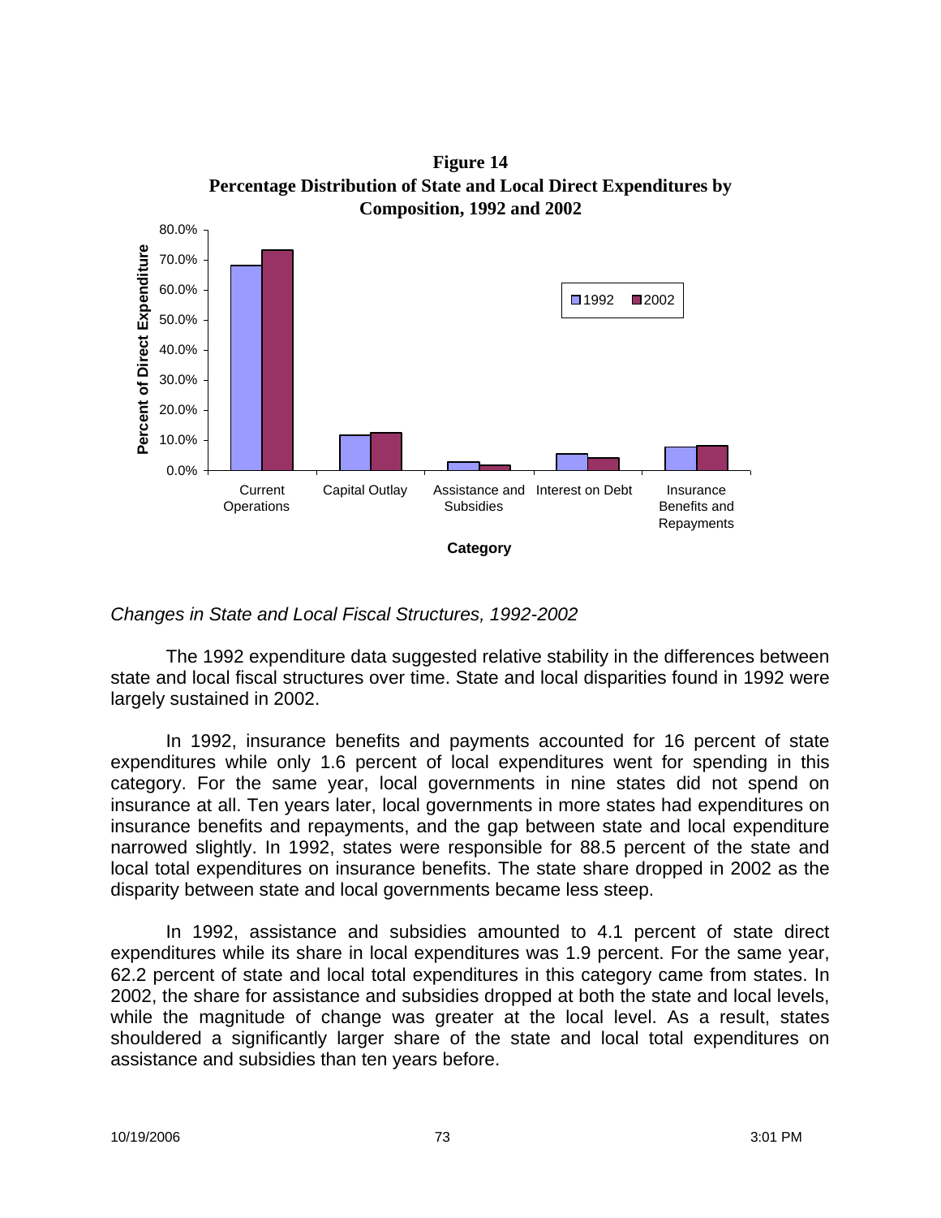**Figure 14**
**Percentage Distribution of State and Local Direct Expenditures by Composition, 1992 and 2002**

*Changes in State and Local Fiscal Structures, 1992-2002*

The 1992 expenditure data suggested relative stability in the differences between state and local fiscal structures over time. State and local disparities found in 1992 were largely sustained in 2002.

In 1992, insurance benefits and payments accounted for 16 percent of state expenditures while only 1.6 percent of local expenditures went for spending in this category. For the same year, local governments in nine states did not spend on insurance at all. Ten years later, local governments in more states had expenditures on insurance benefits and repayments, and the gap between state and local expenditure narrowed slightly. In 1992, states were responsible for 88.5 percent of the state and local total expenditures on insurance benefits. The state share dropped in 2002 as the disparity between state and local governments became less steep.

In 1992, assistance and subsidies amounted to 4.1 percent of state direct expenditures while its share in local expenditures was 1.9 percent. For the same year, 62.2 percent of state and local total expenditures in this category came from states. In 2002, the share for assistance and subsidies dropped at both the state and local levels, while the magnitude of change was greater at the local level. As a result, states shouldered a significantly larger share of the state and local total expenditures on assistance and subsidies than ten years before.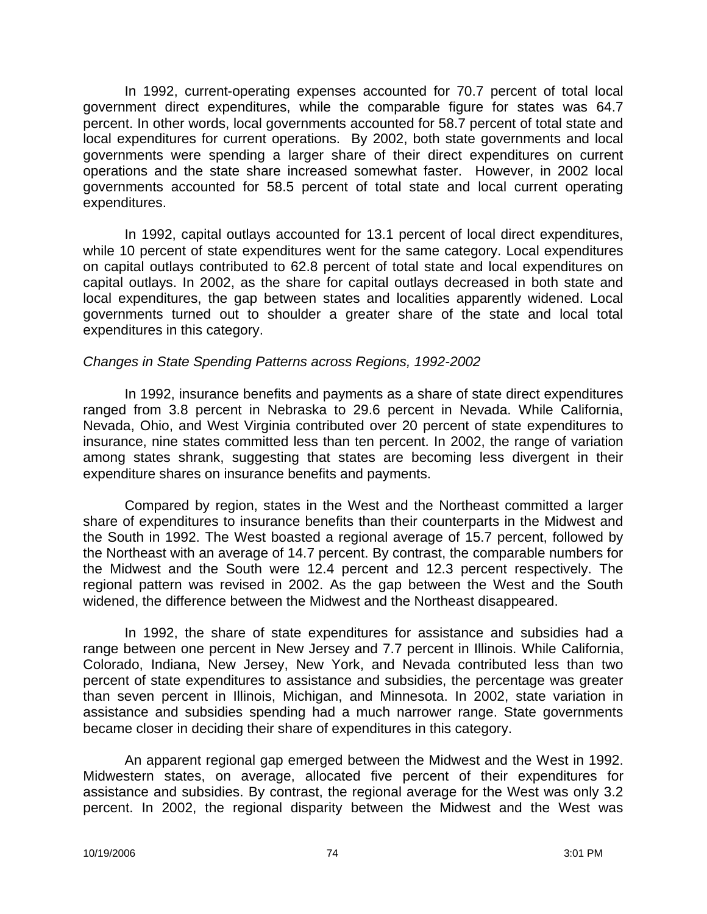In 1992, current-operating expenses accounted for 70.7 percent of total local government direct expenditures, while the comparable figure for states was 64.7 percent. In other words, local governments accounted for 58.7 percent of total state and local expenditures for current operations. By 2002, both state governments and local governments were spending a larger share of their direct expenditures on current operations and the state share increased somewhat faster. However, in 2002 local governments accounted for 58.5 percent of total state and local current operating expenditures.

In 1992, capital outlays accounted for 13.1 percent of local direct expenditures, while 10 percent of state expenditures went for the same category. Local expenditures on capital outlays contributed to 62.8 percent of total state and local expenditures on capital outlays. In 2002, as the share for capital outlays decreased in both state and local expenditures, the gap between states and localities apparently widened. Local governments turned out to shoulder a greater share of the state and local total expenditures in this category.

*Changes in State Spending Patterns across Regions, 1992-2002*

In 1992, insurance benefits and payments as a share of state direct expenditures ranged from 3.8 percent in Nebraska to 29.6 percent in Nevada. While California, Nevada, Ohio, and West Virginia contributed over 20 percent of state expenditures to insurance, nine states committed less than ten percent. In 2002, the range of variation among states shrank, suggesting that states are becoming less divergent in their expenditure shares on insurance benefits and payments.

Compared by region, states in the West and the Northeast committed a larger share of expenditures to insurance benefits than their counterparts in the Midwest and the South in 1992. The West boasted a regional average of 15.7 percent, followed by the Northeast with an average of 14.7 percent. By contrast, the comparable numbers for the Midwest and the South were 12.4 percent and 12.3 percent respectively. The regional pattern was revised in 2002. As the gap between the West and the South widened, the difference between the Midwest and the Northeast disappeared.

In 1992, the share of state expenditures for assistance and subsidies had a range between one percent in New Jersey and 7.7 percent in Illinois. While California, Colorado, Indiana, New Jersey, New York, and Nevada contributed less than two percent of state expenditures to assistance and subsidies, the percentage was greater than seven percent in Illinois, Michigan, and Minnesota. In 2002, state variation in assistance and subsidies spending had a much narrower range. State governments became closer in deciding their share of expenditures in this category.

An apparent regional gap emerged between the Midwest and the West in 1992. Midwestern states, on average, allocated five percent of their expenditures for assistance and subsidies. By contrast, the regional average for the West was only 3.2 percent. In 2002, the regional disparity between the Midwest and the West was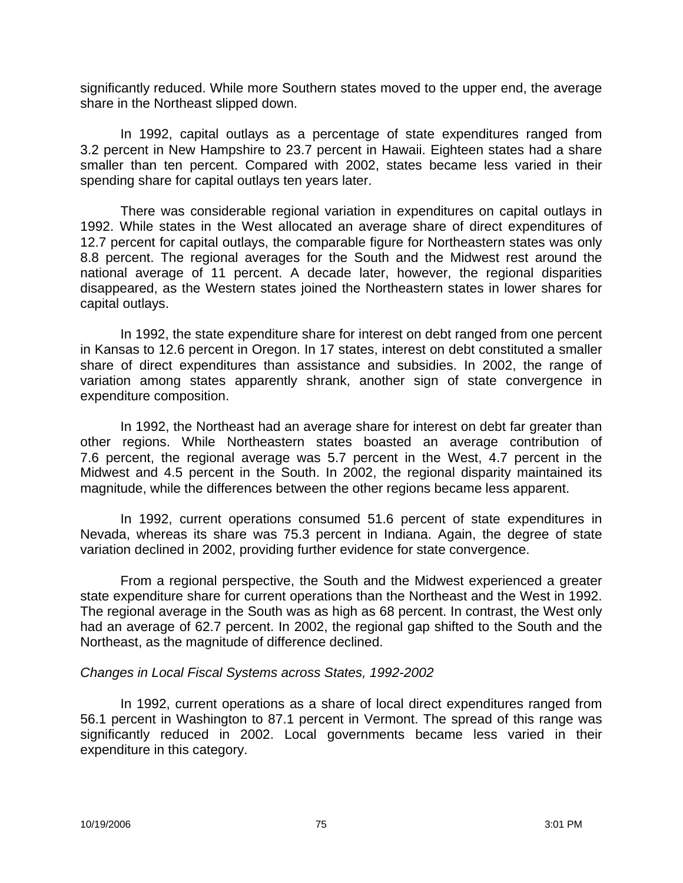significantly reduced. While more Southern states moved to the upper end, the average share in the Northeast slipped down.

In 1992, capital outlays as a percentage of state expenditures ranged from 3.2 percent in New Hampshire to 23.7 percent in Hawaii. Eighteen states had a share smaller than ten percent. Compared with 2002, states became less varied in their spending share for capital outlays ten years later.

There was considerable regional variation in expenditures on capital outlays in 1992. While states in the West allocated an average share of direct expenditures of 12.7 percent for capital outlays, the comparable figure for Northeastern states was only 8.8 percent. The regional averages for the South and the Midwest rest around the national average of 11 percent. A decade later, however, the regional disparities disappeared, as the Western states joined the Northeastern states in lower shares for capital outlays.

In 1992, the state expenditure share for interest on debt ranged from one percent in Kansas to 12.6 percent in Oregon. In 17 states, interest on debt constituted a smaller share of direct expenditures than assistance and subsidies. In 2002, the range of variation among states apparently shrank, another sign of state convergence in expenditure composition.

In 1992, the Northeast had an average share for interest on debt far greater than other regions. While Northeastern states boasted an average contribution of 7.6 percent, the regional average was 5.7 percent in the West, 4.7 percent in the Midwest and 4.5 percent in the South. In 2002, the regional disparity maintained its magnitude, while the differences between the other regions became less apparent.

In 1992, current operations consumed 51.6 percent of state expenditures in Nevada, whereas its share was 75.3 percent in Indiana. Again, the degree of state variation declined in 2002, providing further evidence for state convergence.

From a regional perspective, the South and the Midwest experienced a greater state expenditure share for current operations than the Northeast and the West in 1992. The regional average in the South was as high as 68 percent. In contrast, the West only had an average of 62.7 percent. In 2002, the regional gap shifted to the South and the Northeast, as the magnitude of difference declined.

*Changes in Local Fiscal Systems across States, 1992-2002*

In 1992, current operations as a share of local direct expenditures ranged from 56.1 percent in Washington to 87.1 percent in Vermont. The spread of this range was significantly reduced in 2002. Local governments became less varied in their expenditure in this category.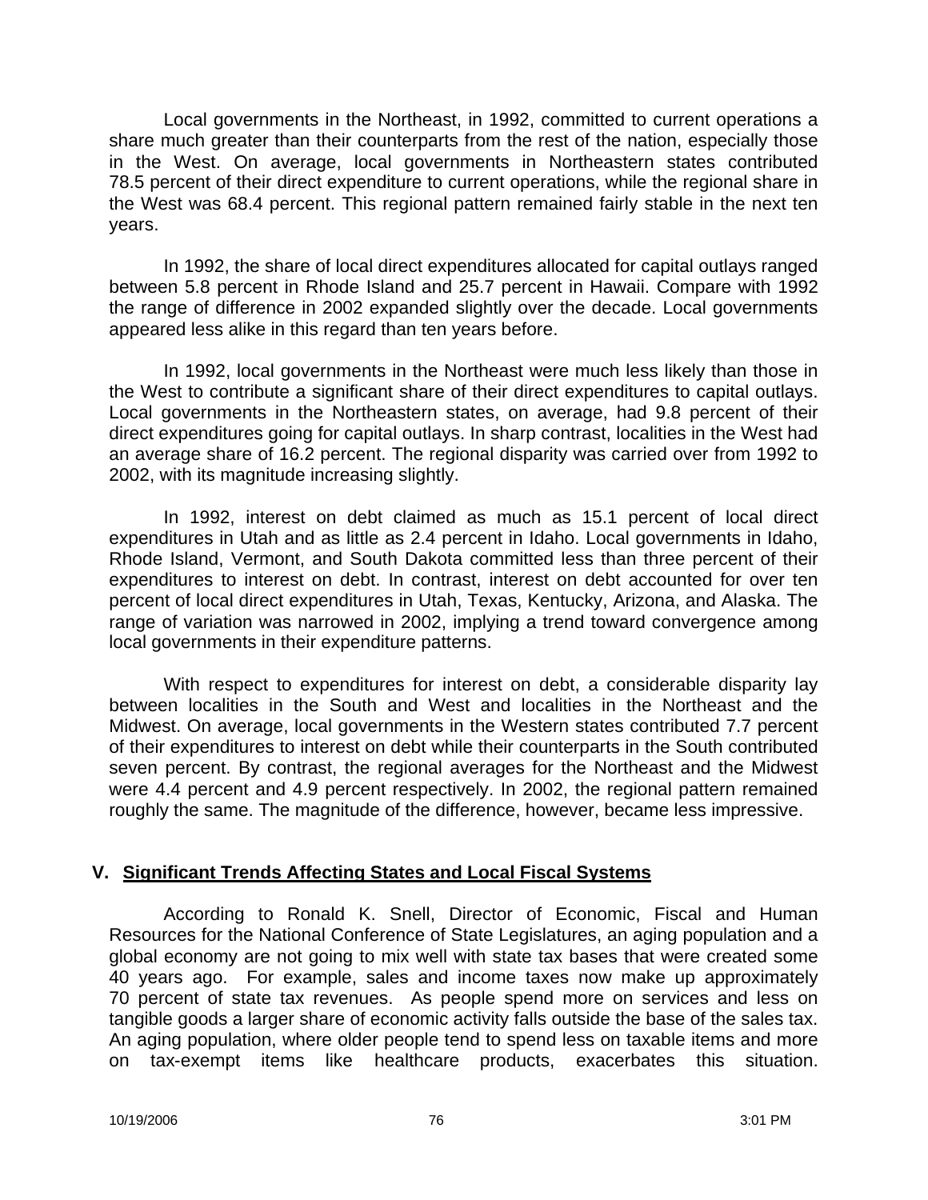Local governments in the Northeast, in 1992, committed to current operations a share much greater than their counterparts from the rest of the nation, especially those in the West. On average, local governments in Northeastern states contributed 78.5 percent of their direct expenditure to current operations, while the regional share in the West was 68.4 percent. This regional pattern remained fairly stable in the next ten years.

In 1992, the share of local direct expenditures allocated for capital outlays ranged between 5.8 percent in Rhode Island and 25.7 percent in Hawaii. Compare with 1992 the range of difference in 2002 expanded slightly over the decade. Local governments appeared less alike in this regard than ten years before.

In 1992, local governments in the Northeast were much less likely than those in the West to contribute a significant share of their direct expenditures to capital outlays. Local governments in the Northeastern states, on average, had 9.8 percent of their direct expenditures going for capital outlays. In sharp contrast, localities in the West had an average share of 16.2 percent. The regional disparity was carried over from 1992 to 2002, with its magnitude increasing slightly.

In 1992, interest on debt claimed as much as 15.1 percent of local direct expenditures in Utah and as little as 2.4 percent in Idaho. Local governments in Idaho, Rhode Island, Vermont, and South Dakota committed less than three percent of their expenditures to interest on debt. In contrast, interest on debt accounted for over ten percent of local direct expenditures in Utah, Texas, Kentucky, Arizona, and Alaska. The range of variation was narrowed in 2002, implying a trend toward convergence among local governments in their expenditure patterns.

With respect to expenditures for interest on debt, a considerable disparity lay between localities in the South and West and localities in the Northeast and the Midwest. On average, local governments in the Western states contributed 7.7 percent of their expenditures to interest on debt while their counterparts in the South contributed seven percent. By contrast, the regional averages for the Northeast and the Midwest were 4.4 percent and 4.9 percent respectively. In 2002, the regional pattern remained roughly the same. The magnitude of the difference, however, became less impressive.

## V. <u>Significant Trends Affecting States and Local Fiscal Systems</u>

According to Ronald K. Snell, Director of Economic, Fiscal and Human Resources for the National Conference of State Legislatures, an aging population and a global economy are not going to mix well with state tax bases that were created some 40 years ago. For example, sales and income taxes now make up approximately 70 percent of state tax revenues. As people spend more on services and less on tangible goods a larger share of economic activity falls outside the base of the sales tax. An aging population, where older people tend to spend less on taxable items and more on tax-exempt items like healthcare products, exacerbates this situation.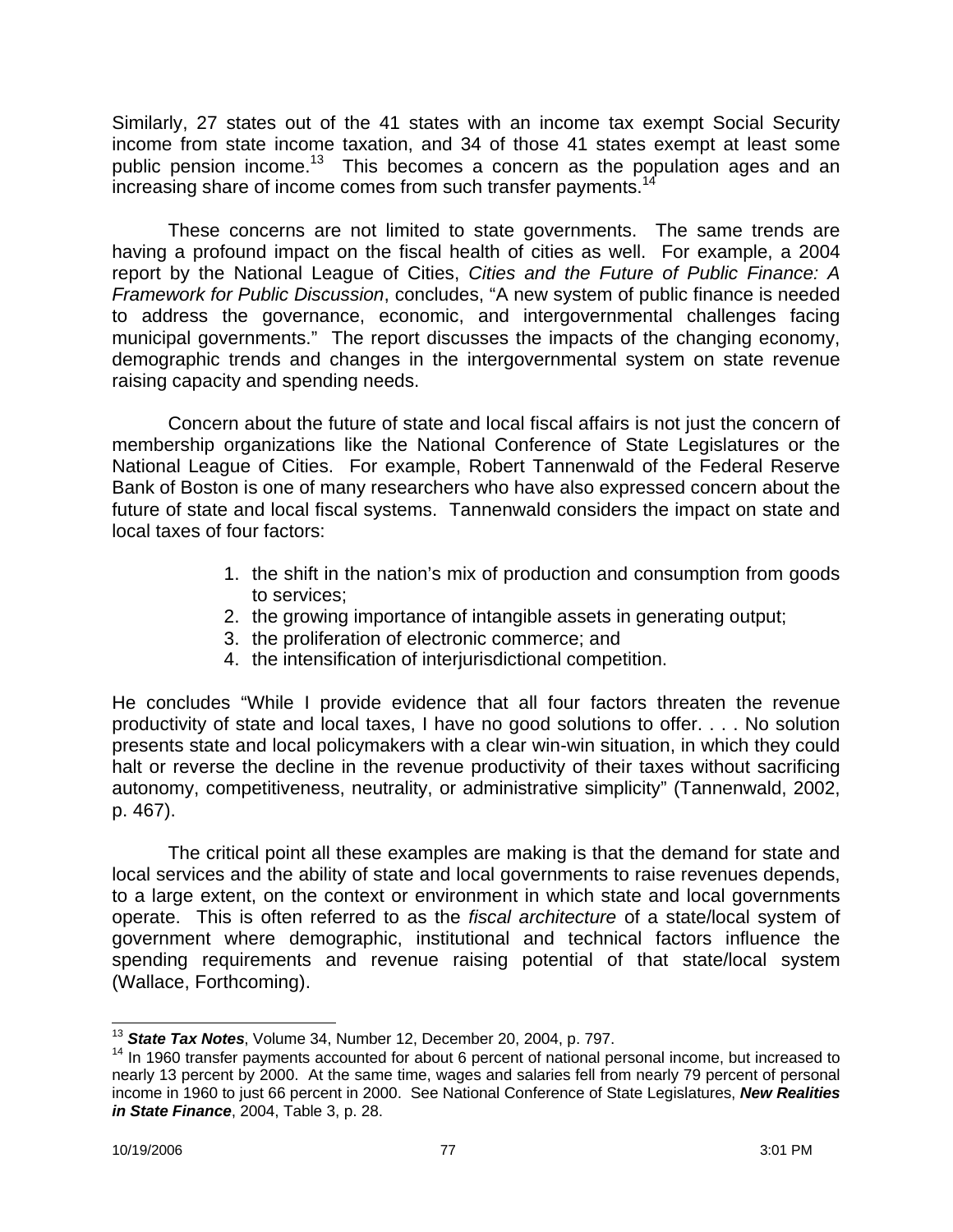Similarly, 27 states out of the 41 states with an income tax exempt Social Security income from state income taxation, and 34 of those 41 states exempt at least some public pension income.[13] This becomes a concern as the population ages and an increasing share of income comes from such transfer payments.[14]

These concerns are not limited to state governments. The same trends are having a profound impact on the fiscal health of cities as well. For example, a 2004 report by the National League of Cities, *Cities and the Future of Public Finance: A Framework for Public Discussion*, concludes, "A new system of public finance is needed to address the governance, economic, and intergovernmental challenges facing municipal governments." The report discusses the impacts of the changing economy, demographic trends and changes in the intergovernmental system on state revenue raising capacity and spending needs.

Concern about the future of state and local fiscal affairs is not just the concern of membership organizations like the National Conference of State Legislatures or the National League of Cities. For example, Robert Tannenwald of the Federal Reserve Bank of Boston is one of many researchers who have also expressed concern about the future of state and local fiscal systems. Tannenwald considers the impact on state and local taxes of four factors:

1. the shift in the nation's mix of production and consumption from goods to services;
2. the growing importance of intangible assets in generating output;
3. the proliferation of electronic commerce; and
4. the intensification of interjurisdictional competition.

He concludes "While I provide evidence that all four factors threaten the revenue productivity of state and local taxes, I have no good solutions to offer. . . . No solution presents state and local policymakers with a clear win-win situation, in which they could halt or reverse the decline in the revenue productivity of their taxes without sacrificing autonomy, competitiveness, neutrality, or administrative simplicity" (Tannenwald, 2002, p. 467).

The critical point all these examples are making is that the demand for state and local services and the ability of state and local governments to raise revenues depends, to a large extent, on the context or environment in which state and local governments operate. This is often referred to as the *fiscal architecture* of a state/local system of government where demographic, institutional and technical factors influence the spending requirements and revenue raising potential of that state/local system (Wallace, Forthcoming).

---

[13] ***State Tax Notes***, Volume 34, Number 12, December 20, 2004, p. 797.

[14] In 1960 transfer payments accounted for about 6 percent of national personal income, but increased to nearly 13 percent by 2000. At the same time, wages and salaries fell from nearly 79 percent of personal income in 1960 to just 66 percent in 2000. See National Conference of State Legislatures, ***New Realities in State Finance***, 2004, Table 3, p. 28.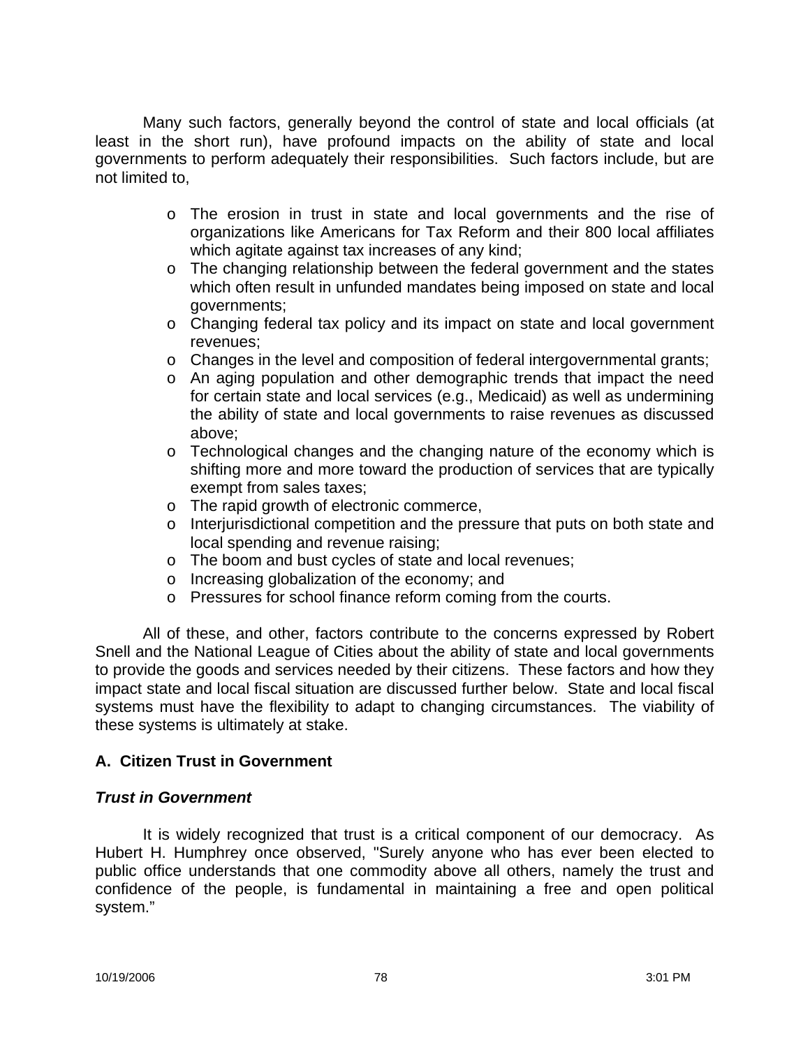Many such factors, generally beyond the control of state and local officials (at least in the short run), have profound impacts on the ability of state and local governments to perform adequately their responsibilities. Such factors include, but are not limited to,

- The erosion in trust in state and local governments and the rise of organizations like Americans for Tax Reform and their 800 local affiliates which agitate against tax increases of any kind;
- The changing relationship between the federal government and the states which often result in unfunded mandates being imposed on state and local governments;
- Changing federal tax policy and its impact on state and local government revenues;
- Changes in the level and composition of federal intergovernmental grants;
- An aging population and other demographic trends that impact the need for certain state and local services (e.g., Medicaid) as well as undermining the ability of state and local governments to raise revenues as discussed above;
- Technological changes and the changing nature of the economy which is shifting more and more toward the production of services that are typically exempt from sales taxes;
- The rapid growth of electronic commerce,
- Interjurisdictional competition and the pressure that puts on both state and local spending and revenue raising;
- The boom and bust cycles of state and local revenues;
- Increasing globalization of the economy; and
- Pressures for school finance reform coming from the courts.

All of these, and other, factors contribute to the concerns expressed by Robert Snell and the National League of Cities about the ability of state and local governments to provide the goods and services needed by their citizens. These factors and how they impact state and local fiscal situation are discussed further below. State and local fiscal systems must have the flexibility to adapt to changing circumstances. The viability of these systems is ultimately at stake.

## A. Citizen Trust in Government

### *Trust in Government*

It is widely recognized that trust is a critical component of our democracy. As Hubert H. Humphrey once observed, "Surely anyone who has ever been elected to public office understands that one commodity above all others, namely the trust and confidence of the people, is fundamental in maintaining a free and open political system."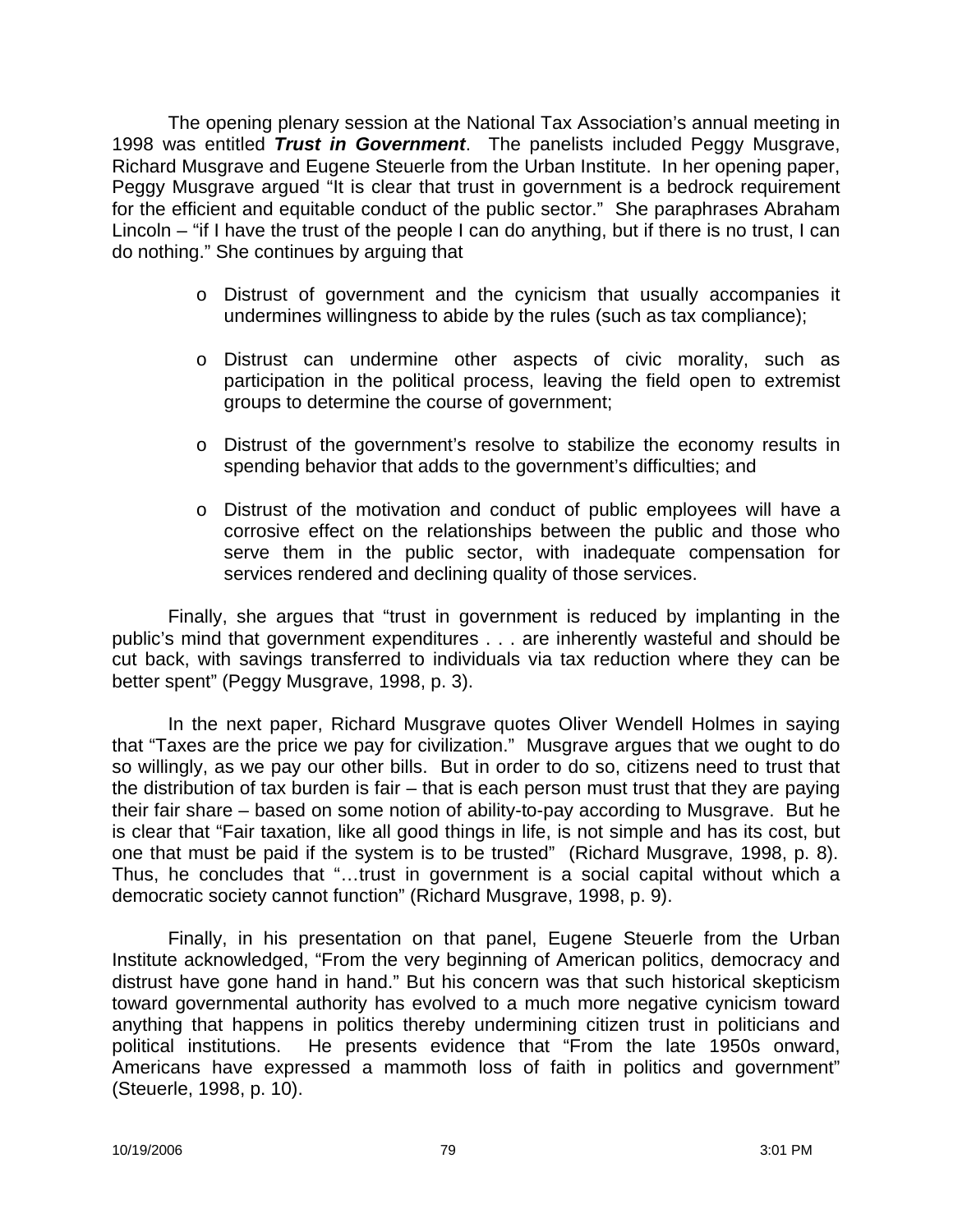The opening plenary session at the National Tax Association's annual meeting in 1998 was entitled ***Trust in Government***. The panelists included Peggy Musgrave, Richard Musgrave and Eugene Steuerle from the Urban Institute. In her opening paper, Peggy Musgrave argued "It is clear that trust in government is a bedrock requirement for the efficient and equitable conduct of the public sector." She paraphrases Abraham Lincoln – "if I have the trust of the people I can do anything, but if there is no trust, I can do nothing." She continues by arguing that

- Distrust of government and the cynicism that usually accompanies it undermines willingness to abide by the rules (such as tax compliance);
- Distrust can undermine other aspects of civic morality, such as participation in the political process, leaving the field open to extremist groups to determine the course of government;
- Distrust of the government's resolve to stabilize the economy results in spending behavior that adds to the government's difficulties; and
- Distrust of the motivation and conduct of public employees will have a corrosive effect on the relationships between the public and those who serve them in the public sector, with inadequate compensation for services rendered and declining quality of those services.

Finally, she argues that "trust in government is reduced by implanting in the public's mind that government expenditures . . . are inherently wasteful and should be cut back, with savings transferred to individuals via tax reduction where they can be better spent" (Peggy Musgrave, 1998, p. 3).

In the next paper, Richard Musgrave quotes Oliver Wendell Holmes in saying that "Taxes are the price we pay for civilization." Musgrave argues that we ought to do so willingly, as we pay our other bills. But in order to do so, citizens need to trust that the distribution of tax burden is fair – that is each person must trust that they are paying their fair share – based on some notion of ability-to-pay according to Musgrave. But he is clear that "Fair taxation, like all good things in life, is not simple and has its cost, but one that must be paid if the system is to be trusted" (Richard Musgrave, 1998, p. 8). Thus, he concludes that "…trust in government is a social capital without which a democratic society cannot function" (Richard Musgrave, 1998, p. 9).

Finally, in his presentation on that panel, Eugene Steuerle from the Urban Institute acknowledged, "From the very beginning of American politics, democracy and distrust have gone hand in hand." But his concern was that such historical skepticism toward governmental authority has evolved to a much more negative cynicism toward anything that happens in politics thereby undermining citizen trust in politicians and political institutions. He presents evidence that "From the late 1950s onward, Americans have expressed a mammoth loss of faith in politics and government" (Steuerle, 1998, p. 10).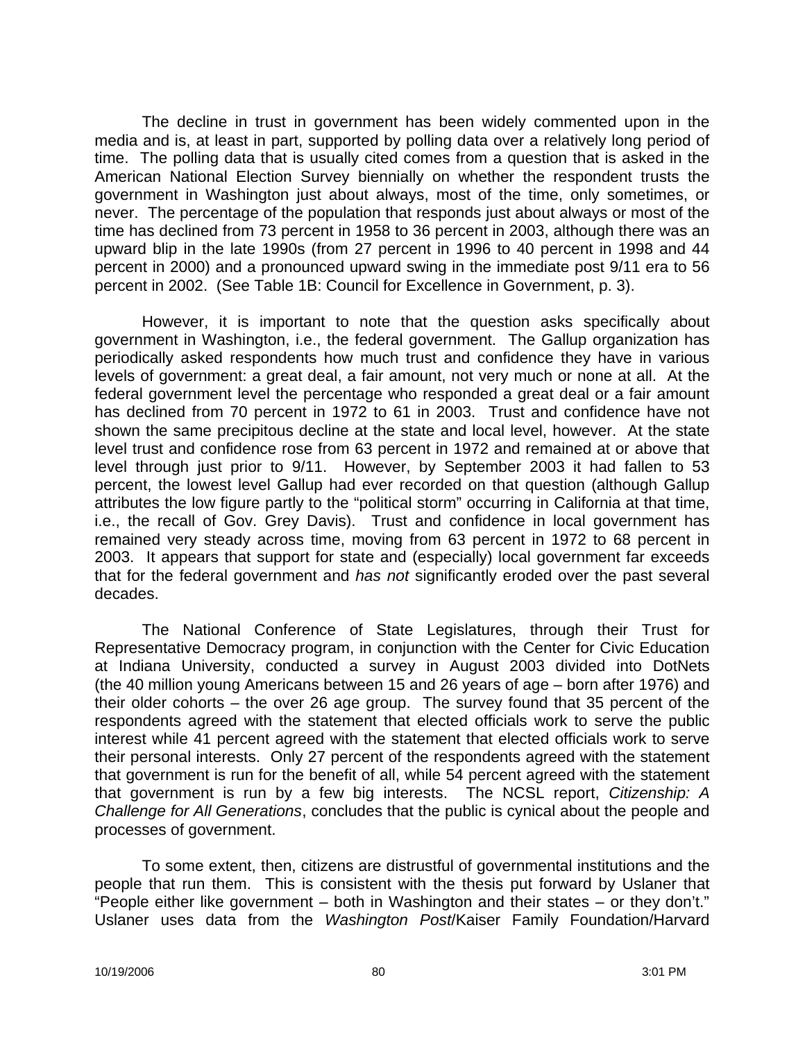The decline in trust in government has been widely commented upon in the media and is, at least in part, supported by polling data over a relatively long period of time. The polling data that is usually cited comes from a question that is asked in the American National Election Survey biennially on whether the respondent trusts the government in Washington just about always, most of the time, only sometimes, or never. The percentage of the population that responds just about always or most of the time has declined from 73 percent in 1958 to 36 percent in 2003, although there was an upward blip in the late 1990s (from 27 percent in 1996 to 40 percent in 1998 and 44 percent in 2000) and a pronounced upward swing in the immediate post 9/11 era to 56 percent in 2002. (See Table 1B: Council for Excellence in Government, p. 3).

However, it is important to note that the question asks specifically about government in Washington, i.e., the federal government. The Gallup organization has periodically asked respondents how much trust and confidence they have in various levels of government: a great deal, a fair amount, not very much or none at all. At the federal government level the percentage who responded a great deal or a fair amount has declined from 70 percent in 1972 to 61 in 2003. Trust and confidence have not shown the same precipitous decline at the state and local level, however. At the state level trust and confidence rose from 63 percent in 1972 and remained at or above that level through just prior to 9/11. However, by September 2003 it had fallen to 53 percent, the lowest level Gallup had ever recorded on that question (although Gallup attributes the low figure partly to the "political storm" occurring in California at that time, i.e., the recall of Gov. Grey Davis). Trust and confidence in local government has remained very steady across time, moving from 63 percent in 1972 to 68 percent in 2003. It appears that support for state and (especially) local government far exceeds that for the federal government and *has not* significantly eroded over the past several decades.

The National Conference of State Legislatures, through their Trust for Representative Democracy program, in conjunction with the Center for Civic Education at Indiana University, conducted a survey in August 2003 divided into DotNets (the 40 million young Americans between 15 and 26 years of age – born after 1976) and their older cohorts – the over 26 age group. The survey found that 35 percent of the respondents agreed with the statement that elected officials work to serve the public interest while 41 percent agreed with the statement that elected officials work to serve their personal interests. Only 27 percent of the respondents agreed with the statement that government is run for the benefit of all, while 54 percent agreed with the statement that government is run by a few big interests. The NCSL report, *Citizenship: A Challenge for All Generations*, concludes that the public is cynical about the people and processes of government.

To some extent, then, citizens are distrustful of governmental institutions and the people that run them. This is consistent with the thesis put forward by Uslaner that "People either like government – both in Washington and their states – or they don't." Uslaner uses data from the *Washington Post*/Kaiser Family Foundation/Harvard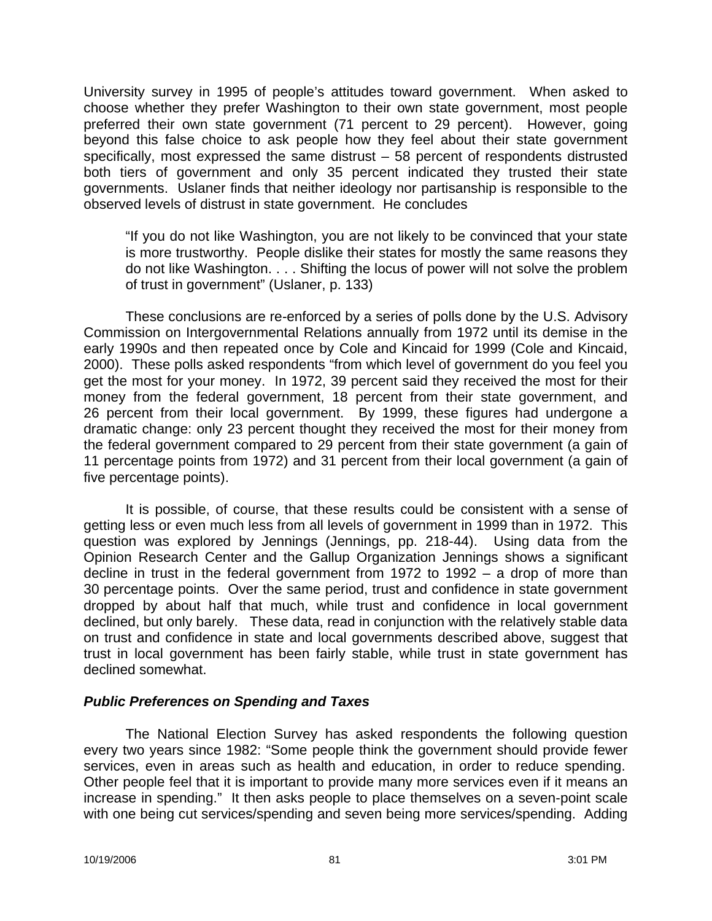University survey in 1995 of people's attitudes toward government. When asked to choose whether they prefer Washington to their own state government, most people preferred their own state government (71 percent to 29 percent). However, going beyond this false choice to ask people how they feel about their state government specifically, most expressed the same distrust – 58 percent of respondents distrusted both tiers of government and only 35 percent indicated they trusted their state governments. Uslaner finds that neither ideology nor partisanship is responsible to the observed levels of distrust in state government. He concludes

> "If you do not like Washington, you are not likely to be convinced that your state is more trustworthy. People dislike their states for mostly the same reasons they do not like Washington. . . . Shifting the locus of power will not solve the problem of trust in government" (Uslaner, p. 133)

These conclusions are re-enforced by a series of polls done by the U.S. Advisory Commission on Intergovernmental Relations annually from 1972 until its demise in the early 1990s and then repeated once by Cole and Kincaid for 1999 (Cole and Kincaid, 2000). These polls asked respondents "from which level of government do you feel you get the most for your money. In 1972, 39 percent said they received the most for their money from the federal government, 18 percent from their state government, and 26 percent from their local government. By 1999, these figures had undergone a dramatic change: only 23 percent thought they received the most for their money from the federal government compared to 29 percent from their state government (a gain of 11 percentage points from 1972) and 31 percent from their local government (a gain of five percentage points).

It is possible, of course, that these results could be consistent with a sense of getting less or even much less from all levels of government in 1999 than in 1972. This question was explored by Jennings (Jennings, pp. 218-44). Using data from the Opinion Research Center and the Gallup Organization Jennings shows a significant decline in trust in the federal government from 1972 to 1992 – a drop of more than 30 percentage points. Over the same period, trust and confidence in state government dropped by about half that much, while trust and confidence in local government declined, but only barely. These data, read in conjunction with the relatively stable data on trust and confidence in state and local governments described above, suggest that trust in local government has been fairly stable, while trust in state government has declined somewhat.

### *Public Preferences on Spending and Taxes*

The National Election Survey has asked respondents the following question every two years since 1982: "Some people think the government should provide fewer services, even in areas such as health and education, in order to reduce spending. Other people feel that it is important to provide many more services even if it means an increase in spending." It then asks people to place themselves on a seven-point scale with one being cut services/spending and seven being more services/spending. Adding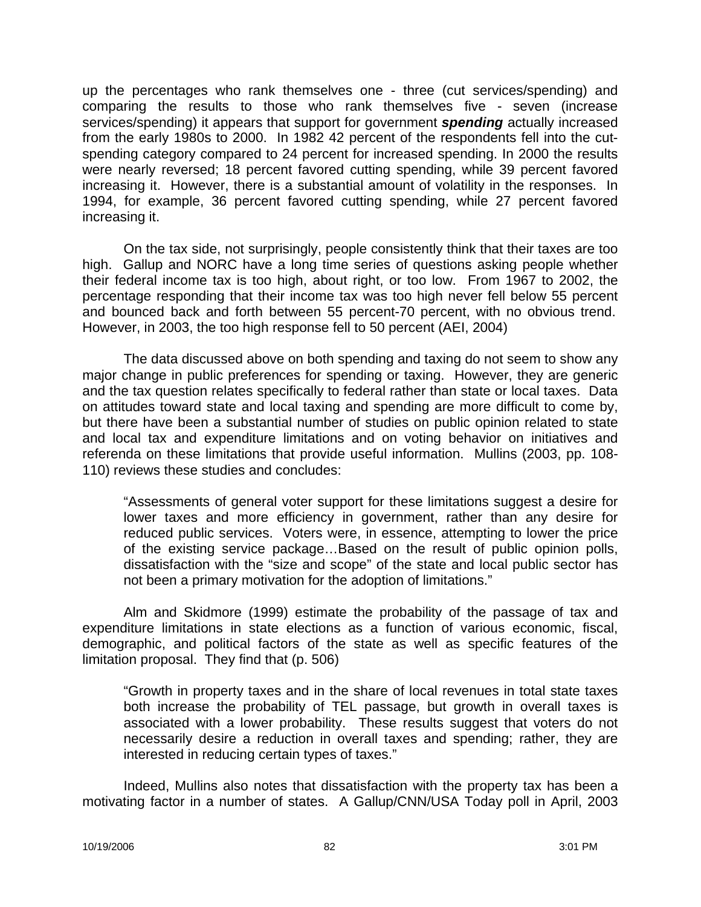up the percentages who rank themselves one - three (cut services/spending) and comparing the results to those who rank themselves five - seven (increase services/spending) it appears that support for government ***spending*** actually increased from the early 1980s to 2000. In 1982 42 percent of the respondents fell into the cut-spending category compared to 24 percent for increased spending. In 2000 the results were nearly reversed; 18 percent favored cutting spending, while 39 percent favored increasing it. However, there is a substantial amount of volatility in the responses. In 1994, for example, 36 percent favored cutting spending, while 27 percent favored increasing it.

On the tax side, not surprisingly, people consistently think that their taxes are too high. Gallup and NORC have a long time series of questions asking people whether their federal income tax is too high, about right, or too low. From 1967 to 2002, the percentage responding that their income tax was too high never fell below 55 percent and bounced back and forth between 55 percent-70 percent, with no obvious trend. However, in 2003, the too high response fell to 50 percent (AEI, 2004)

The data discussed above on both spending and taxing do not seem to show any major change in public preferences for spending or taxing. However, they are generic and the tax question relates specifically to federal rather than state or local taxes. Data on attitudes toward state and local taxing and spending are more difficult to come by, but there have been a substantial number of studies on public opinion related to state and local tax and expenditure limitations and on voting behavior on initiatives and referenda on these limitations that provide useful information. Mullins (2003, pp. 108-110) reviews these studies and concludes:

> "Assessments of general voter support for these limitations suggest a desire for lower taxes and more efficiency in government, rather than any desire for reduced public services. Voters were, in essence, attempting to lower the price of the existing service package…Based on the result of public opinion polls, dissatisfaction with the "size and scope" of the state and local public sector has not been a primary motivation for the adoption of limitations."

Alm and Skidmore (1999) estimate the probability of the passage of tax and expenditure limitations in state elections as a function of various economic, fiscal, demographic, and political factors of the state as well as specific features of the limitation proposal. They find that (p. 506)

> "Growth in property taxes and in the share of local revenues in total state taxes both increase the probability of TEL passage, but growth in overall taxes is associated with a lower probability. These results suggest that voters do not necessarily desire a reduction in overall taxes and spending; rather, they are interested in reducing certain types of taxes."

Indeed, Mullins also notes that dissatisfaction with the property tax has been a motivating factor in a number of states. A Gallup/CNN/USA Today poll in April, 2003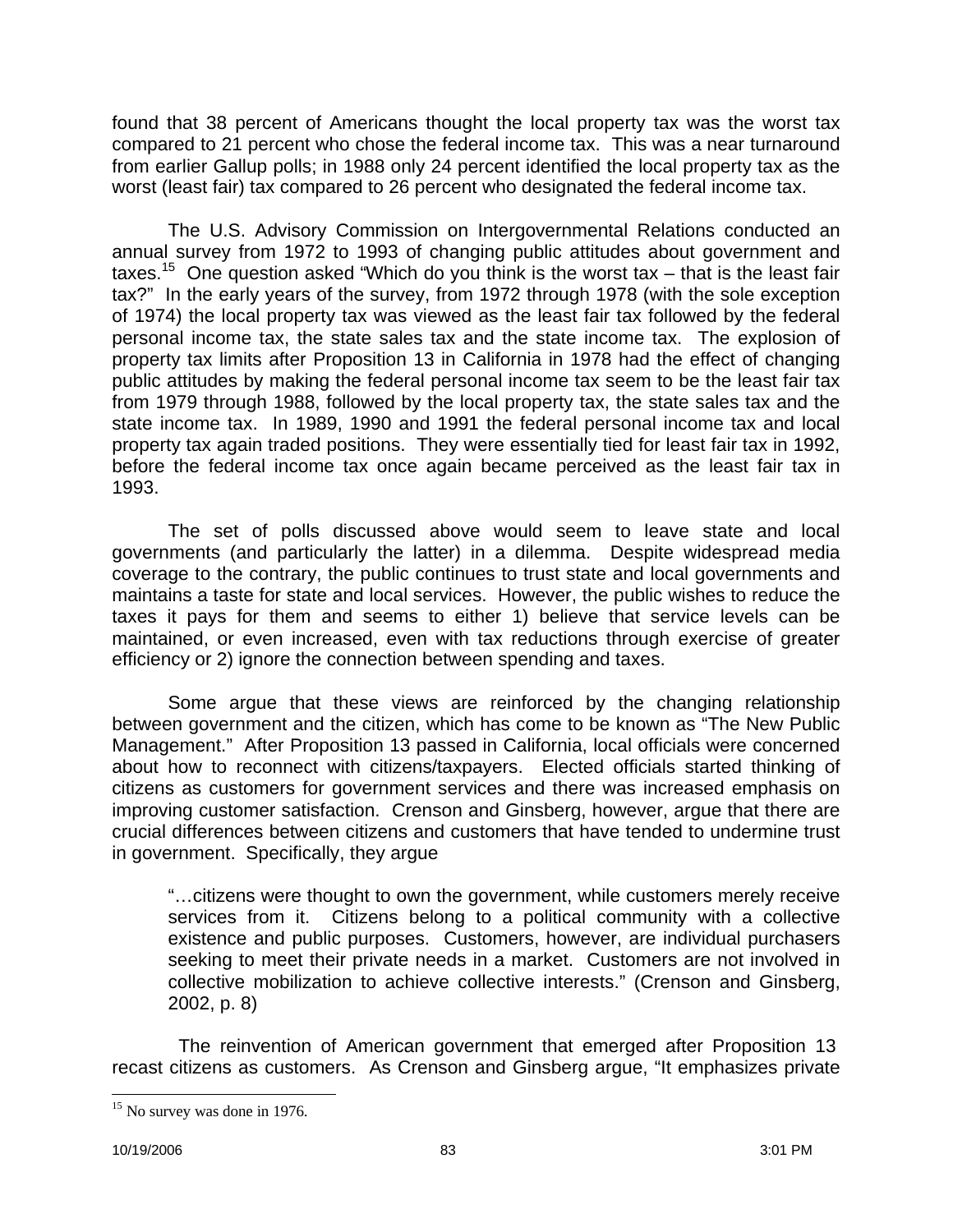found that 38 percent of Americans thought the local property tax was the worst tax compared to 21 percent who chose the federal income tax. This was a near turnaround from earlier Gallup polls; in 1988 only 24 percent identified the local property tax as the worst (least fair) tax compared to 26 percent who designated the federal income tax.

The U.S. Advisory Commission on Intergovernmental Relations conducted an annual survey from 1972 to 1993 of changing public attitudes about government and taxes.[15] One question asked "Which do you think is the worst tax – that is the least fair tax?" In the early years of the survey, from 1972 through 1978 (with the sole exception of 1974) the local property tax was viewed as the least fair tax followed by the federal personal income tax, the state sales tax and the state income tax. The explosion of property tax limits after Proposition 13 in California in 1978 had the effect of changing public attitudes by making the federal personal income tax seem to be the least fair tax from 1979 through 1988, followed by the local property tax, the state sales tax and the state income tax. In 1989, 1990 and 1991 the federal personal income tax and local property tax again traded positions. They were essentially tied for least fair tax in 1992, before the federal income tax once again became perceived as the least fair tax in 1993.

The set of polls discussed above would seem to leave state and local governments (and particularly the latter) in a dilemma. Despite widespread media coverage to the contrary, the public continues to trust state and local governments and maintains a taste for state and local services. However, the public wishes to reduce the taxes it pays for them and seems to either 1) believe that service levels can be maintained, or even increased, even with tax reductions through exercise of greater efficiency or 2) ignore the connection between spending and taxes.

Some argue that these views are reinforced by the changing relationship between government and the citizen, which has come to be known as "The New Public Management." After Proposition 13 passed in California, local officials were concerned about how to reconnect with citizens/taxpayers. Elected officials started thinking of citizens as customers for government services and there was increased emphasis on improving customer satisfaction. Crenson and Ginsberg, however, argue that there are crucial differences between citizens and customers that have tended to undermine trust in government. Specifically, they argue

> "…citizens were thought to own the government, while customers merely receive services from it. Citizens belong to a political community with a collective existence and public purposes. Customers, however, are individual purchasers seeking to meet their private needs in a market. Customers are not involved in collective mobilization to achieve collective interests." (Crenson and Ginsberg, 2002, p. 8)

The reinvention of American government that emerged after Proposition 13 recast citizens as customers. As Crenson and Ginsberg argue, "It emphasizes private

---

[15] No survey was done in 1976.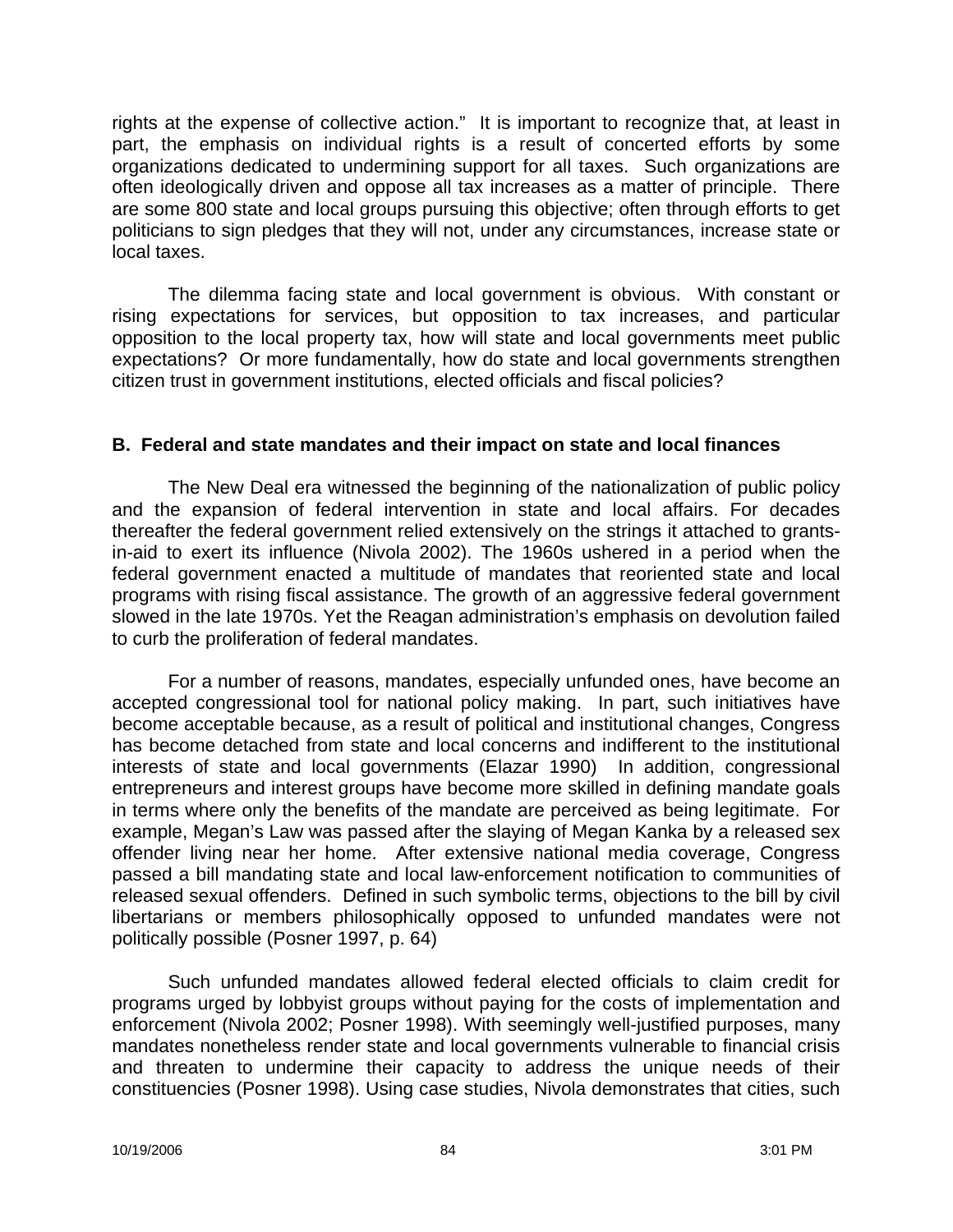rights at the expense of collective action." It is important to recognize that, at least in part, the emphasis on individual rights is a result of concerted efforts by some organizations dedicated to undermining support for all taxes. Such organizations are often ideologically driven and oppose all tax increases as a matter of principle. There are some 800 state and local groups pursuing this objective; often through efforts to get politicians to sign pledges that they will not, under any circumstances, increase state or local taxes.

The dilemma facing state and local government is obvious. With constant or rising expectations for services, but opposition to tax increases, and particular opposition to the local property tax, how will state and local governments meet public expectations? Or more fundamentally, how do state and local governments strengthen citizen trust in government institutions, elected officials and fiscal policies?

### B. Federal and state mandates and their impact on state and local finances

The New Deal era witnessed the beginning of the nationalization of public policy and the expansion of federal intervention in state and local affairs. For decades thereafter the federal government relied extensively on the strings it attached to grants-in-aid to exert its influence (Nivola 2002). The 1960s ushered in a period when the federal government enacted a multitude of mandates that reoriented state and local programs with rising fiscal assistance. The growth of an aggressive federal government slowed in the late 1970s. Yet the Reagan administration's emphasis on devolution failed to curb the proliferation of federal mandates.

For a number of reasons, mandates, especially unfunded ones, have become an accepted congressional tool for national policy making. In part, such initiatives have become acceptable because, as a result of political and institutional changes, Congress has become detached from state and local concerns and indifferent to the institutional interests of state and local governments (Elazar 1990) In addition, congressional entrepreneurs and interest groups have become more skilled in defining mandate goals in terms where only the benefits of the mandate are perceived as being legitimate. For example, Megan's Law was passed after the slaying of Megan Kanka by a released sex offender living near her home. After extensive national media coverage, Congress passed a bill mandating state and local law-enforcement notification to communities of released sexual offenders. Defined in such symbolic terms, objections to the bill by civil libertarians or members philosophically opposed to unfunded mandates were not politically possible (Posner 1997, p. 64)

Such unfunded mandates allowed federal elected officials to claim credit for programs urged by lobbyist groups without paying for the costs of implementation and enforcement (Nivola 2002; Posner 1998). With seemingly well-justified purposes, many mandates nonetheless render state and local governments vulnerable to financial crisis and threaten to undermine their capacity to address the unique needs of their constituencies (Posner 1998). Using case studies, Nivola demonstrates that cities, such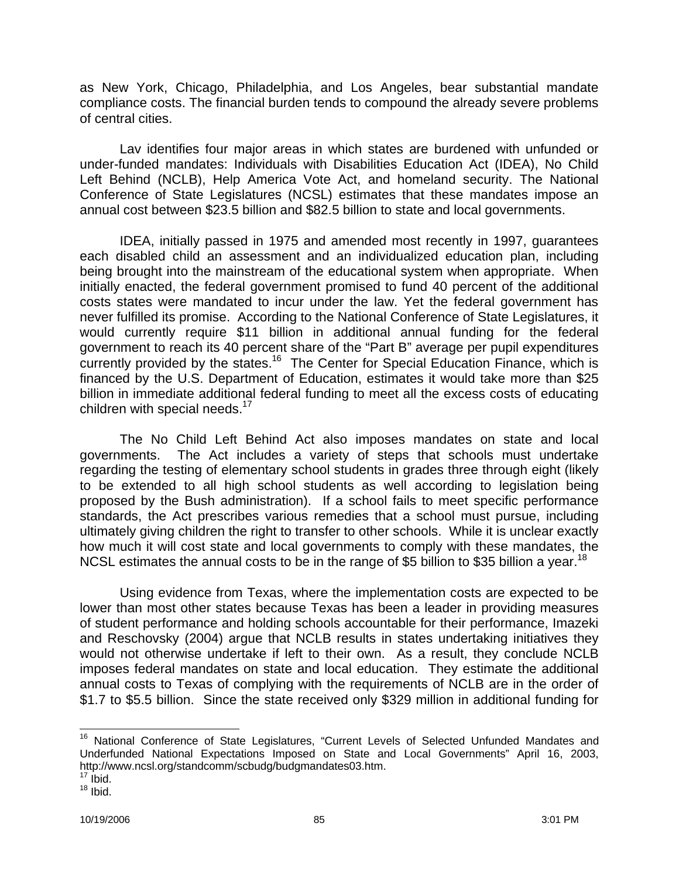as New York, Chicago, Philadelphia, and Los Angeles, bear substantial mandate compliance costs. The financial burden tends to compound the already severe problems of central cities.

Lav identifies four major areas in which states are burdened with unfunded or under-funded mandates: Individuals with Disabilities Education Act (IDEA), No Child Left Behind (NCLB), Help America Vote Act, and homeland security. The National Conference of State Legislatures (NCSL) estimates that these mandates impose an annual cost between \$23.5 billion and \$82.5 billion to state and local governments.

IDEA, initially passed in 1975 and amended most recently in 1997, guarantees each disabled child an assessment and an individualized education plan, including being brought into the mainstream of the educational system when appropriate. When initially enacted, the federal government promised to fund 40 percent of the additional costs states were mandated to incur under the law. Yet the federal government has never fulfilled its promise. According to the National Conference of State Legislatures, it would currently require \$11 billion in additional annual funding for the federal government to reach its 40 percent share of the "Part B" average per pupil expenditures currently provided by the states.[16] The Center for Special Education Finance, which is financed by the U.S. Department of Education, estimates it would take more than \$25 billion in immediate additional federal funding to meet all the excess costs of educating children with special needs.[17]

The No Child Left Behind Act also imposes mandates on state and local governments. The Act includes a variety of steps that schools must undertake regarding the testing of elementary school students in grades three through eight (likely to be extended to all high school students as well according to legislation being proposed by the Bush administration). If a school fails to meet specific performance standards, the Act prescribes various remedies that a school must pursue, including ultimately giving children the right to transfer to other schools. While it is unclear exactly how much it will cost state and local governments to comply with these mandates, the NCSL estimates the annual costs to be in the range of \$5 billion to \$35 billion a year.[18]

Using evidence from Texas, where the implementation costs are expected to be lower than most other states because Texas has been a leader in providing measures of student performance and holding schools accountable for their performance, Imazeki and Reschovsky (2004) argue that NCLB results in states undertaking initiatives they would not otherwise undertake if left to their own. As a result, they conclude NCLB imposes federal mandates on state and local education. They estimate the additional annual costs to Texas of complying with the requirements of NCLB are in the order of \$1.7 to \$5.5 billion. Since the state received only \$329 million in additional funding for

---

[16] National Conference of State Legislatures, "Current Levels of Selected Unfunded Mandates and Underfunded National Expectations Imposed on State and Local Governments" April 16, 2003, http://www.ncsl.org/standcomm/scbudg/budgmandates03.htm.

[17] Ibid.

[18] Ibid.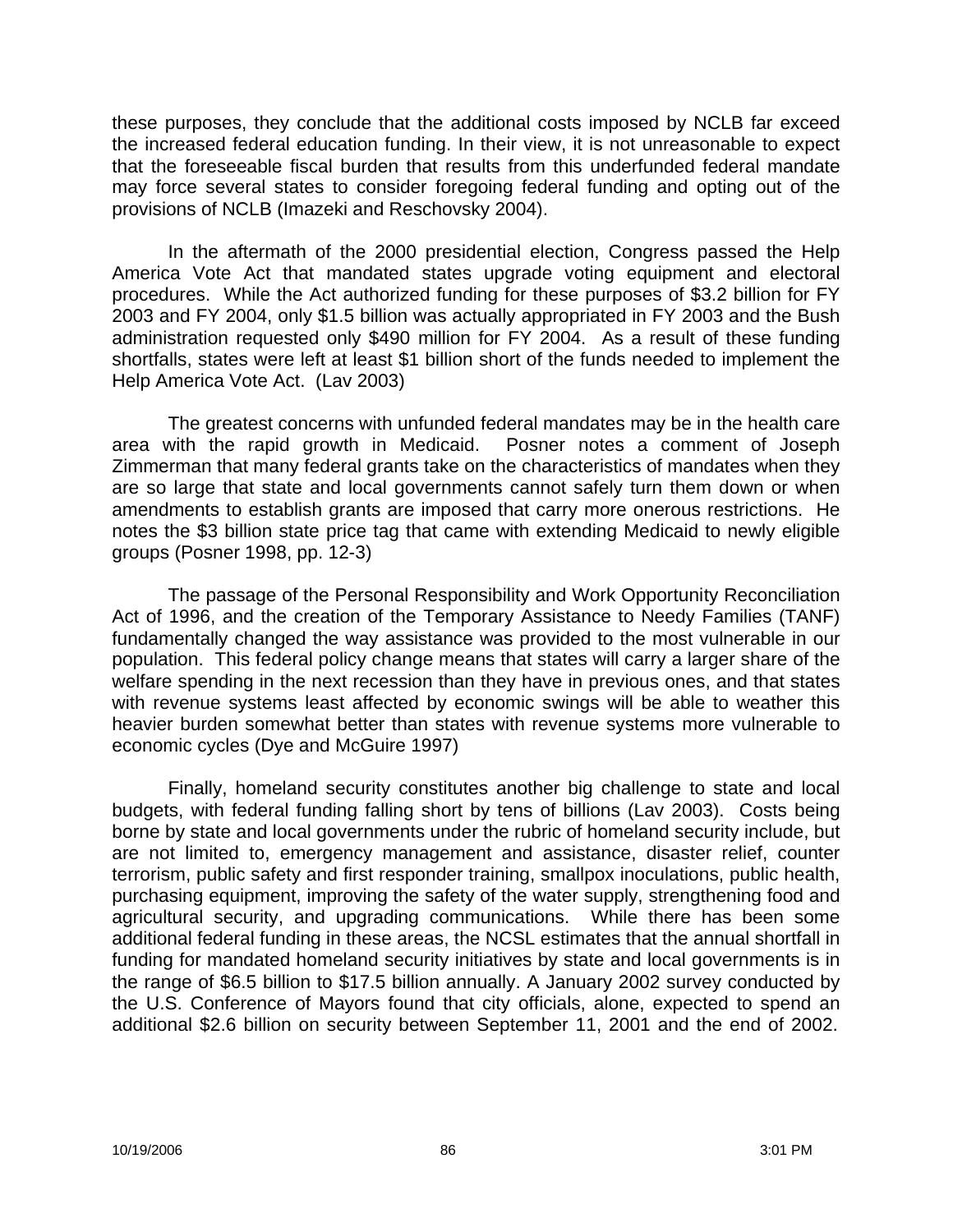these purposes, they conclude that the additional costs imposed by NCLB far exceed the increased federal education funding. In their view, it is not unreasonable to expect that the foreseeable fiscal burden that results from this underfunded federal mandate may force several states to consider foregoing federal funding and opting out of the provisions of NCLB (Imazeki and Reschovsky 2004).

In the aftermath of the 2000 presidential election, Congress passed the Help America Vote Act that mandated states upgrade voting equipment and electoral procedures. While the Act authorized funding for these purposes of $3.2 billion for FY 2003 and FY 2004, only $1.5 billion was actually appropriated in FY 2003 and the Bush administration requested only $490 million for FY 2004. As a result of these funding shortfalls, states were left at least $1 billion short of the funds needed to implement the Help America Vote Act. (Lav 2003)

The greatest concerns with unfunded federal mandates may be in the health care area with the rapid growth in Medicaid. Posner notes a comment of Joseph Zimmerman that many federal grants take on the characteristics of mandates when they are so large that state and local governments cannot safely turn them down or when amendments to establish grants are imposed that carry more onerous restrictions. He notes the $3 billion state price tag that came with extending Medicaid to newly eligible groups (Posner 1998, pp. 12-3)

The passage of the Personal Responsibility and Work Opportunity Reconciliation Act of 1996, and the creation of the Temporary Assistance to Needy Families (TANF) fundamentally changed the way assistance was provided to the most vulnerable in our population. This federal policy change means that states will carry a larger share of the welfare spending in the next recession than they have in previous ones, and that states with revenue systems least affected by economic swings will be able to weather this heavier burden somewhat better than states with revenue systems more vulnerable to economic cycles (Dye and McGuire 1997)

Finally, homeland security constitutes another big challenge to state and local budgets, with federal funding falling short by tens of billions (Lav 2003). Costs being borne by state and local governments under the rubric of homeland security include, but are not limited to, emergency management and assistance, disaster relief, counter terrorism, public safety and first responder training, smallpox inoculations, public health, purchasing equipment, improving the safety of the water supply, strengthening food and agricultural security, and upgrading communications. While there has been some additional federal funding in these areas, the NCSL estimates that the annual shortfall in funding for mandated homeland security initiatives by state and local governments is in the range of $6.5 billion to $17.5 billion annually. A January 2002 survey conducted by the U.S. Conference of Mayors found that city officials, alone, expected to spend an additional $2.6 billion on security between September 11, 2001 and the end of 2002.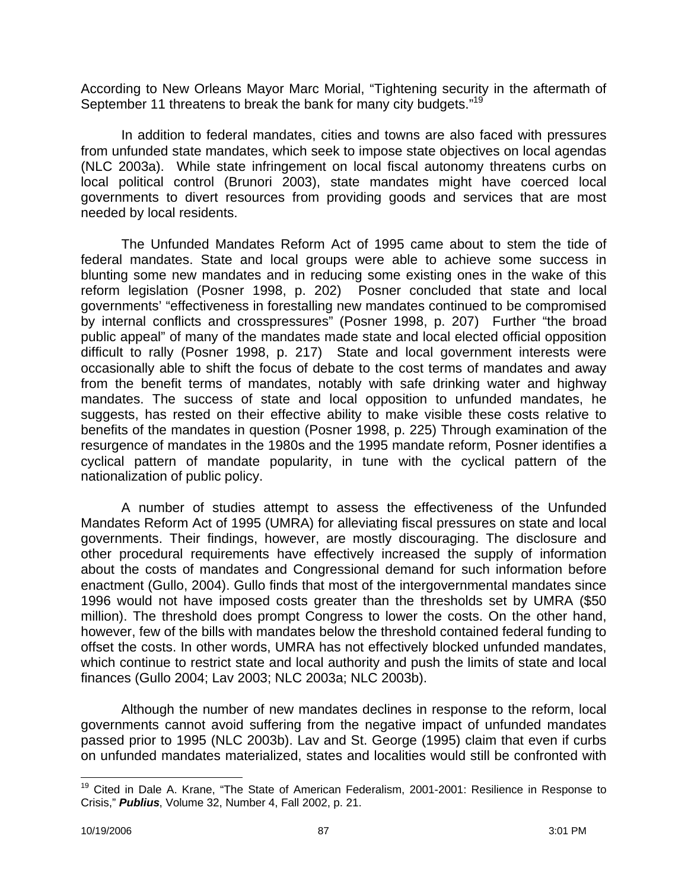According to New Orleans Mayor Marc Morial, "Tightening security in the aftermath of September 11 threatens to break the bank for many city budgets."[19]

In addition to federal mandates, cities and towns are also faced with pressures from unfunded state mandates, which seek to impose state objectives on local agendas (NLC 2003a). While state infringement on local fiscal autonomy threatens curbs on local political control (Brunori 2003), state mandates might have coerced local governments to divert resources from providing goods and services that are most needed by local residents.

The Unfunded Mandates Reform Act of 1995 came about to stem the tide of federal mandates. State and local groups were able to achieve some success in blunting some new mandates and in reducing some existing ones in the wake of this reform legislation (Posner 1998, p. 202) Posner concluded that state and local governments' "effectiveness in forestalling new mandates continued to be compromised by internal conflicts and crosspressures" (Posner 1998, p. 207) Further "the broad public appeal" of many of the mandates made state and local elected official opposition difficult to rally (Posner 1998, p. 217) State and local government interests were occasionally able to shift the focus of debate to the cost terms of mandates and away from the benefit terms of mandates, notably with safe drinking water and highway mandates. The success of state and local opposition to unfunded mandates, he suggests, has rested on their effective ability to make visible these costs relative to benefits of the mandates in question (Posner 1998, p. 225) Through examination of the resurgence of mandates in the 1980s and the 1995 mandate reform, Posner identifies a cyclical pattern of mandate popularity, in tune with the cyclical pattern of the nationalization of public policy.

A number of studies attempt to assess the effectiveness of the Unfunded Mandates Reform Act of 1995 (UMRA) for alleviating fiscal pressures on state and local governments. Their findings, however, are mostly discouraging. The disclosure and other procedural requirements have effectively increased the supply of information about the costs of mandates and Congressional demand for such information before enactment (Gullo, 2004). Gullo finds that most of the intergovernmental mandates since 1996 would not have imposed costs greater than the thresholds set by UMRA ($50 million). The threshold does prompt Congress to lower the costs. On the other hand, however, few of the bills with mandates below the threshold contained federal funding to offset the costs. In other words, UMRA has not effectively blocked unfunded mandates, which continue to restrict state and local authority and push the limits of state and local finances (Gullo 2004; Lav 2003; NLC 2003a; NLC 2003b).

Although the number of new mandates declines in response to the reform, local governments cannot avoid suffering from the negative impact of unfunded mandates passed prior to 1995 (NLC 2003b). Lav and St. George (1995) claim that even if curbs on unfunded mandates materialized, states and localities would still be confronted with

[19] Cited in Dale A. Krane, "The State of American Federalism, 2001-2001: Resilience in Response to Crisis," ***Publius***, Volume 32, Number 4, Fall 2002, p. 21.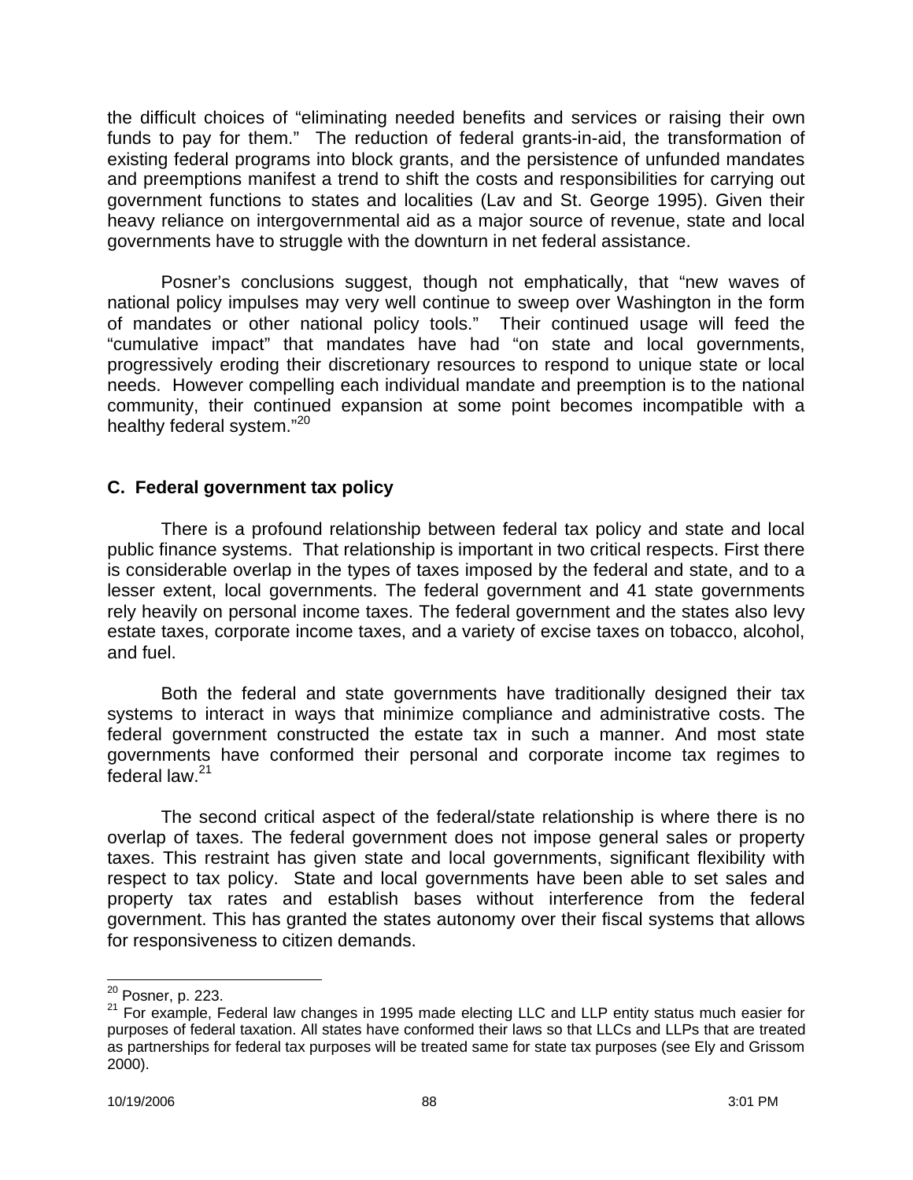the difficult choices of "eliminating needed benefits and services or raising their own funds to pay for them." The reduction of federal grants-in-aid, the transformation of existing federal programs into block grants, and the persistence of unfunded mandates and preemptions manifest a trend to shift the costs and responsibilities for carrying out government functions to states and localities (Lav and St. George 1995). Given their heavy reliance on intergovernmental aid as a major source of revenue, state and local governments have to struggle with the downturn in net federal assistance.

Posner's conclusions suggest, though not emphatically, that "new waves of national policy impulses may very well continue to sweep over Washington in the form of mandates or other national policy tools." Their continued usage will feed the "cumulative impact" that mandates have had "on state and local governments, progressively eroding their discretionary resources to respond to unique state or local needs. However compelling each individual mandate and preemption is to the national community, their continued expansion at some point becomes incompatible with a healthy federal system."[20]

### C. Federal government tax policy

There is a profound relationship between federal tax policy and state and local public finance systems. That relationship is important in two critical respects. First there is considerable overlap in the types of taxes imposed by the federal and state, and to a lesser extent, local governments. The federal government and 41 state governments rely heavily on personal income taxes. The federal government and the states also levy estate taxes, corporate income taxes, and a variety of excise taxes on tobacco, alcohol, and fuel.

Both the federal and state governments have traditionally designed their tax systems to interact in ways that minimize compliance and administrative costs. The federal government constructed the estate tax in such a manner. And most state governments have conformed their personal and corporate income tax regimes to federal law.[21]

The second critical aspect of the federal/state relationship is where there is no overlap of taxes. The federal government does not impose general sales or property taxes. This restraint has given state and local governments, significant flexibility with respect to tax policy. State and local governments have been able to set sales and property tax rates and establish bases without interference from the federal government. This has granted the states autonomy over their fiscal systems that allows for responsiveness to citizen demands.

---

[20] Posner, p. 223.

[21] For example, Federal law changes in 1995 made electing LLC and LLP entity status much easier for purposes of federal taxation. All states have conformed their laws so that LLCs and LLPs that are treated as partnerships for federal tax purposes will be treated same for state tax purposes (see Ely and Grissom 2000).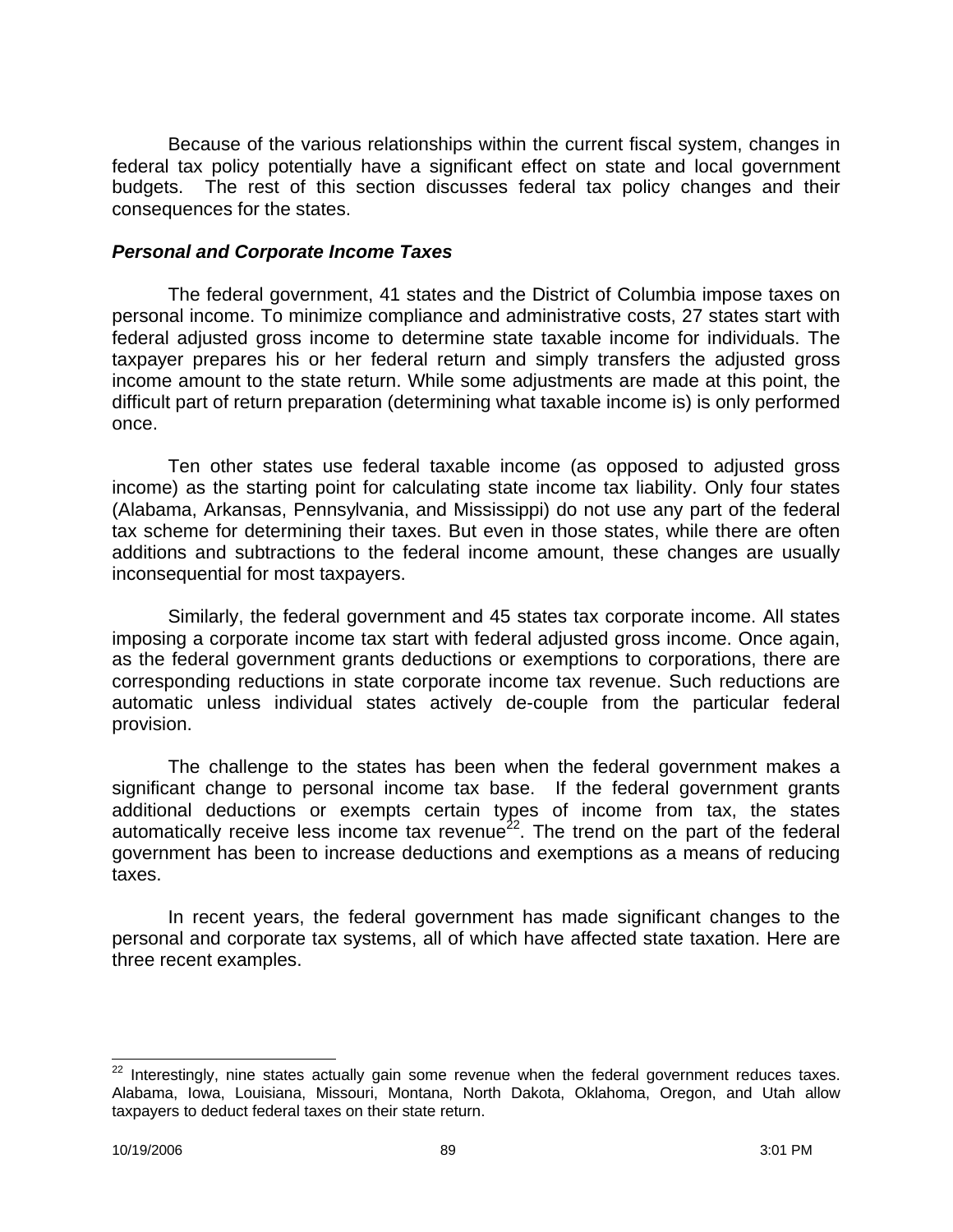Because of the various relationships within the current fiscal system, changes in federal tax policy potentially have a significant effect on state and local government budgets. The rest of this section discusses federal tax policy changes and their consequences for the states.

### *Personal and Corporate Income Taxes*

The federal government, 41 states and the District of Columbia impose taxes on personal income. To minimize compliance and administrative costs, 27 states start with federal adjusted gross income to determine state taxable income for individuals. The taxpayer prepares his or her federal return and simply transfers the adjusted gross income amount to the state return. While some adjustments are made at this point, the difficult part of return preparation (determining what taxable income is) is only performed once.

Ten other states use federal taxable income (as opposed to adjusted gross income) as the starting point for calculating state income tax liability. Only four states (Alabama, Arkansas, Pennsylvania, and Mississippi) do not use any part of the federal tax scheme for determining their taxes. But even in those states, while there are often additions and subtractions to the federal income amount, these changes are usually inconsequential for most taxpayers.

Similarly, the federal government and 45 states tax corporate income. All states imposing a corporate income tax start with federal adjusted gross income. Once again, as the federal government grants deductions or exemptions to corporations, there are corresponding reductions in state corporate income tax revenue. Such reductions are automatic unless individual states actively de-couple from the particular federal provision.

The challenge to the states has been when the federal government makes a significant change to personal income tax base. If the federal government grants additional deductions or exempts certain types of income from tax, the states automatically receive less income tax revenue[22]. The trend on the part of the federal government has been to increase deductions and exemptions as a means of reducing taxes.

In recent years, the federal government has made significant changes to the personal and corporate tax systems, all of which have affected state taxation. Here are three recent examples.

---

[22] Interestingly, nine states actually gain some revenue when the federal government reduces taxes. Alabama, Iowa, Louisiana, Missouri, Montana, North Dakota, Oklahoma, Oregon, and Utah allow taxpayers to deduct federal taxes on their state return.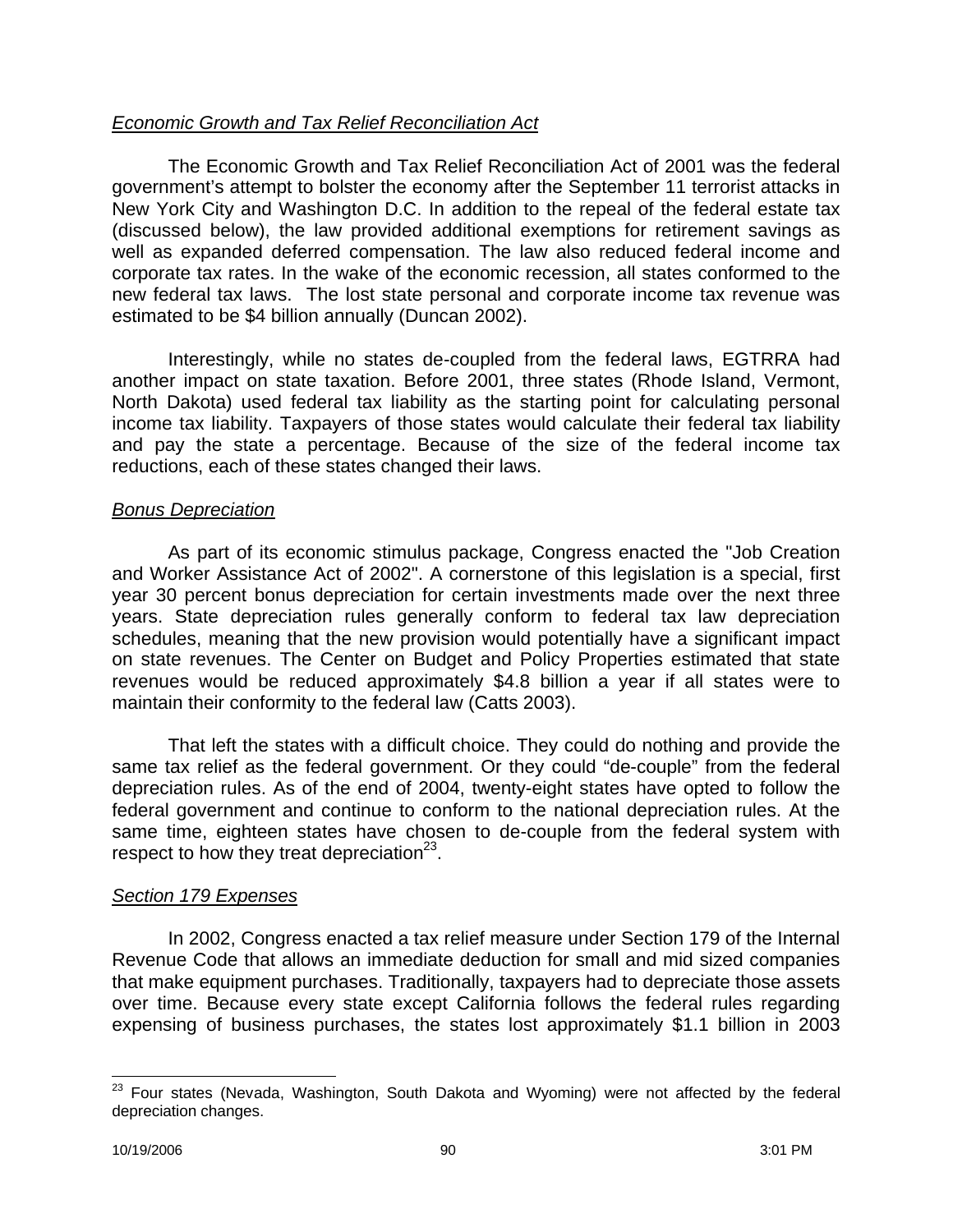*Economic Growth and Tax Relief Reconciliation Act*

The Economic Growth and Tax Relief Reconciliation Act of 2001 was the federal government's attempt to bolster the economy after the September 11 terrorist attacks in New York City and Washington D.C. In addition to the repeal of the federal estate tax (discussed below), the law provided additional exemptions for retirement savings as well as expanded deferred compensation. The law also reduced federal income and corporate tax rates. In the wake of the economic recession, all states conformed to the new federal tax laws. The lost state personal and corporate income tax revenue was estimated to be $4 billion annually (Duncan 2002).

Interestingly, while no states de-coupled from the federal laws, EGTRRA had another impact on state taxation. Before 2001, three states (Rhode Island, Vermont, North Dakota) used federal tax liability as the starting point for calculating personal income tax liability. Taxpayers of those states would calculate their federal tax liability and pay the state a percentage. Because of the size of the federal income tax reductions, each of these states changed their laws.

*Bonus Depreciation*

As part of its economic stimulus package, Congress enacted the "Job Creation and Worker Assistance Act of 2002". A cornerstone of this legislation is a special, first year 30 percent bonus depreciation for certain investments made over the next three years. State depreciation rules generally conform to federal tax law depreciation schedules, meaning that the new provision would potentially have a significant impact on state revenues. The Center on Budget and Policy Properties estimated that state revenues would be reduced approximately $4.8 billion a year if all states were to maintain their conformity to the federal law (Catts 2003).

That left the states with a difficult choice. They could do nothing and provide the same tax relief as the federal government. Or they could "de-couple" from the federal depreciation rules. As of the end of 2004, twenty-eight states have opted to follow the federal government and continue to conform to the national depreciation rules. At the same time, eighteen states have chosen to de-couple from the federal system with respect to how they treat depreciation[23].

*Section 179 Expenses*

In 2002, Congress enacted a tax relief measure under Section 179 of the Internal Revenue Code that allows an immediate deduction for small and mid sized companies that make equipment purchases. Traditionally, taxpayers had to depreciate those assets over time. Because every state except California follows the federal rules regarding expensing of business purchases, the states lost approximately $1.1 billion in 2003

[23] Four states (Nevada, Washington, South Dakota and Wyoming) were not affected by the federal depreciation changes.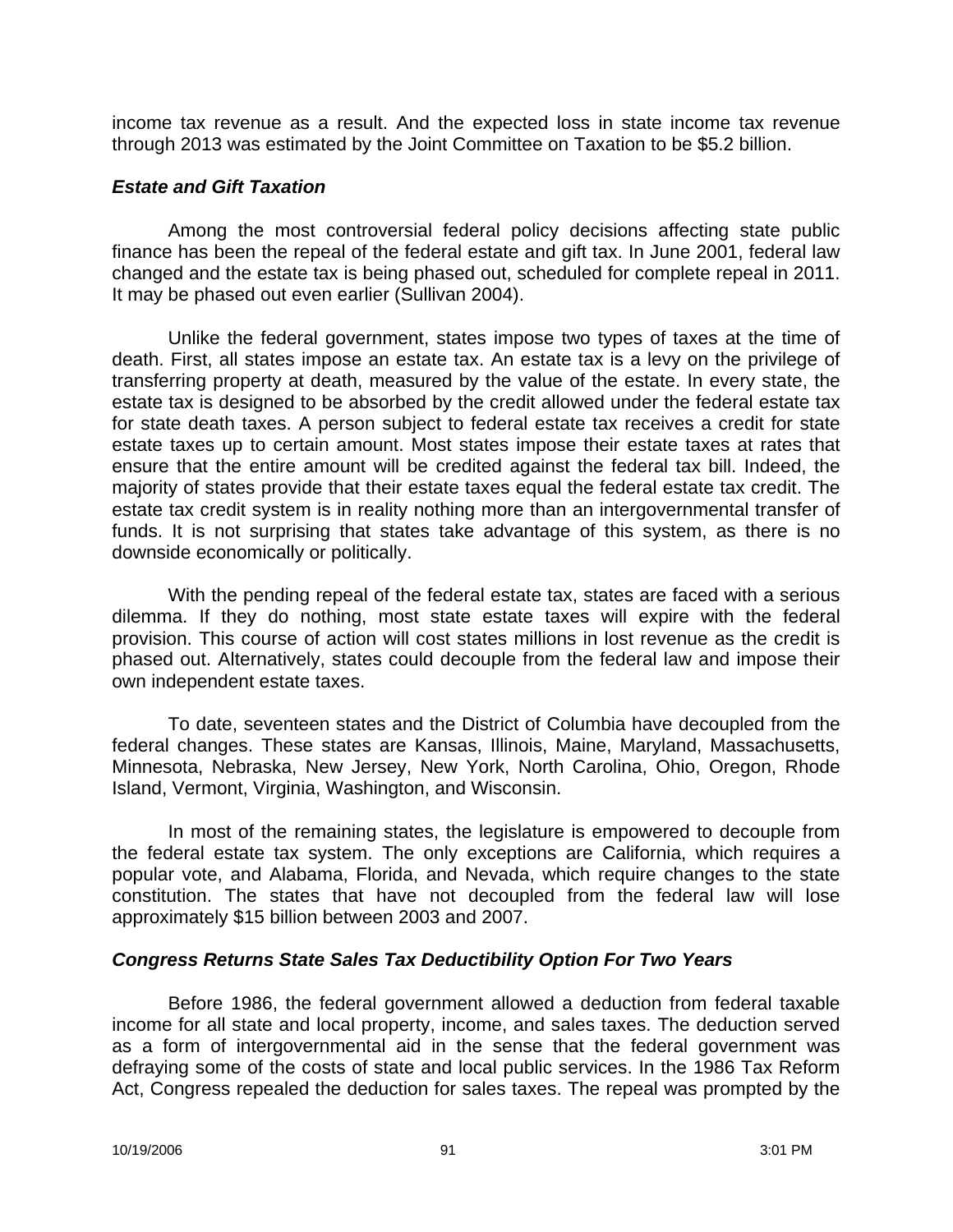income tax revenue as a result. And the expected loss in state income tax revenue through 2013 was estimated by the Joint Committee on Taxation to be $5.2 billion.

### *Estate and Gift Taxation*

Among the most controversial federal policy decisions affecting state public finance has been the repeal of the federal estate and gift tax. In June 2001, federal law changed and the estate tax is being phased out, scheduled for complete repeal in 2011. It may be phased out even earlier (Sullivan 2004).

Unlike the federal government, states impose two types of taxes at the time of death. First, all states impose an estate tax. An estate tax is a levy on the privilege of transferring property at death, measured by the value of the estate. In every state, the estate tax is designed to be absorbed by the credit allowed under the federal estate tax for state death taxes. A person subject to federal estate tax receives a credit for state estate taxes up to certain amount. Most states impose their estate taxes at rates that ensure that the entire amount will be credited against the federal tax bill. Indeed, the majority of states provide that their estate taxes equal the federal estate tax credit. The estate tax credit system is in reality nothing more than an intergovernmental transfer of funds. It is not surprising that states take advantage of this system, as there is no downside economically or politically.

With the pending repeal of the federal estate tax, states are faced with a serious dilemma. If they do nothing, most state estate taxes will expire with the federal provision. This course of action will cost states millions in lost revenue as the credit is phased out. Alternatively, states could decouple from the federal law and impose their own independent estate taxes.

To date, seventeen states and the District of Columbia have decoupled from the federal changes. These states are Kansas, Illinois, Maine, Maryland, Massachusetts, Minnesota, Nebraska, New Jersey, New York, North Carolina, Ohio, Oregon, Rhode Island, Vermont, Virginia, Washington, and Wisconsin.

In most of the remaining states, the legislature is empowered to decouple from the federal estate tax system. The only exceptions are California, which requires a popular vote, and Alabama, Florida, and Nevada, which require changes to the state constitution. The states that have not decoupled from the federal law will lose approximately $15 billion between 2003 and 2007.

### *Congress Returns State Sales Tax Deductibility Option For Two Years*

Before 1986, the federal government allowed a deduction from federal taxable income for all state and local property, income, and sales taxes. The deduction served as a form of intergovernmental aid in the sense that the federal government was defraying some of the costs of state and local public services. In the 1986 Tax Reform Act, Congress repealed the deduction for sales taxes. The repeal was prompted by the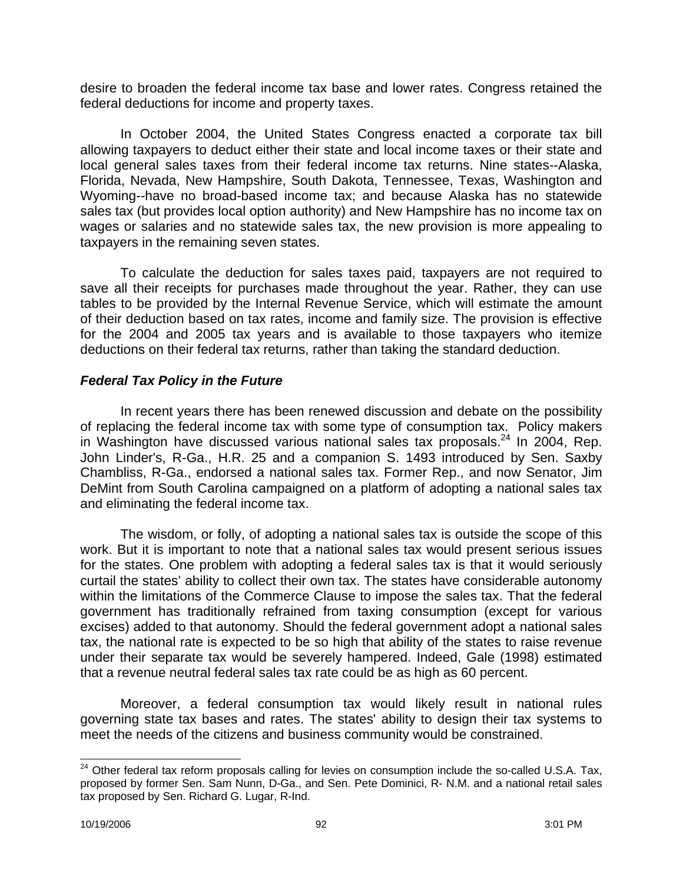desire to broaden the federal income tax base and lower rates. Congress retained the federal deductions for income and property taxes.

In October 2004, the United States Congress enacted a corporate tax bill allowing taxpayers to deduct either their state and local income taxes or their state and local general sales taxes from their federal income tax returns. Nine states--Alaska, Florida, Nevada, New Hampshire, South Dakota, Tennessee, Texas, Washington and Wyoming--have no broad-based income tax; and because Alaska has no statewide sales tax (but provides local option authority) and New Hampshire has no income tax on wages or salaries and no statewide sales tax, the new provision is more appealing to taxpayers in the remaining seven states.

To calculate the deduction for sales taxes paid, taxpayers are not required to save all their receipts for purchases made throughout the year. Rather, they can use tables to be provided by the Internal Revenue Service, which will estimate the amount of their deduction based on tax rates, income and family size. The provision is effective for the 2004 and 2005 tax years and is available to those taxpayers who itemize deductions on their federal tax returns, rather than taking the standard deduction.

### *Federal Tax Policy in the Future*

In recent years there has been renewed discussion and debate on the possibility of replacing the federal income tax with some type of consumption tax. Policy makers in Washington have discussed various national sales tax proposals.[24] In 2004, Rep. John Linder's, R-Ga., H.R. 25 and a companion S. 1493 introduced by Sen. Saxby Chambliss, R-Ga., endorsed a national sales tax. Former Rep., and now Senator, Jim DeMint from South Carolina campaigned on a platform of adopting a national sales tax and eliminating the federal income tax.

The wisdom, or folly, of adopting a national sales tax is outside the scope of this work. But it is important to note that a national sales tax would present serious issues for the states. One problem with adopting a federal sales tax is that it would seriously curtail the states' ability to collect their own tax. The states have considerable autonomy within the limitations of the Commerce Clause to impose the sales tax. That the federal government has traditionally refrained from taxing consumption (except for various excises) added to that autonomy. Should the federal government adopt a national sales tax, the national rate is expected to be so high that ability of the states to raise revenue under their separate tax would be severely hampered. Indeed, Gale (1998) estimated that a revenue neutral federal sales tax rate could be as high as 60 percent.

Moreover, a federal consumption tax would likely result in national rules governing state tax bases and rates. The states' ability to design their tax systems to meet the needs of the citizens and business community would be constrained.

---

[24] Other federal tax reform proposals calling for levies on consumption include the so-called U.S.A. Tax, proposed by former Sen. Sam Nunn, D-Ga., and Sen. Pete Dominici, R- N.M. and a national retail sales tax proposed by Sen. Richard G. Lugar, R-Ind.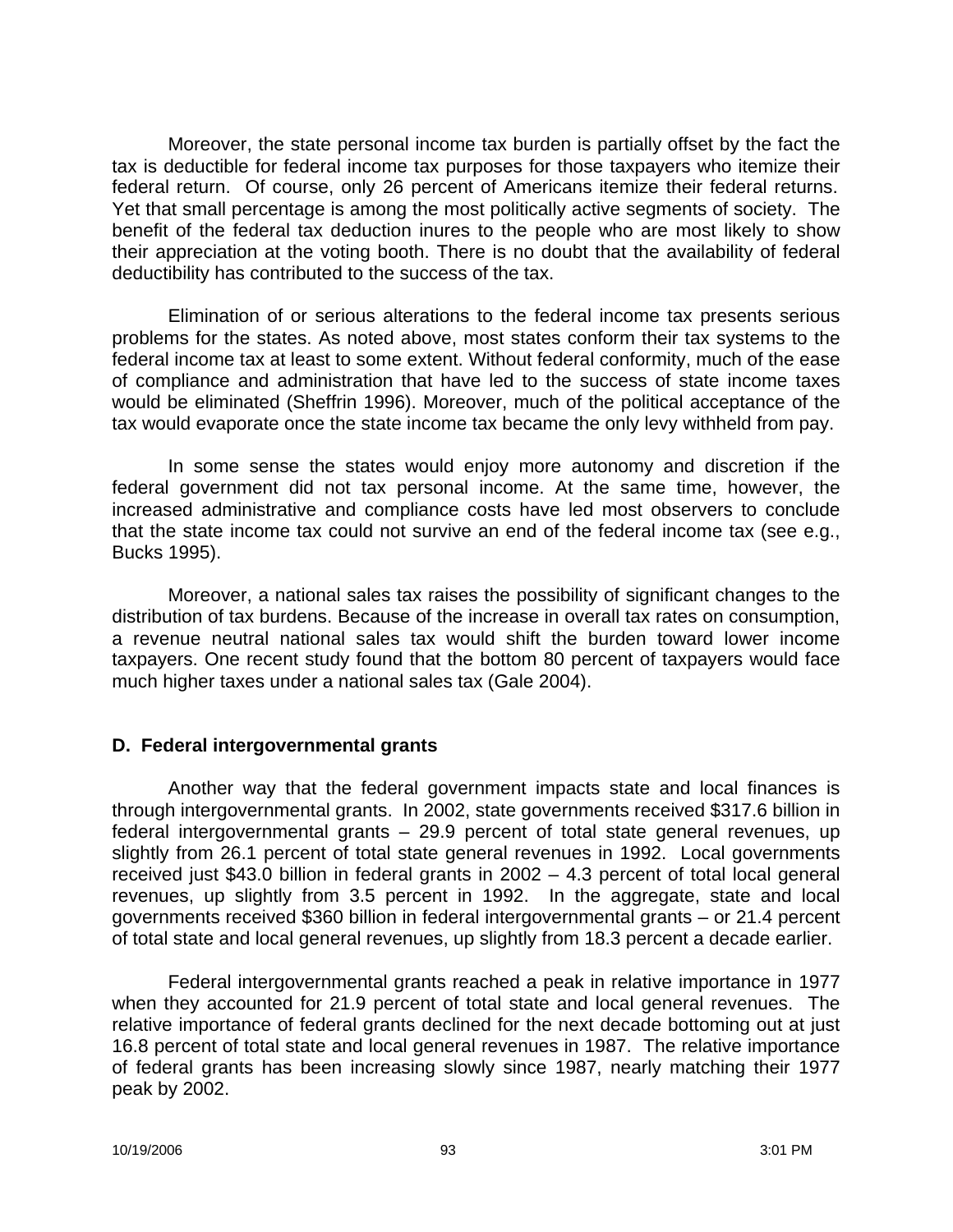Moreover, the state personal income tax burden is partially offset by the fact the tax is deductible for federal income tax purposes for those taxpayers who itemize their federal return. Of course, only 26 percent of Americans itemize their federal returns. Yet that small percentage is among the most politically active segments of society. The benefit of the federal tax deduction inures to the people who are most likely to show their appreciation at the voting booth. There is no doubt that the availability of federal deductibility has contributed to the success of the tax.

Elimination of or serious alterations to the federal income tax presents serious problems for the states. As noted above, most states conform their tax systems to the federal income tax at least to some extent. Without federal conformity, much of the ease of compliance and administration that have led to the success of state income taxes would be eliminated (Sheffrin 1996). Moreover, much of the political acceptance of the tax would evaporate once the state income tax became the only levy withheld from pay.

In some sense the states would enjoy more autonomy and discretion if the federal government did not tax personal income. At the same time, however, the increased administrative and compliance costs have led most observers to conclude that the state income tax could not survive an end of the federal income tax (see e.g., Bucks 1995).

Moreover, a national sales tax raises the possibility of significant changes to the distribution of tax burdens. Because of the increase in overall tax rates on consumption, a revenue neutral national sales tax would shift the burden toward lower income taxpayers. One recent study found that the bottom 80 percent of taxpayers would face much higher taxes under a national sales tax (Gale 2004).

### D. Federal intergovernmental grants

Another way that the federal government impacts state and local finances is through intergovernmental grants. In 2002, state governments received $317.6 billion in federal intergovernmental grants – 29.9 percent of total state general revenues, up slightly from 26.1 percent of total state general revenues in 1992. Local governments received just $43.0 billion in federal grants in 2002 – 4.3 percent of total local general revenues, up slightly from 3.5 percent in 1992. In the aggregate, state and local governments received $360 billion in federal intergovernmental grants – or 21.4 percent of total state and local general revenues, up slightly from 18.3 percent a decade earlier.

Federal intergovernmental grants reached a peak in relative importance in 1977 when they accounted for 21.9 percent of total state and local general revenues. The relative importance of federal grants declined for the next decade bottoming out at just 16.8 percent of total state and local general revenues in 1987. The relative importance of federal grants has been increasing slowly since 1987, nearly matching their 1977 peak by 2002.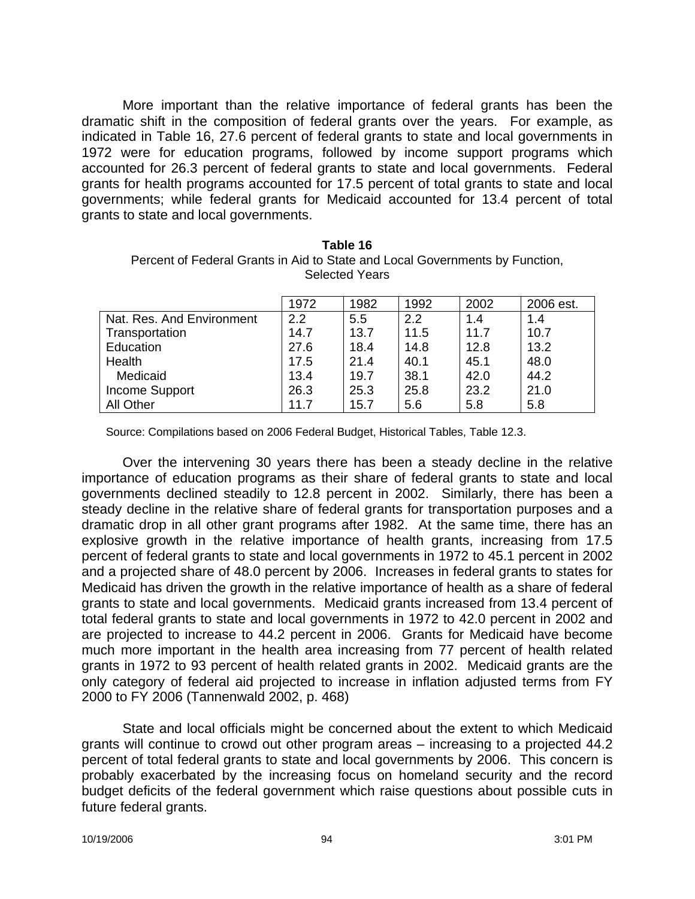More important than the relative importance of federal grants has been the dramatic shift in the composition of federal grants over the years. For example, as indicated in Table 16, 27.6 percent of federal grants to state and local governments in 1972 were for education programs, followed by income support programs which accounted for 26.3 percent of federal grants to state and local governments. Federal grants for health programs accounted for 17.5 percent of total grants to state and local governments; while federal grants for Medicaid accounted for 13.4 percent of total grants to state and local governments.

**Table 16**
Percent of Federal Grants in Aid to State and Local Governments by Function, Selected Years

| | 1972 | 1982 | 1992 | 2002 | 2006 est. |
|---|---|---|---|---|---|
| Nat. Res. And Environment | 2.2 | 5.5 | 2.2 | 1.4 | 1.4 |
| Transportation | 14.7 | 13.7 | 11.5 | 11.7 | 10.7 |
| Education | 27.6 | 18.4 | 14.8 | 12.8 | 13.2 |
| Health | 17.5 | 21.4 | 40.1 | 45.1 | 48.0 |
| Medicaid | 13.4 | 19.7 | 38.1 | 42.0 | 44.2 |
| Income Support | 26.3 | 25.3 | 25.8 | 23.2 | 21.0 |
| All Other | 11.7 | 15.7 | 5.6 | 5.8 | 5.8 |

Source: Compilations based on 2006 Federal Budget, Historical Tables, Table 12.3.

Over the intervening 30 years there has been a steady decline in the relative importance of education programs as their share of federal grants to state and local governments declined steadily to 12.8 percent in 2002. Similarly, there has been a steady decline in the relative share of federal grants for transportation purposes and a dramatic drop in all other grant programs after 1982. At the same time, there has an explosive growth in the relative importance of health grants, increasing from 17.5 percent of federal grants to state and local governments in 1972 to 45.1 percent in 2002 and a projected share of 48.0 percent by 2006. Increases in federal grants to states for Medicaid has driven the growth in the relative importance of health as a share of federal grants to state and local governments. Medicaid grants increased from 13.4 percent of total federal grants to state and local governments in 1972 to 42.0 percent in 2002 and are projected to increase to 44.2 percent in 2006. Grants for Medicaid have become much more important in the health area increasing from 77 percent of health related grants in 1972 to 93 percent of health related grants in 2002. Medicaid grants are the only category of federal aid projected to increase in inflation adjusted terms from FY 2000 to FY 2006 (Tannenwald 2002, p. 468)

State and local officials might be concerned about the extent to which Medicaid grants will continue to crowd out other program areas – increasing to a projected 44.2 percent of total federal grants to state and local governments by 2006. This concern is probably exacerbated by the increasing focus on homeland security and the record budget deficits of the federal government which raise questions about possible cuts in future federal grants.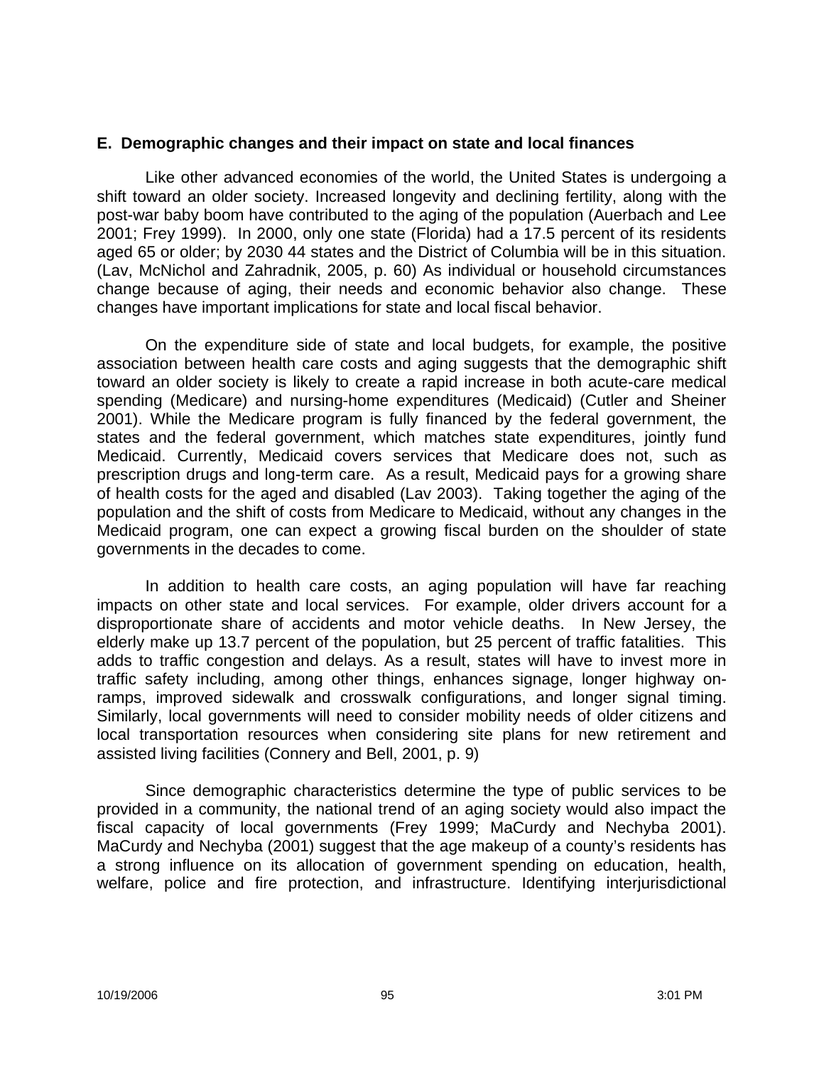### E. Demographic changes and their impact on state and local finances

Like other advanced economies of the world, the United States is undergoing a shift toward an older society. Increased longevity and declining fertility, along with the post-war baby boom have contributed to the aging of the population (Auerbach and Lee 2001; Frey 1999). In 2000, only one state (Florida) had a 17.5 percent of its residents aged 65 or older; by 2030 44 states and the District of Columbia will be in this situation. (Lav, McNichol and Zahradnik, 2005, p. 60) As individual or household circumstances change because of aging, their needs and economic behavior also change. These changes have important implications for state and local fiscal behavior.

On the expenditure side of state and local budgets, for example, the positive association between health care costs and aging suggests that the demographic shift toward an older society is likely to create a rapid increase in both acute-care medical spending (Medicare) and nursing-home expenditures (Medicaid) (Cutler and Sheiner 2001). While the Medicare program is fully financed by the federal government, the states and the federal government, which matches state expenditures, jointly fund Medicaid. Currently, Medicaid covers services that Medicare does not, such as prescription drugs and long-term care. As a result, Medicaid pays for a growing share of health costs for the aged and disabled (Lav 2003). Taking together the aging of the population and the shift of costs from Medicare to Medicaid, without any changes in the Medicaid program, one can expect a growing fiscal burden on the shoulder of state governments in the decades to come.

In addition to health care costs, an aging population will have far reaching impacts on other state and local services. For example, older drivers account for a disproportionate share of accidents and motor vehicle deaths. In New Jersey, the elderly make up 13.7 percent of the population, but 25 percent of traffic fatalities. This adds to traffic congestion and delays. As a result, states will have to invest more in traffic safety including, among other things, enhances signage, longer highway on-ramps, improved sidewalk and crosswalk configurations, and longer signal timing. Similarly, local governments will need to consider mobility needs of older citizens and local transportation resources when considering site plans for new retirement and assisted living facilities (Connery and Bell, 2001, p. 9)

Since demographic characteristics determine the type of public services to be provided in a community, the national trend of an aging society would also impact the fiscal capacity of local governments (Frey 1999; MaCurdy and Nechyba 2001). MaCurdy and Nechyba (2001) suggest that the age makeup of a county's residents has a strong influence on its allocation of government spending on education, health, welfare, police and fire protection, and infrastructure. Identifying interjurisdictional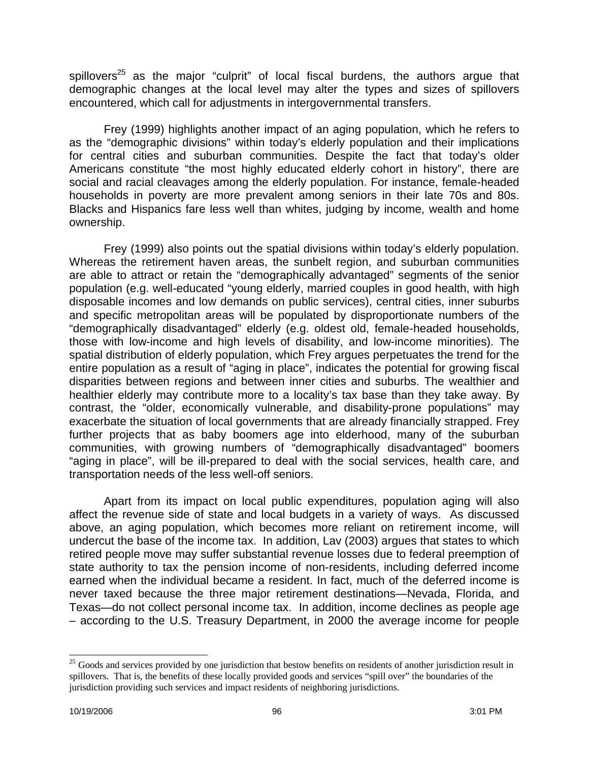spillovers[25] as the major "culprit" of local fiscal burdens, the authors argue that demographic changes at the local level may alter the types and sizes of spillovers encountered, which call for adjustments in intergovernmental transfers.

Frey (1999) highlights another impact of an aging population, which he refers to as the "demographic divisions" within today's elderly population and their implications for central cities and suburban communities. Despite the fact that today's older Americans constitute "the most highly educated elderly cohort in history", there are social and racial cleavages among the elderly population. For instance, female-headed households in poverty are more prevalent among seniors in their late 70s and 80s. Blacks and Hispanics fare less well than whites, judging by income, wealth and home ownership.

Frey (1999) also points out the spatial divisions within today's elderly population. Whereas the retirement haven areas, the sunbelt region, and suburban communities are able to attract or retain the "demographically advantaged" segments of the senior population (e.g. well-educated "young elderly, married couples in good health, with high disposable incomes and low demands on public services), central cities, inner suburbs and specific metropolitan areas will be populated by disproportionate numbers of the "demographically disadvantaged" elderly (e.g. oldest old, female-headed households, those with low-income and high levels of disability, and low-income minorities). The spatial distribution of elderly population, which Frey argues perpetuates the trend for the entire population as a result of "aging in place", indicates the potential for growing fiscal disparities between regions and between inner cities and suburbs. The wealthier and healthier elderly may contribute more to a locality's tax base than they take away. By contrast, the "older, economically vulnerable, and disability-prone populations" may exacerbate the situation of local governments that are already financially strapped. Frey further projects that as baby boomers age into elderhood, many of the suburban communities, with growing numbers of "demographically disadvantaged" boomers "aging in place", will be ill-prepared to deal with the social services, health care, and transportation needs of the less well-off seniors.

Apart from its impact on local public expenditures, population aging will also affect the revenue side of state and local budgets in a variety of ways. As discussed above, an aging population, which becomes more reliant on retirement income, will undercut the base of the income tax. In addition, Lav (2003) argues that states to which retired people move may suffer substantial revenue losses due to federal preemption of state authority to tax the pension income of non-residents, including deferred income earned when the individual became a resident. In fact, much of the deferred income is never taxed because the three major retirement destinations—Nevada, Florida, and Texas—do not collect personal income tax. In addition, income declines as people age – according to the U.S. Treasury Department, in 2000 the average income for people

[25] Goods and services provided by one jurisdiction that bestow benefits on residents of another jurisdiction result in spillovers. That is, the benefits of these locally provided goods and services "spill over" the boundaries of the jurisdiction providing such services and impact residents of neighboring jurisdictions.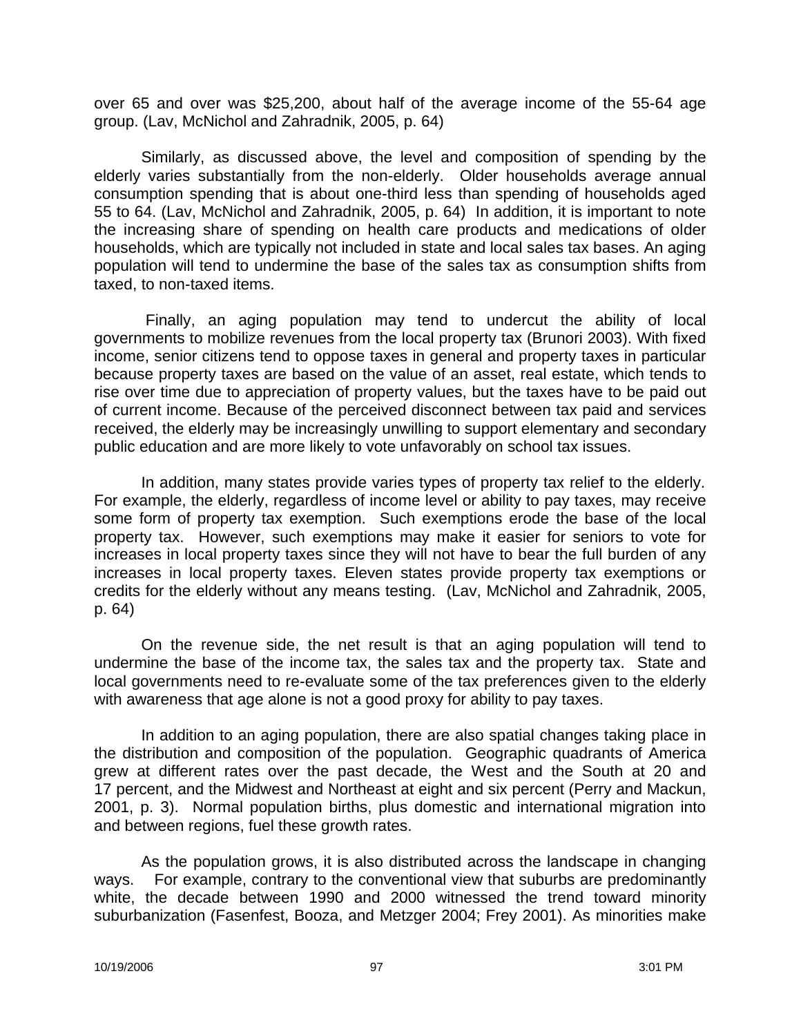over 65 and over was $25,200, about half of the average income of the 55-64 age group. (Lav, McNichol and Zahradnik, 2005, p. 64)

Similarly, as discussed above, the level and composition of spending by the elderly varies substantially from the non-elderly. Older households average annual consumption spending that is about one-third less than spending of households aged 55 to 64. (Lav, McNichol and Zahradnik, 2005, p. 64) In addition, it is important to note the increasing share of spending on health care products and medications of older households, which are typically not included in state and local sales tax bases. An aging population will tend to undermine the base of the sales tax as consumption shifts from taxed, to non-taxed items.

Finally, an aging population may tend to undercut the ability of local governments to mobilize revenues from the local property tax (Brunori 2003). With fixed income, senior citizens tend to oppose taxes in general and property taxes in particular because property taxes are based on the value of an asset, real estate, which tends to rise over time due to appreciation of property values, but the taxes have to be paid out of current income. Because of the perceived disconnect between tax paid and services received, the elderly may be increasingly unwilling to support elementary and secondary public education and are more likely to vote unfavorably on school tax issues.

In addition, many states provide varies types of property tax relief to the elderly. For example, the elderly, regardless of income level or ability to pay taxes, may receive some form of property tax exemption. Such exemptions erode the base of the local property tax. However, such exemptions may make it easier for seniors to vote for increases in local property taxes since they will not have to bear the full burden of any increases in local property taxes. Eleven states provide property tax exemptions or credits for the elderly without any means testing. (Lav, McNichol and Zahradnik, 2005, p. 64)

On the revenue side, the net result is that an aging population will tend to undermine the base of the income tax, the sales tax and the property tax. State and local governments need to re-evaluate some of the tax preferences given to the elderly with awareness that age alone is not a good proxy for ability to pay taxes.

In addition to an aging population, there are also spatial changes taking place in the distribution and composition of the population. Geographic quadrants of America grew at different rates over the past decade, the West and the South at 20 and 17 percent, and the Midwest and Northeast at eight and six percent (Perry and Mackun, 2001, p. 3). Normal population births, plus domestic and international migration into and between regions, fuel these growth rates.

As the population grows, it is also distributed across the landscape in changing ways. For example, contrary to the conventional view that suburbs are predominantly white, the decade between 1990 and 2000 witnessed the trend toward minority suburbanization (Fasenfest, Booza, and Metzger 2004; Frey 2001). As minorities make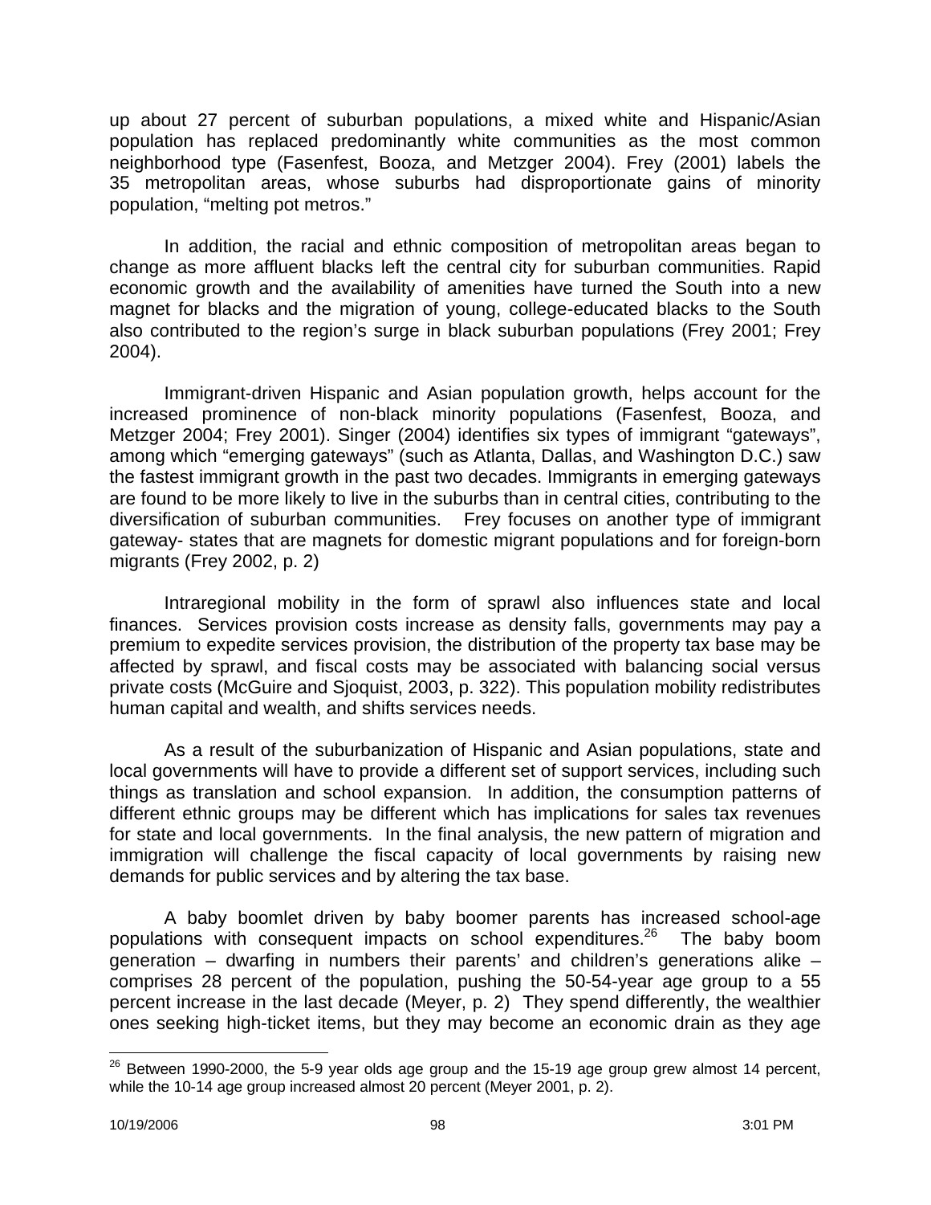up about 27 percent of suburban populations, a mixed white and Hispanic/Asian population has replaced predominantly white communities as the most common neighborhood type (Fasenfest, Booza, and Metzger 2004). Frey (2001) labels the 35 metropolitan areas, whose suburbs had disproportionate gains of minority population, "melting pot metros."

In addition, the racial and ethnic composition of metropolitan areas began to change as more affluent blacks left the central city for suburban communities. Rapid economic growth and the availability of amenities have turned the South into a new magnet for blacks and the migration of young, college-educated blacks to the South also contributed to the region's surge in black suburban populations (Frey 2001; Frey 2004).

Immigrant-driven Hispanic and Asian population growth, helps account for the increased prominence of non-black minority populations (Fasenfest, Booza, and Metzger 2004; Frey 2001). Singer (2004) identifies six types of immigrant "gateways", among which "emerging gateways" (such as Atlanta, Dallas, and Washington D.C.) saw the fastest immigrant growth in the past two decades. Immigrants in emerging gateways are found to be more likely to live in the suburbs than in central cities, contributing to the diversification of suburban communities. Frey focuses on another type of immigrant gateway- states that are magnets for domestic migrant populations and for foreign-born migrants (Frey 2002, p. 2)

Intraregional mobility in the form of sprawl also influences state and local finances. Services provision costs increase as density falls, governments may pay a premium to expedite services provision, the distribution of the property tax base may be affected by sprawl, and fiscal costs may be associated with balancing social versus private costs (McGuire and Sjoquist, 2003, p. 322). This population mobility redistributes human capital and wealth, and shifts services needs.

As a result of the suburbanization of Hispanic and Asian populations, state and local governments will have to provide a different set of support services, including such things as translation and school expansion. In addition, the consumption patterns of different ethnic groups may be different which has implications for sales tax revenues for state and local governments. In the final analysis, the new pattern of migration and immigration will challenge the fiscal capacity of local governments by raising new demands for public services and by altering the tax base.

A baby boomlet driven by baby boomer parents has increased school-age populations with consequent impacts on school expenditures.[26] The baby boom generation – dwarfing in numbers their parents' and children's generations alike – comprises 28 percent of the population, pushing the 50-54-year age group to a 55 percent increase in the last decade (Meyer, p. 2) They spend differently, the wealthier ones seeking high-ticket items, but they may become an economic drain as they age

[26] Between 1990-2000, the 5-9 year olds age group and the 15-19 age group grew almost 14 percent, while the 10-14 age group increased almost 20 percent (Meyer 2001, p. 2).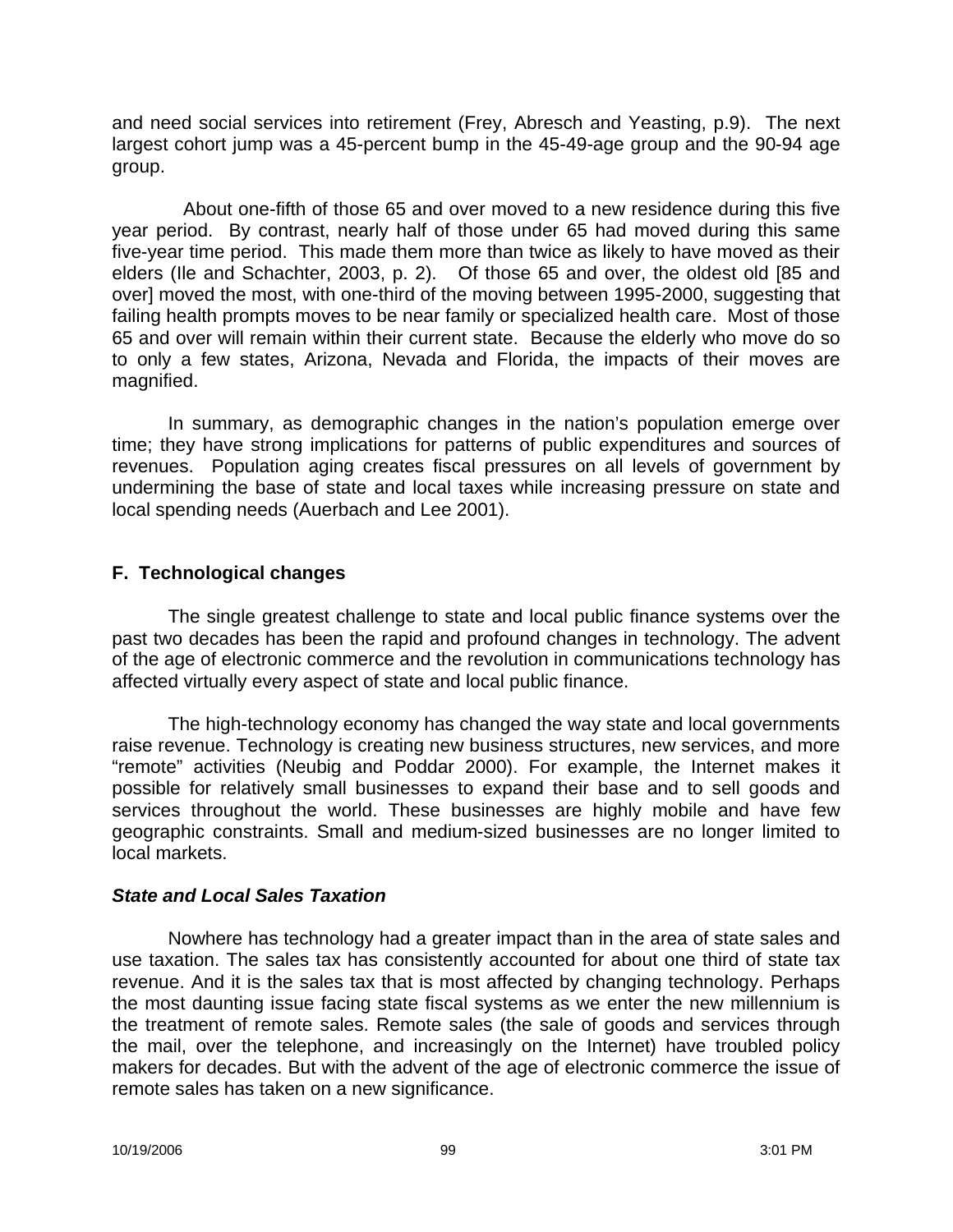and need social services into retirement (Frey, Abresch and Yeasting, p.9). The next largest cohort jump was a 45-percent bump in the 45-49-age group and the 90-94 age group.

About one-fifth of those 65 and over moved to a new residence during this five year period. By contrast, nearly half of those under 65 had moved during this same five-year time period. This made them more than twice as likely to have moved as their elders (Ile and Schachter, 2003, p. 2). Of those 65 and over, the oldest old [85 and over] moved the most, with one-third of the moving between 1995-2000, suggesting that failing health prompts moves to be near family or specialized health care. Most of those 65 and over will remain within their current state. Because the elderly who move do so to only a few states, Arizona, Nevada and Florida, the impacts of their moves are magnified.

In summary, as demographic changes in the nation's population emerge over time; they have strong implications for patterns of public expenditures and sources of revenues. Population aging creates fiscal pressures on all levels of government by undermining the base of state and local taxes while increasing pressure on state and local spending needs (Auerbach and Lee 2001).

## F. Technological changes

The single greatest challenge to state and local public finance systems over the past two decades has been the rapid and profound changes in technology. The advent of the age of electronic commerce and the revolution in communications technology has affected virtually every aspect of state and local public finance.

The high-technology economy has changed the way state and local governments raise revenue. Technology is creating new business structures, new services, and more "remote" activities (Neubig and Poddar 2000). For example, the Internet makes it possible for relatively small businesses to expand their base and to sell goods and services throughout the world. These businesses are highly mobile and have few geographic constraints. Small and medium-sized businesses are no longer limited to local markets.

### *State and Local Sales Taxation*

Nowhere has technology had a greater impact than in the area of state sales and use taxation. The sales tax has consistently accounted for about one third of state tax revenue. And it is the sales tax that is most affected by changing technology. Perhaps the most daunting issue facing state fiscal systems as we enter the new millennium is the treatment of remote sales. Remote sales (the sale of goods and services through the mail, over the telephone, and increasingly on the Internet) have troubled policy makers for decades. But with the advent of the age of electronic commerce the issue of remote sales has taken on a new significance.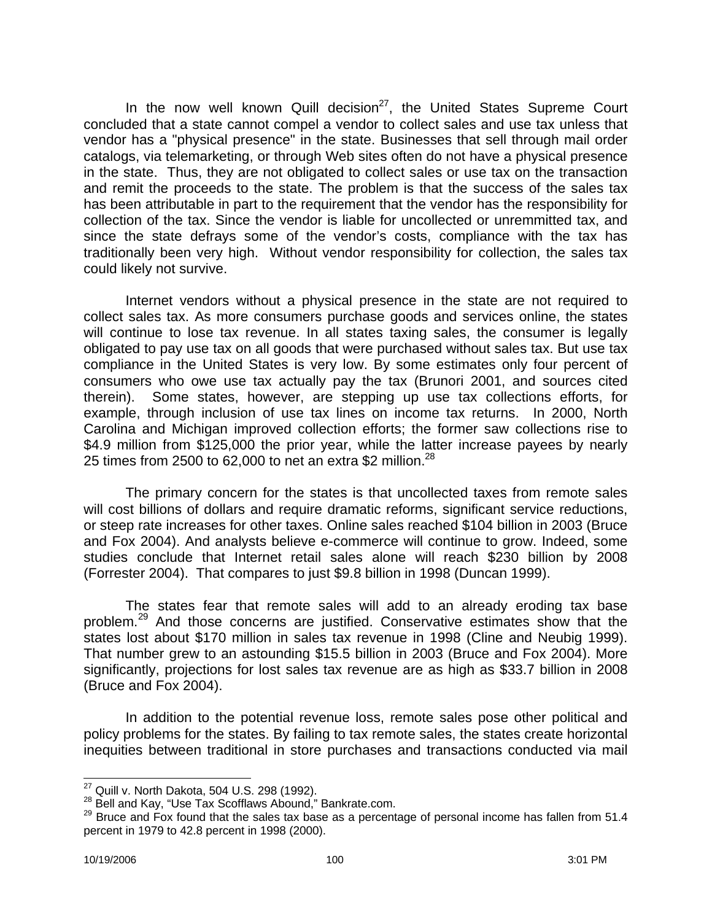In the now well known Quill decision[27], the United States Supreme Court concluded that a state cannot compel a vendor to collect sales and use tax unless that vendor has a "physical presence" in the state. Businesses that sell through mail order catalogs, via telemarketing, or through Web sites often do not have a physical presence in the state. Thus, they are not obligated to collect sales or use tax on the transaction and remit the proceeds to the state. The problem is that the success of the sales tax has been attributable in part to the requirement that the vendor has the responsibility for collection of the tax. Since the vendor is liable for uncollected or unremmitted tax, and since the state defrays some of the vendor's costs, compliance with the tax has traditionally been very high. Without vendor responsibility for collection, the sales tax could likely not survive.

Internet vendors without a physical presence in the state are not required to collect sales tax. As more consumers purchase goods and services online, the states will continue to lose tax revenue. In all states taxing sales, the consumer is legally obligated to pay use tax on all goods that were purchased without sales tax. But use tax compliance in the United States is very low. By some estimates only four percent of consumers who owe use tax actually pay the tax (Brunori 2001, and sources cited therein). Some states, however, are stepping up use tax collections efforts, for example, through inclusion of use tax lines on income tax returns. In 2000, North Carolina and Michigan improved collection efforts; the former saw collections rise to \$4.9 million from \$125,000 the prior year, while the latter increase payees by nearly 25 times from 2500 to 62,000 to net an extra \$2 million.[28]

The primary concern for the states is that uncollected taxes from remote sales will cost billions of dollars and require dramatic reforms, significant service reductions, or steep rate increases for other taxes. Online sales reached \$104 billion in 2003 (Bruce and Fox 2004). And analysts believe e-commerce will continue to grow. Indeed, some studies conclude that Internet retail sales alone will reach \$230 billion by 2008 (Forrester 2004). That compares to just \$9.8 billion in 1998 (Duncan 1999).

The states fear that remote sales will add to an already eroding tax base problem.[29] And those concerns are justified. Conservative estimates show that the states lost about \$170 million in sales tax revenue in 1998 (Cline and Neubig 1999). That number grew to an astounding \$15.5 billion in 2003 (Bruce and Fox 2004). More significantly, projections for lost sales tax revenue are as high as \$33.7 billion in 2008 (Bruce and Fox 2004).

In addition to the potential revenue loss, remote sales pose other political and policy problems for the states. By failing to tax remote sales, the states create horizontal inequities between traditional in store purchases and transactions conducted via mail

---

[27] Quill v. North Dakota, 504 U.S. 298 (1992).

[28] Bell and Kay, "Use Tax Scofflaws Abound," Bankrate.com.

[29] Bruce and Fox found that the sales tax base as a percentage of personal income has fallen from 51.4 percent in 1979 to 42.8 percent in 1998 (2000).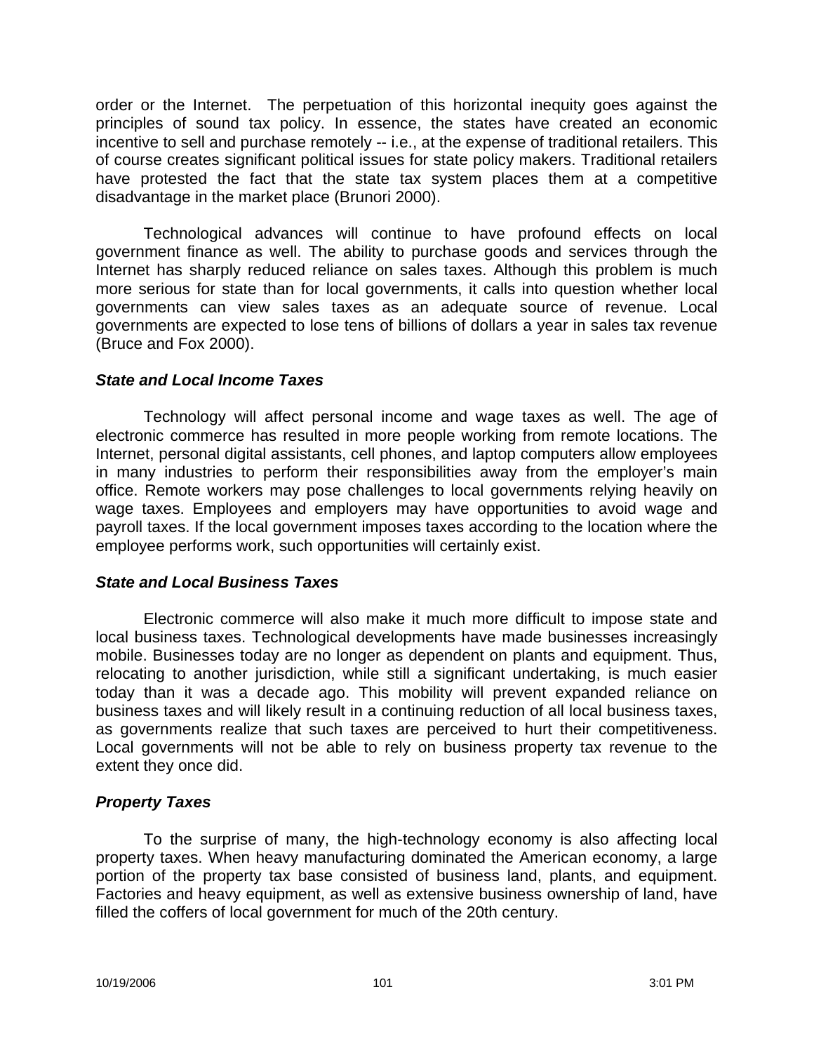order or the Internet. The perpetuation of this horizontal inequity goes against the principles of sound tax policy. In essence, the states have created an economic incentive to sell and purchase remotely -- i.e., at the expense of traditional retailers. This of course creates significant political issues for state policy makers. Traditional retailers have protested the fact that the state tax system places them at a competitive disadvantage in the market place (Brunori 2000).

Technological advances will continue to have profound effects on local government finance as well. The ability to purchase goods and services through the Internet has sharply reduced reliance on sales taxes. Although this problem is much more serious for state than for local governments, it calls into question whether local governments can view sales taxes as an adequate source of revenue. Local governments are expected to lose tens of billions of dollars a year in sales tax revenue (Bruce and Fox 2000).

### *State and Local Income Taxes*

Technology will affect personal income and wage taxes as well. The age of electronic commerce has resulted in more people working from remote locations. The Internet, personal digital assistants, cell phones, and laptop computers allow employees in many industries to perform their responsibilities away from the employer's main office. Remote workers may pose challenges to local governments relying heavily on wage taxes. Employees and employers may have opportunities to avoid wage and payroll taxes. If the local government imposes taxes according to the location where the employee performs work, such opportunities will certainly exist.

### *State and Local Business Taxes*

Electronic commerce will also make it much more difficult to impose state and local business taxes. Technological developments have made businesses increasingly mobile. Businesses today are no longer as dependent on plants and equipment. Thus, relocating to another jurisdiction, while still a significant undertaking, is much easier today than it was a decade ago. This mobility will prevent expanded reliance on business taxes and will likely result in a continuing reduction of all local business taxes, as governments realize that such taxes are perceived to hurt their competitiveness. Local governments will not be able to rely on business property tax revenue to the extent they once did.

### *Property Taxes*

To the surprise of many, the high-technology economy is also affecting local property taxes. When heavy manufacturing dominated the American economy, a large portion of the property tax base consisted of business land, plants, and equipment. Factories and heavy equipment, as well as extensive business ownership of land, have filled the coffers of local government for much of the 20th century.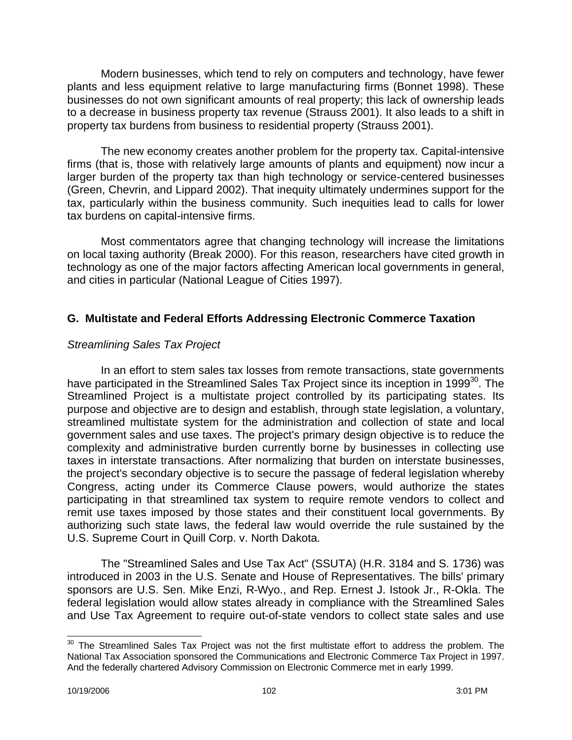Modern businesses, which tend to rely on computers and technology, have fewer plants and less equipment relative to large manufacturing firms (Bonnet 1998). These businesses do not own significant amounts of real property; this lack of ownership leads to a decrease in business property tax revenue (Strauss 2001). It also leads to a shift in property tax burdens from business to residential property (Strauss 2001).

The new economy creates another problem for the property tax. Capital-intensive firms (that is, those with relatively large amounts of plants and equipment) now incur a larger burden of the property tax than high technology or service-centered businesses (Green, Chevrin, and Lippard 2002). That inequity ultimately undermines support for the tax, particularly within the business community. Such inequities lead to calls for lower tax burdens on capital-intensive firms.

Most commentators agree that changing technology will increase the limitations on local taxing authority (Break 2000). For this reason, researchers have cited growth in technology as one of the major factors affecting American local governments in general, and cities in particular (National League of Cities 1997).

## G. Multistate and Federal Efforts Addressing Electronic Commerce Taxation

*Streamlining Sales Tax Project*

In an effort to stem sales tax losses from remote transactions, state governments have participated in the Streamlined Sales Tax Project since its inception in 1999[30]. The Streamlined Project is a multistate project controlled by its participating states. Its purpose and objective are to design and establish, through state legislation, a voluntary, streamlined multistate system for the administration and collection of state and local government sales and use taxes. The project's primary design objective is to reduce the complexity and administrative burden currently borne by businesses in collecting use taxes in interstate transactions. After normalizing that burden on interstate businesses, the project's secondary objective is to secure the passage of federal legislation whereby Congress, acting under its Commerce Clause powers, would authorize the states participating in that streamlined tax system to require remote vendors to collect and remit use taxes imposed by those states and their constituent local governments. By authorizing such state laws, the federal law would override the rule sustained by the U.S. Supreme Court in Quill Corp. v. North Dakota.

The "Streamlined Sales and Use Tax Act" (SSUTA) (H.R. 3184 and S. 1736) was introduced in 2003 in the U.S. Senate and House of Representatives. The bills' primary sponsors are U.S. Sen. Mike Enzi, R-Wyo., and Rep. Ernest J. Istook Jr., R-Okla. The federal legislation would allow states already in compliance with the Streamlined Sales and Use Tax Agreement to require out-of-state vendors to collect state sales and use

---

[30] The Streamlined Sales Tax Project was not the first multistate effort to address the problem. The National Tax Association sponsored the Communications and Electronic Commerce Tax Project in 1997. And the federally chartered Advisory Commission on Electronic Commerce met in early 1999.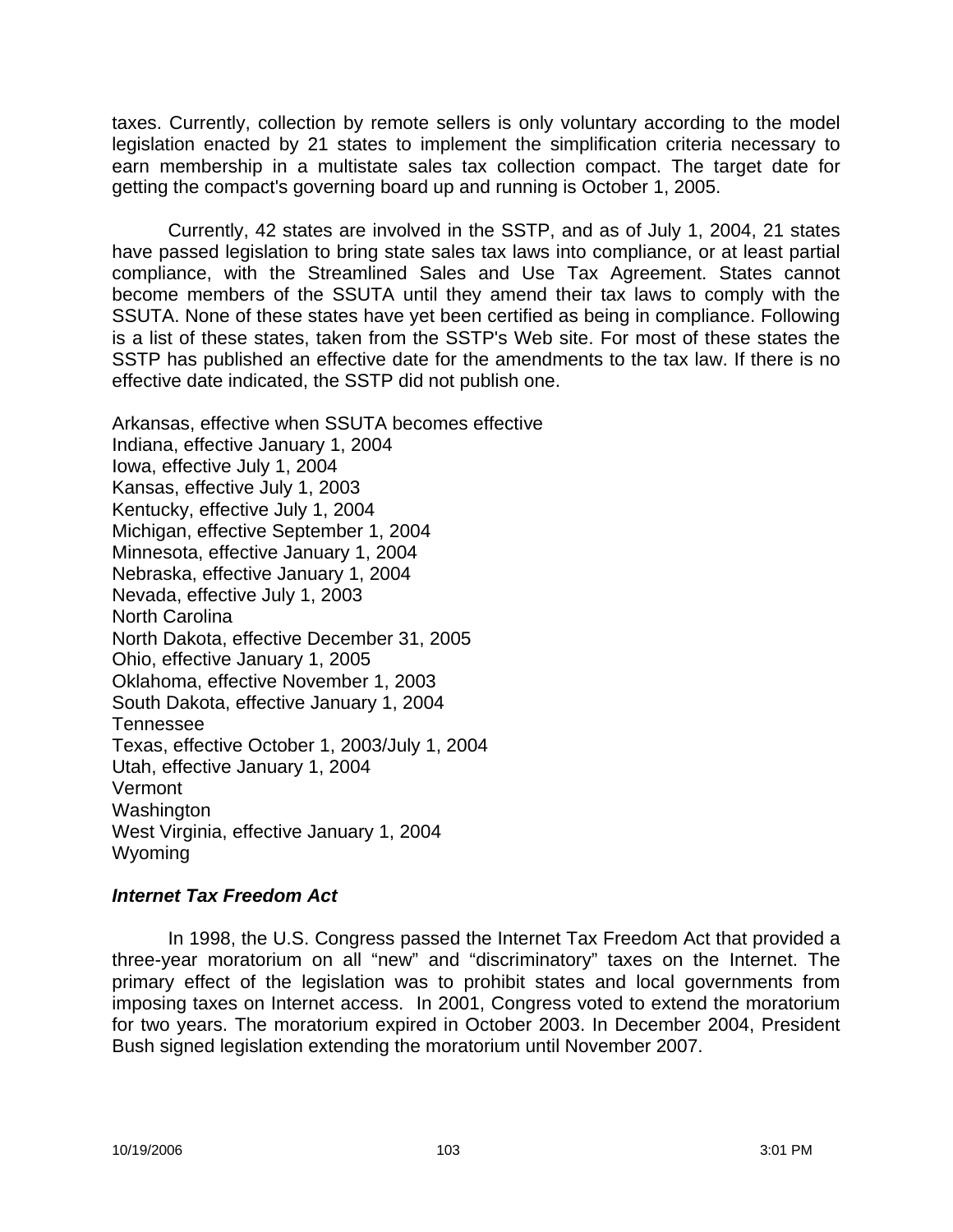taxes. Currently, collection by remote sellers is only voluntary according to the model legislation enacted by 21 states to implement the simplification criteria necessary to earn membership in a multistate sales tax collection compact. The target date for getting the compact's governing board up and running is October 1, 2005.

Currently, 42 states are involved in the SSTP, and as of July 1, 2004, 21 states have passed legislation to bring state sales tax laws into compliance, or at least partial compliance, with the Streamlined Sales and Use Tax Agreement. States cannot become members of the SSUTA until they amend their tax laws to comply with the SSUTA. None of these states have yet been certified as being in compliance. Following is a list of these states, taken from the SSTP's Web site. For most of these states the SSTP has published an effective date for the amendments to the tax law. If there is no effective date indicated, the SSTP did not publish one.

Arkansas, effective when SSUTA becomes effective  
Indiana, effective January 1, 2004  
Iowa, effective July 1, 2004  
Kansas, effective July 1, 2003  
Kentucky, effective July 1, 2004  
Michigan, effective September 1, 2004  
Minnesota, effective January 1, 2004  
Nebraska, effective January 1, 2004  
Nevada, effective July 1, 2003  
North Carolina  
North Dakota, effective December 31, 2005  
Ohio, effective January 1, 2005  
Oklahoma, effective November 1, 2003  
South Dakota, effective January 1, 2004  
Tennessee  
Texas, effective October 1, 2003/July 1, 2004  
Utah, effective January 1, 2004  
Vermont  
Washington  
West Virginia, effective January 1, 2004  
Wyoming

### *Internet Tax Freedom Act*

In 1998, the U.S. Congress passed the Internet Tax Freedom Act that provided a three-year moratorium on all "new" and "discriminatory" taxes on the Internet. The primary effect of the legislation was to prohibit states and local governments from imposing taxes on Internet access. In 2001, Congress voted to extend the moratorium for two years. The moratorium expired in October 2003. In December 2004, President Bush signed legislation extending the moratorium until November 2007.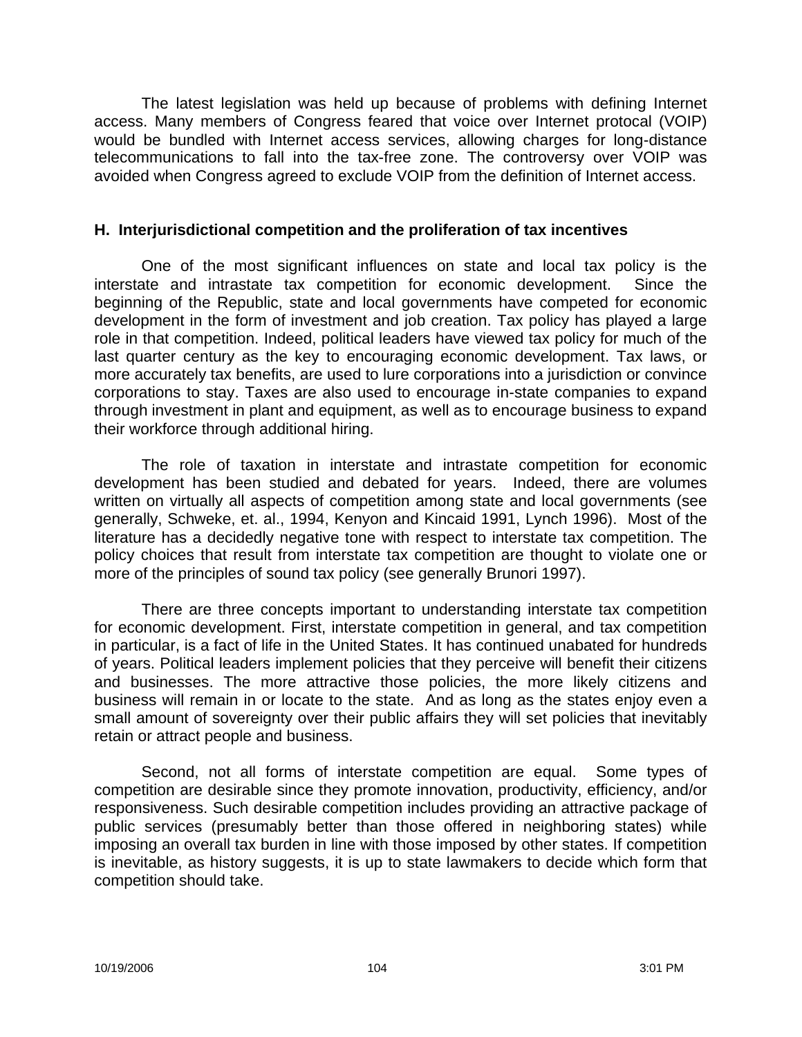The latest legislation was held up because of problems with defining Internet access. Many members of Congress feared that voice over Internet protocal (VOIP) would be bundled with Internet access services, allowing charges for long-distance telecommunications to fall into the tax-free zone. The controversy over VOIP was avoided when Congress agreed to exclude VOIP from the definition of Internet access.

### H. Interjurisdictional competition and the proliferation of tax incentives

One of the most significant influences on state and local tax policy is the interstate and intrastate tax competition for economic development. Since the beginning of the Republic, state and local governments have competed for economic development in the form of investment and job creation. Tax policy has played a large role in that competition. Indeed, political leaders have viewed tax policy for much of the last quarter century as the key to encouraging economic development. Tax laws, or more accurately tax benefits, are used to lure corporations into a jurisdiction or convince corporations to stay. Taxes are also used to encourage in-state companies to expand through investment in plant and equipment, as well as to encourage business to expand their workforce through additional hiring.

The role of taxation in interstate and intrastate competition for economic development has been studied and debated for years. Indeed, there are volumes written on virtually all aspects of competition among state and local governments (see generally, Schweke, et. al., 1994, Kenyon and Kincaid 1991, Lynch 1996). Most of the literature has a decidedly negative tone with respect to interstate tax competition. The policy choices that result from interstate tax competition are thought to violate one or more of the principles of sound tax policy (see generally Brunori 1997).

There are three concepts important to understanding interstate tax competition for economic development. First, interstate competition in general, and tax competition in particular, is a fact of life in the United States. It has continued unabated for hundreds of years. Political leaders implement policies that they perceive will benefit their citizens and businesses. The more attractive those policies, the more likely citizens and business will remain in or locate to the state. And as long as the states enjoy even a small amount of sovereignty over their public affairs they will set policies that inevitably retain or attract people and business.

Second, not all forms of interstate competition are equal. Some types of competition are desirable since they promote innovation, productivity, efficiency, and/or responsiveness. Such desirable competition includes providing an attractive package of public services (presumably better than those offered in neighboring states) while imposing an overall tax burden in line with those imposed by other states. If competition is inevitable, as history suggests, it is up to state lawmakers to decide which form that competition should take.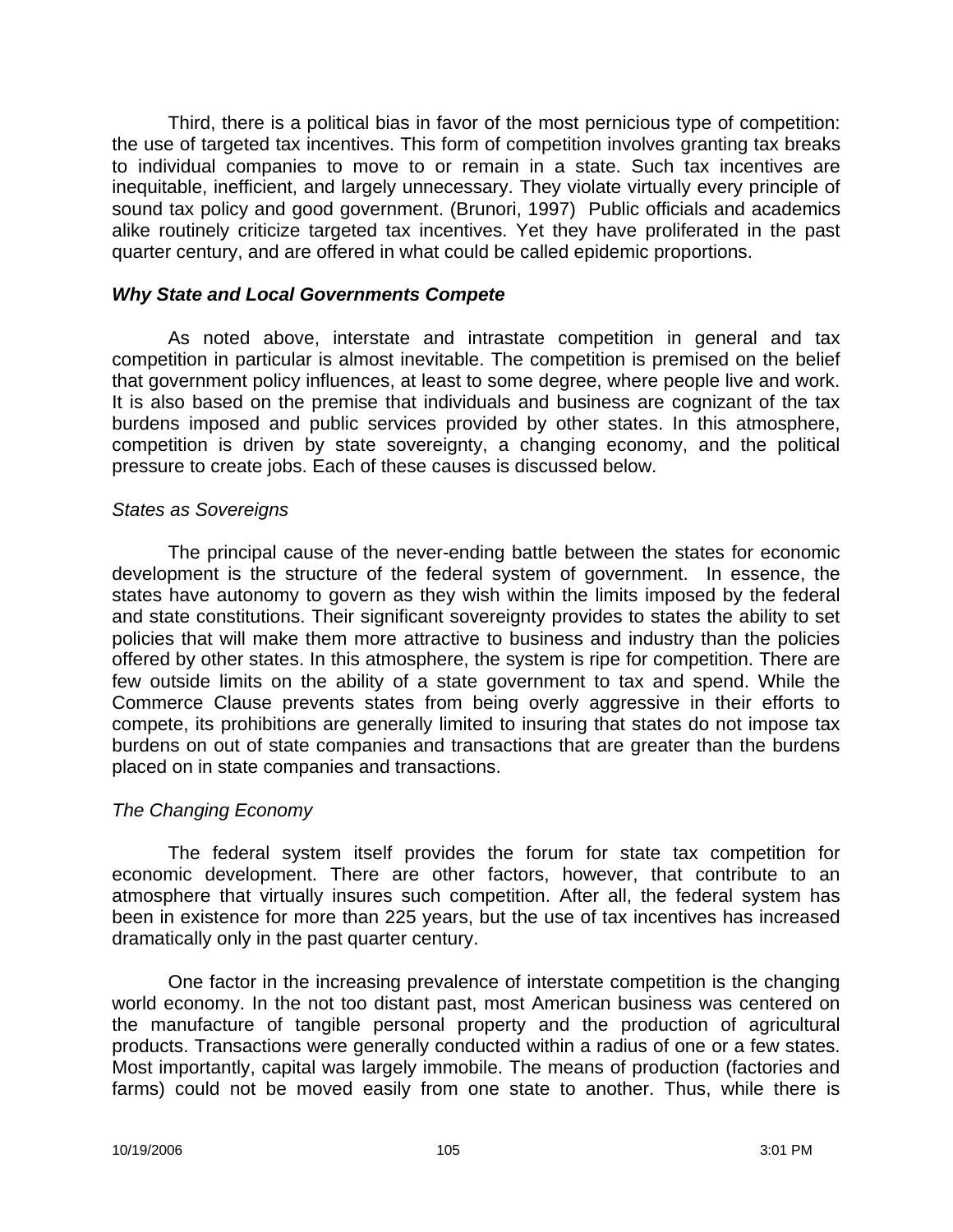Third, there is a political bias in favor of the most pernicious type of competition: the use of targeted tax incentives. This form of competition involves granting tax breaks to individual companies to move to or remain in a state. Such tax incentives are inequitable, inefficient, and largely unnecessary. They violate virtually every principle of sound tax policy and good government. (Brunori, 1997) Public officials and academics alike routinely criticize targeted tax incentives. Yet they have proliferated in the past quarter century, and are offered in what could be called epidemic proportions.

### *Why State and Local Governments Compete*

As noted above, interstate and intrastate competition in general and tax competition in particular is almost inevitable. The competition is premised on the belief that government policy influences, at least to some degree, where people live and work. It is also based on the premise that individuals and business are cognizant of the tax burdens imposed and public services provided by other states. In this atmosphere, competition is driven by state sovereignty, a changing economy, and the political pressure to create jobs. Each of these causes is discussed below.

#### *States as Sovereigns*

The principal cause of the never-ending battle between the states for economic development is the structure of the federal system of government. In essence, the states have autonomy to govern as they wish within the limits imposed by the federal and state constitutions. Their significant sovereignty provides to states the ability to set policies that will make them more attractive to business and industry than the policies offered by other states. In this atmosphere, the system is ripe for competition. There are few outside limits on the ability of a state government to tax and spend. While the Commerce Clause prevents states from being overly aggressive in their efforts to compete, its prohibitions are generally limited to insuring that states do not impose tax burdens on out of state companies and transactions that are greater than the burdens placed on in state companies and transactions.

#### *The Changing Economy*

The federal system itself provides the forum for state tax competition for economic development. There are other factors, however, that contribute to an atmosphere that virtually insures such competition. After all, the federal system has been in existence for more than 225 years, but the use of tax incentives has increased dramatically only in the past quarter century.

One factor in the increasing prevalence of interstate competition is the changing world economy. In the not too distant past, most American business was centered on the manufacture of tangible personal property and the production of agricultural products. Transactions were generally conducted within a radius of one or a few states. Most importantly, capital was largely immobile. The means of production (factories and farms) could not be moved easily from one state to another. Thus, while there is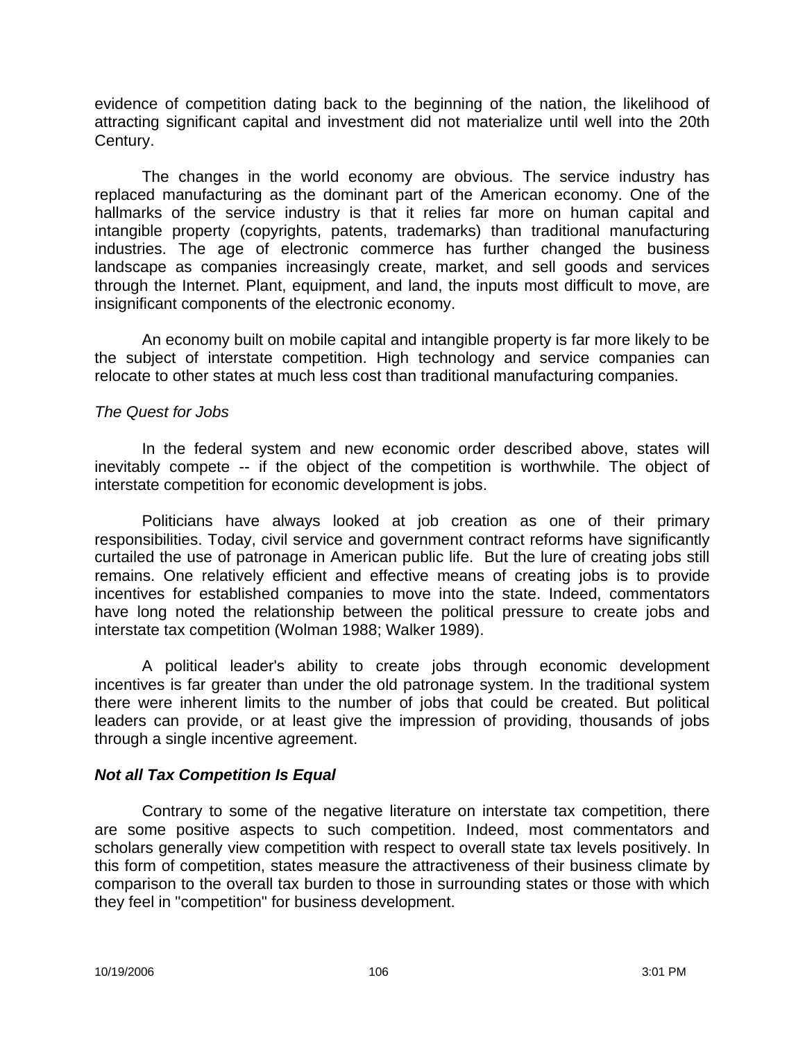evidence of competition dating back to the beginning of the nation, the likelihood of attracting significant capital and investment did not materialize until well into the 20th Century.

The changes in the world economy are obvious. The service industry has replaced manufacturing as the dominant part of the American economy. One of the hallmarks of the service industry is that it relies far more on human capital and intangible property (copyrights, patents, trademarks) than traditional manufacturing industries. The age of electronic commerce has further changed the business landscape as companies increasingly create, market, and sell goods and services through the Internet. Plant, equipment, and land, the inputs most difficult to move, are insignificant components of the electronic economy.

An economy built on mobile capital and intangible property is far more likely to be the subject of interstate competition. High technology and service companies can relocate to other states at much less cost than traditional manufacturing companies.

*The Quest for Jobs*

In the federal system and new economic order described above, states will inevitably compete -- if the object of the competition is worthwhile. The object of interstate competition for economic development is jobs.

Politicians have always looked at job creation as one of their primary responsibilities. Today, civil service and government contract reforms have significantly curtailed the use of patronage in American public life. But the lure of creating jobs still remains. One relatively efficient and effective means of creating jobs is to provide incentives for established companies to move into the state. Indeed, commentators have long noted the relationship between the political pressure to create jobs and interstate tax competition (Wolman 1988; Walker 1989).

A political leader's ability to create jobs through economic development incentives is far greater than under the old patronage system. In the traditional system there were inherent limits to the number of jobs that could be created. But political leaders can provide, or at least give the impression of providing, thousands of jobs through a single incentive agreement.

***Not all Tax Competition Is Equal***

Contrary to some of the negative literature on interstate tax competition, there are some positive aspects to such competition. Indeed, most commentators and scholars generally view competition with respect to overall state tax levels positively. In this form of competition, states measure the attractiveness of their business climate by comparison to the overall tax burden to those in surrounding states or those with which they feel in "competition" for business development.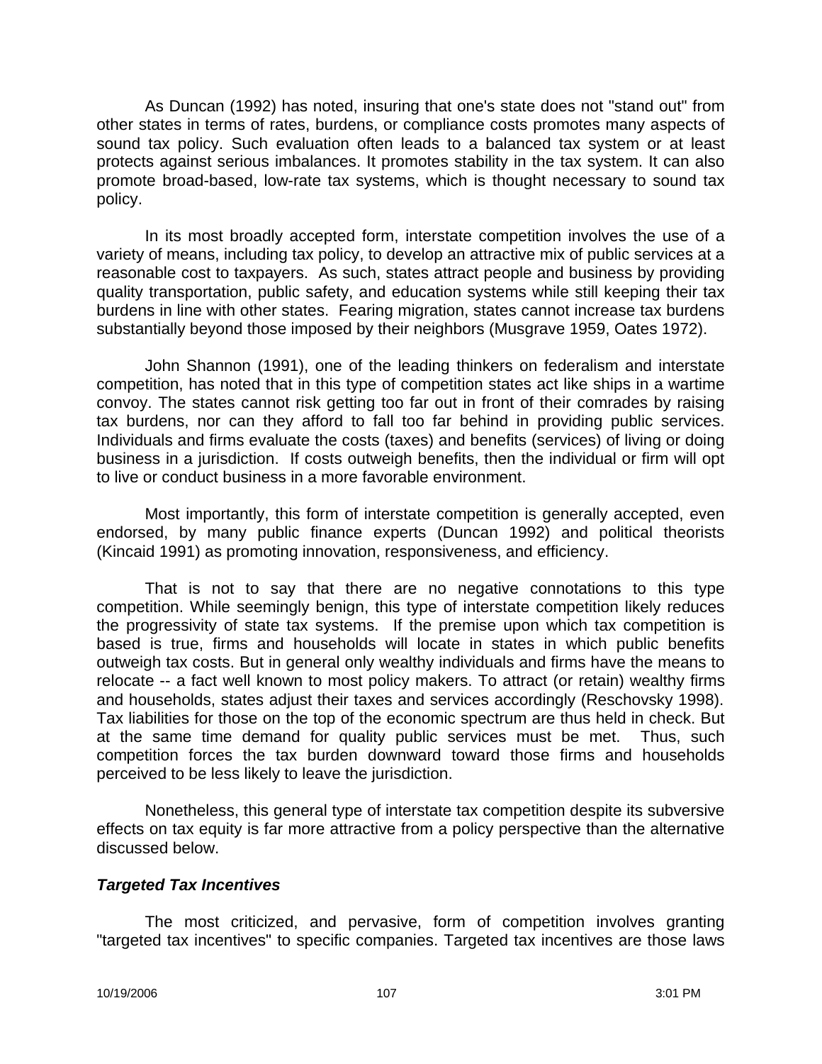As Duncan (1992) has noted, insuring that one's state does not "stand out" from other states in terms of rates, burdens, or compliance costs promotes many aspects of sound tax policy. Such evaluation often leads to a balanced tax system or at least protects against serious imbalances. It promotes stability in the tax system. It can also promote broad-based, low-rate tax systems, which is thought necessary to sound tax policy.

In its most broadly accepted form, interstate competition involves the use of a variety of means, including tax policy, to develop an attractive mix of public services at a reasonable cost to taxpayers. As such, states attract people and business by providing quality transportation, public safety, and education systems while still keeping their tax burdens in line with other states. Fearing migration, states cannot increase tax burdens substantially beyond those imposed by their neighbors (Musgrave 1959, Oates 1972).

John Shannon (1991), one of the leading thinkers on federalism and interstate competition, has noted that in this type of competition states act like ships in a wartime convoy. The states cannot risk getting too far out in front of their comrades by raising tax burdens, nor can they afford to fall too far behind in providing public services. Individuals and firms evaluate the costs (taxes) and benefits (services) of living or doing business in a jurisdiction. If costs outweigh benefits, then the individual or firm will opt to live or conduct business in a more favorable environment.

Most importantly, this form of interstate competition is generally accepted, even endorsed, by many public finance experts (Duncan 1992) and political theorists (Kincaid 1991) as promoting innovation, responsiveness, and efficiency.

That is not to say that there are no negative connotations to this type competition. While seemingly benign, this type of interstate competition likely reduces the progressivity of state tax systems. If the premise upon which tax competition is based is true, firms and households will locate in states in which public benefits outweigh tax costs. But in general only wealthy individuals and firms have the means to relocate -- a fact well known to most policy makers. To attract (or retain) wealthy firms and households, states adjust their taxes and services accordingly (Reschovsky 1998). Tax liabilities for those on the top of the economic spectrum are thus held in check. But at the same time demand for quality public services must be met. Thus, such competition forces the tax burden downward toward those firms and households perceived to be less likely to leave the jurisdiction.

Nonetheless, this general type of interstate tax competition despite its subversive effects on tax equity is far more attractive from a policy perspective than the alternative discussed below.

### *Targeted Tax Incentives*

The most criticized, and pervasive, form of competition involves granting "targeted tax incentives" to specific companies. Targeted tax incentives are those laws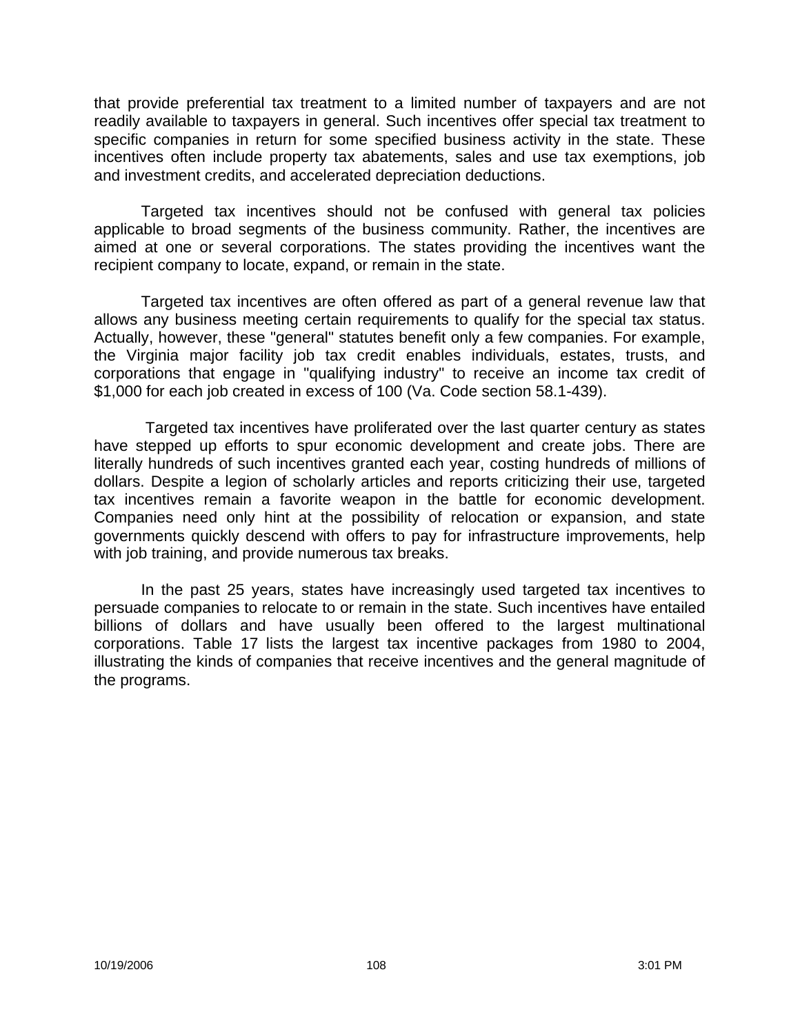that provide preferential tax treatment to a limited number of taxpayers and are not readily available to taxpayers in general. Such incentives offer special tax treatment to specific companies in return for some specified business activity in the state. These incentives often include property tax abatements, sales and use tax exemptions, job and investment credits, and accelerated depreciation deductions.

Targeted tax incentives should not be confused with general tax policies applicable to broad segments of the business community. Rather, the incentives are aimed at one or several corporations. The states providing the incentives want the recipient company to locate, expand, or remain in the state.

Targeted tax incentives are often offered as part of a general revenue law that allows any business meeting certain requirements to qualify for the special tax status. Actually, however, these "general" statutes benefit only a few companies. For example, the Virginia major facility job tax credit enables individuals, estates, trusts, and corporations that engage in "qualifying industry" to receive an income tax credit of $1,000 for each job created in excess of 100 (Va. Code section 58.1-439).

Targeted tax incentives have proliferated over the last quarter century as states have stepped up efforts to spur economic development and create jobs. There are literally hundreds of such incentives granted each year, costing hundreds of millions of dollars. Despite a legion of scholarly articles and reports criticizing their use, targeted tax incentives remain a favorite weapon in the battle for economic development. Companies need only hint at the possibility of relocation or expansion, and state governments quickly descend with offers to pay for infrastructure improvements, help with job training, and provide numerous tax breaks.

In the past 25 years, states have increasingly used targeted tax incentives to persuade companies to relocate to or remain in the state. Such incentives have entailed billions of dollars and have usually been offered to the largest multinational corporations. Table 17 lists the largest tax incentive packages from 1980 to 2004, illustrating the kinds of companies that receive incentives and the general magnitude of the programs.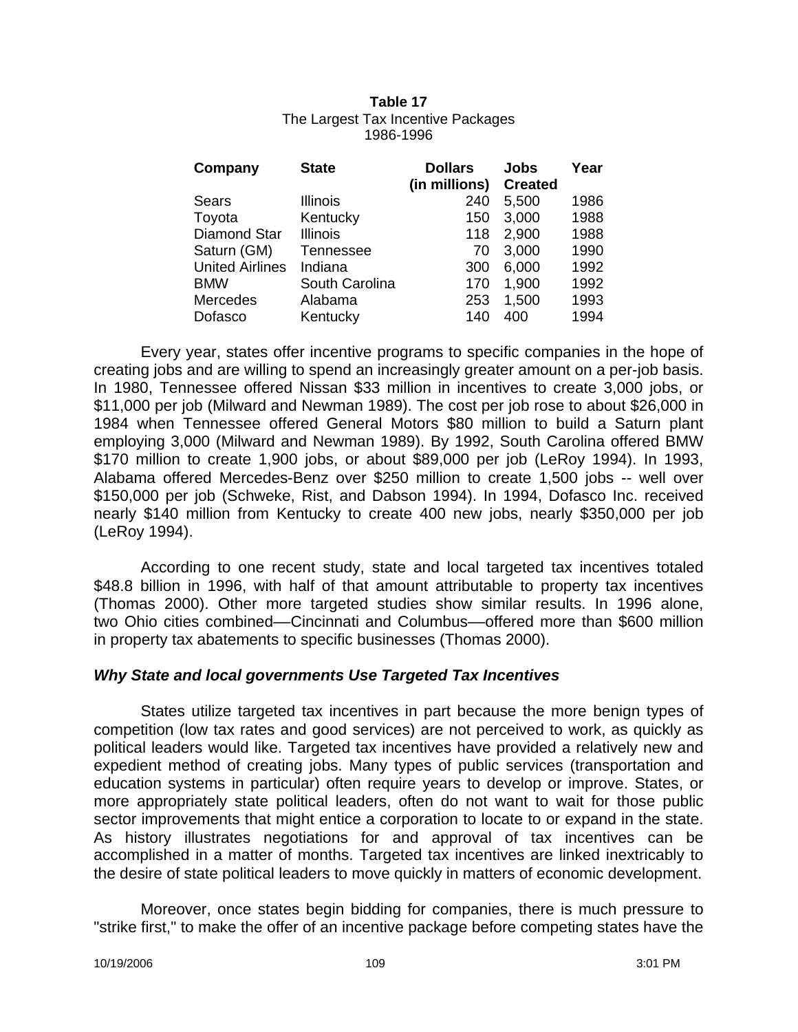**Table 17**
The Largest Tax Incentive Packages
1986-1996

| Company | State | Dollars (in millions) | Jobs Created | Year |
|---|---|---|---|---|
| Sears | Illinois | 240 | 5,500 | 1986 |
| Toyota | Kentucky | 150 | 3,000 | 1988 |
| Diamond Star | Illinois | 118 | 2,900 | 1988 |
| Saturn (GM) | Tennessee | 70 | 3,000 | 1990 |
| United Airlines | Indiana | 300 | 6,000 | 1992 |
| BMW | South Carolina | 170 | 1,900 | 1992 |
| Mercedes | Alabama | 253 | 1,500 | 1993 |
| Dofasco | Kentucky | 140 | 400 | 1994 |

Every year, states offer incentive programs to specific companies in the hope of creating jobs and are willing to spend an increasingly greater amount on a per-job basis. In 1980, Tennessee offered Nissan $33 million in incentives to create 3,000 jobs, or $11,000 per job (Milward and Newman 1989). The cost per job rose to about $26,000 in 1984 when Tennessee offered General Motors $80 million to build a Saturn plant employing 3,000 (Milward and Newman 1989). By 1992, South Carolina offered BMW $170 million to create 1,900 jobs, or about $89,000 per job (LeRoy 1994). In 1993, Alabama offered Mercedes-Benz over $250 million to create 1,500 jobs -- well over $150,000 per job (Schweke, Rist, and Dabson 1994). In 1994, Dofasco Inc. received nearly $140 million from Kentucky to create 400 new jobs, nearly $350,000 per job (LeRoy 1994).

According to one recent study, state and local targeted tax incentives totaled $48.8 billion in 1996, with half of that amount attributable to property tax incentives (Thomas 2000). Other more targeted studies show similar results. In 1996 alone, two Ohio cities combined—Cincinnati and Columbus—offered more than $600 million in property tax abatements to specific businesses (Thomas 2000).

### *Why State and local governments Use Targeted Tax Incentives*

States utilize targeted tax incentives in part because the more benign types of competition (low tax rates and good services) are not perceived to work, as quickly as political leaders would like. Targeted tax incentives have provided a relatively new and expedient method of creating jobs. Many types of public services (transportation and education systems in particular) often require years to develop or improve. States, or more appropriately state political leaders, often do not want to wait for those public sector improvements that might entice a corporation to locate to or expand in the state. As history illustrates negotiations for and approval of tax incentives can be accomplished in a matter of months. Targeted tax incentives are linked inextricably to the desire of state political leaders to move quickly in matters of economic development.

Moreover, once states begin bidding for companies, there is much pressure to "strike first," to make the offer of an incentive package before competing states have the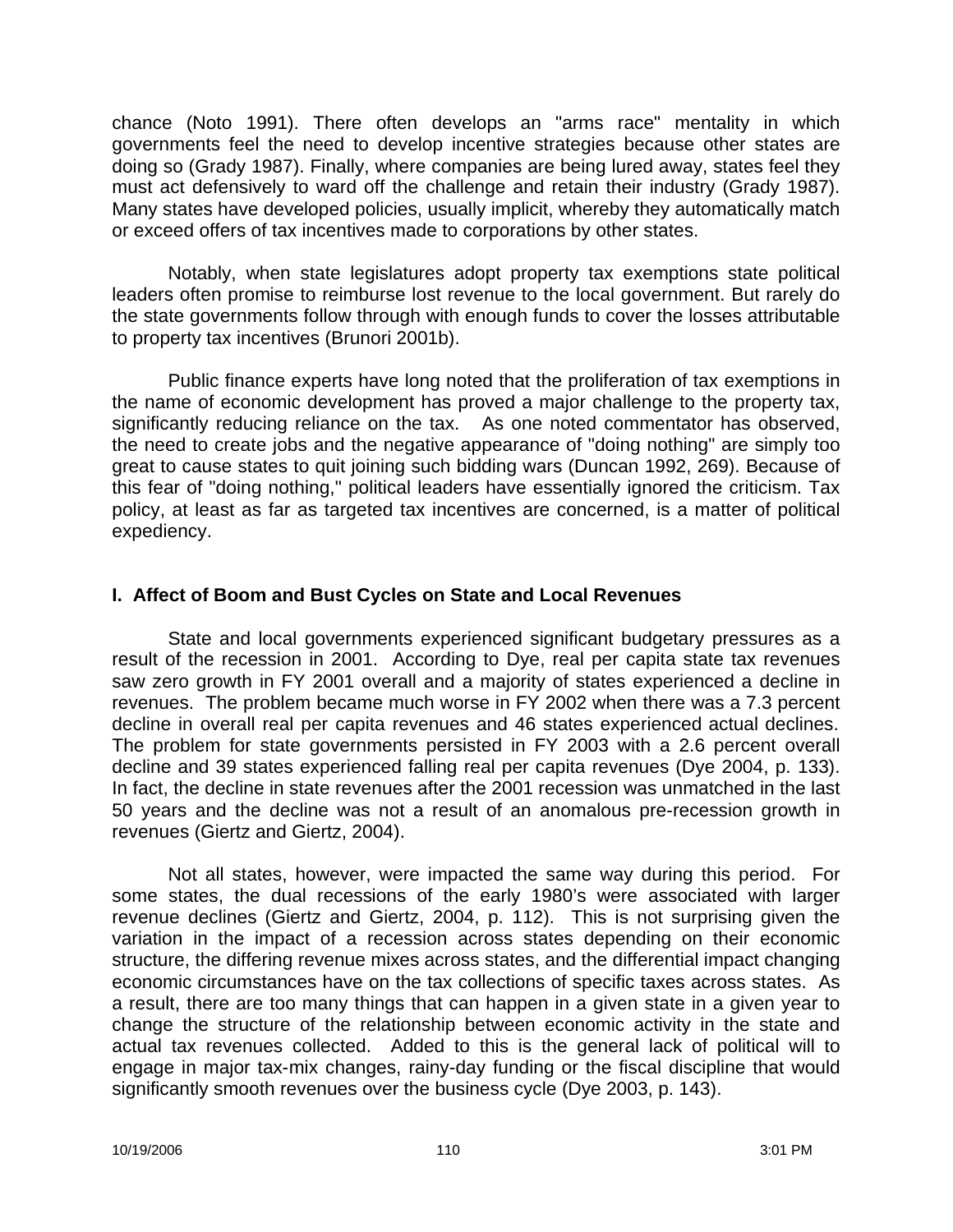chance (Noto 1991). There often develops an "arms race" mentality in which governments feel the need to develop incentive strategies because other states are doing so (Grady 1987). Finally, where companies are being lured away, states feel they must act defensively to ward off the challenge and retain their industry (Grady 1987). Many states have developed policies, usually implicit, whereby they automatically match or exceed offers of tax incentives made to corporations by other states.

Notably, when state legislatures adopt property tax exemptions state political leaders often promise to reimburse lost revenue to the local government. But rarely do the state governments follow through with enough funds to cover the losses attributable to property tax incentives (Brunori 2001b).

Public finance experts have long noted that the proliferation of tax exemptions in the name of economic development has proved a major challenge to the property tax, significantly reducing reliance on the tax. As one noted commentator has observed, the need to create jobs and the negative appearance of "doing nothing" are simply too great to cause states to quit joining such bidding wars (Duncan 1992, 269). Because of this fear of "doing nothing," political leaders have essentially ignored the criticism. Tax policy, at least as far as targeted tax incentives are concerned, is a matter of political expediency.

### I. Affect of Boom and Bust Cycles on State and Local Revenues

State and local governments experienced significant budgetary pressures as a result of the recession in 2001. According to Dye, real per capita state tax revenues saw zero growth in FY 2001 overall and a majority of states experienced a decline in revenues. The problem became much worse in FY 2002 when there was a 7.3 percent decline in overall real per capita revenues and 46 states experienced actual declines. The problem for state governments persisted in FY 2003 with a 2.6 percent overall decline and 39 states experienced falling real per capita revenues (Dye 2004, p. 133). In fact, the decline in state revenues after the 2001 recession was unmatched in the last 50 years and the decline was not a result of an anomalous pre-recession growth in revenues (Giertz and Giertz, 2004).

Not all states, however, were impacted the same way during this period. For some states, the dual recessions of the early 1980's were associated with larger revenue declines (Giertz and Giertz, 2004, p. 112). This is not surprising given the variation in the impact of a recession across states depending on their economic structure, the differing revenue mixes across states, and the differential impact changing economic circumstances have on the tax collections of specific taxes across states. As a result, there are too many things that can happen in a given state in a given year to change the structure of the relationship between economic activity in the state and actual tax revenues collected. Added to this is the general lack of political will to engage in major tax-mix changes, rainy-day funding or the fiscal discipline that would significantly smooth revenues over the business cycle (Dye 2003, p. 143).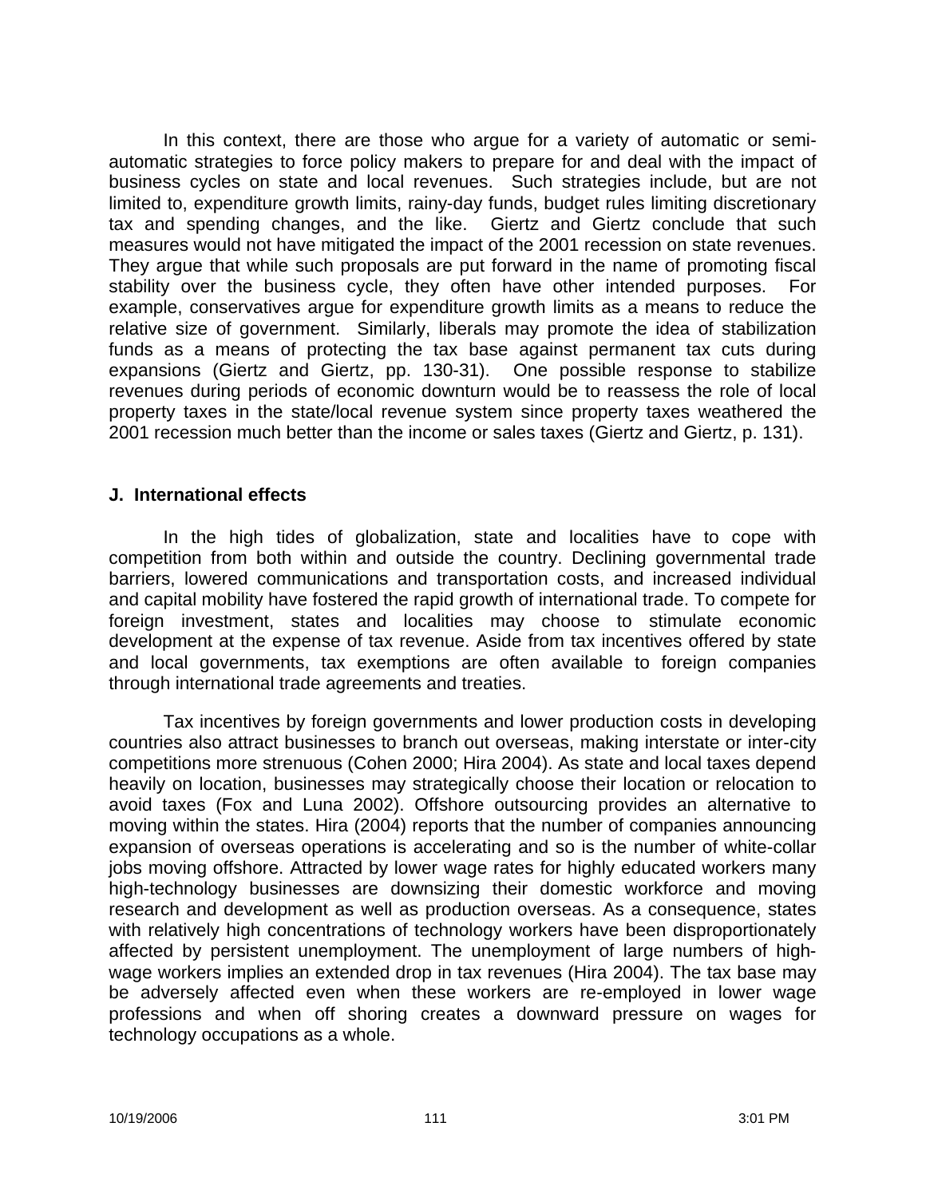In this context, there are those who argue for a variety of automatic or semi-automatic strategies to force policy makers to prepare for and deal with the impact of business cycles on state and local revenues. Such strategies include, but are not limited to, expenditure growth limits, rainy-day funds, budget rules limiting discretionary tax and spending changes, and the like. Giertz and Giertz conclude that such measures would not have mitigated the impact of the 2001 recession on state revenues. They argue that while such proposals are put forward in the name of promoting fiscal stability over the business cycle, they often have other intended purposes. For example, conservatives argue for expenditure growth limits as a means to reduce the relative size of government. Similarly, liberals may promote the idea of stabilization funds as a means of protecting the tax base against permanent tax cuts during expansions (Giertz and Giertz, pp. 130-31). One possible response to stabilize revenues during periods of economic downturn would be to reassess the role of local property taxes in the state/local revenue system since property taxes weathered the 2001 recession much better than the income or sales taxes (Giertz and Giertz, p. 131).

### J. International effects

In the high tides of globalization, state and localities have to cope with competition from both within and outside the country. Declining governmental trade barriers, lowered communications and transportation costs, and increased individual and capital mobility have fostered the rapid growth of international trade. To compete for foreign investment, states and localities may choose to stimulate economic development at the expense of tax revenue. Aside from tax incentives offered by state and local governments, tax exemptions are often available to foreign companies through international trade agreements and treaties.

Tax incentives by foreign governments and lower production costs in developing countries also attract businesses to branch out overseas, making interstate or inter-city competitions more strenuous (Cohen 2000; Hira 2004). As state and local taxes depend heavily on location, businesses may strategically choose their location or relocation to avoid taxes (Fox and Luna 2002). Offshore outsourcing provides an alternative to moving within the states. Hira (2004) reports that the number of companies announcing expansion of overseas operations is accelerating and so is the number of white-collar jobs moving offshore. Attracted by lower wage rates for highly educated workers many high-technology businesses are downsizing their domestic workforce and moving research and development as well as production overseas. As a consequence, states with relatively high concentrations of technology workers have been disproportionately affected by persistent unemployment. The unemployment of large numbers of high-wage workers implies an extended drop in tax revenues (Hira 2004). The tax base may be adversely affected even when these workers are re-employed in lower wage professions and when off shoring creates a downward pressure on wages for technology occupations as a whole.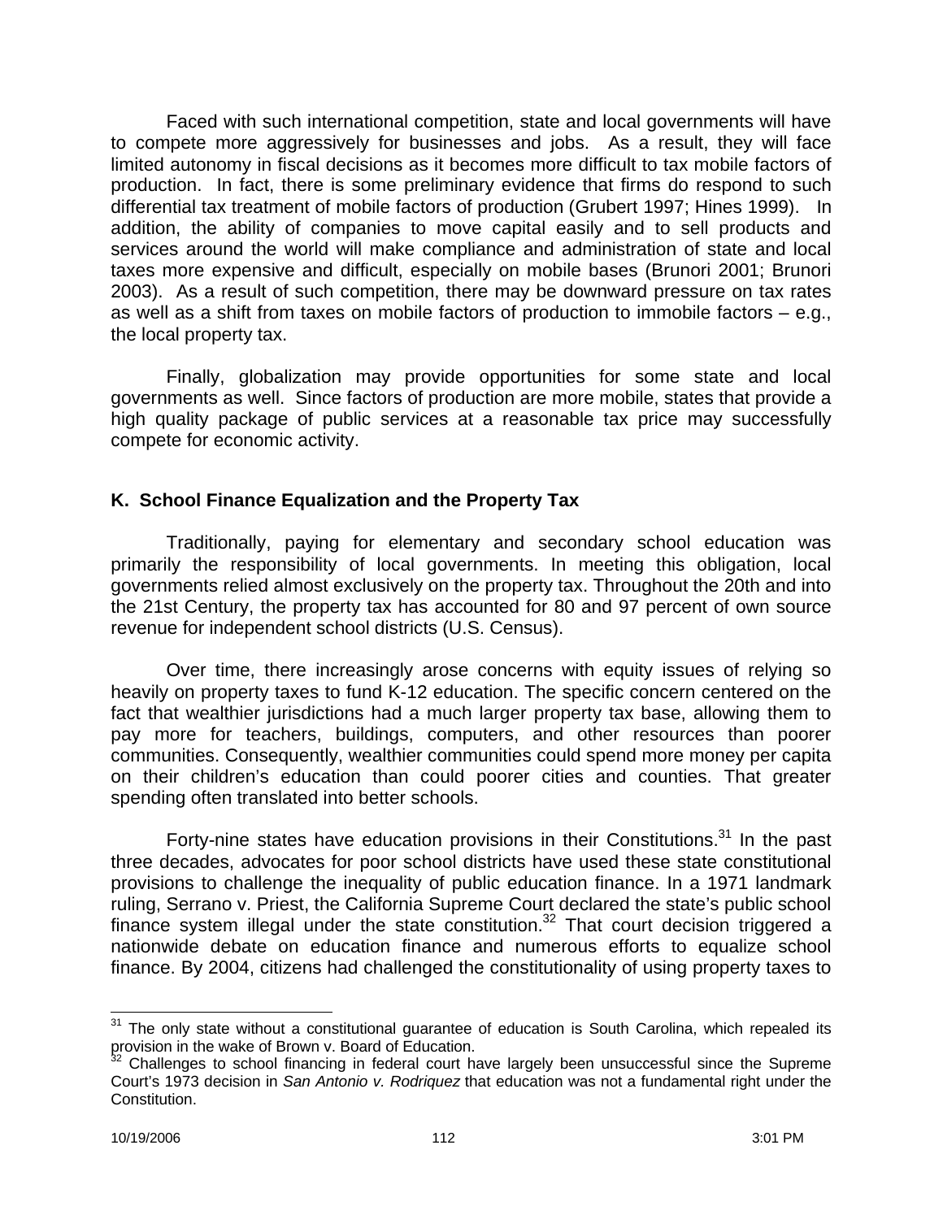Faced with such international competition, state and local governments will have to compete more aggressively for businesses and jobs. As a result, they will face limited autonomy in fiscal decisions as it becomes more difficult to tax mobile factors of production. In fact, there is some preliminary evidence that firms do respond to such differential tax treatment of mobile factors of production (Grubert 1997; Hines 1999). In addition, the ability of companies to move capital easily and to sell products and services around the world will make compliance and administration of state and local taxes more expensive and difficult, especially on mobile bases (Brunori 2001; Brunori 2003). As a result of such competition, there may be downward pressure on tax rates as well as a shift from taxes on mobile factors of production to immobile factors – e.g., the local property tax.

Finally, globalization may provide opportunities for some state and local governments as well. Since factors of production are more mobile, states that provide a high quality package of public services at a reasonable tax price may successfully compete for economic activity.

### K. School Finance Equalization and the Property Tax

Traditionally, paying for elementary and secondary school education was primarily the responsibility of local governments. In meeting this obligation, local governments relied almost exclusively on the property tax. Throughout the 20th and into the 21st Century, the property tax has accounted for 80 and 97 percent of own source revenue for independent school districts (U.S. Census).

Over time, there increasingly arose concerns with equity issues of relying so heavily on property taxes to fund K-12 education. The specific concern centered on the fact that wealthier jurisdictions had a much larger property tax base, allowing them to pay more for teachers, buildings, computers, and other resources than poorer communities. Consequently, wealthier communities could spend more money per capita on their children's education than could poorer cities and counties. That greater spending often translated into better schools.

Forty-nine states have education provisions in their Constitutions.[31] In the past three decades, advocates for poor school districts have used these state constitutional provisions to challenge the inequality of public education finance. In a 1971 landmark ruling, Serrano v. Priest, the California Supreme Court declared the state's public school finance system illegal under the state constitution.[32] That court decision triggered a nationwide debate on education finance and numerous efforts to equalize school finance. By 2004, citizens had challenged the constitutionality of using property taxes to

---

[31] The only state without a constitutional guarantee of education is South Carolina, which repealed its provision in the wake of Brown v. Board of Education.

[32] Challenges to school financing in federal court have largely been unsuccessful since the Supreme Court's 1973 decision in *San Antonio v. Rodriquez* that education was not a fundamental right under the Constitution.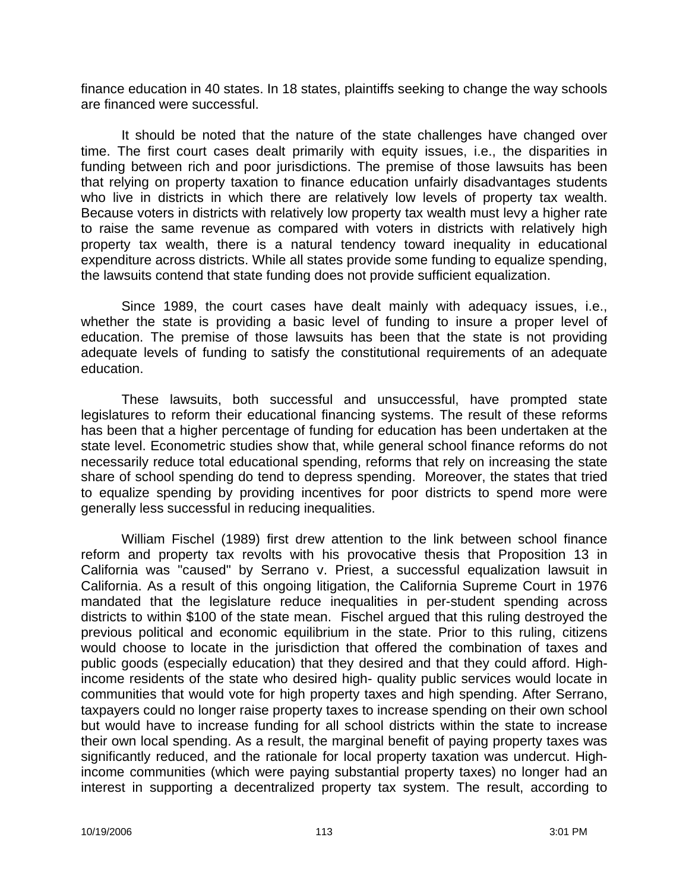finance education in 40 states. In 18 states, plaintiffs seeking to change the way schools are financed were successful.

It should be noted that the nature of the state challenges have changed over time. The first court cases dealt primarily with equity issues, i.e., the disparities in funding between rich and poor jurisdictions. The premise of those lawsuits has been that relying on property taxation to finance education unfairly disadvantages students who live in districts in which there are relatively low levels of property tax wealth. Because voters in districts with relatively low property tax wealth must levy a higher rate to raise the same revenue as compared with voters in districts with relatively high property tax wealth, there is a natural tendency toward inequality in educational expenditure across districts. While all states provide some funding to equalize spending, the lawsuits contend that state funding does not provide sufficient equalization.

Since 1989, the court cases have dealt mainly with adequacy issues, i.e., whether the state is providing a basic level of funding to insure a proper level of education. The premise of those lawsuits has been that the state is not providing adequate levels of funding to satisfy the constitutional requirements of an adequate education.

These lawsuits, both successful and unsuccessful, have prompted state legislatures to reform their educational financing systems. The result of these reforms has been that a higher percentage of funding for education has been undertaken at the state level. Econometric studies show that, while general school finance reforms do not necessarily reduce total educational spending, reforms that rely on increasing the state share of school spending do tend to depress spending. Moreover, the states that tried to equalize spending by providing incentives for poor districts to spend more were generally less successful in reducing inequalities.

William Fischel (1989) first drew attention to the link between school finance reform and property tax revolts with his provocative thesis that Proposition 13 in California was "caused" by Serrano v. Priest, a successful equalization lawsuit in California. As a result of this ongoing litigation, the California Supreme Court in 1976 mandated that the legislature reduce inequalities in per-student spending across districts to within $100 of the state mean. Fischel argued that this ruling destroyed the previous political and economic equilibrium in the state. Prior to this ruling, citizens would choose to locate in the jurisdiction that offered the combination of taxes and public goods (especially education) that they desired and that they could afford. High-income residents of the state who desired high- quality public services would locate in communities that would vote for high property taxes and high spending. After Serrano, taxpayers could no longer raise property taxes to increase spending on their own school but would have to increase funding for all school districts within the state to increase their own local spending. As a result, the marginal benefit of paying property taxes was significantly reduced, and the rationale for local property taxation was undercut. High-income communities (which were paying substantial property taxes) no longer had an interest in supporting a decentralized property tax system. The result, according to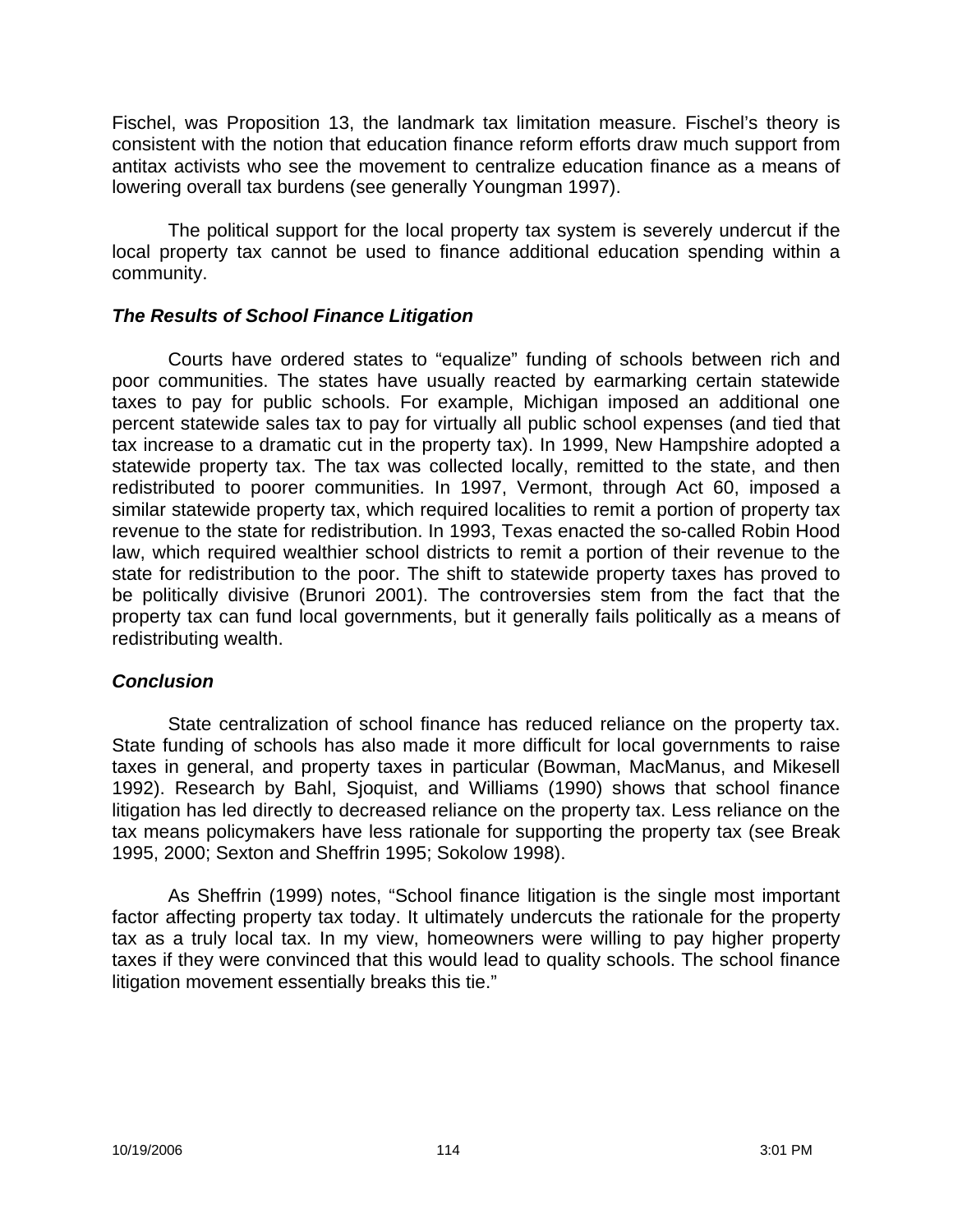Fischel, was Proposition 13, the landmark tax limitation measure. Fischel's theory is consistent with the notion that education finance reform efforts draw much support from antitax activists who see the movement to centralize education finance as a means of lowering overall tax burdens (see generally Youngman 1997).

The political support for the local property tax system is severely undercut if the local property tax cannot be used to finance additional education spending within a community.

### *The Results of School Finance Litigation*

Courts have ordered states to "equalize" funding of schools between rich and poor communities. The states have usually reacted by earmarking certain statewide taxes to pay for public schools. For example, Michigan imposed an additional one percent statewide sales tax to pay for virtually all public school expenses (and tied that tax increase to a dramatic cut in the property tax). In 1999, New Hampshire adopted a statewide property tax. The tax was collected locally, remitted to the state, and then redistributed to poorer communities. In 1997, Vermont, through Act 60, imposed a similar statewide property tax, which required localities to remit a portion of property tax revenue to the state for redistribution. In 1993, Texas enacted the so-called Robin Hood law, which required wealthier school districts to remit a portion of their revenue to the state for redistribution to the poor. The shift to statewide property taxes has proved to be politically divisive (Brunori 2001). The controversies stem from the fact that the property tax can fund local governments, but it generally fails politically as a means of redistributing wealth.

### *Conclusion*

State centralization of school finance has reduced reliance on the property tax. State funding of schools has also made it more difficult for local governments to raise taxes in general, and property taxes in particular (Bowman, MacManus, and Mikesell 1992). Research by Bahl, Sjoquist, and Williams (1990) shows that school finance litigation has led directly to decreased reliance on the property tax. Less reliance on the tax means policymakers have less rationale for supporting the property tax (see Break 1995, 2000; Sexton and Sheffrin 1995; Sokolow 1998).

As Sheffrin (1999) notes, "School finance litigation is the single most important factor affecting property tax today. It ultimately undercuts the rationale for the property tax as a truly local tax. In my view, homeowners were willing to pay higher property taxes if they were convinced that this would lead to quality schools. The school finance litigation movement essentially breaks this tie."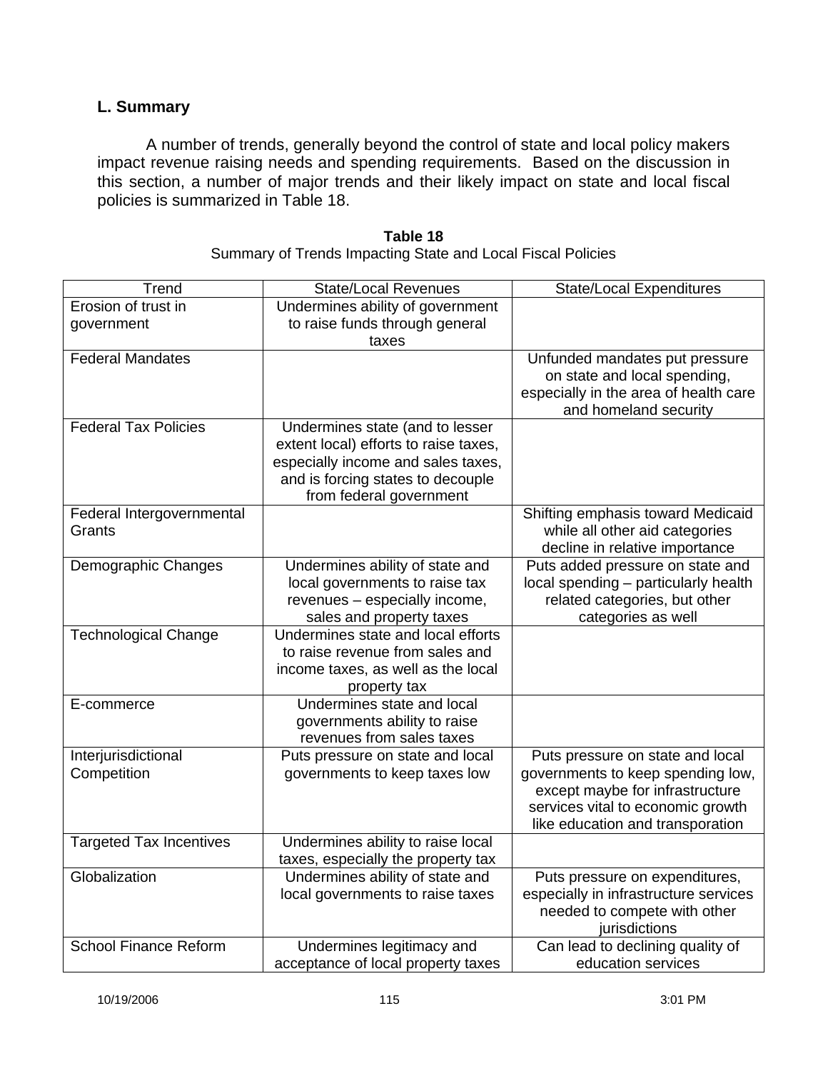## L. Summary

A number of trends, generally beyond the control of state and local policy makers impact revenue raising needs and spending requirements. Based on the discussion in this section, a number of major trends and their likely impact on state and local fiscal policies is summarized in Table 18.

**Table 18**
Summary of Trends Impacting State and Local Fiscal Policies

| Trend | State/Local Revenues | State/Local Expenditures |
|---|---|---|
| Erosion of trust in government | Undermines ability of government to raise funds through general taxes | |
| Federal Mandates | | Unfunded mandates put pressure on state and local spending, especially in the area of health care and homeland security |
| Federal Tax Policies | Undermines state (and to lesser extent local) efforts to raise taxes, especially income and sales taxes, and is forcing states to decouple from federal government | |
| Federal Intergovernmental Grants | | Shifting emphasis toward Medicaid while all other aid categories decline in relative importance |
| Demographic Changes | Undermines ability of state and local governments to raise tax revenues – especially income, sales and property taxes | Puts added pressure on state and local spending – particularly health related categories, but other categories as well |
| Technological Change | Undermines state and local efforts to raise revenue from sales and income taxes, as well as the local property tax | |
| E-commerce | Undermines state and local governments ability to raise revenues from sales taxes | |
| Interjurisdictional Competition | Puts pressure on state and local governments to keep taxes low | Puts pressure on state and local governments to keep spending low, except maybe for infrastructure services vital to economic growth like education and transporation |
| Targeted Tax Incentives | Undermines ability to raise local taxes, especially the property tax | |
| Globalization | Undermines ability of state and local governments to raise taxes | Puts pressure on expenditures, especially in infrastructure services needed to compete with other jurisdictions |
| School Finance Reform | Undermines legitimacy and acceptance of local property taxes | Can lead to declining quality of education services |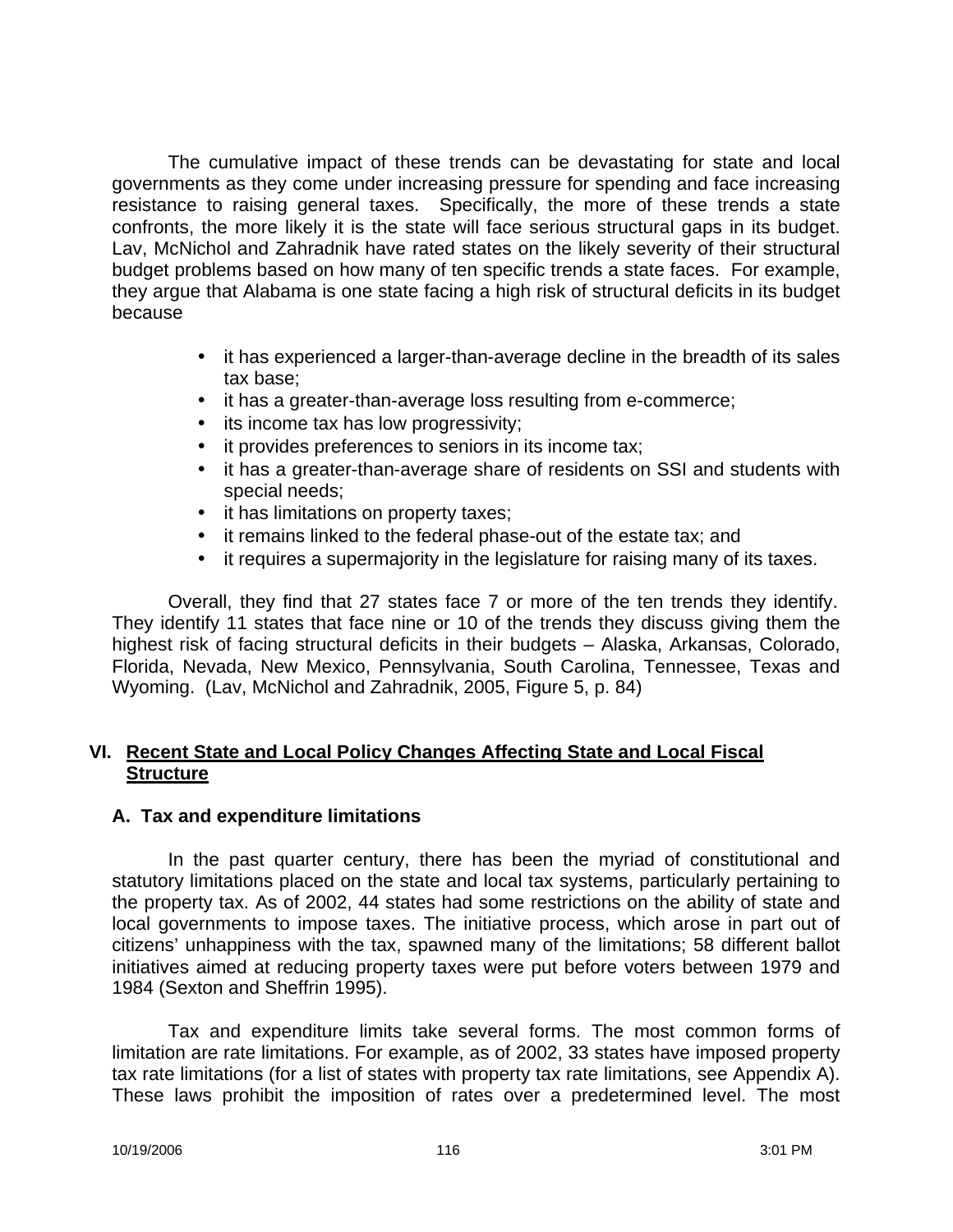The cumulative impact of these trends can be devastating for state and local governments as they come under increasing pressure for spending and face increasing resistance to raising general taxes. Specifically, the more of these trends a state confronts, the more likely it is the state will face serious structural gaps in its budget. Lav, McNichol and Zahradnik have rated states on the likely severity of their structural budget problems based on how many of ten specific trends a state faces. For example, they argue that Alabama is one state facing a high risk of structural deficits in its budget because

- it has experienced a larger-than-average decline in the breadth of its sales tax base;
- it has a greater-than-average loss resulting from e-commerce;
- its income tax has low progressivity;
- it provides preferences to seniors in its income tax;
- it has a greater-than-average share of residents on SSI and students with special needs;
- it has limitations on property taxes;
- it remains linked to the federal phase-out of the estate tax; and
- it requires a supermajority in the legislature for raising many of its taxes.

Overall, they find that 27 states face 7 or more of the ten trends they identify. They identify 11 states that face nine or 10 of the trends they discuss giving them the highest risk of facing structural deficits in their budgets – Alaska, Arkansas, Colorado, Florida, Nevada, New Mexico, Pennsylvania, South Carolina, Tennessee, Texas and Wyoming. (Lav, McNichol and Zahradnik, 2005, Figure 5, p. 84)

## VI. Recent State and Local Policy Changes Affecting State and Local Fiscal Structure

### A. Tax and expenditure limitations

In the past quarter century, there has been the myriad of constitutional and statutory limitations placed on the state and local tax systems, particularly pertaining to the property tax. As of 2002, 44 states had some restrictions on the ability of state and local governments to impose taxes. The initiative process, which arose in part out of citizens' unhappiness with the tax, spawned many of the limitations; 58 different ballot initiatives aimed at reducing property taxes were put before voters between 1979 and 1984 (Sexton and Sheffrin 1995).

Tax and expenditure limits take several forms. The most common forms of limitation are rate limitations. For example, as of 2002, 33 states have imposed property tax rate limitations (for a list of states with property tax rate limitations, see Appendix A). These laws prohibit the imposition of rates over a predetermined level. The most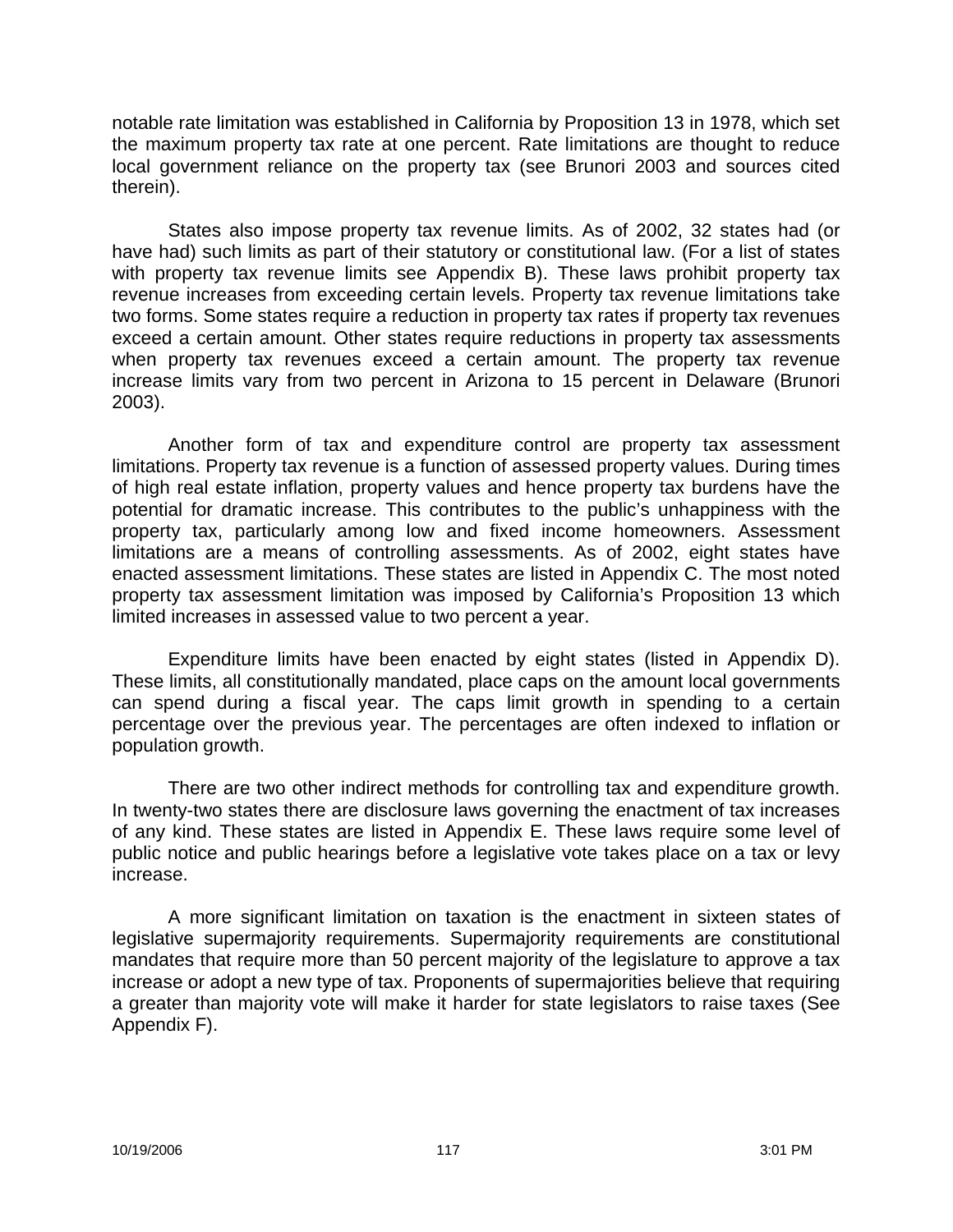notable rate limitation was established in California by Proposition 13 in 1978, which set the maximum property tax rate at one percent. Rate limitations are thought to reduce local government reliance on the property tax (see Brunori 2003 and sources cited therein).

States also impose property tax revenue limits. As of 2002, 32 states had (or have had) such limits as part of their statutory or constitutional law. (For a list of states with property tax revenue limits see Appendix B). These laws prohibit property tax revenue increases from exceeding certain levels. Property tax revenue limitations take two forms. Some states require a reduction in property tax rates if property tax revenues exceed a certain amount. Other states require reductions in property tax assessments when property tax revenues exceed a certain amount. The property tax revenue increase limits vary from two percent in Arizona to 15 percent in Delaware (Brunori 2003).

Another form of tax and expenditure control are property tax assessment limitations. Property tax revenue is a function of assessed property values. During times of high real estate inflation, property values and hence property tax burdens have the potential for dramatic increase. This contributes to the public's unhappiness with the property tax, particularly among low and fixed income homeowners. Assessment limitations are a means of controlling assessments. As of 2002, eight states have enacted assessment limitations. These states are listed in Appendix C. The most noted property tax assessment limitation was imposed by California's Proposition 13 which limited increases in assessed value to two percent a year.

Expenditure limits have been enacted by eight states (listed in Appendix D). These limits, all constitutionally mandated, place caps on the amount local governments can spend during a fiscal year. The caps limit growth in spending to a certain percentage over the previous year. The percentages are often indexed to inflation or population growth.

There are two other indirect methods for controlling tax and expenditure growth. In twenty-two states there are disclosure laws governing the enactment of tax increases of any kind. These states are listed in Appendix E. These laws require some level of public notice and public hearings before a legislative vote takes place on a tax or levy increase.

A more significant limitation on taxation is the enactment in sixteen states of legislative supermajority requirements. Supermajority requirements are constitutional mandates that require more than 50 percent majority of the legislature to approve a tax increase or adopt a new type of tax. Proponents of supermajorities believe that requiring a greater than majority vote will make it harder for state legislators to raise taxes (See Appendix F).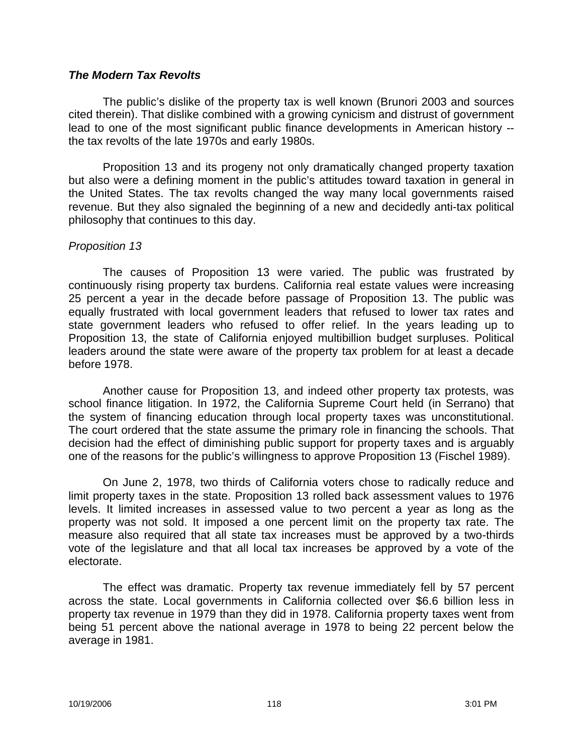### ***The Modern Tax Revolts***

The public's dislike of the property tax is well known (Brunori 2003 and sources cited therein). That dislike combined with a growing cynicism and distrust of government lead to one of the most significant public finance developments in American history -- the tax revolts of the late 1970s and early 1980s.

Proposition 13 and its progeny not only dramatically changed property taxation but also were a defining moment in the public's attitudes toward taxation in general in the United States. The tax revolts changed the way many local governments raised revenue. But they also signaled the beginning of a new and decidedly anti-tax political philosophy that continues to this day.

#### *Proposition 13*

The causes of Proposition 13 were varied. The public was frustrated by continuously rising property tax burdens. California real estate values were increasing 25 percent a year in the decade before passage of Proposition 13. The public was equally frustrated with local government leaders that refused to lower tax rates and state government leaders who refused to offer relief. In the years leading up to Proposition 13, the state of California enjoyed multibillion budget surpluses. Political leaders around the state were aware of the property tax problem for at least a decade before 1978.

Another cause for Proposition 13, and indeed other property tax protests, was school finance litigation. In 1972, the California Supreme Court held (in Serrano) that the system of financing education through local property taxes was unconstitutional. The court ordered that the state assume the primary role in financing the schools. That decision had the effect of diminishing public support for property taxes and is arguably one of the reasons for the public's willingness to approve Proposition 13 (Fischel 1989).

On June 2, 1978, two thirds of California voters chose to radically reduce and limit property taxes in the state. Proposition 13 rolled back assessment values to 1976 levels. It limited increases in assessed value to two percent a year as long as the property was not sold. It imposed a one percent limit on the property tax rate. The measure also required that all state tax increases must be approved by a two-thirds vote of the legislature and that all local tax increases be approved by a vote of the electorate.

The effect was dramatic. Property tax revenue immediately fell by 57 percent across the state. Local governments in California collected over $6.6 billion less in property tax revenue in 1979 than they did in 1978. California property taxes went from being 51 percent above the national average in 1978 to being 22 percent below the average in 1981.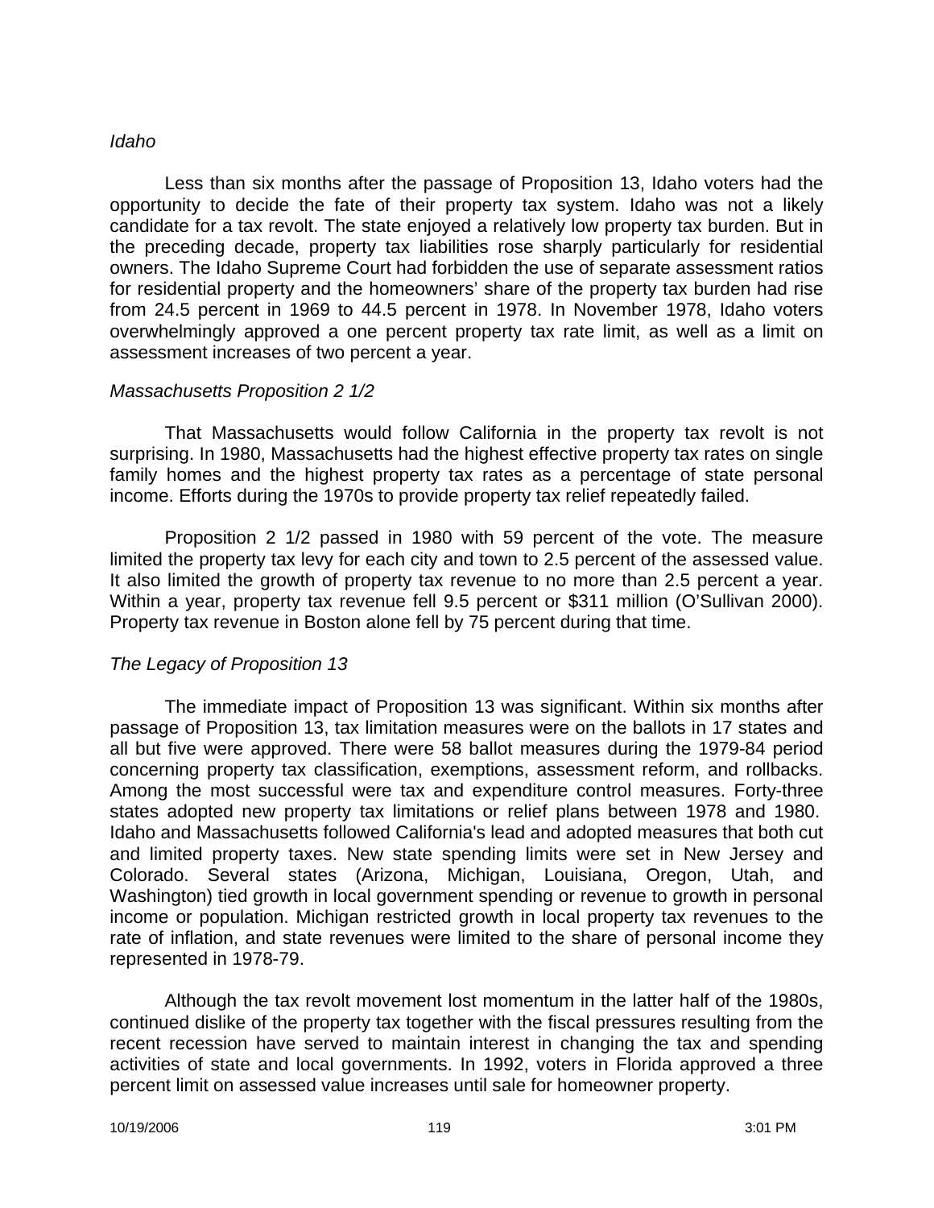*Idaho*

Less than six months after the passage of Proposition 13, Idaho voters had the opportunity to decide the fate of their property tax system. Idaho was not a likely candidate for a tax revolt. The state enjoyed a relatively low property tax burden. But in the preceding decade, property tax liabilities rose sharply particularly for residential owners. The Idaho Supreme Court had forbidden the use of separate assessment ratios for residential property and the homeowners' share of the property tax burden had rise from 24.5 percent in 1969 to 44.5 percent in 1978. In November 1978, Idaho voters overwhelmingly approved a one percent property tax rate limit, as well as a limit on assessment increases of two percent a year.

*Massachusetts Proposition 2 1/2*

That Massachusetts would follow California in the property tax revolt is not surprising. In 1980, Massachusetts had the highest effective property tax rates on single family homes and the highest property tax rates as a percentage of state personal income. Efforts during the 1970s to provide property tax relief repeatedly failed.

Proposition 2 1/2 passed in 1980 with 59 percent of the vote. The measure limited the property tax levy for each city and town to 2.5 percent of the assessed value. It also limited the growth of property tax revenue to no more than 2.5 percent a year. Within a year, property tax revenue fell 9.5 percent or $311 million (O'Sullivan 2000). Property tax revenue in Boston alone fell by 75 percent during that time.

*The Legacy of Proposition 13*

The immediate impact of Proposition 13 was significant. Within six months after passage of Proposition 13, tax limitation measures were on the ballots in 17 states and all but five were approved. There were 58 ballot measures during the 1979-84 period concerning property tax classification, exemptions, assessment reform, and rollbacks. Among the most successful were tax and expenditure control measures. Forty-three states adopted new property tax limitations or relief plans between 1978 and 1980. Idaho and Massachusetts followed California's lead and adopted measures that both cut and limited property taxes. New state spending limits were set in New Jersey and Colorado. Several states (Arizona, Michigan, Louisiana, Oregon, Utah, and Washington) tied growth in local government spending or revenue to growth in personal income or population. Michigan restricted growth in local property tax revenues to the rate of inflation, and state revenues were limited to the share of personal income they represented in 1978-79.

Although the tax revolt movement lost momentum in the latter half of the 1980s, continued dislike of the property tax together with the fiscal pressures resulting from the recent recession have served to maintain interest in changing the tax and spending activities of state and local governments. In 1992, voters in Florida approved a three percent limit on assessed value increases until sale for homeowner property.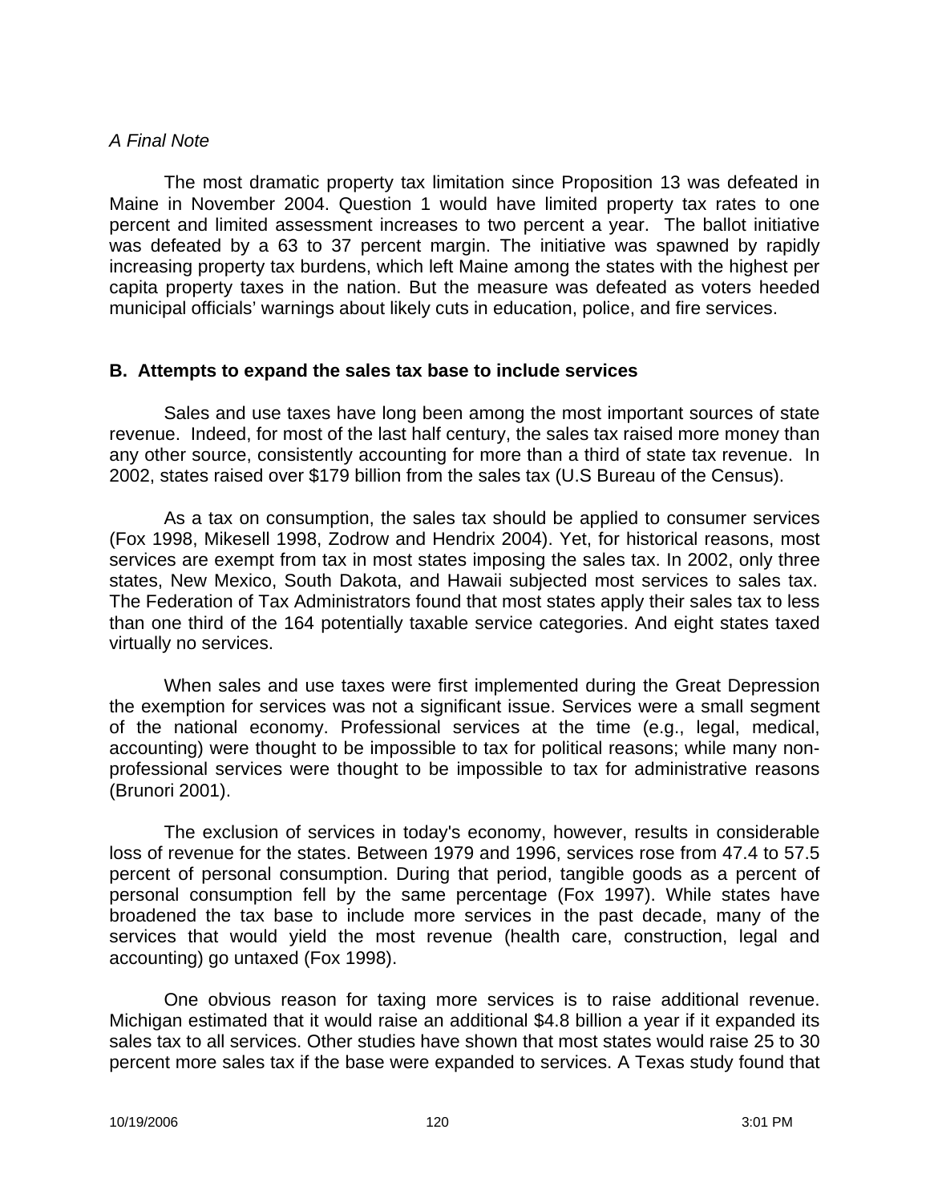*A Final Note*

The most dramatic property tax limitation since Proposition 13 was defeated in Maine in November 2004. Question 1 would have limited property tax rates to one percent and limited assessment increases to two percent a year. The ballot initiative was defeated by a 63 to 37 percent margin. The initiative was spawned by rapidly increasing property tax burdens, which left Maine among the states with the highest per capita property taxes in the nation. But the measure was defeated as voters heeded municipal officials' warnings about likely cuts in education, police, and fire services.

### B. Attempts to expand the sales tax base to include services

Sales and use taxes have long been among the most important sources of state revenue. Indeed, for most of the last half century, the sales tax raised more money than any other source, consistently accounting for more than a third of state tax revenue. In 2002, states raised over $179 billion from the sales tax (U.S Bureau of the Census).

As a tax on consumption, the sales tax should be applied to consumer services (Fox 1998, Mikesell 1998, Zodrow and Hendrix 2004). Yet, for historical reasons, most services are exempt from tax in most states imposing the sales tax. In 2002, only three states, New Mexico, South Dakota, and Hawaii subjected most services to sales tax. The Federation of Tax Administrators found that most states apply their sales tax to less than one third of the 164 potentially taxable service categories. And eight states taxed virtually no services.

When sales and use taxes were first implemented during the Great Depression the exemption for services was not a significant issue. Services were a small segment of the national economy. Professional services at the time (e.g., legal, medical, accounting) were thought to be impossible to tax for political reasons; while many non-professional services were thought to be impossible to tax for administrative reasons (Brunori 2001).

The exclusion of services in today's economy, however, results in considerable loss of revenue for the states. Between 1979 and 1996, services rose from 47.4 to 57.5 percent of personal consumption. During that period, tangible goods as a percent of personal consumption fell by the same percentage (Fox 1997). While states have broadened the tax base to include more services in the past decade, many of the services that would yield the most revenue (health care, construction, legal and accounting) go untaxed (Fox 1998).

One obvious reason for taxing more services is to raise additional revenue. Michigan estimated that it would raise an additional $4.8 billion a year if it expanded its sales tax to all services. Other studies have shown that most states would raise 25 to 30 percent more sales tax if the base were expanded to services. A Texas study found that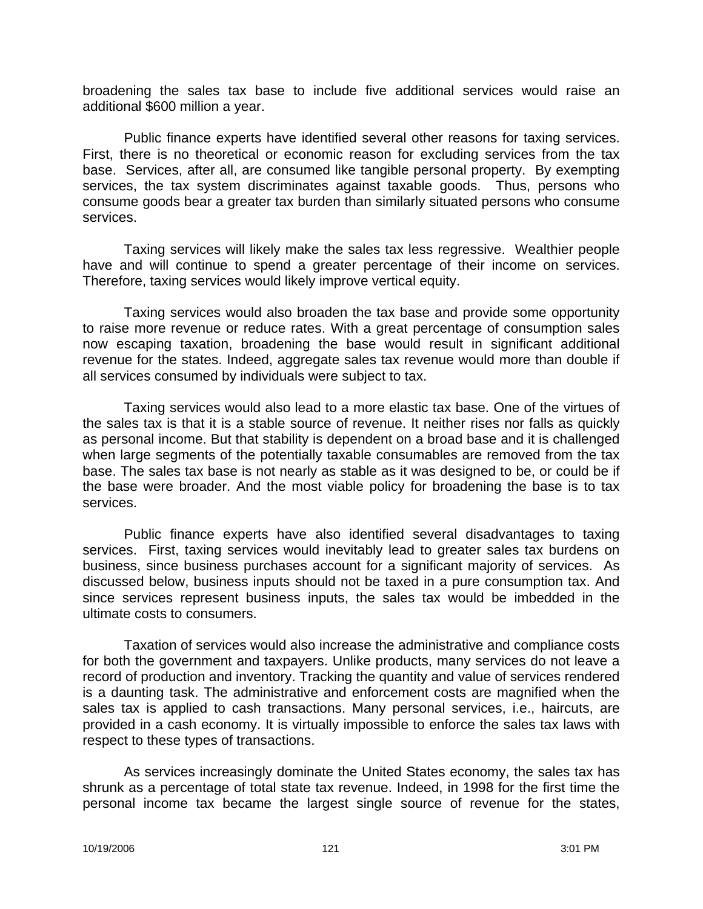broadening the sales tax base to include five additional services would raise an additional $600 million a year.

Public finance experts have identified several other reasons for taxing services. First, there is no theoretical or economic reason for excluding services from the tax base. Services, after all, are consumed like tangible personal property. By exempting services, the tax system discriminates against taxable goods. Thus, persons who consume goods bear a greater tax burden than similarly situated persons who consume services.

Taxing services will likely make the sales tax less regressive. Wealthier people have and will continue to spend a greater percentage of their income on services. Therefore, taxing services would likely improve vertical equity.

Taxing services would also broaden the tax base and provide some opportunity to raise more revenue or reduce rates. With a great percentage of consumption sales now escaping taxation, broadening the base would result in significant additional revenue for the states. Indeed, aggregate sales tax revenue would more than double if all services consumed by individuals were subject to tax.

Taxing services would also lead to a more elastic tax base. One of the virtues of the sales tax is that it is a stable source of revenue. It neither rises nor falls as quickly as personal income. But that stability is dependent on a broad base and it is challenged when large segments of the potentially taxable consumables are removed from the tax base. The sales tax base is not nearly as stable as it was designed to be, or could be if the base were broader. And the most viable policy for broadening the base is to tax services.

Public finance experts have also identified several disadvantages to taxing services. First, taxing services would inevitably lead to greater sales tax burdens on business, since business purchases account for a significant majority of services. As discussed below, business inputs should not be taxed in a pure consumption tax. And since services represent business inputs, the sales tax would be imbedded in the ultimate costs to consumers.

Taxation of services would also increase the administrative and compliance costs for both the government and taxpayers. Unlike products, many services do not leave a record of production and inventory. Tracking the quantity and value of services rendered is a daunting task. The administrative and enforcement costs are magnified when the sales tax is applied to cash transactions. Many personal services, i.e., haircuts, are provided in a cash economy. It is virtually impossible to enforce the sales tax laws with respect to these types of transactions.

As services increasingly dominate the United States economy, the sales tax has shrunk as a percentage of total state tax revenue. Indeed, in 1998 for the first time the personal income tax became the largest single source of revenue for the states,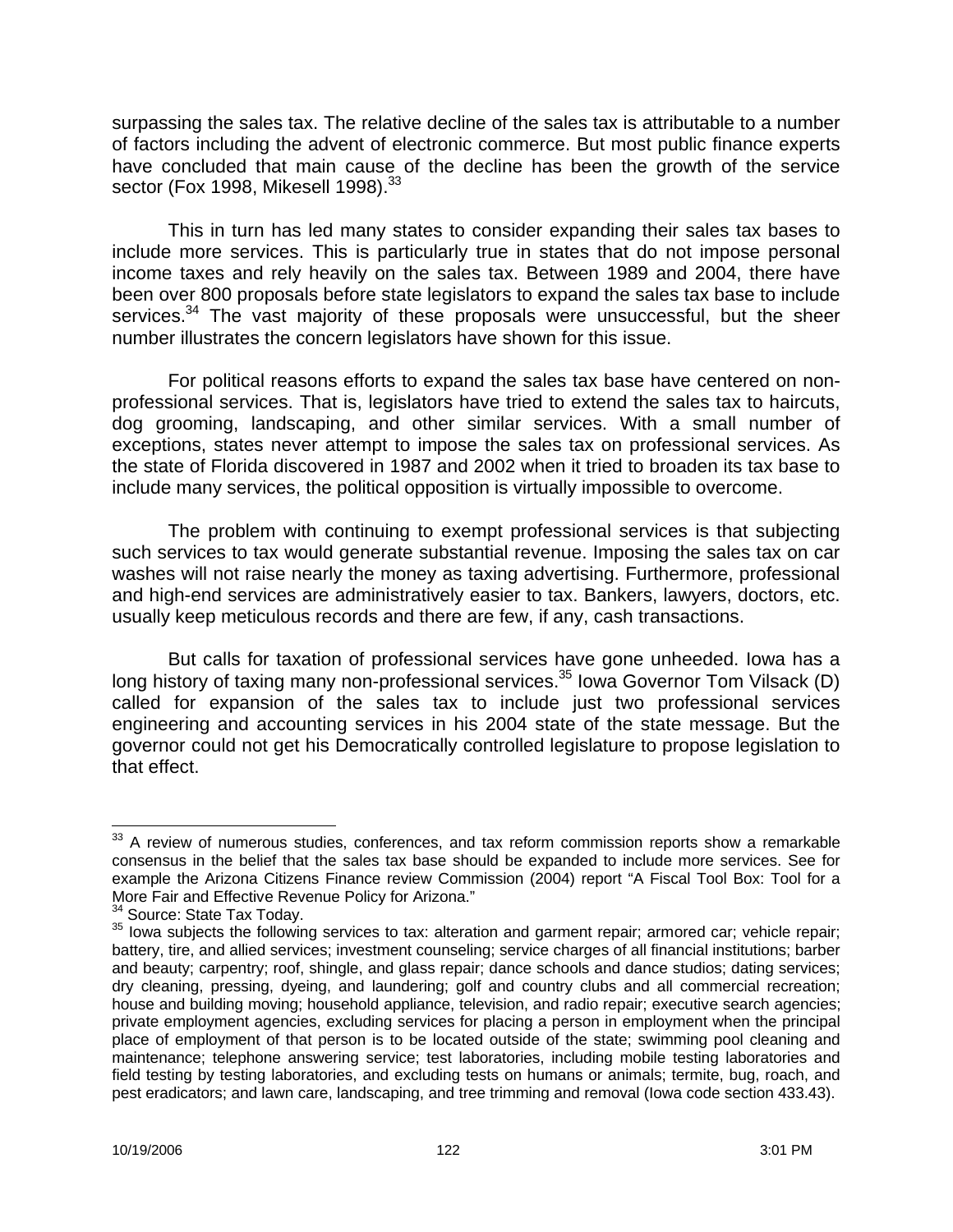surpassing the sales tax. The relative decline of the sales tax is attributable to a number of factors including the advent of electronic commerce. But most public finance experts have concluded that main cause of the decline has been the growth of the service sector (Fox 1998, Mikesell 1998).[33]

This in turn has led many states to consider expanding their sales tax bases to include more services. This is particularly true in states that do not impose personal income taxes and rely heavily on the sales tax. Between 1989 and 2004, there have been over 800 proposals before state legislators to expand the sales tax base to include services.[34] The vast majority of these proposals were unsuccessful, but the sheer number illustrates the concern legislators have shown for this issue.

For political reasons efforts to expand the sales tax base have centered on non-professional services. That is, legislators have tried to extend the sales tax to haircuts, dog grooming, landscaping, and other similar services. With a small number of exceptions, states never attempt to impose the sales tax on professional services. As the state of Florida discovered in 1987 and 2002 when it tried to broaden its tax base to include many services, the political opposition is virtually impossible to overcome.

The problem with continuing to exempt professional services is that subjecting such services to tax would generate substantial revenue. Imposing the sales tax on car washes will not raise nearly the money as taxing advertising. Furthermore, professional and high-end services are administratively easier to tax. Bankers, lawyers, doctors, etc. usually keep meticulous records and there are few, if any, cash transactions.

But calls for taxation of professional services have gone unheeded. Iowa has a long history of taxing many non-professional services.[35] Iowa Governor Tom Vilsack (D) called for expansion of the sales tax to include just two professional services engineering and accounting services in his 2004 state of the state message. But the governor could not get his Democratically controlled legislature to propose legislation to that effect.

---

[33] A review of numerous studies, conferences, and tax reform commission reports show a remarkable consensus in the belief that the sales tax base should be expanded to include more services. See for example the Arizona Citizens Finance review Commission (2004) report "A Fiscal Tool Box: Tool for a More Fair and Effective Revenue Policy for Arizona."

[34] Source: State Tax Today.

[35] Iowa subjects the following services to tax: alteration and garment repair; armored car; vehicle repair; battery, tire, and allied services; investment counseling; service charges of all financial institutions; barber and beauty; carpentry; roof, shingle, and glass repair; dance schools and dance studios; dating services; dry cleaning, pressing, dyeing, and laundering; golf and country clubs and all commercial recreation; house and building moving; household appliance, television, and radio repair; executive search agencies; private employment agencies, excluding services for placing a person in employment when the principal place of employment of that person is to be located outside of the state; swimming pool cleaning and maintenance; telephone answering service; test laboratories, including mobile testing laboratories and field testing by testing laboratories, and excluding tests on humans or animals; termite, bug, roach, and pest eradicators; and lawn care, landscaping, and tree trimming and removal (Iowa code section 433.43).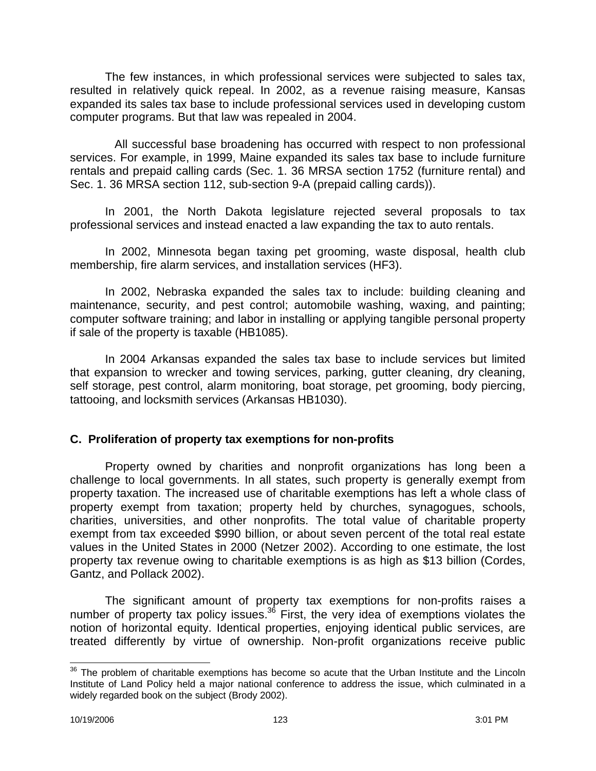The few instances, in which professional services were subjected to sales tax, resulted in relatively quick repeal. In 2002, as a revenue raising measure, Kansas expanded its sales tax base to include professional services used in developing custom computer programs. But that law was repealed in 2004.

All successful base broadening has occurred with respect to non professional services. For example, in 1999, Maine expanded its sales tax base to include furniture rentals and prepaid calling cards (Sec. 1. 36 MRSA section 1752 (furniture rental) and Sec. 1. 36 MRSA section 112, sub-section 9-A (prepaid calling cards)).

In 2001, the North Dakota legislature rejected several proposals to tax professional services and instead enacted a law expanding the tax to auto rentals.

In 2002, Minnesota began taxing pet grooming, waste disposal, health club membership, fire alarm services, and installation services (HF3).

In 2002, Nebraska expanded the sales tax to include: building cleaning and maintenance, security, and pest control; automobile washing, waxing, and painting; computer software training; and labor in installing or applying tangible personal property if sale of the property is taxable (HB1085).

In 2004 Arkansas expanded the sales tax base to include services but limited that expansion to wrecker and towing services, parking, gutter cleaning, dry cleaning, self storage, pest control, alarm monitoring, boat storage, pet grooming, body piercing, tattooing, and locksmith services (Arkansas HB1030).

### C. Proliferation of property tax exemptions for non-profits

Property owned by charities and nonprofit organizations has long been a challenge to local governments. In all states, such property is generally exempt from property taxation. The increased use of charitable exemptions has left a whole class of property exempt from taxation; property held by churches, synagogues, schools, charities, universities, and other nonprofits. The total value of charitable property exempt from tax exceeded \$990 billion, or about seven percent of the total real estate values in the United States in 2000 (Netzer 2002). According to one estimate, the lost property tax revenue owing to charitable exemptions is as high as \$13 billion (Cordes, Gantz, and Pollack 2002).

The significant amount of property tax exemptions for non-profits raises a number of property tax policy issues.[36] First, the very idea of exemptions violates the notion of horizontal equity. Identical properties, enjoying identical public services, are treated differently by virtue of ownership. Non-profit organizations receive public

[36] The problem of charitable exemptions has become so acute that the Urban Institute and the Lincoln Institute of Land Policy held a major national conference to address the issue, which culminated in a widely regarded book on the subject (Brody 2002).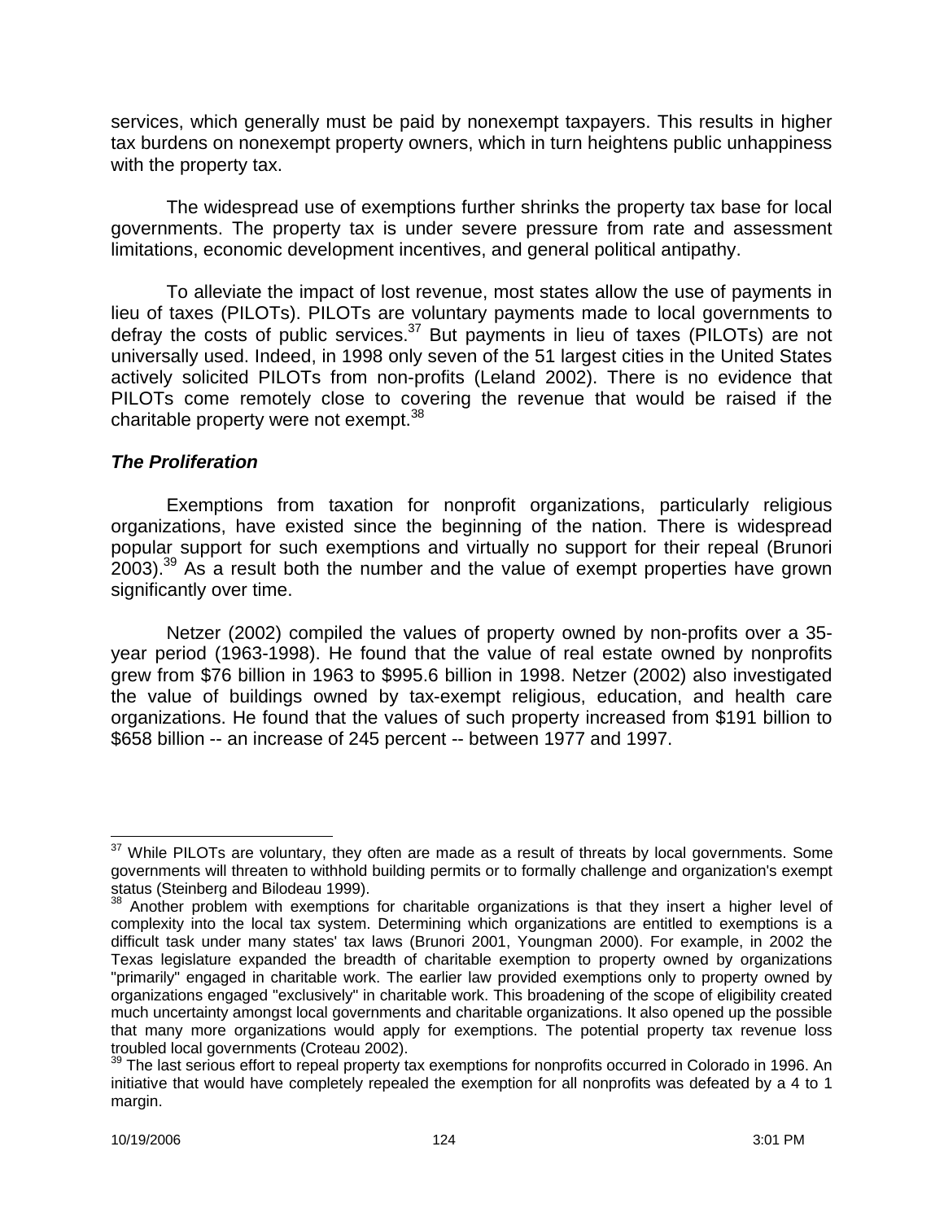services, which generally must be paid by nonexempt taxpayers. This results in higher tax burdens on nonexempt property owners, which in turn heightens public unhappiness with the property tax.

The widespread use of exemptions further shrinks the property tax base for local governments. The property tax is under severe pressure from rate and assessment limitations, economic development incentives, and general political antipathy.

To alleviate the impact of lost revenue, most states allow the use of payments in lieu of taxes (PILOTs). PILOTs are voluntary payments made to local governments to defray the costs of public services.[37] But payments in lieu of taxes (PILOTs) are not universally used. Indeed, in 1998 only seven of the 51 largest cities in the United States actively solicited PILOTs from non-profits (Leland 2002). There is no evidence that PILOTs come remotely close to covering the revenue that would be raised if the charitable property were not exempt.[38]

### *The Proliferation*

Exemptions from taxation for nonprofit organizations, particularly religious organizations, have existed since the beginning of the nation. There is widespread popular support for such exemptions and virtually no support for their repeal (Brunori 2003).[39] As a result both the number and the value of exempt properties have grown significantly over time.

Netzer (2002) compiled the values of property owned by non-profits over a 35-year period (1963-1998). He found that the value of real estate owned by nonprofits grew from $76 billion in 1963 to $995.6 billion in 1998. Netzer (2002) also investigated the value of buildings owned by tax-exempt religious, education, and health care organizations. He found that the values of such property increased from $191 billion to $658 billion -- an increase of 245 percent -- between 1977 and 1997.

---

[37] While PILOTs are voluntary, they often are made as a result of threats by local governments. Some governments will threaten to withhold building permits or to formally challenge and organization's exempt status (Steinberg and Bilodeau 1999).

[38] Another problem with exemptions for charitable organizations is that they insert a higher level of complexity into the local tax system. Determining which organizations are entitled to exemptions is a difficult task under many states' tax laws (Brunori 2001, Youngman 2000). For example, in 2002 the Texas legislature expanded the breadth of charitable exemption to property owned by organizations "primarily" engaged in charitable work. The earlier law provided exemptions only to property owned by organizations engaged "exclusively" in charitable work. This broadening of the scope of eligibility created much uncertainty amongst local governments and charitable organizations. It also opened up the possible that many more organizations would apply for exemptions. The potential property tax revenue loss troubled local governments (Croteau 2002).

[39] The last serious effort to repeal property tax exemptions for nonprofits occurred in Colorado in 1996. An initiative that would have completely repealed the exemption for all nonprofits was defeated by a 4 to 1 margin.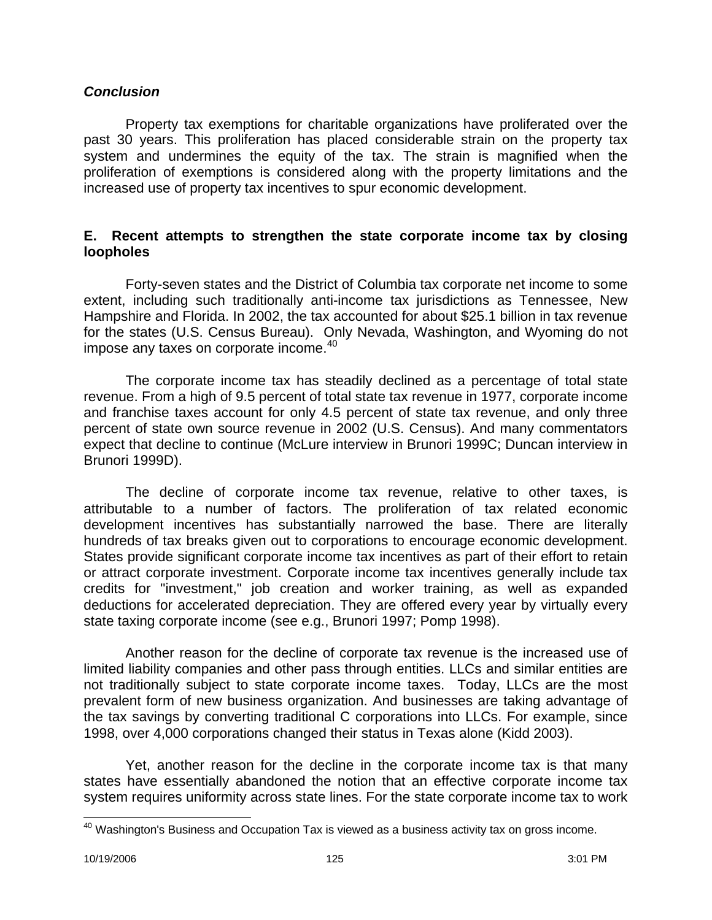### *Conclusion*

Property tax exemptions for charitable organizations have proliferated over the past 30 years. This proliferation has placed considerable strain on the property tax system and undermines the equity of the tax. The strain is magnified when the proliferation of exemptions is considered along with the property limitations and the increased use of property tax incentives to spur economic development.

### E. Recent attempts to strengthen the state corporate income tax by closing loopholes

Forty-seven states and the District of Columbia tax corporate net income to some extent, including such traditionally anti-income tax jurisdictions as Tennessee, New Hampshire and Florida. In 2002, the tax accounted for about $25.1 billion in tax revenue for the states (U.S. Census Bureau). Only Nevada, Washington, and Wyoming do not impose any taxes on corporate income.[40]

The corporate income tax has steadily declined as a percentage of total state revenue. From a high of 9.5 percent of total state tax revenue in 1977, corporate income and franchise taxes account for only 4.5 percent of state tax revenue, and only three percent of state own source revenue in 2002 (U.S. Census). And many commentators expect that decline to continue (McLure interview in Brunori 1999C; Duncan interview in Brunori 1999D).

The decline of corporate income tax revenue, relative to other taxes, is attributable to a number of factors. The proliferation of tax related economic development incentives has substantially narrowed the base. There are literally hundreds of tax breaks given out to corporations to encourage economic development. States provide significant corporate income tax incentives as part of their effort to retain or attract corporate investment. Corporate income tax incentives generally include tax credits for "investment," job creation and worker training, as well as expanded deductions for accelerated depreciation. They are offered every year by virtually every state taxing corporate income (see e.g., Brunori 1997; Pomp 1998).

Another reason for the decline of corporate tax revenue is the increased use of limited liability companies and other pass through entities. LLCs and similar entities are not traditionally subject to state corporate income taxes. Today, LLCs are the most prevalent form of new business organization. And businesses are taking advantage of the tax savings by converting traditional C corporations into LLCs. For example, since 1998, over 4,000 corporations changed their status in Texas alone (Kidd 2003).

Yet, another reason for the decline in the corporate income tax is that many states have essentially abandoned the notion that an effective corporate income tax system requires uniformity across state lines. For the state corporate income tax to work

---

[40] Washington's Business and Occupation Tax is viewed as a business activity tax on gross income.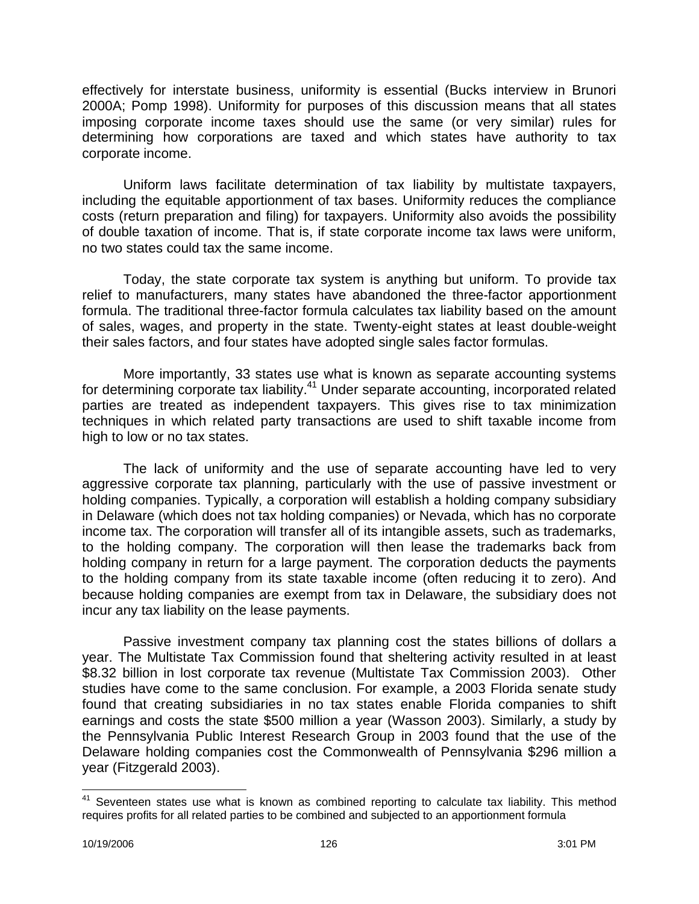effectively for interstate business, uniformity is essential (Bucks interview in Brunori 2000A; Pomp 1998). Uniformity for purposes of this discussion means that all states imposing corporate income taxes should use the same (or very similar) rules for determining how corporations are taxed and which states have authority to tax corporate income.

Uniform laws facilitate determination of tax liability by multistate taxpayers, including the equitable apportionment of tax bases. Uniformity reduces the compliance costs (return preparation and filing) for taxpayers. Uniformity also avoids the possibility of double taxation of income. That is, if state corporate income tax laws were uniform, no two states could tax the same income.

Today, the state corporate tax system is anything but uniform. To provide tax relief to manufacturers, many states have abandoned the three-factor apportionment formula. The traditional three-factor formula calculates tax liability based on the amount of sales, wages, and property in the state. Twenty-eight states at least double-weight their sales factors, and four states have adopted single sales factor formulas.

More importantly, 33 states use what is known as separate accounting systems for determining corporate tax liability.[41] Under separate accounting, incorporated related parties are treated as independent taxpayers. This gives rise to tax minimization techniques in which related party transactions are used to shift taxable income from high to low or no tax states.

The lack of uniformity and the use of separate accounting have led to very aggressive corporate tax planning, particularly with the use of passive investment or holding companies. Typically, a corporation will establish a holding company subsidiary in Delaware (which does not tax holding companies) or Nevada, which has no corporate income tax. The corporation will transfer all of its intangible assets, such as trademarks, to the holding company. The corporation will then lease the trademarks back from holding company in return for a large payment. The corporation deducts the payments to the holding company from its state taxable income (often reducing it to zero). And because holding companies are exempt from tax in Delaware, the subsidiary does not incur any tax liability on the lease payments.

Passive investment company tax planning cost the states billions of dollars a year. The Multistate Tax Commission found that sheltering activity resulted in at least $8.32 billion in lost corporate tax revenue (Multistate Tax Commission 2003). Other studies have come to the same conclusion. For example, a 2003 Florida senate study found that creating subsidiaries in no tax states enable Florida companies to shift earnings and costs the state $500 million a year (Wasson 2003). Similarly, a study by the Pennsylvania Public Interest Research Group in 2003 found that the use of the Delaware holding companies cost the Commonwealth of Pennsylvania $296 million a year (Fitzgerald 2003).

---

[41] Seventeen states use what is known as combined reporting to calculate tax liability. This method requires profits for all related parties to be combined and subjected to an apportionment formula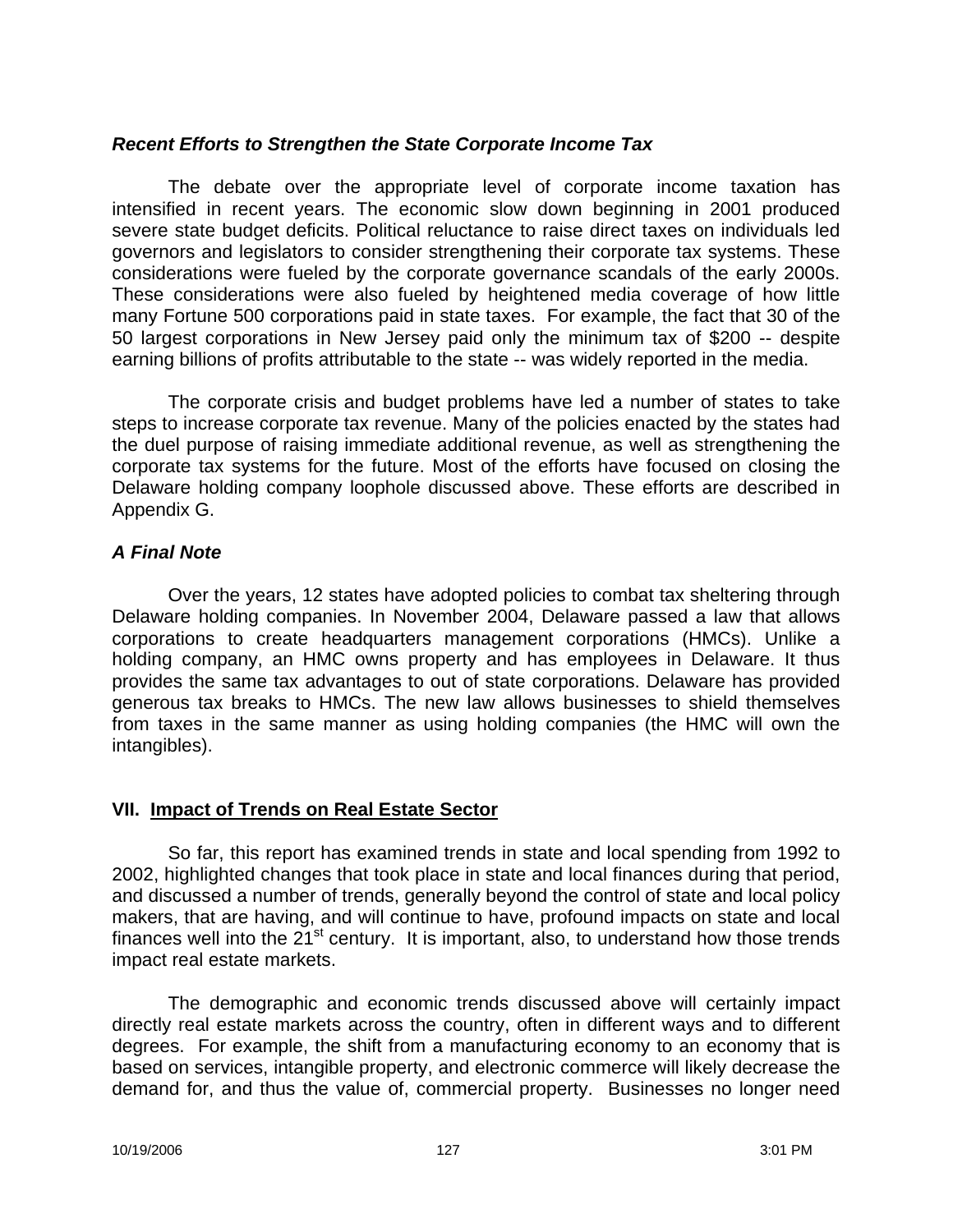### *Recent Efforts to Strengthen the State Corporate Income Tax*

The debate over the appropriate level of corporate income taxation has intensified in recent years. The economic slow down beginning in 2001 produced severe state budget deficits. Political reluctance to raise direct taxes on individuals led governors and legislators to consider strengthening their corporate tax systems. These considerations were fueled by the corporate governance scandals of the early 2000s. These considerations were also fueled by heightened media coverage of how little many Fortune 500 corporations paid in state taxes. For example, the fact that 30 of the 50 largest corporations in New Jersey paid only the minimum tax of $200 -- despite earning billions of profits attributable to the state -- was widely reported in the media.

The corporate crisis and budget problems have led a number of states to take steps to increase corporate tax revenue. Many of the policies enacted by the states had the duel purpose of raising immediate additional revenue, as well as strengthening the corporate tax systems for the future. Most of the efforts have focused on closing the Delaware holding company loophole discussed above. These efforts are described in Appendix G.

### *A Final Note*

Over the years, 12 states have adopted policies to combat tax sheltering through Delaware holding companies. In November 2004, Delaware passed a law that allows corporations to create headquarters management corporations (HMCs). Unlike a holding company, an HMC owns property and has employees in Delaware. It thus provides the same tax advantages to out of state corporations. Delaware has provided generous tax breaks to HMCs. The new law allows businesses to shield themselves from taxes in the same manner as using holding companies (the HMC will own the intangibles).

## VII. <u>Impact of Trends on Real Estate Sector</u>

So far, this report has examined trends in state and local spending from 1992 to 2002, highlighted changes that took place in state and local finances during that period, and discussed a number of trends, generally beyond the control of state and local policy makers, that are having, and will continue to have, profound impacts on state and local finances well into the 21st century. It is important, also, to understand how those trends impact real estate markets.

The demographic and economic trends discussed above will certainly impact directly real estate markets across the country, often in different ways and to different degrees. For example, the shift from a manufacturing economy to an economy that is based on services, intangible property, and electronic commerce will likely decrease the demand for, and thus the value of, commercial property. Businesses no longer need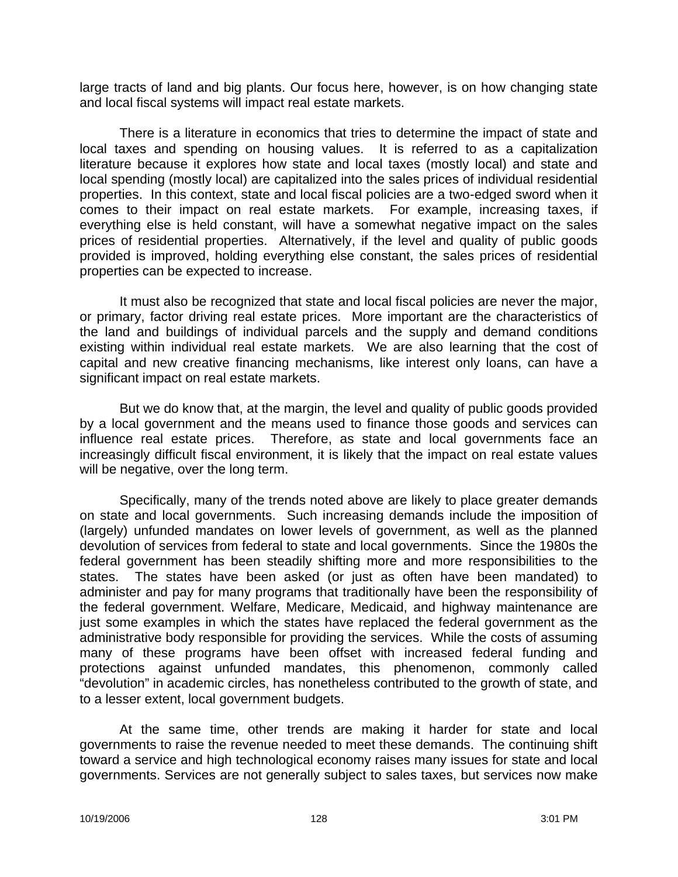large tracts of land and big plants. Our focus here, however, is on how changing state and local fiscal systems will impact real estate markets.

There is a literature in economics that tries to determine the impact of state and local taxes and spending on housing values. It is referred to as a capitalization literature because it explores how state and local taxes (mostly local) and state and local spending (mostly local) are capitalized into the sales prices of individual residential properties. In this context, state and local fiscal policies are a two-edged sword when it comes to their impact on real estate markets. For example, increasing taxes, if everything else is held constant, will have a somewhat negative impact on the sales prices of residential properties. Alternatively, if the level and quality of public goods provided is improved, holding everything else constant, the sales prices of residential properties can be expected to increase.

It must also be recognized that state and local fiscal policies are never the major, or primary, factor driving real estate prices. More important are the characteristics of the land and buildings of individual parcels and the supply and demand conditions existing within individual real estate markets. We are also learning that the cost of capital and new creative financing mechanisms, like interest only loans, can have a significant impact on real estate markets.

But we do know that, at the margin, the level and quality of public goods provided by a local government and the means used to finance those goods and services can influence real estate prices. Therefore, as state and local governments face an increasingly difficult fiscal environment, it is likely that the impact on real estate values will be negative, over the long term.

Specifically, many of the trends noted above are likely to place greater demands on state and local governments. Such increasing demands include the imposition of (largely) unfunded mandates on lower levels of government, as well as the planned devolution of services from federal to state and local governments. Since the 1980s the federal government has been steadily shifting more and more responsibilities to the states. The states have been asked (or just as often have been mandated) to administer and pay for many programs that traditionally have been the responsibility of the federal government. Welfare, Medicare, Medicaid, and highway maintenance are just some examples in which the states have replaced the federal government as the administrative body responsible for providing the services. While the costs of assuming many of these programs have been offset with increased federal funding and protections against unfunded mandates, this phenomenon, commonly called "devolution" in academic circles, has nonetheless contributed to the growth of state, and to a lesser extent, local government budgets.

At the same time, other trends are making it harder for state and local governments to raise the revenue needed to meet these demands. The continuing shift toward a service and high technological economy raises many issues for state and local governments. Services are not generally subject to sales taxes, but services now make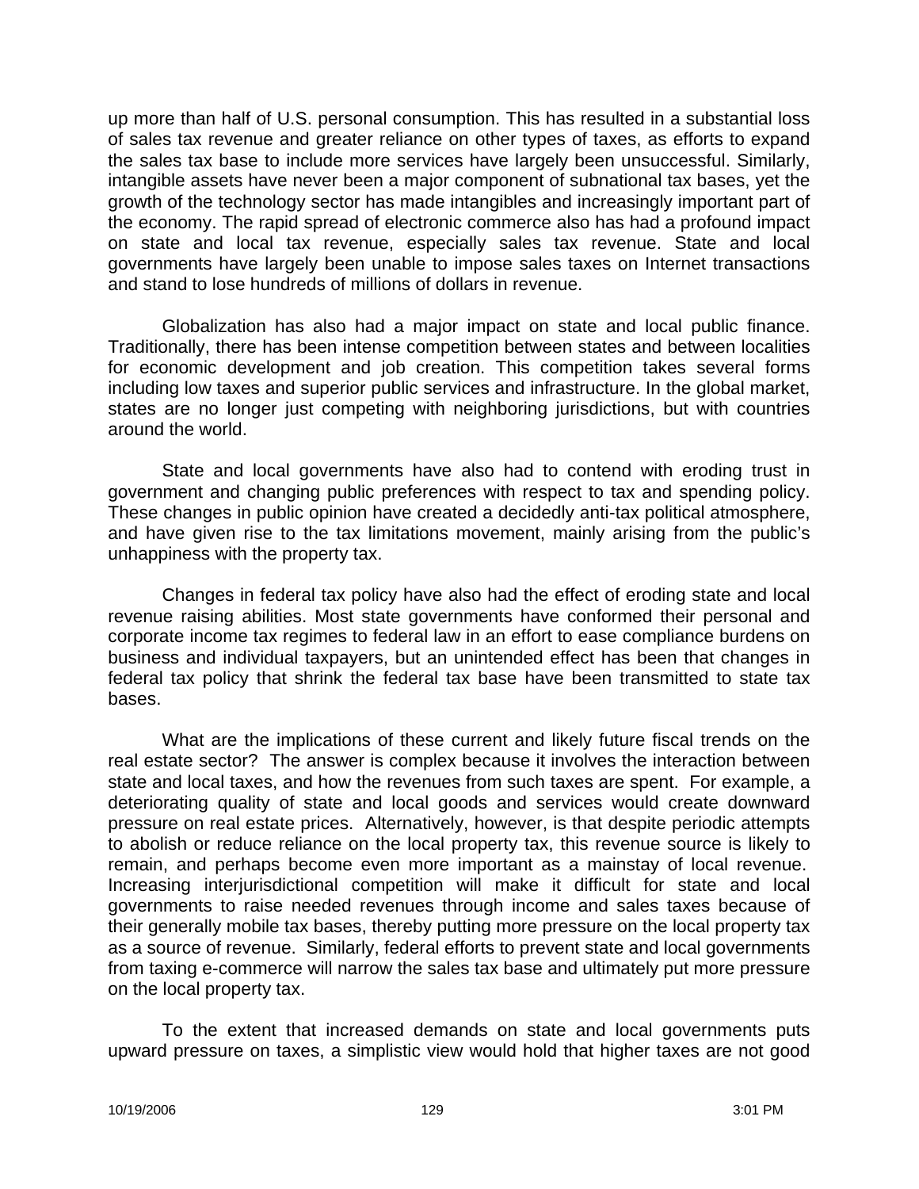up more than half of U.S. personal consumption. This has resulted in a substantial loss of sales tax revenue and greater reliance on other types of taxes, as efforts to expand the sales tax base to include more services have largely been unsuccessful. Similarly, intangible assets have never been a major component of subnational tax bases, yet the growth of the technology sector has made intangibles and increasingly important part of the economy. The rapid spread of electronic commerce also has had a profound impact on state and local tax revenue, especially sales tax revenue. State and local governments have largely been unable to impose sales taxes on Internet transactions and stand to lose hundreds of millions of dollars in revenue.

Globalization has also had a major impact on state and local public finance. Traditionally, there has been intense competition between states and between localities for economic development and job creation. This competition takes several forms including low taxes and superior public services and infrastructure. In the global market, states are no longer just competing with neighboring jurisdictions, but with countries around the world.

State and local governments have also had to contend with eroding trust in government and changing public preferences with respect to tax and spending policy. These changes in public opinion have created a decidedly anti-tax political atmosphere, and have given rise to the tax limitations movement, mainly arising from the public's unhappiness with the property tax.

Changes in federal tax policy have also had the effect of eroding state and local revenue raising abilities. Most state governments have conformed their personal and corporate income tax regimes to federal law in an effort to ease compliance burdens on business and individual taxpayers, but an unintended effect has been that changes in federal tax policy that shrink the federal tax base have been transmitted to state tax bases.

What are the implications of these current and likely future fiscal trends on the real estate sector? The answer is complex because it involves the interaction between state and local taxes, and how the revenues from such taxes are spent. For example, a deteriorating quality of state and local goods and services would create downward pressure on real estate prices. Alternatively, however, is that despite periodic attempts to abolish or reduce reliance on the local property tax, this revenue source is likely to remain, and perhaps become even more important as a mainstay of local revenue. Increasing interjurisdictional competition will make it difficult for state and local governments to raise needed revenues through income and sales taxes because of their generally mobile tax bases, thereby putting more pressure on the local property tax as a source of revenue. Similarly, federal efforts to prevent state and local governments from taxing e-commerce will narrow the sales tax base and ultimately put more pressure on the local property tax.

To the extent that increased demands on state and local governments puts upward pressure on taxes, a simplistic view would hold that higher taxes are not good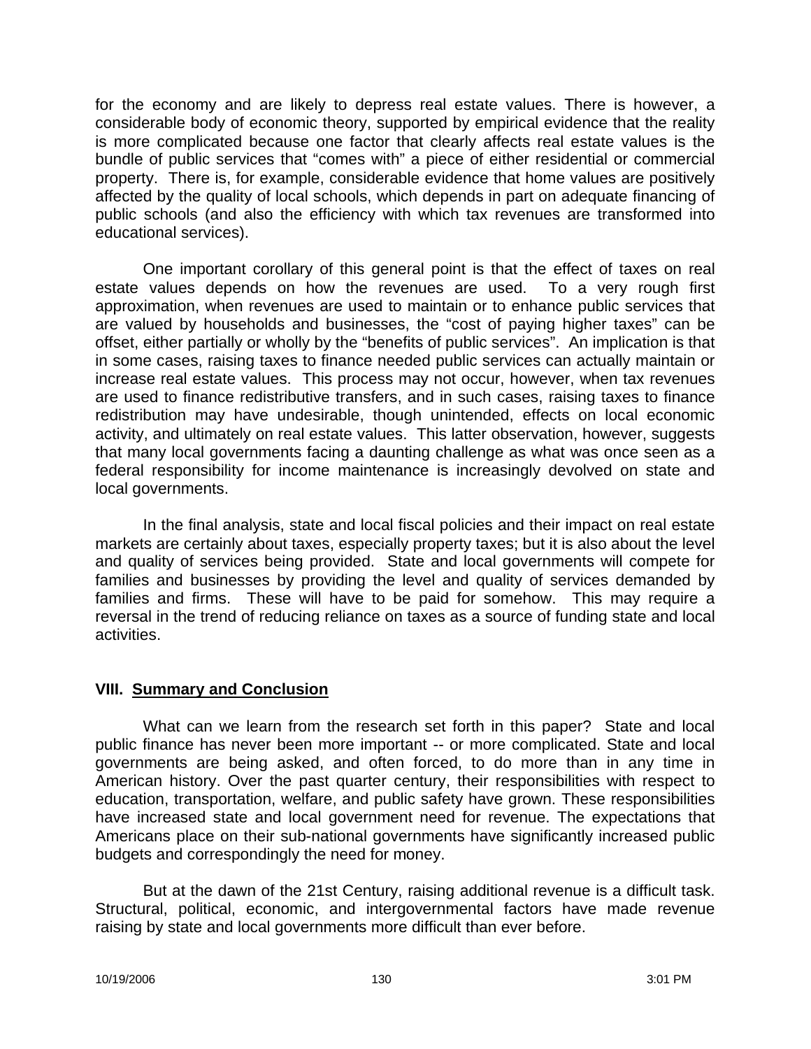for the economy and are likely to depress real estate values. There is however, a considerable body of economic theory, supported by empirical evidence that the reality is more complicated because one factor that clearly affects real estate values is the bundle of public services that "comes with" a piece of either residential or commercial property. There is, for example, considerable evidence that home values are positively affected by the quality of local schools, which depends in part on adequate financing of public schools (and also the efficiency with which tax revenues are transformed into educational services).

One important corollary of this general point is that the effect of taxes on real estate values depends on how the revenues are used. To a very rough first approximation, when revenues are used to maintain or to enhance public services that are valued by households and businesses, the "cost of paying higher taxes" can be offset, either partially or wholly by the "benefits of public services". An implication is that in some cases, raising taxes to finance needed public services can actually maintain or increase real estate values. This process may not occur, however, when tax revenues are used to finance redistributive transfers, and in such cases, raising taxes to finance redistribution may have undesirable, though unintended, effects on local economic activity, and ultimately on real estate values. This latter observation, however, suggests that many local governments facing a daunting challenge as what was once seen as a federal responsibility for income maintenance is increasingly devolved on state and local governments.

In the final analysis, state and local fiscal policies and their impact on real estate markets are certainly about taxes, especially property taxes; but it is also about the level and quality of services being provided. State and local governments will compete for families and businesses by providing the level and quality of services demanded by families and firms. These will have to be paid for somehow. This may require a reversal in the trend of reducing reliance on taxes as a source of funding state and local activities.

## VIII. Summary and Conclusion

What can we learn from the research set forth in this paper? State and local public finance has never been more important -- or more complicated. State and local governments are being asked, and often forced, to do more than in any time in American history. Over the past quarter century, their responsibilities with respect to education, transportation, welfare, and public safety have grown. These responsibilities have increased state and local government need for revenue. The expectations that Americans place on their sub-national governments have significantly increased public budgets and correspondingly the need for money.

But at the dawn of the 21st Century, raising additional revenue is a difficult task. Structural, political, economic, and intergovernmental factors have made revenue raising by state and local governments more difficult than ever before.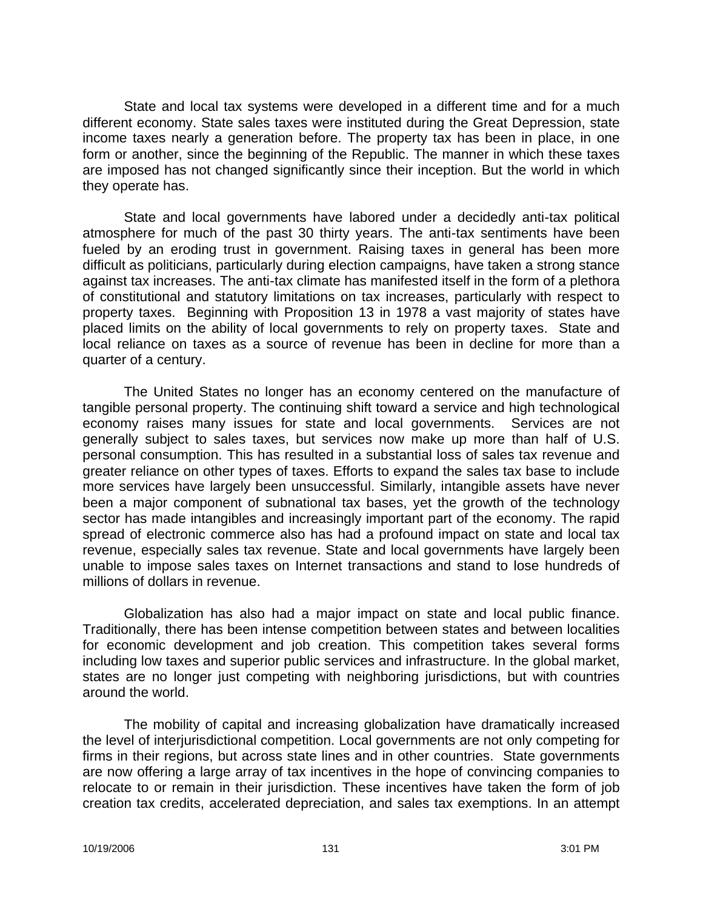State and local tax systems were developed in a different time and for a much different economy. State sales taxes were instituted during the Great Depression, state income taxes nearly a generation before. The property tax has been in place, in one form or another, since the beginning of the Republic. The manner in which these taxes are imposed has not changed significantly since their inception. But the world in which they operate has.

State and local governments have labored under a decidedly anti-tax political atmosphere for much of the past 30 thirty years. The anti-tax sentiments have been fueled by an eroding trust in government. Raising taxes in general has been more difficult as politicians, particularly during election campaigns, have taken a strong stance against tax increases. The anti-tax climate has manifested itself in the form of a plethora of constitutional and statutory limitations on tax increases, particularly with respect to property taxes. Beginning with Proposition 13 in 1978 a vast majority of states have placed limits on the ability of local governments to rely on property taxes. State and local reliance on taxes as a source of revenue has been in decline for more than a quarter of a century.

The United States no longer has an economy centered on the manufacture of tangible personal property. The continuing shift toward a service and high technological economy raises many issues for state and local governments. Services are not generally subject to sales taxes, but services now make up more than half of U.S. personal consumption. This has resulted in a substantial loss of sales tax revenue and greater reliance on other types of taxes. Efforts to expand the sales tax base to include more services have largely been unsuccessful. Similarly, intangible assets have never been a major component of subnational tax bases, yet the growth of the technology sector has made intangibles and increasingly important part of the economy. The rapid spread of electronic commerce also has had a profound impact on state and local tax revenue, especially sales tax revenue. State and local governments have largely been unable to impose sales taxes on Internet transactions and stand to lose hundreds of millions of dollars in revenue.

Globalization has also had a major impact on state and local public finance. Traditionally, there has been intense competition between states and between localities for economic development and job creation. This competition takes several forms including low taxes and superior public services and infrastructure. In the global market, states are no longer just competing with neighboring jurisdictions, but with countries around the world.

The mobility of capital and increasing globalization have dramatically increased the level of interjurisdictional competition. Local governments are not only competing for firms in their regions, but across state lines and in other countries. State governments are now offering a large array of tax incentives in the hope of convincing companies to relocate to or remain in their jurisdiction. These incentives have taken the form of job creation tax credits, accelerated depreciation, and sales tax exemptions. In an attempt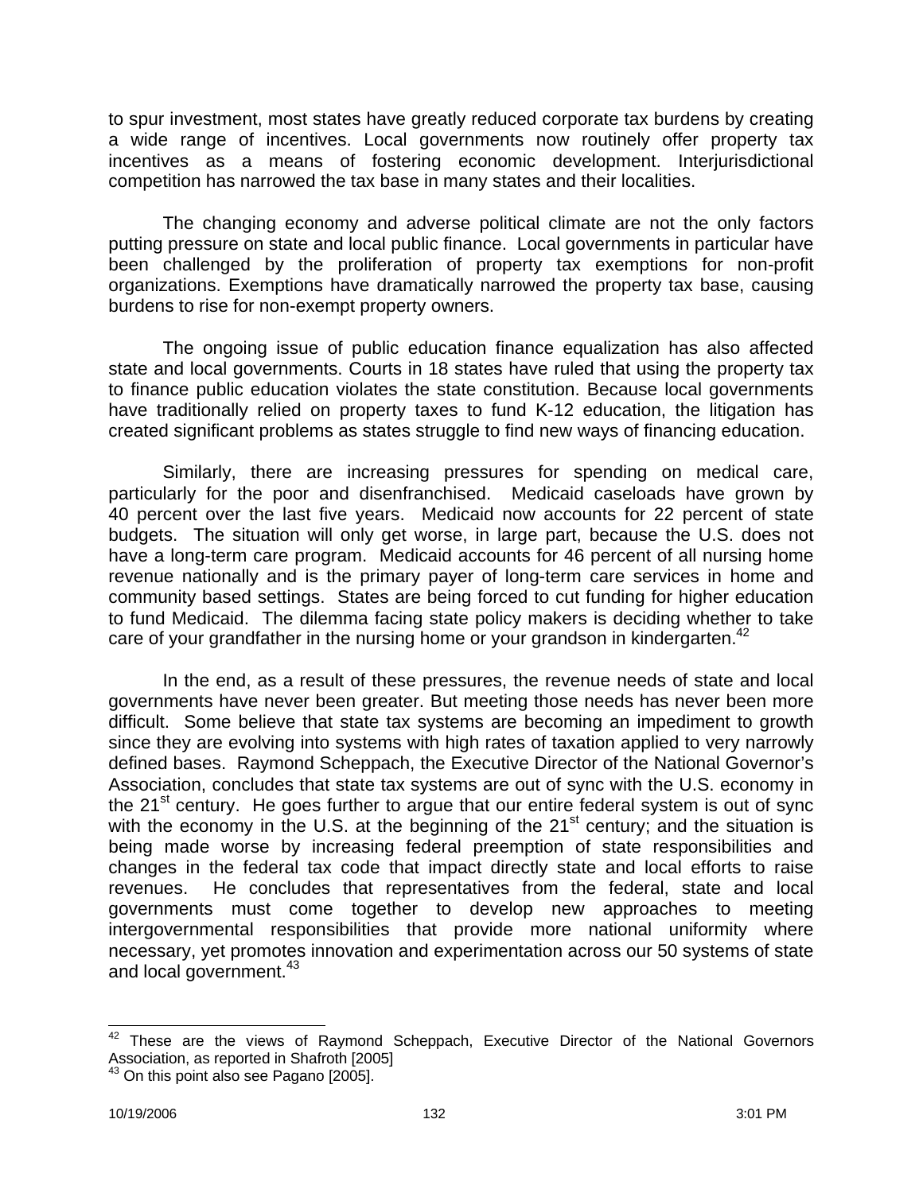to spur investment, most states have greatly reduced corporate tax burdens by creating a wide range of incentives. Local governments now routinely offer property tax incentives as a means of fostering economic development. Interjurisdictional competition has narrowed the tax base in many states and their localities.

The changing economy and adverse political climate are not the only factors putting pressure on state and local public finance. Local governments in particular have been challenged by the proliferation of property tax exemptions for non-profit organizations. Exemptions have dramatically narrowed the property tax base, causing burdens to rise for non-exempt property owners.

The ongoing issue of public education finance equalization has also affected state and local governments. Courts in 18 states have ruled that using the property tax to finance public education violates the state constitution. Because local governments have traditionally relied on property taxes to fund K-12 education, the litigation has created significant problems as states struggle to find new ways of financing education.

Similarly, there are increasing pressures for spending on medical care, particularly for the poor and disenfranchised. Medicaid caseloads have grown by 40 percent over the last five years. Medicaid now accounts for 22 percent of state budgets. The situation will only get worse, in large part, because the U.S. does not have a long-term care program. Medicaid accounts for 46 percent of all nursing home revenue nationally and is the primary payer of long-term care services in home and community based settings. States are being forced to cut funding for higher education to fund Medicaid. The dilemma facing state policy makers is deciding whether to take care of your grandfather in the nursing home or your grandson in kindergarten.[42]

In the end, as a result of these pressures, the revenue needs of state and local governments have never been greater. But meeting those needs has never been more difficult. Some believe that state tax systems are becoming an impediment to growth since they are evolving into systems with high rates of taxation applied to very narrowly defined bases. Raymond Scheppach, the Executive Director of the National Governor's Association, concludes that state tax systems are out of sync with the U.S. economy in the 21st century. He goes further to argue that our entire federal system is out of sync with the economy in the U.S. at the beginning of the 21st century; and the situation is being made worse by increasing federal preemption of state responsibilities and changes in the federal tax code that impact directly state and local efforts to raise revenues. He concludes that representatives from the federal, state and local governments must come together to develop new approaches to meeting intergovernmental responsibilities that provide more national uniformity where necessary, yet promotes innovation and experimentation across our 50 systems of state and local government.[43]

---

[42] These are the views of Raymond Scheppach, Executive Director of the National Governors Association, as reported in Shafroth [2005]

[43] On this point also see Pagano [2005].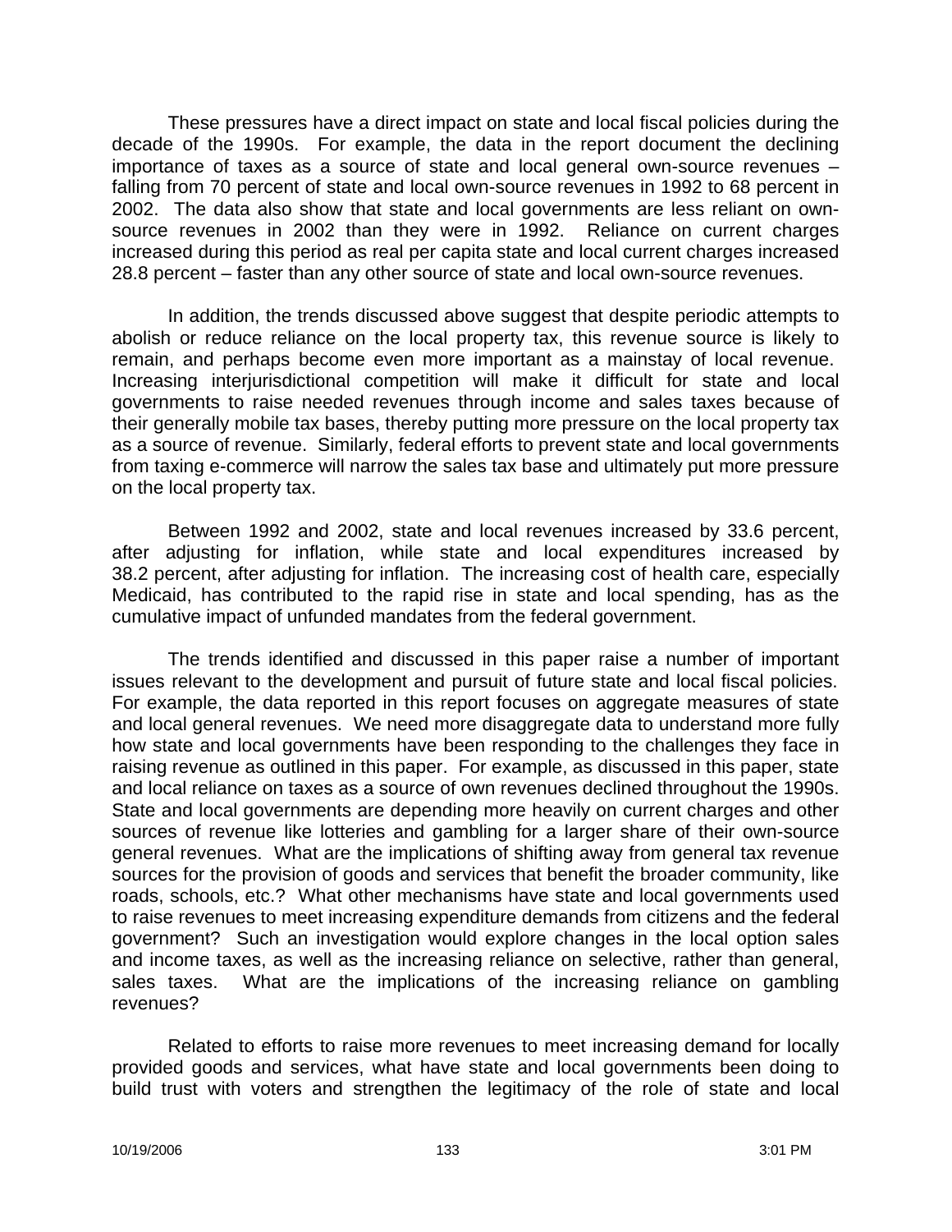These pressures have a direct impact on state and local fiscal policies during the decade of the 1990s. For example, the data in the report document the declining importance of taxes as a source of state and local general own-source revenues – falling from 70 percent of state and local own-source revenues in 1992 to 68 percent in 2002. The data also show that state and local governments are less reliant on own-source revenues in 2002 than they were in 1992. Reliance on current charges increased during this period as real per capita state and local current charges increased 28.8 percent – faster than any other source of state and local own-source revenues.

In addition, the trends discussed above suggest that despite periodic attempts to abolish or reduce reliance on the local property tax, this revenue source is likely to remain, and perhaps become even more important as a mainstay of local revenue. Increasing interjurisdictional competition will make it difficult for state and local governments to raise needed revenues through income and sales taxes because of their generally mobile tax bases, thereby putting more pressure on the local property tax as a source of revenue. Similarly, federal efforts to prevent state and local governments from taxing e-commerce will narrow the sales tax base and ultimately put more pressure on the local property tax.

Between 1992 and 2002, state and local revenues increased by 33.6 percent, after adjusting for inflation, while state and local expenditures increased by 38.2 percent, after adjusting for inflation. The increasing cost of health care, especially Medicaid, has contributed to the rapid rise in state and local spending, has as the cumulative impact of unfunded mandates from the federal government.

The trends identified and discussed in this paper raise a number of important issues relevant to the development and pursuit of future state and local fiscal policies. For example, the data reported in this report focuses on aggregate measures of state and local general revenues. We need more disaggregate data to understand more fully how state and local governments have been responding to the challenges they face in raising revenue as outlined in this paper. For example, as discussed in this paper, state and local reliance on taxes as a source of own revenues declined throughout the 1990s. State and local governments are depending more heavily on current charges and other sources of revenue like lotteries and gambling for a larger share of their own-source general revenues. What are the implications of shifting away from general tax revenue sources for the provision of goods and services that benefit the broader community, like roads, schools, etc.? What other mechanisms have state and local governments used to raise revenues to meet increasing expenditure demands from citizens and the federal government? Such an investigation would explore changes in the local option sales and income taxes, as well as the increasing reliance on selective, rather than general, sales taxes. What are the implications of the increasing reliance on gambling revenues?

Related to efforts to raise more revenues to meet increasing demand for locally provided goods and services, what have state and local governments been doing to build trust with voters and strengthen the legitimacy of the role of state and local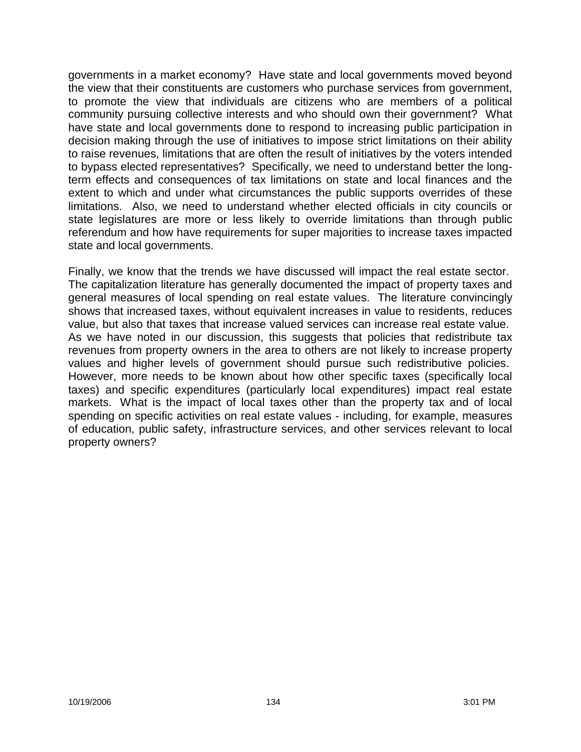governments in a market economy? Have state and local governments moved beyond the view that their constituents are customers who purchase services from government, to promote the view that individuals are citizens who are members of a political community pursuing collective interests and who should own their government? What have state and local governments done to respond to increasing public participation in decision making through the use of initiatives to impose strict limitations on their ability to raise revenues, limitations that are often the result of initiatives by the voters intended to bypass elected representatives? Specifically, we need to understand better the long-term effects and consequences of tax limitations on state and local finances and the extent to which and under what circumstances the public supports overrides of these limitations. Also, we need to understand whether elected officials in city councils or state legislatures are more or less likely to override limitations than through public referendum and how have requirements for super majorities to increase taxes impacted state and local governments.

Finally, we know that the trends we have discussed will impact the real estate sector. The capitalization literature has generally documented the impact of property taxes and general measures of local spending on real estate values. The literature convincingly shows that increased taxes, without equivalent increases in value to residents, reduces value, but also that taxes that increase valued services can increase real estate value. As we have noted in our discussion, this suggests that policies that redistribute tax revenues from property owners in the area to others are not likely to increase property values and higher levels of government should pursue such redistributive policies. However, more needs to be known about how other specific taxes (specifically local taxes) and specific expenditures (particularly local expenditures) impact real estate markets. What is the impact of local taxes other than the property tax and of local spending on specific activities on real estate values - including, for example, measures of education, public safety, infrastructure services, and other services relevant to local property owners?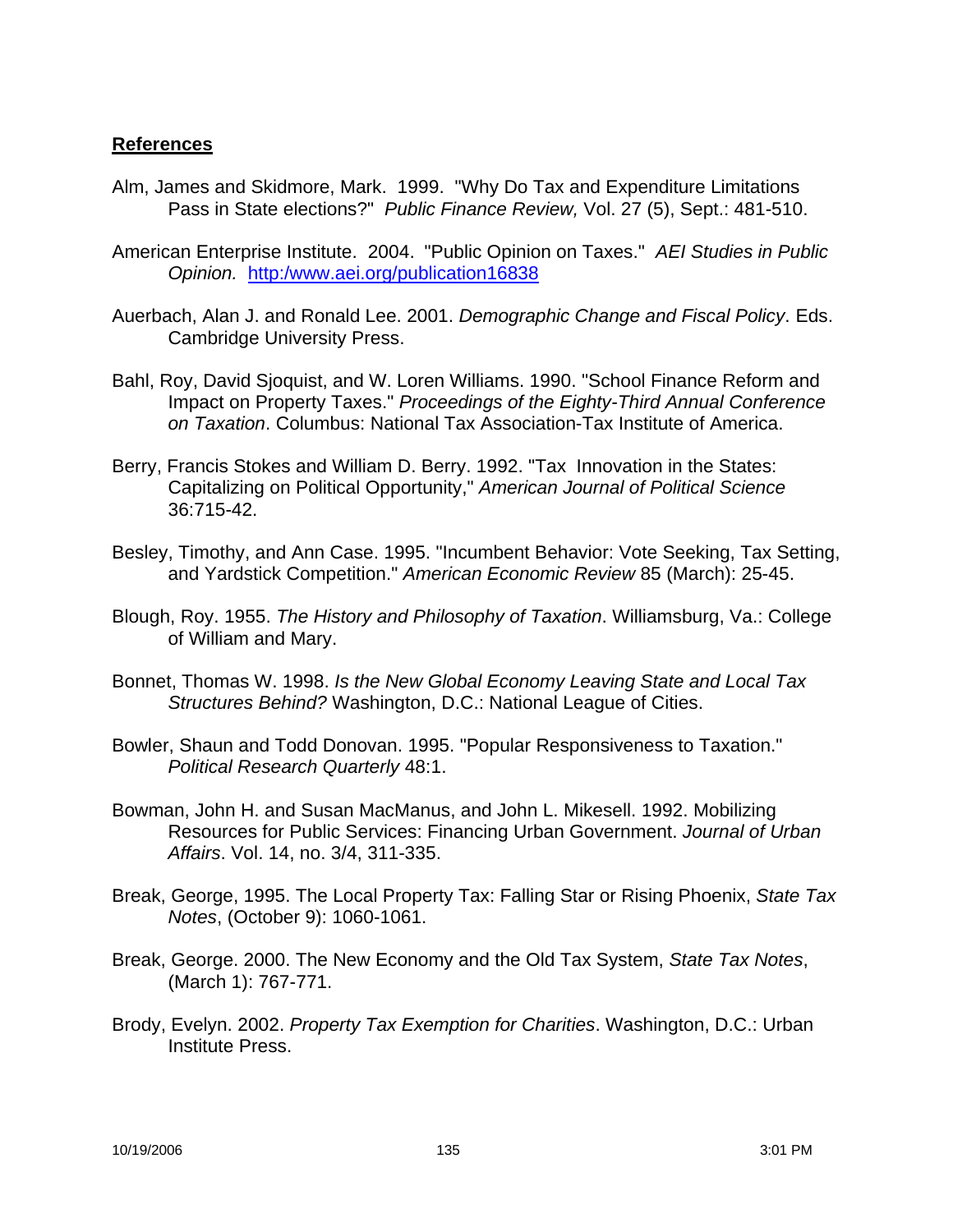## References

Alm, James and Skidmore, Mark. 1999. "Why Do Tax and Expenditure Limitations Pass in State elections?" *Public Finance Review,* Vol. 27 (5), Sept.: 481-510.

American Enterprise Institute. 2004. "Public Opinion on Taxes." *AEI Studies in Public Opinion.* http:/www.aei.org/publication16838

Auerbach, Alan J. and Ronald Lee. 2001. *Demographic Change and Fiscal Policy*. Eds. Cambridge University Press.

Bahl, Roy, David Sjoquist, and W. Loren Williams. 1990. "School Finance Reform and Impact on Property Taxes." *Proceedings of the Eighty-Third Annual Conference on Taxation*. Columbus: National Tax Association-Tax Institute of America.

Berry, Francis Stokes and William D. Berry. 1992. "Tax Innovation in the States: Capitalizing on Political Opportunity," *American Journal of Political Science* 36:715-42.

Besley, Timothy, and Ann Case. 1995. "Incumbent Behavior: Vote Seeking, Tax Setting, and Yardstick Competition." *American Economic Review* 85 (March): 25-45.

Blough, Roy. 1955. *The History and Philosophy of Taxation*. Williamsburg, Va.: College of William and Mary.

Bonnet, Thomas W. 1998. *Is the New Global Economy Leaving State and Local Tax Structures Behind?* Washington, D.C.: National League of Cities.

Bowler, Shaun and Todd Donovan. 1995. "Popular Responsiveness to Taxation." *Political Research Quarterly* 48:1.

Bowman, John H. and Susan MacManus, and John L. Mikesell. 1992. Mobilizing Resources for Public Services: Financing Urban Government. *Journal of Urban Affairs*. Vol. 14, no. 3/4, 311-335.

Break, George, 1995. The Local Property Tax: Falling Star or Rising Phoenix, *State Tax Notes*, (October 9): 1060-1061.

Break, George. 2000. The New Economy and the Old Tax System, *State Tax Notes*, (March 1): 767-771.

Brody, Evelyn. 2002. *Property Tax Exemption for Charities*. Washington, D.C.: Urban Institute Press.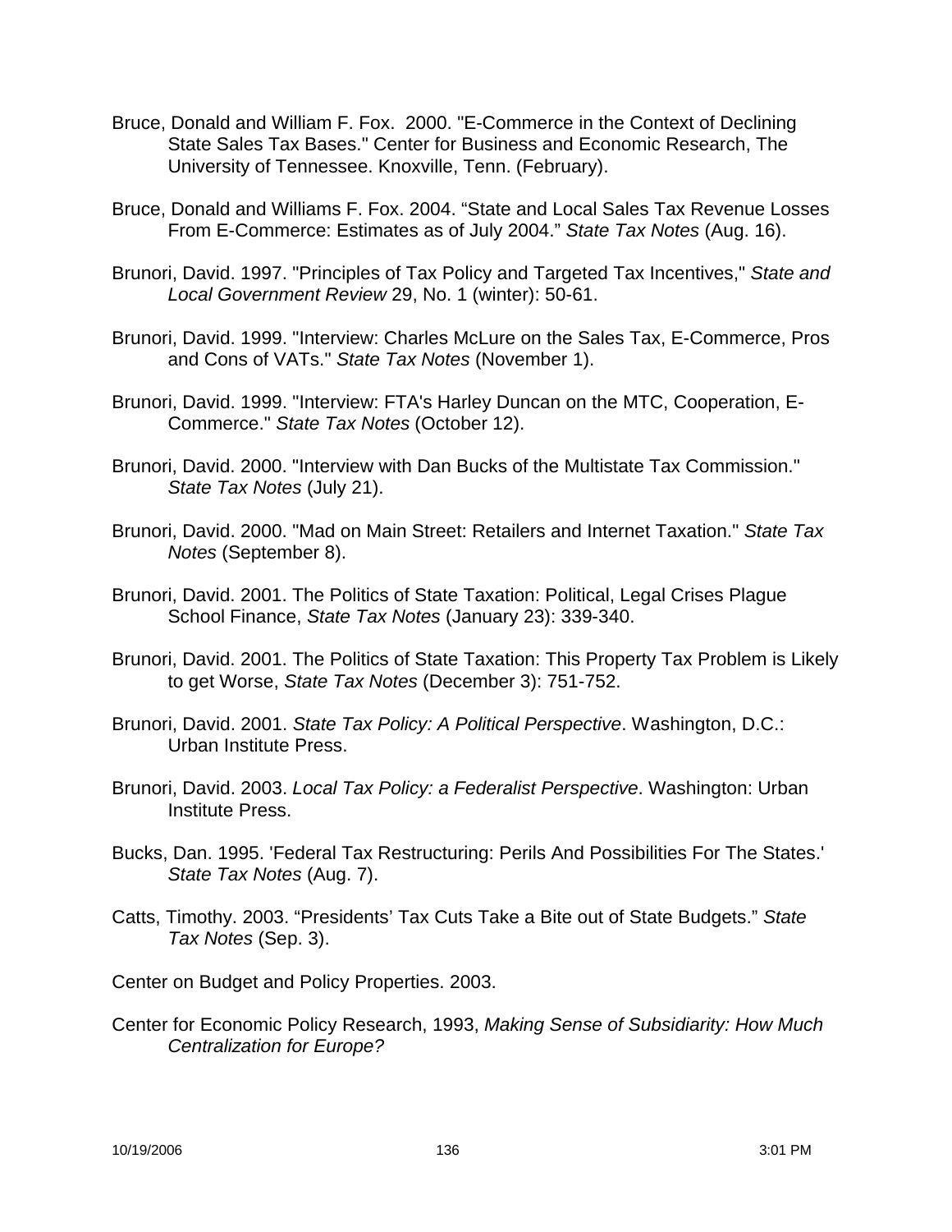Bruce, Donald and William F. Fox. 2000. "E-Commerce in the Context of Declining State Sales Tax Bases." Center for Business and Economic Research, The University of Tennessee. Knoxville, Tenn. (February).

Bruce, Donald and Williams F. Fox. 2004. "State and Local Sales Tax Revenue Losses From E-Commerce: Estimates as of July 2004." *State Tax Notes* (Aug. 16).

Brunori, David. 1997. "Principles of Tax Policy and Targeted Tax Incentives," *State and Local Government Review* 29, No. 1 (winter): 50-61.

Brunori, David. 1999. "Interview: Charles McLure on the Sales Tax, E-Commerce, Pros and Cons of VATs." *State Tax Notes* (November 1).

Brunori, David. 1999. "Interview: FTA's Harley Duncan on the MTC, Cooperation, E-Commerce." *State Tax Notes* (October 12).

Brunori, David. 2000. "Interview with Dan Bucks of the Multistate Tax Commission." *State Tax Notes* (July 21).

Brunori, David. 2000. "Mad on Main Street: Retailers and Internet Taxation." *State Tax Notes* (September 8).

Brunori, David. 2001. The Politics of State Taxation: Political, Legal Crises Plague School Finance, *State Tax Notes* (January 23): 339-340.

Brunori, David. 2001. The Politics of State Taxation: This Property Tax Problem is Likely to get Worse, *State Tax Notes* (December 3): 751-752.

Brunori, David. 2001. *State Tax Policy: A Political Perspective*. Washington, D.C.: Urban Institute Press.

Brunori, David. 2003. *Local Tax Policy: a Federalist Perspective*. Washington: Urban Institute Press.

Bucks, Dan. 1995. 'Federal Tax Restructuring: Perils And Possibilities For The States.' *State Tax Notes* (Aug. 7).

Catts, Timothy. 2003. "Presidents' Tax Cuts Take a Bite out of State Budgets." *State Tax Notes* (Sep. 3).

Center on Budget and Policy Properties. 2003.

Center for Economic Policy Research, 1993, *Making Sense of Subsidiarity: How Much Centralization for Europe?*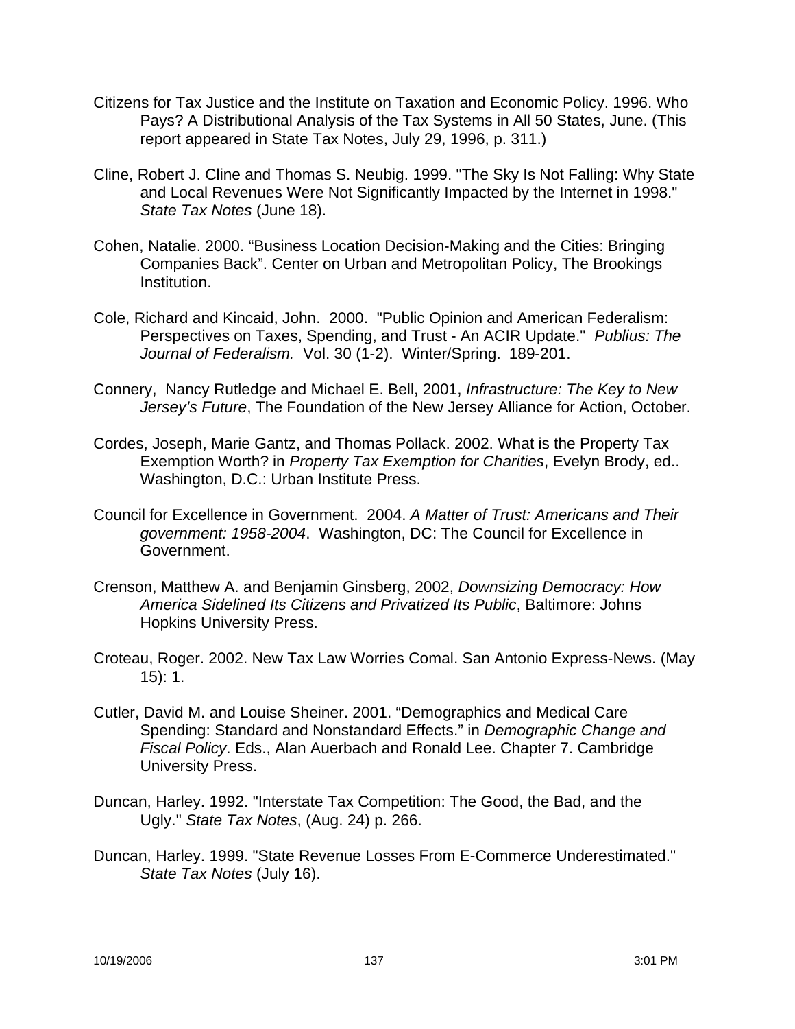Citizens for Tax Justice and the Institute on Taxation and Economic Policy. 1996. Who Pays? A Distributional Analysis of the Tax Systems in All 50 States, June. (This report appeared in State Tax Notes, July 29, 1996, p. 311.)

Cline, Robert J. Cline and Thomas S. Neubig. 1999. "The Sky Is Not Falling: Why State and Local Revenues Were Not Significantly Impacted by the Internet in 1998." *State Tax Notes* (June 18).

Cohen, Natalie. 2000. "Business Location Decision-Making and the Cities: Bringing Companies Back". Center on Urban and Metropolitan Policy, The Brookings Institution.

Cole, Richard and Kincaid, John. 2000. "Public Opinion and American Federalism: Perspectives on Taxes, Spending, and Trust - An ACIR Update." *Publius: The Journal of Federalism.* Vol. 30 (1-2). Winter/Spring. 189-201.

Connery, Nancy Rutledge and Michael E. Bell, 2001, *Infrastructure: The Key to New Jersey's Future*, The Foundation of the New Jersey Alliance for Action, October.

Cordes, Joseph, Marie Gantz, and Thomas Pollack. 2002. What is the Property Tax Exemption Worth? in *Property Tax Exemption for Charities*, Evelyn Brody, ed.. Washington, D.C.: Urban Institute Press.

Council for Excellence in Government. 2004. *A Matter of Trust: Americans and Their government: 1958-2004*. Washington, DC: The Council for Excellence in Government.

Crenson, Matthew A. and Benjamin Ginsberg, 2002, *Downsizing Democracy: How America Sidelined Its Citizens and Privatized Its Public*, Baltimore: Johns Hopkins University Press.

Croteau, Roger. 2002. New Tax Law Worries Comal. San Antonio Express-News. (May 15): 1.

Cutler, David M. and Louise Sheiner. 2001. "Demographics and Medical Care Spending: Standard and Nonstandard Effects." in *Demographic Change and Fiscal Policy*. Eds., Alan Auerbach and Ronald Lee. Chapter 7. Cambridge University Press.

Duncan, Harley. 1992. "Interstate Tax Competition: The Good, the Bad, and the Ugly." *State Tax Notes*, (Aug. 24) p. 266.

Duncan, Harley. 1999. "State Revenue Losses From E-Commerce Underestimated." *State Tax Notes* (July 16).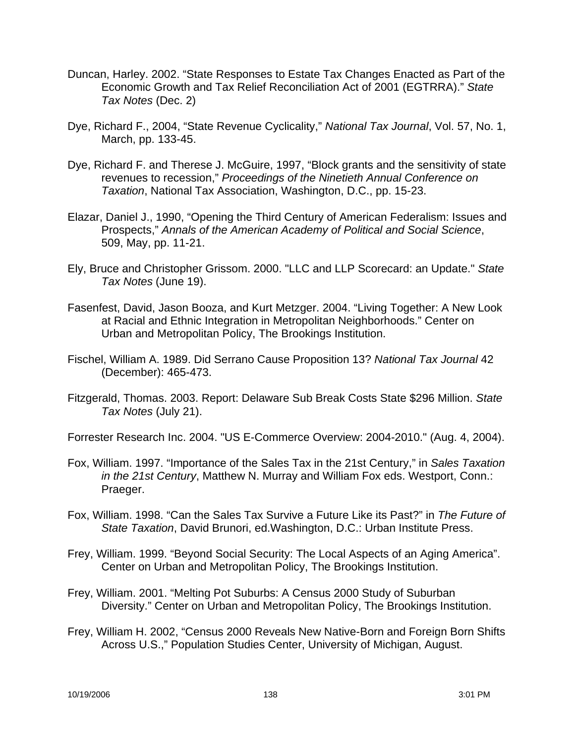Duncan, Harley. 2002. “State Responses to Estate Tax Changes Enacted as Part of the Economic Growth and Tax Relief Reconciliation Act of 2001 (EGTRRA).” *State Tax Notes* (Dec. 2)

Dye, Richard F., 2004, “State Revenue Cyclicality,” *National Tax Journal*, Vol. 57, No. 1, March, pp. 133-45.

Dye, Richard F. and Therese J. McGuire, 1997, “Block grants and the sensitivity of state revenues to recession,” *Proceedings of the Ninetieth Annual Conference on Taxation*, National Tax Association, Washington, D.C., pp. 15-23.

Elazar, Daniel J., 1990, “Opening the Third Century of American Federalism: Issues and Prospects,” *Annals of the American Academy of Political and Social Science*, 509, May, pp. 11-21.

Ely, Bruce and Christopher Grissom. 2000. "LLC and LLP Scorecard: an Update." *State Tax Notes* (June 19).

Fasenfest, David, Jason Booza, and Kurt Metzger. 2004. “Living Together: A New Look at Racial and Ethnic Integration in Metropolitan Neighborhoods.” Center on Urban and Metropolitan Policy, The Brookings Institution.

Fischel, William A. 1989. Did Serrano Cause Proposition 13? *National Tax Journal* 42 (December): 465-473.

Fitzgerald, Thomas. 2003. Report: Delaware Sub Break Costs State $296 Million. *State Tax Notes* (July 21).

Forrester Research Inc. 2004. "US E-Commerce Overview: 2004-2010." (Aug. 4, 2004).

Fox, William. 1997. “Importance of the Sales Tax in the 21st Century,” in *Sales Taxation in the 21st Century*, Matthew N. Murray and William Fox eds. Westport, Conn.: Praeger.

Fox, William. 1998. “Can the Sales Tax Survive a Future Like its Past?” in *The Future of State Taxation*, David Brunori, ed.Washington, D.C.: Urban Institute Press.

Frey, William. 1999. “Beyond Social Security: The Local Aspects of an Aging America”. Center on Urban and Metropolitan Policy, The Brookings Institution.

Frey, William. 2001. “Melting Pot Suburbs: A Census 2000 Study of Suburban Diversity.” Center on Urban and Metropolitan Policy, The Brookings Institution.

Frey, William H. 2002, “Census 2000 Reveals New Native-Born and Foreign Born Shifts Across U.S.,” Population Studies Center, University of Michigan, August.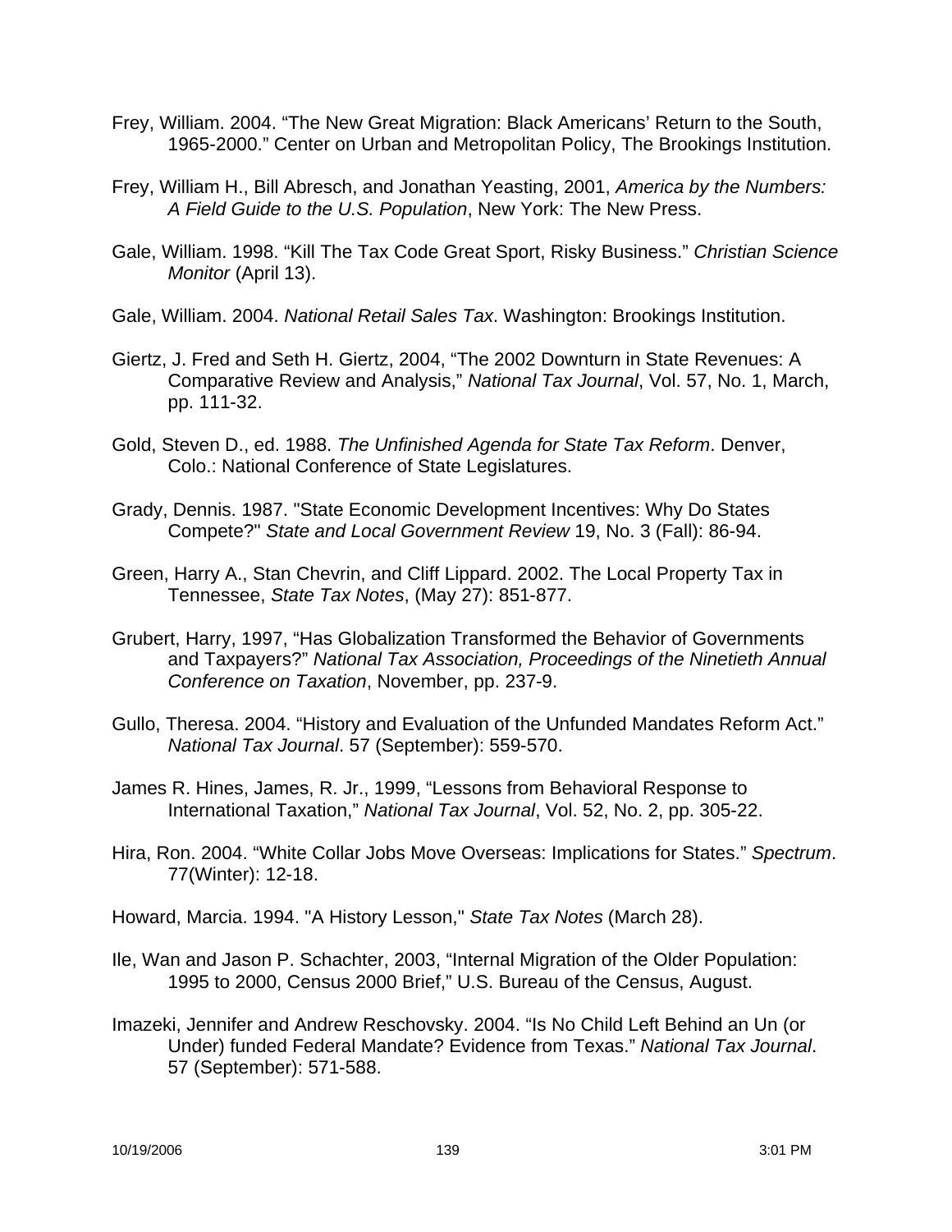Frey, William. 2004. “The New Great Migration: Black Americans’ Return to the South, 1965-2000.” Center on Urban and Metropolitan Policy, The Brookings Institution.

Frey, William H., Bill Abresch, and Jonathan Yeasting, 2001, *America by the Numbers: A Field Guide to the U.S. Population*, New York: The New Press.

Gale, William. 1998. “Kill The Tax Code Great Sport, Risky Business.” *Christian Science Monitor* (April 13).

Gale, William. 2004. *National Retail Sales Tax*. Washington: Brookings Institution.

Giertz, J. Fred and Seth H. Giertz, 2004, “The 2002 Downturn in State Revenues: A Comparative Review and Analysis,” *National Tax Journal*, Vol. 57, No. 1, March, pp. 111-32.

Gold, Steven D., ed. 1988. *The Unfinished Agenda for State Tax Reform*. Denver, Colo.: National Conference of State Legislatures.

Grady, Dennis. 1987. "State Economic Development Incentives: Why Do States Compete?" *State and Local Government Review* 19, No. 3 (Fall): 86-94.

Green, Harry A., Stan Chevrin, and Cliff Lippard. 2002. The Local Property Tax in Tennessee, *State Tax Notes*, (May 27): 851-877.

Grubert, Harry, 1997, “Has Globalization Transformed the Behavior of Governments and Taxpayers?” *National Tax Association, Proceedings of the Ninetieth Annual Conference on Taxation*, November, pp. 237-9.

Gullo, Theresa. 2004. “History and Evaluation of the Unfunded Mandates Reform Act.” *National Tax Journal*. 57 (September): 559-570.

James R. Hines, James, R. Jr., 1999, “Lessons from Behavioral Response to International Taxation,” *National Tax Journal*, Vol. 52, No. 2, pp. 305-22.

Hira, Ron. 2004. “White Collar Jobs Move Overseas: Implications for States.” *Spectrum*. 77(Winter): 12-18.

Howard, Marcia. 1994. "A History Lesson," *State Tax Notes* (March 28).

Ile, Wan and Jason P. Schachter, 2003, “Internal Migration of the Older Population: 1995 to 2000, Census 2000 Brief,” U.S. Bureau of the Census, August.

Imazeki, Jennifer and Andrew Reschovsky. 2004. “Is No Child Left Behind an Un (or Under) funded Federal Mandate? Evidence from Texas.” *National Tax Journal*. 57 (September): 571-588.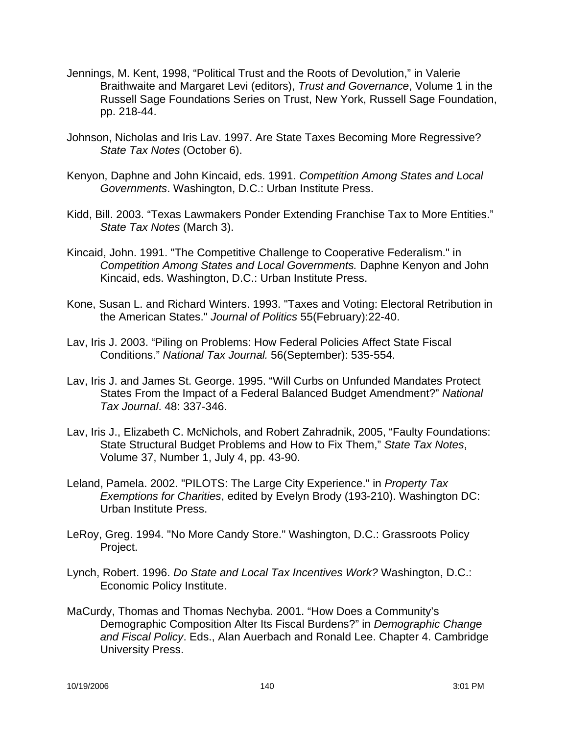Jennings, M. Kent, 1998, “Political Trust and the Roots of Devolution,” in Valerie Braithwaite and Margaret Levi (editors), *Trust and Governance*, Volume 1 in the Russell Sage Foundations Series on Trust, New York, Russell Sage Foundation, pp. 218-44.

Johnson, Nicholas and Iris Lav. 1997. Are State Taxes Becoming More Regressive? *State Tax Notes* (October 6).

Kenyon, Daphne and John Kincaid, eds. 1991. *Competition Among States and Local Governments*. Washington, D.C.: Urban Institute Press.

Kidd, Bill. 2003. “Texas Lawmakers Ponder Extending Franchise Tax to More Entities.” *State Tax Notes* (March 3).

Kincaid, John. 1991. "The Competitive Challenge to Cooperative Federalism." in *Competition Among States and Local Governments.* Daphne Kenyon and John Kincaid, eds. Washington, D.C.: Urban Institute Press.

Kone, Susan L. and Richard Winters. 1993. "Taxes and Voting: Electoral Retribution in the American States." *Journal of Politics* 55(February):22-40.

Lav, Iris J. 2003. “Piling on Problems: How Federal Policies Affect State Fiscal Conditions.” *National Tax Journal.* 56(September): 535-554.

Lav, Iris J. and James St. George. 1995. “Will Curbs on Unfunded Mandates Protect States From the Impact of a Federal Balanced Budget Amendment?” *National Tax Journal*. 48: 337-346.

Lav, Iris J., Elizabeth C. McNichols, and Robert Zahradnik, 2005, “Faulty Foundations: State Structural Budget Problems and How to Fix Them,” *State Tax Notes*, Volume 37, Number 1, July 4, pp. 43-90.

Leland, Pamela. 2002. "PILOTS: The Large City Experience." in *Property Tax Exemptions for Charities*, edited by Evelyn Brody (193-210). Washington DC: Urban Institute Press.

LeRoy, Greg. 1994. "No More Candy Store." Washington, D.C.: Grassroots Policy Project.

Lynch, Robert. 1996. *Do State and Local Tax Incentives Work?* Washington, D.C.: Economic Policy Institute.

MaCurdy, Thomas and Thomas Nechyba. 2001. “How Does a Community’s Demographic Composition Alter Its Fiscal Burdens?” in *Demographic Change and Fiscal Policy*. Eds., Alan Auerbach and Ronald Lee. Chapter 4. Cambridge University Press.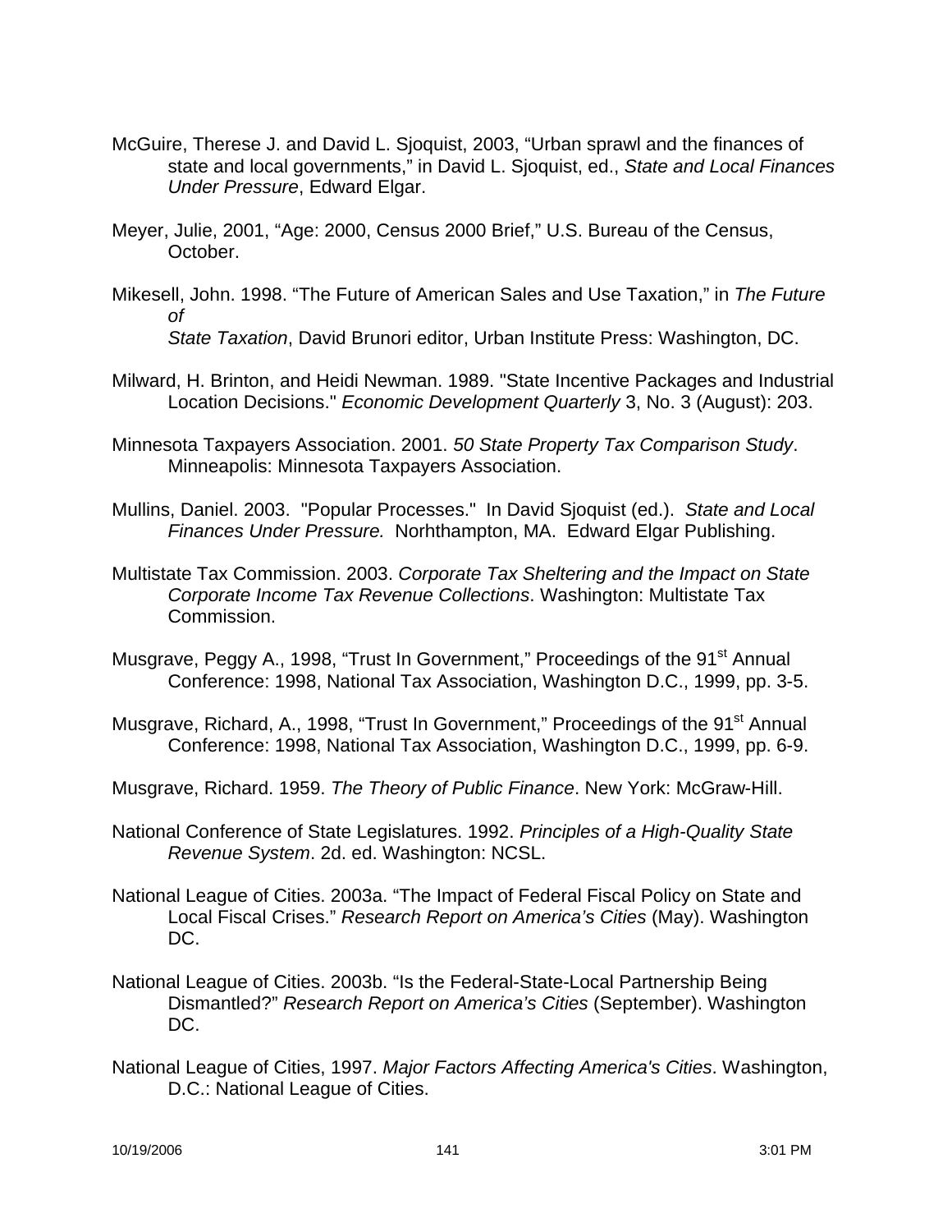McGuire, Therese J. and David L. Sjoquist, 2003, “Urban sprawl and the finances of state and local governments,” in David L. Sjoquist, ed., *State and Local Finances Under Pressure*, Edward Elgar.

Meyer, Julie, 2001, “Age: 2000, Census 2000 Brief,” U.S. Bureau of the Census, October.

Mikesell, John. 1998. “The Future of American Sales and Use Taxation,” in *The Future of State Taxation*, David Brunori editor, Urban Institute Press: Washington, DC.

Milward, H. Brinton, and Heidi Newman. 1989. "State Incentive Packages and Industrial Location Decisions." *Economic Development Quarterly* 3, No. 3 (August): 203.

Minnesota Taxpayers Association. 2001. *50 State Property Tax Comparison Study*. Minneapolis: Minnesota Taxpayers Association.

Mullins, Daniel. 2003. "Popular Processes." In David Sjoquist (ed.). *State and Local Finances Under Pressure.* Norhthampton, MA. Edward Elgar Publishing.

Multistate Tax Commission. 2003. *Corporate Tax Sheltering and the Impact on State Corporate Income Tax Revenue Collections*. Washington: Multistate Tax Commission.

Musgrave, Peggy A., 1998, “Trust In Government,” Proceedings of the 91st Annual Conference: 1998, National Tax Association, Washington D.C., 1999, pp. 3-5.

Musgrave, Richard, A., 1998, “Trust In Government,” Proceedings of the 91st Annual Conference: 1998, National Tax Association, Washington D.C., 1999, pp. 6-9.

Musgrave, Richard. 1959. *The Theory of Public Finance*. New York: McGraw-Hill.

National Conference of State Legislatures. 1992. *Principles of a High-Quality State Revenue System*. 2d. ed. Washington: NCSL.

National League of Cities. 2003a. “The Impact of Federal Fiscal Policy on State and Local Fiscal Crises.” *Research Report on America’s Cities* (May). Washington DC.

National League of Cities. 2003b. “Is the Federal-State-Local Partnership Being Dismantled?” *Research Report on America’s Cities* (September). Washington DC.

National League of Cities, 1997. *Major Factors Affecting America's Cities*. Washington, D.C.: National League of Cities.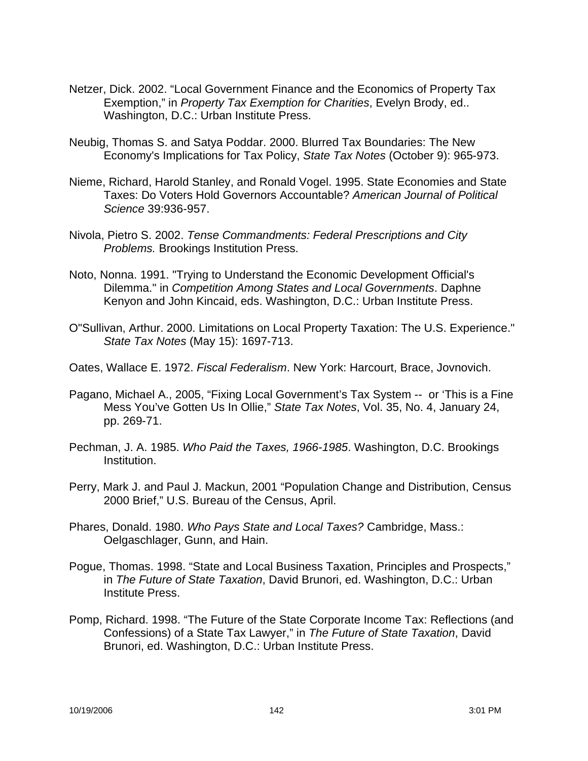Netzer, Dick. 2002. “Local Government Finance and the Economics of Property Tax Exemption,” in *Property Tax Exemption for Charities*, Evelyn Brody, ed.. Washington, D.C.: Urban Institute Press.

Neubig, Thomas S. and Satya Poddar. 2000. Blurred Tax Boundaries: The New Economy's Implications for Tax Policy, *State Tax Notes* (October 9): 965-973.

Nieme, Richard, Harold Stanley, and Ronald Vogel. 1995. State Economies and State Taxes: Do Voters Hold Governors Accountable? *American Journal of Political Science* 39:936-957.

Nivola, Pietro S. 2002. *Tense Commandments: Federal Prescriptions and City Problems.* Brookings Institution Press.

Noto, Nonna. 1991. "Trying to Understand the Economic Development Official's Dilemma." in *Competition Among States and Local Governments*. Daphne Kenyon and John Kincaid, eds. Washington, D.C.: Urban Institute Press.

O"Sullivan, Arthur. 2000. Limitations on Local Property Taxation: The U.S. Experience." *State Tax Notes* (May 15): 1697-713.

Oates, Wallace E. 1972. *Fiscal Federalism*. New York: Harcourt, Brace, Jovnovich.

Pagano, Michael A., 2005, “Fixing Local Government’s Tax System -- or ‘This is a Fine Mess You’ve Gotten Us In Ollie,” *State Tax Notes*, Vol. 35, No. 4, January 24, pp. 269-71.

Pechman, J. A. 1985. *Who Paid the Taxes, 1966-1985*. Washington, D.C. Brookings Institution.

Perry, Mark J. and Paul J. Mackun, 2001 “Population Change and Distribution, Census 2000 Brief,” U.S. Bureau of the Census, April.

Phares, Donald. 1980. *Who Pays State and Local Taxes?* Cambridge, Mass.: Oelgaschlager, Gunn, and Hain.

Pogue, Thomas. 1998. “State and Local Business Taxation, Principles and Prospects,” in *The Future of State Taxation*, David Brunori, ed. Washington, D.C.: Urban Institute Press.

Pomp, Richard. 1998. “The Future of the State Corporate Income Tax: Reflections (and Confessions) of a State Tax Lawyer,” in *The Future of State Taxation*, David Brunori, ed. Washington, D.C.: Urban Institute Press.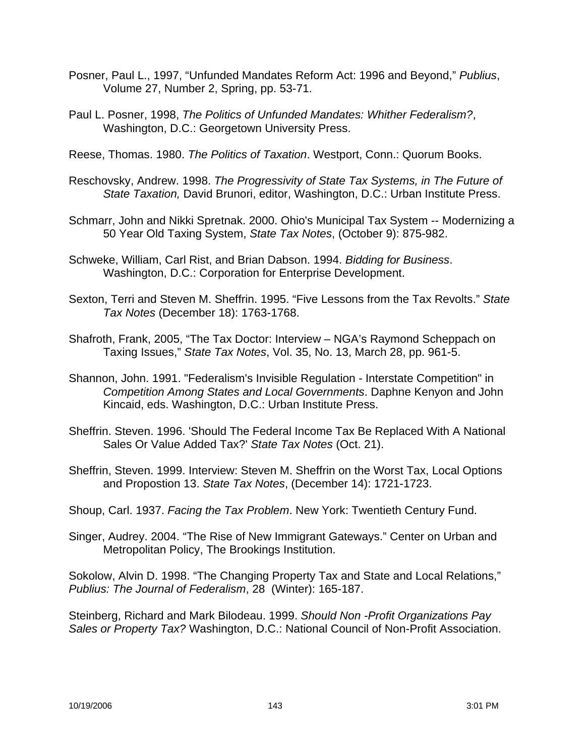Posner, Paul L., 1997, "Unfunded Mandates Reform Act: 1996 and Beyond," *Publius*, Volume 27, Number 2, Spring, pp. 53-71.

Paul L. Posner, 1998, *The Politics of Unfunded Mandates: Whither Federalism?*, Washington, D.C.: Georgetown University Press.

Reese, Thomas. 1980. *The Politics of Taxation*. Westport, Conn.: Quorum Books.

Reschovsky, Andrew. 1998. *The Progressivity of State Tax Systems, in The Future of State Taxation,* David Brunori, editor, Washington, D.C.: Urban Institute Press.

Schmarr, John and Nikki Spretnak. 2000. Ohio's Municipal Tax System -- Modernizing a 50 Year Old Taxing System, *State Tax Notes*, (October 9): 875-982.

Schweke, William, Carl Rist, and Brian Dabson. 1994. *Bidding for Business*. Washington, D.C.: Corporation for Enterprise Development.

Sexton, Terri and Steven M. Sheffrin. 1995. "Five Lessons from the Tax Revolts." *State Tax Notes* (December 18): 1763-1768.

Shafroth, Frank, 2005, "The Tax Doctor: Interview – NGA's Raymond Scheppach on Taxing Issues," *State Tax Notes*, Vol. 35, No. 13, March 28, pp. 961-5.

Shannon, John. 1991. "Federalism's Invisible Regulation - Interstate Competition" in *Competition Among States and Local Governments*. Daphne Kenyon and John Kincaid, eds. Washington, D.C.: Urban Institute Press.

Sheffrin. Steven. 1996. 'Should The Federal Income Tax Be Replaced With A National Sales Or Value Added Tax?' *State Tax Notes* (Oct. 21).

Sheffrin, Steven. 1999. Interview: Steven M. Sheffrin on the Worst Tax, Local Options and Propostion 13. *State Tax Notes*, (December 14): 1721-1723.

Shoup, Carl. 1937. *Facing the Tax Problem*. New York: Twentieth Century Fund.

Singer, Audrey. 2004. "The Rise of New Immigrant Gateways." Center on Urban and Metropolitan Policy, The Brookings Institution.

Sokolow, Alvin D. 1998. "The Changing Property Tax and State and Local Relations," *Publius: The Journal of Federalism*, 28 (Winter): 165-187.

Steinberg, Richard and Mark Bilodeau. 1999. *Should Non -Profit Organizations Pay Sales or Property Tax?* Washington, D.C.: National Council of Non-Profit Association.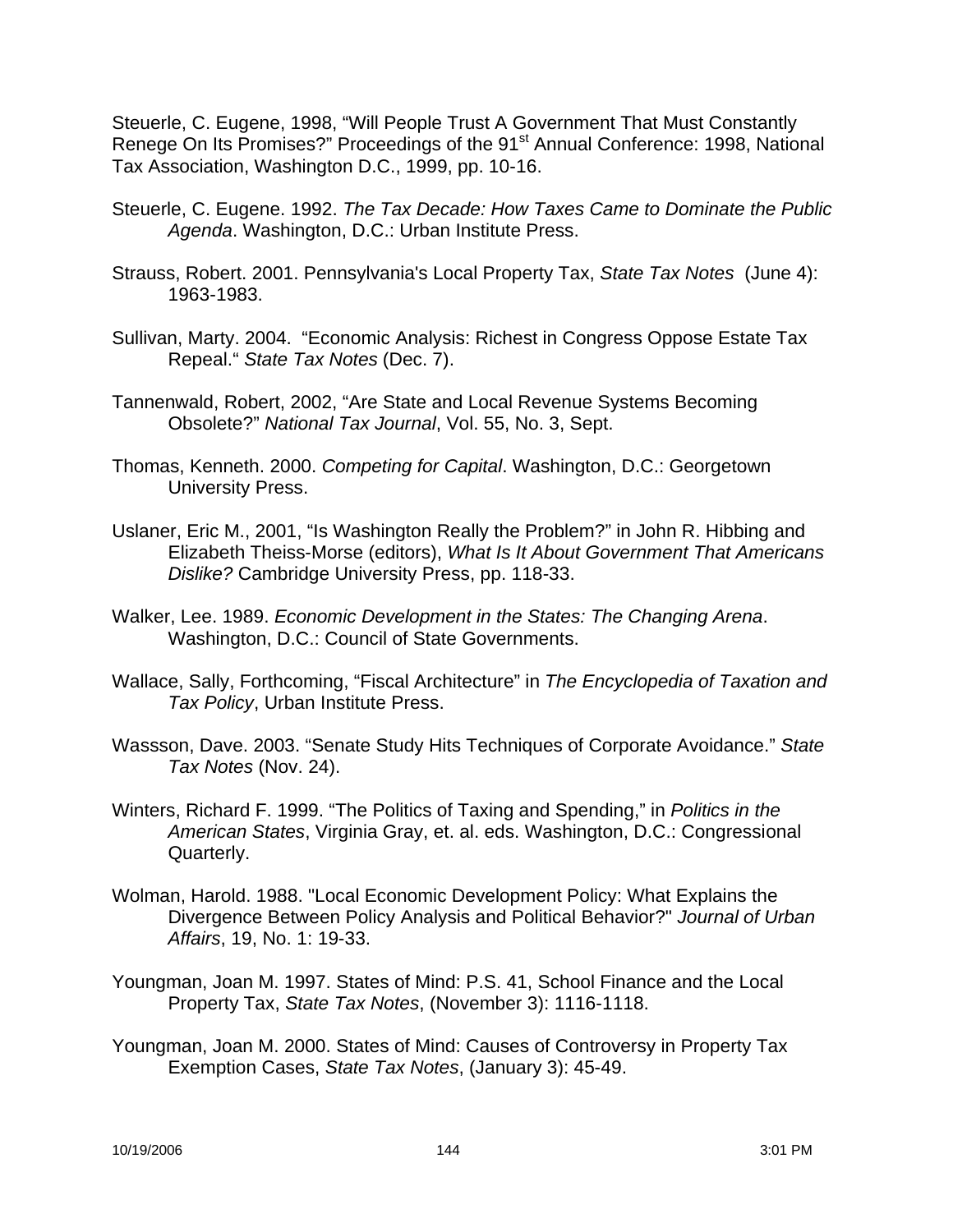Steuerle, C. Eugene, 1998, "Will People Trust A Government That Must Constantly Renege On Its Promises?" Proceedings of the 91st Annual Conference: 1998, National Tax Association, Washington D.C., 1999, pp. 10-16.

Steuerle, C. Eugene. 1992. *The Tax Decade: How Taxes Came to Dominate the Public Agenda*. Washington, D.C.: Urban Institute Press.

Strauss, Robert. 2001. Pennsylvania's Local Property Tax, *State Tax Notes* (June 4): 1963-1983.

Sullivan, Marty. 2004. "Economic Analysis: Richest in Congress Oppose Estate Tax Repeal." *State Tax Notes* (Dec. 7).

Tannenwald, Robert, 2002, "Are State and Local Revenue Systems Becoming Obsolete?" *National Tax Journal*, Vol. 55, No. 3, Sept.

Thomas, Kenneth. 2000. *Competing for Capital*. Washington, D.C.: Georgetown University Press.

Uslaner, Eric M., 2001, "Is Washington Really the Problem?" in John R. Hibbing and Elizabeth Theiss-Morse (editors), *What Is It About Government That Americans Dislike?* Cambridge University Press, pp. 118-33.

Walker, Lee. 1989. *Economic Development in the States: The Changing Arena*. Washington, D.C.: Council of State Governments.

Wallace, Sally, Forthcoming, "Fiscal Architecture" in *The Encyclopedia of Taxation and Tax Policy*, Urban Institute Press.

Wassson, Dave. 2003. "Senate Study Hits Techniques of Corporate Avoidance." *State Tax Notes* (Nov. 24).

Winters, Richard F. 1999. "The Politics of Taxing and Spending," in *Politics in the American States*, Virginia Gray, et. al. eds. Washington, D.C.: Congressional Quarterly.

Wolman, Harold. 1988. "Local Economic Development Policy: What Explains the Divergence Between Policy Analysis and Political Behavior?" *Journal of Urban Affairs*, 19, No. 1: 19-33.

Youngman, Joan M. 1997. States of Mind: P.S. 41, School Finance and the Local Property Tax, *State Tax Notes*, (November 3): 1116-1118.

Youngman, Joan M. 2000. States of Mind: Causes of Controversy in Property Tax Exemption Cases, *State Tax Notes*, (January 3): 45-49.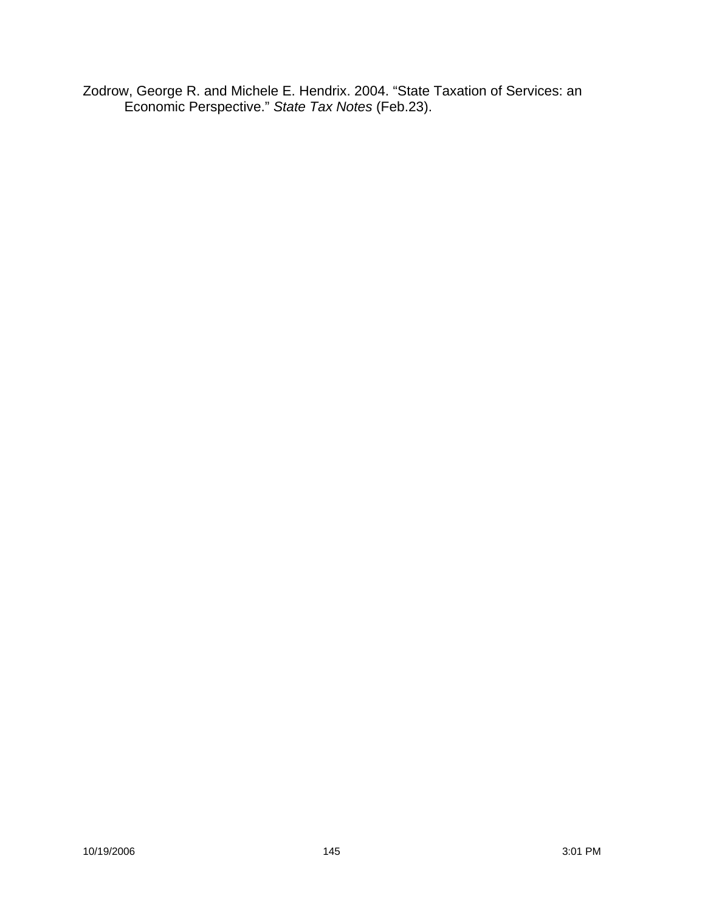Zodrow, George R. and Michele E. Hendrix. 2004. “State Taxation of Services: an Economic Perspective.” *State Tax Notes* (Feb.23).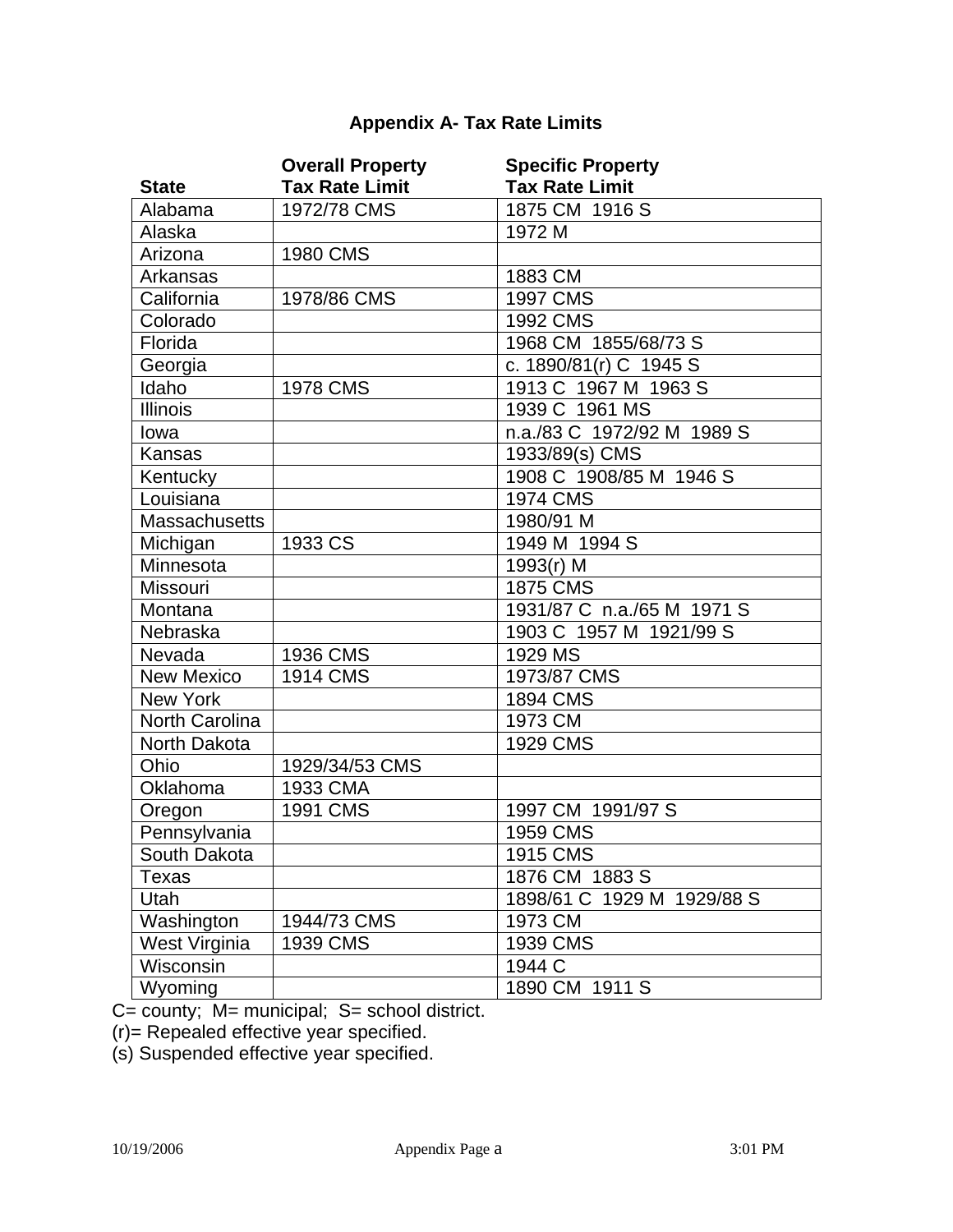# Appendix A- Tax Rate Limits

| State | Overall Property Tax Rate Limit | Specific Property Tax Rate Limit |
|---|---|---|
| Alabama | 1972/78 CMS | 1875 CM 1916 S |
| Alaska | | 1972 M |
| Arizona | 1980 CMS | |
| Arkansas | | 1883 CM |
| California | 1978/86 CMS | 1997 CMS |
| Colorado | | 1992 CMS |
| Florida | | 1968 CM 1855/68/73 S |
| Georgia | | c. 1890/81(r) C 1945 S |
| Idaho | 1978 CMS | 1913 C 1967 M 1963 S |
| Illinois | | 1939 C 1961 MS |
| Iowa | | n.a./83 C 1972/92 M 1989 S |
| Kansas | | 1933/89(s) CMS |
| Kentucky | | 1908 C 1908/85 M 1946 S |
| Louisiana | | 1974 CMS |
| Massachusetts | | 1980/91 M |
| Michigan | 1933 CS | 1949 M 1994 S |
| Minnesota | | 1993(r) M |
| Missouri | | 1875 CMS |
| Montana | | 1931/87 C n.a./65 M 1971 S |
| Nebraska | | 1903 C 1957 M 1921/99 S |
| Nevada | 1936 CMS | 1929 MS |
| New Mexico | 1914 CMS | 1973/87 CMS |
| New York | | 1894 CMS |
| North Carolina | | 1973 CM |
| North Dakota | | 1929 CMS |
| Ohio | 1929/34/53 CMS | |
| Oklahoma | 1933 CMA | |
| Oregon | 1991 CMS | 1997 CM 1991/97 S |
| Pennsylvania | | 1959 CMS |
| South Dakota | | 1915 CMS |
| Texas | | 1876 CM 1883 S |
| Utah | | 1898/61 C 1929 M 1929/88 S |
| Washington | 1944/73 CMS | 1973 CM |
| West Virginia | 1939 CMS | 1939 CMS |
| Wisconsin | | 1944 C |
| Wyoming | | 1890 CM 1911 S |

C= county; M= municipal; S= school district.
(r)= Repealed effective year specified.
(s) Suspended effective year specified.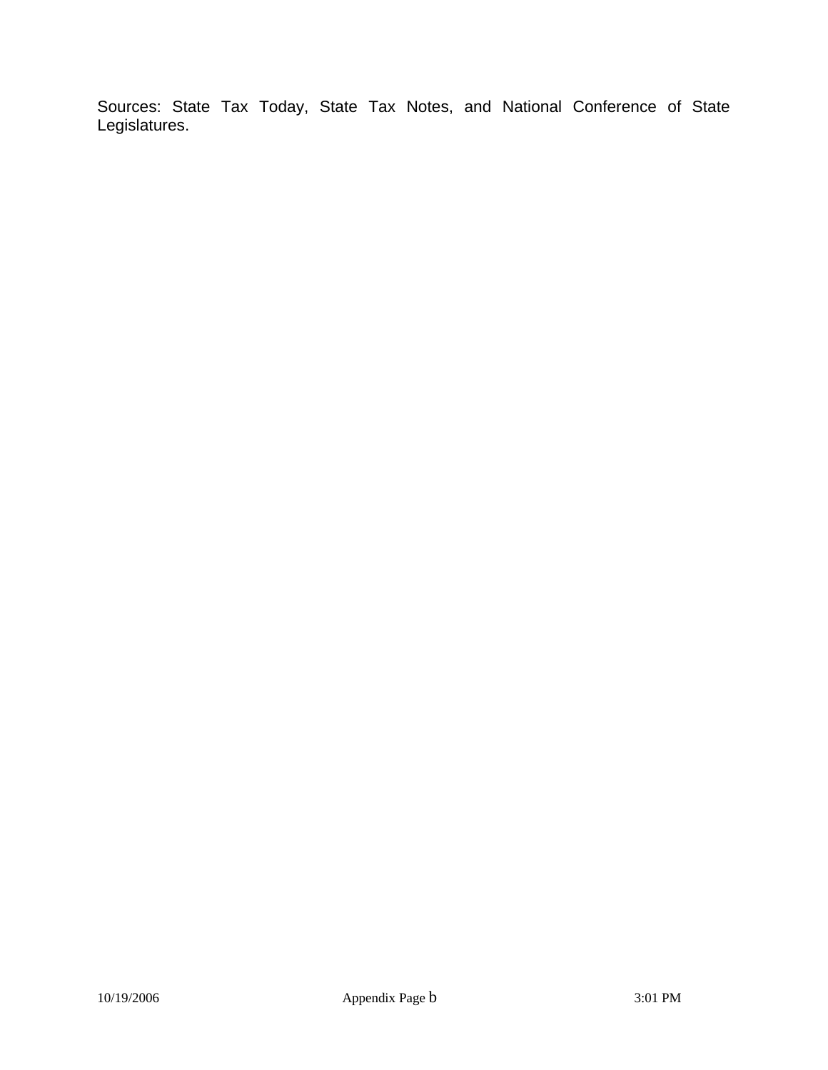Sources: State Tax Today, State Tax Notes, and National Conference of State Legislatures.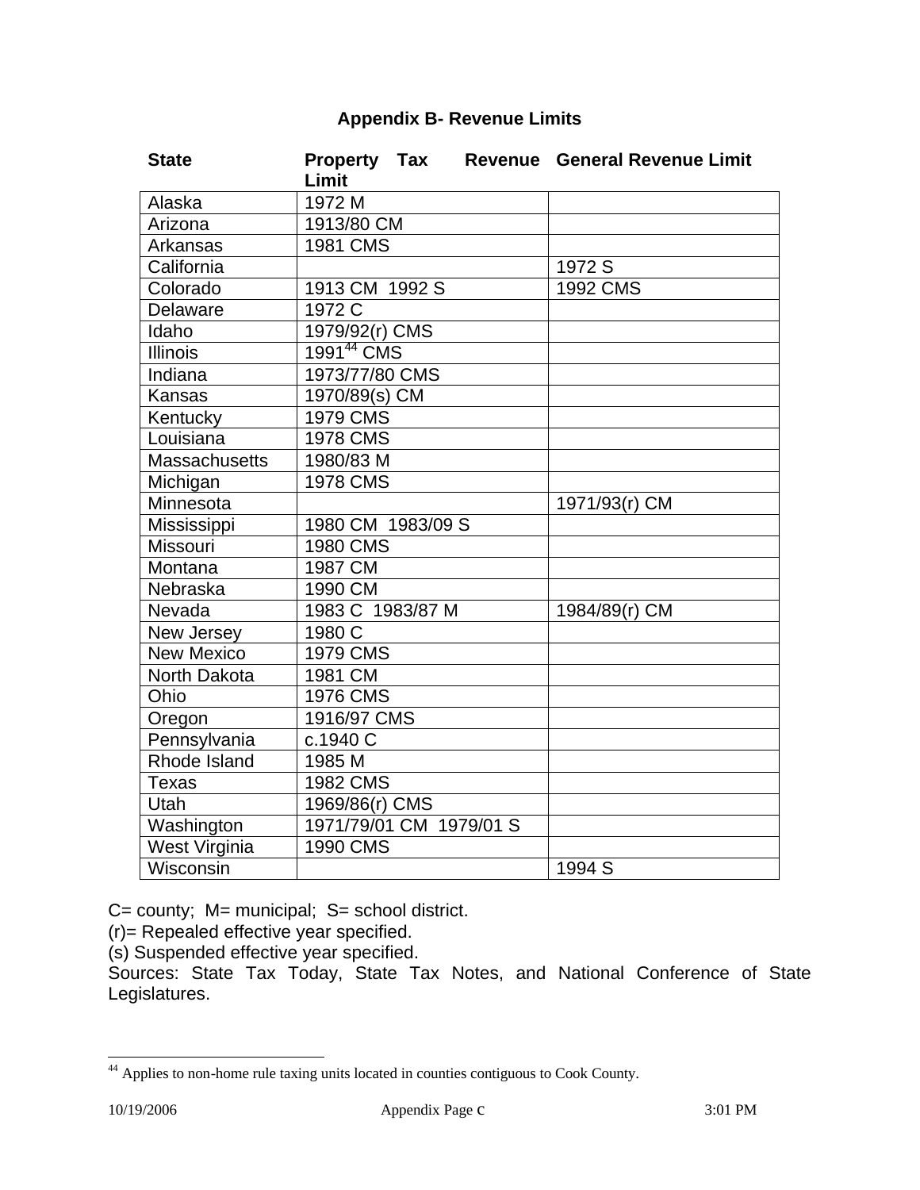## Appendix B- Revenue Limits

| State | Property Tax Revenue Limit | General Revenue Limit |
|---|---|---|
| Alaska | 1972 M | |
| Arizona | 1913/80 CM | |
| Arkansas | 1981 CMS | |
| California | | 1972 S |
| Colorado | 1913 CM 1992 S | 1992 CMS |
| Delaware | 1972 C | |
| Idaho | 1979/92(r) CMS | |
| Illinois | 1991[44] CMS | |
| Indiana | 1973/77/80 CMS | |
| Kansas | 1970/89(s) CM | |
| Kentucky | 1979 CMS | |
| Louisiana | 1978 CMS | |
| Massachusetts | 1980/83 M | |
| Michigan | 1978 CMS | |
| Minnesota | | 1971/93(r) CM |
| Mississippi | 1980 CM 1983/09 S | |
| Missouri | 1980 CMS | |
| Montana | 1987 CM | |
| Nebraska | 1990 CM | |
| Nevada | 1983 C 1983/87 M | 1984/89(r) CM |
| New Jersey | 1980 C | |
| New Mexico | 1979 CMS | |
| North Dakota | 1981 CM | |
| Ohio | 1976 CMS | |
| Oregon | 1916/97 CMS | |
| Pennsylvania | c.1940 C | |
| Rhode Island | 1985 M | |
| Texas | 1982 CMS | |
| Utah | 1969/86(r) CMS | |
| Washington | 1971/79/01 CM 1979/01 S | |
| West Virginia | 1990 CMS | |
| Wisconsin | | 1994 S |

C= county; M= municipal; S= school district.
(r)= Repealed effective year specified.
(s) Suspended effective year specified.
Sources: State Tax Today, State Tax Notes, and National Conference of State Legislatures.

[44] Applies to non-home rule taxing units located in counties contiguous to Cook County.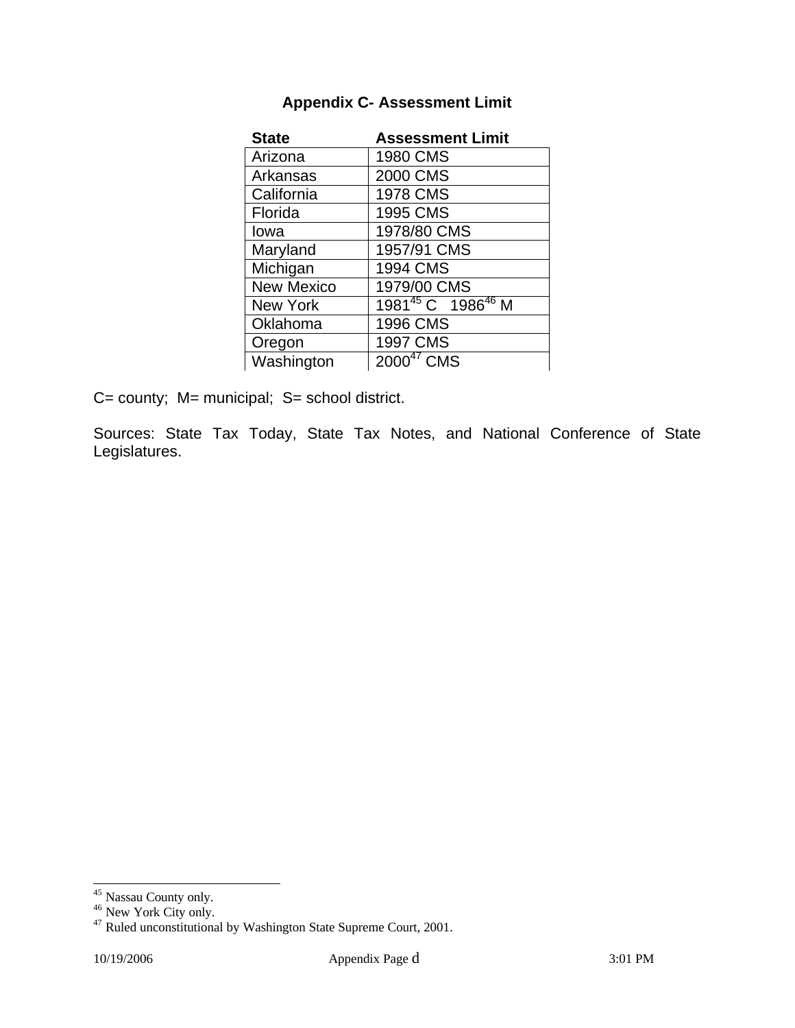## Appendix C- Assessment Limit

| State | Assessment Limit |
|---|---|
| Arizona | 1980 CMS |
| Arkansas | 2000 CMS |
| California | 1978 CMS |
| Florida | 1995 CMS |
| Iowa | 1978/80 CMS |
| Maryland | 1957/91 CMS |
| Michigan | 1994 CMS |
| New Mexico | 1979/00 CMS |
| New York | 1981[45] C 1986[46] M |
| Oklahoma | 1996 CMS |
| Oregon | 1997 CMS |
| Washington | 2000[47] CMS |

C= county; M= municipal; S= school district.

Sources: State Tax Today, State Tax Notes, and National Conference of State Legislatures.

[45] Nassau County only.
[46] New York City only.
[47] Ruled unconstitutional by Washington State Supreme Court, 2001.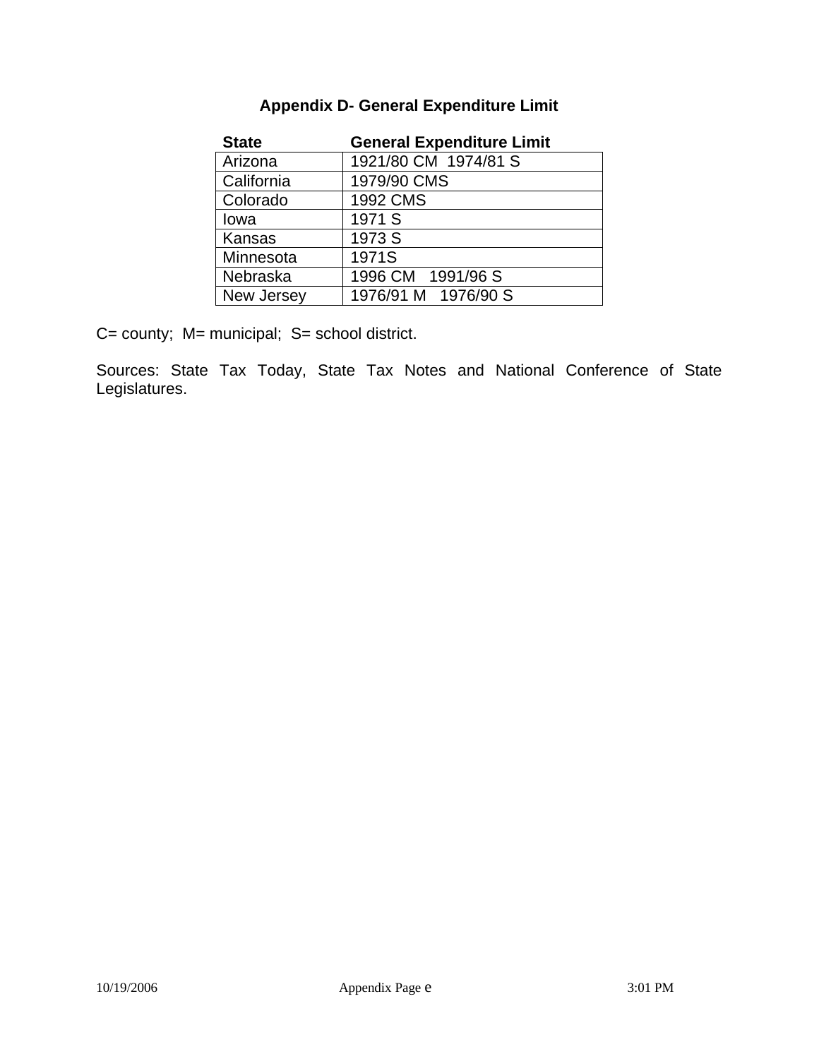## Appendix D- General Expenditure Limit

| State | General Expenditure Limit |
|---|---|
| Arizona | 1921/80 CM 1974/81 S |
| California | 1979/90 CMS |
| Colorado | 1992 CMS |
| Iowa | 1971 S |
| Kansas | 1973 S |
| Minnesota | 1971S |
| Nebraska | 1996 CM 1991/96 S |
| New Jersey | 1976/91 M 1976/90 S |

C= county; M= municipal; S= school district.

Sources: State Tax Today, State Tax Notes and National Conference of State Legislatures.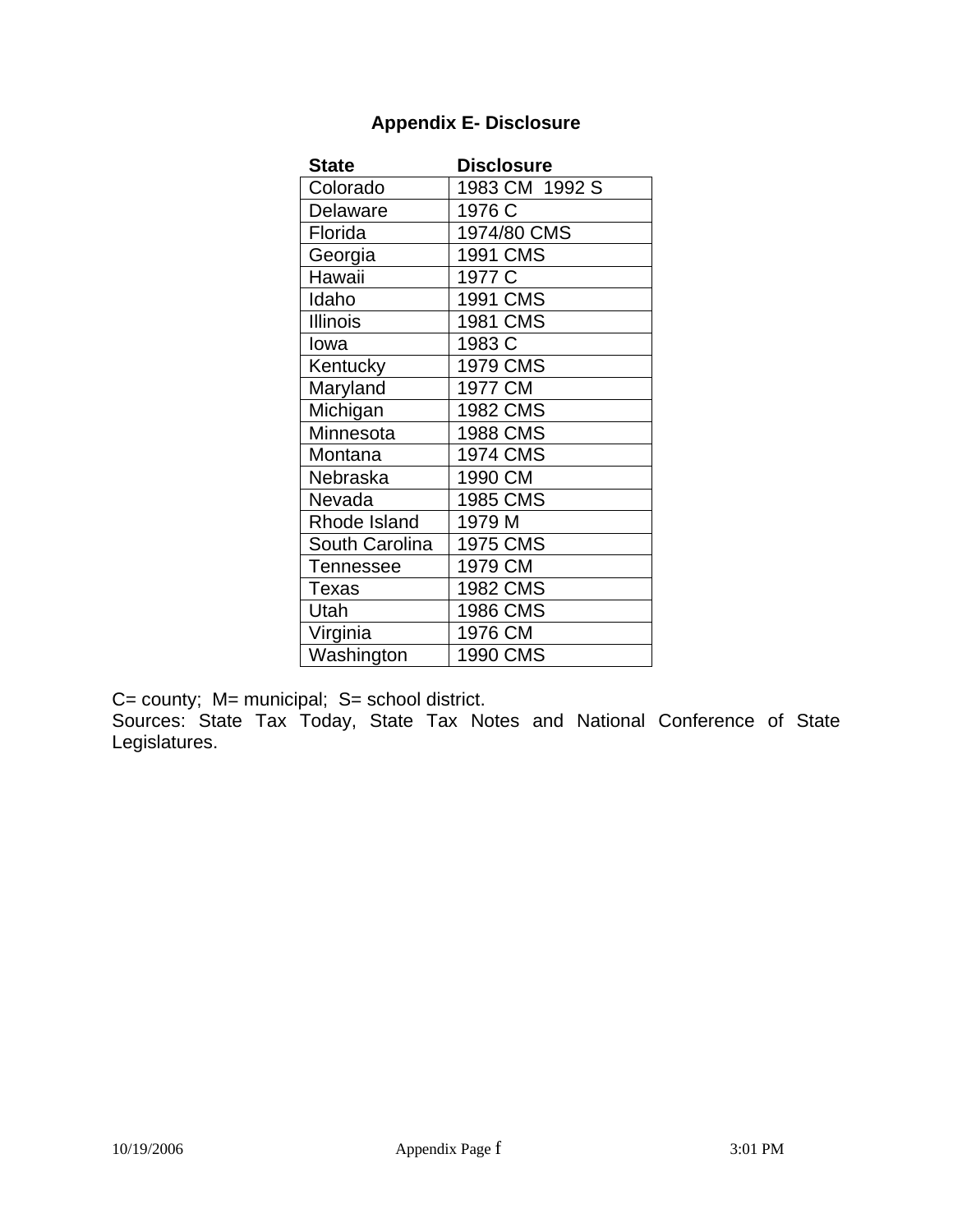## Appendix E- Disclosure

| State | Disclosure |
|---|---|
| Colorado | 1983 CM 1992 S |
| Delaware | 1976 C |
| Florida | 1974/80 CMS |
| Georgia | 1991 CMS |
| Hawaii | 1977 C |
| Idaho | 1991 CMS |
| Illinois | 1981 CMS |
| Iowa | 1983 C |
| Kentucky | 1979 CMS |
| Maryland | 1977 CM |
| Michigan | 1982 CMS |
| Minnesota | 1988 CMS |
| Montana | 1974 CMS |
| Nebraska | 1990 CM |
| Nevada | 1985 CMS |
| Rhode Island | 1979 M |
| South Carolina | 1975 CMS |
| Tennessee | 1979 CM |
| Texas | 1982 CMS |
| Utah | 1986 CMS |
| Virginia | 1976 CM |
| Washington | 1990 CMS |

C= county; M= municipal; S= school district.
Sources: State Tax Today, State Tax Notes and National Conference of State Legislatures.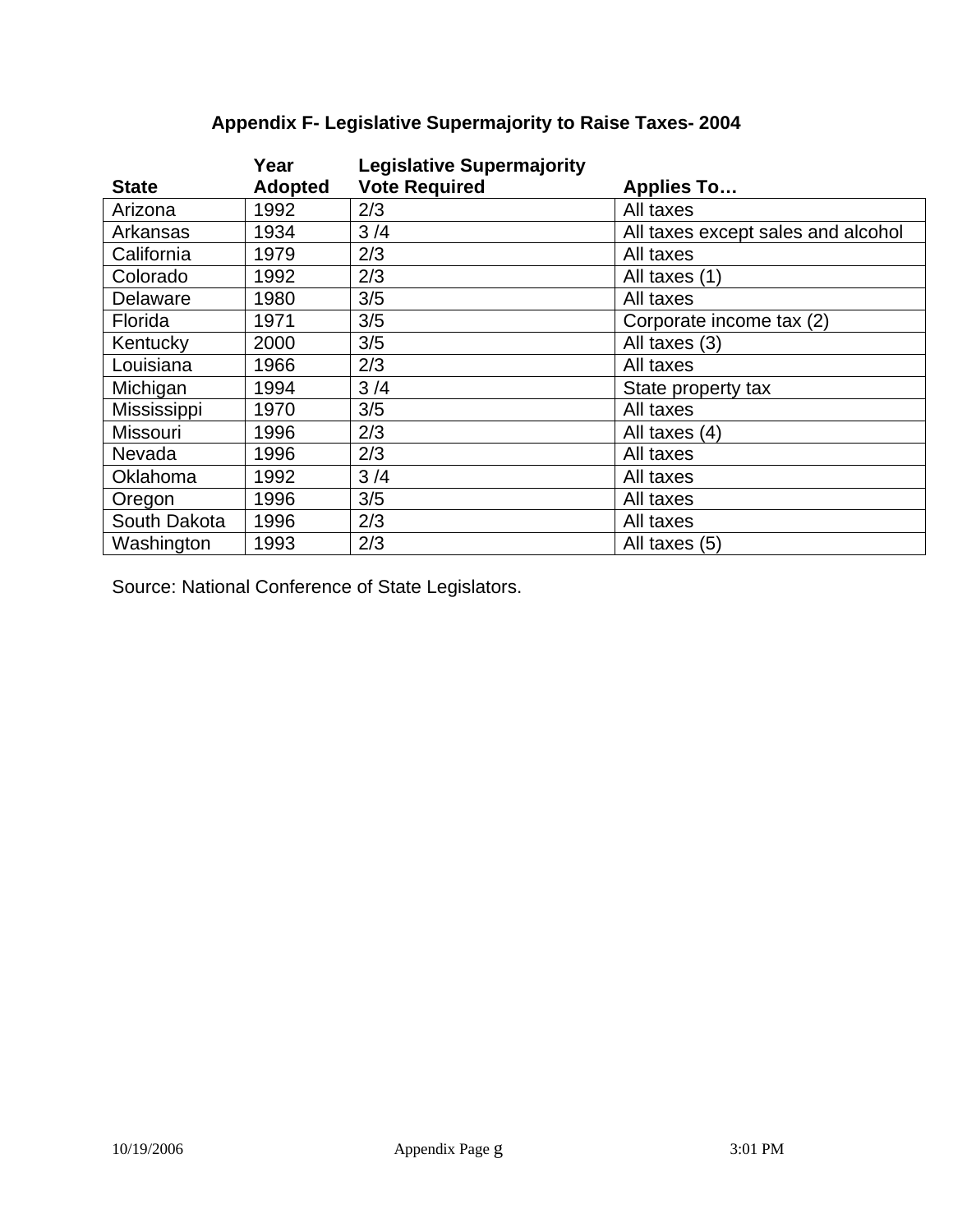## Appendix F- Legislative Supermajority to Raise Taxes- 2004

| State | Year Adopted | Legislative Supermajority Vote Required | Applies To… |
|---|---|---|---|
| Arizona | 1992 | 2/3 | All taxes |
| Arkansas | 1934 | 3 /4 | All taxes except sales and alcohol |
| California | 1979 | 2/3 | All taxes |
| Colorado | 1992 | 2/3 | All taxes (1) |
| Delaware | 1980 | 3/5 | All taxes |
| Florida | 1971 | 3/5 | Corporate income tax (2) |
| Kentucky | 2000 | 3/5 | All taxes (3) |
| Louisiana | 1966 | 2/3 | All taxes |
| Michigan | 1994 | 3 /4 | State property tax |
| Mississippi | 1970 | 3/5 | All taxes |
| Missouri | 1996 | 2/3 | All taxes (4) |
| Nevada | 1996 | 2/3 | All taxes |
| Oklahoma | 1992 | 3 /4 | All taxes |
| Oregon | 1996 | 3/5 | All taxes |
| South Dakota | 1996 | 2/3 | All taxes |
| Washington | 1993 | 2/3 | All taxes (5) |

Source: National Conference of State Legislators.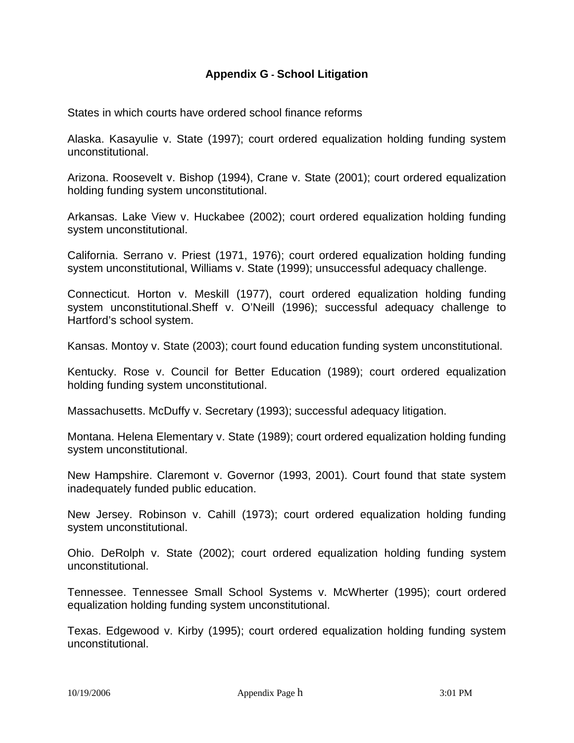## Appendix G - School Litigation

States in which courts have ordered school finance reforms

Alaska. Kasayulie v. State (1997); court ordered equalization holding funding system unconstitutional.

Arizona. Roosevelt v. Bishop (1994), Crane v. State (2001); court ordered equalization holding funding system unconstitutional.

Arkansas. Lake View v. Huckabee (2002); court ordered equalization holding funding system unconstitutional.

California. Serrano v. Priest (1971, 1976); court ordered equalization holding funding system unconstitutional, Williams v. State (1999); unsuccessful adequacy challenge.

Connecticut. Horton v. Meskill (1977), court ordered equalization holding funding system unconstitutional.Sheff v. O'Neill (1996); successful adequacy challenge to Hartford's school system.

Kansas. Montoy v. State (2003); court found education funding system unconstitutional.

Kentucky. Rose v. Council for Better Education (1989); court ordered equalization holding funding system unconstitutional.

Massachusetts. McDuffy v. Secretary (1993); successful adequacy litigation.

Montana. Helena Elementary v. State (1989); court ordered equalization holding funding system unconstitutional.

New Hampshire. Claremont v. Governor (1993, 2001). Court found that state system inadequately funded public education.

New Jersey. Robinson v. Cahill (1973); court ordered equalization holding funding system unconstitutional.

Ohio. DeRolph v. State (2002); court ordered equalization holding funding system unconstitutional.

Tennessee. Tennessee Small School Systems v. McWherter (1995); court ordered equalization holding funding system unconstitutional.

Texas. Edgewood v. Kirby (1995); court ordered equalization holding funding system unconstitutional.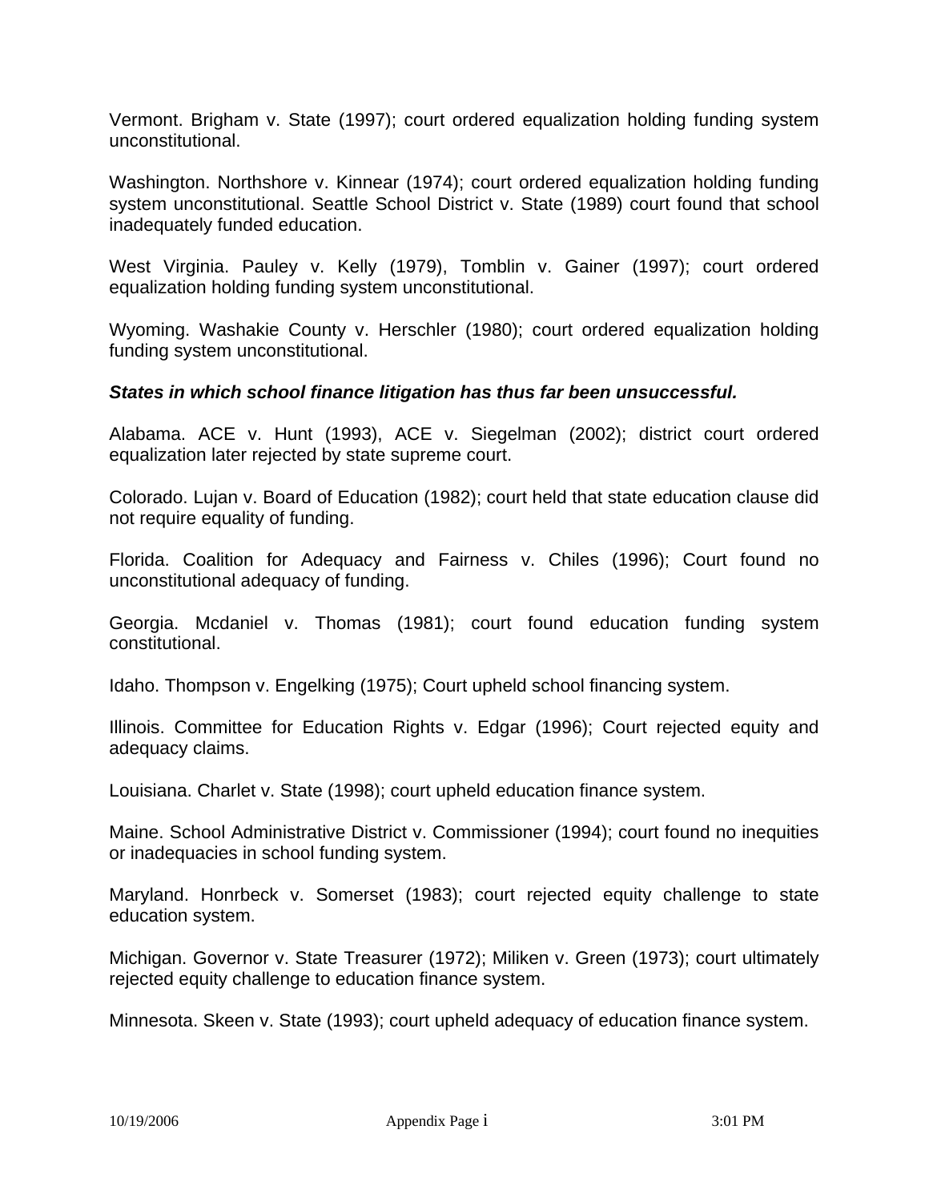Vermont. Brigham v. State (1997); court ordered equalization holding funding system unconstitutional.

Washington. Northshore v. Kinnear (1974); court ordered equalization holding funding system unconstitutional. Seattle School District v. State (1989) court found that school inadequately funded education.

West Virginia. Pauley v. Kelly (1979), Tomblin v. Gainer (1997); court ordered equalization holding funding system unconstitutional.

Wyoming. Washakie County v. Herschler (1980); court ordered equalization holding funding system unconstitutional.

***States in which school finance litigation has thus far been unsuccessful.***

Alabama. ACE v. Hunt (1993), ACE v. Siegelman (2002); district court ordered equalization later rejected by state supreme court.

Colorado. Lujan v. Board of Education (1982); court held that state education clause did not require equality of funding.

Florida. Coalition for Adequacy and Fairness v. Chiles (1996); Court found no unconstitutional adequacy of funding.

Georgia. Mcdaniel v. Thomas (1981); court found education funding system constitutional.

Idaho. Thompson v. Engelking (1975); Court upheld school financing system.

Illinois. Committee for Education Rights v. Edgar (1996); Court rejected equity and adequacy claims.

Louisiana. Charlet v. State (1998); court upheld education finance system.

Maine. School Administrative District v. Commissioner (1994); court found no inequities or inadequacies in school funding system.

Maryland. Honrbeck v. Somerset (1983); court rejected equity challenge to state education system.

Michigan. Governor v. State Treasurer (1972); Miliken v. Green (1973); court ultimately rejected equity challenge to education finance system.

Minnesota. Skeen v. State (1993); court upheld adequacy of education finance system.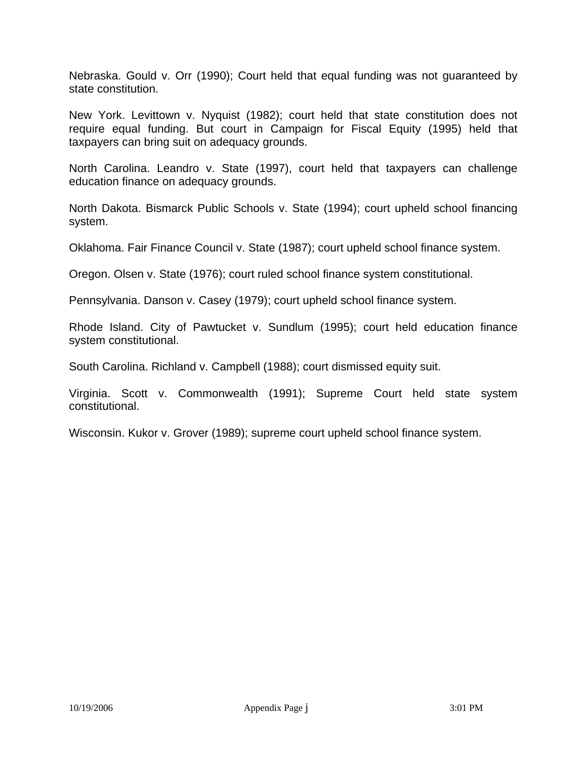Nebraska. Gould v. Orr (1990); Court held that equal funding was not guaranteed by state constitution.

New York. Levittown v. Nyquist (1982); court held that state constitution does not require equal funding. But court in Campaign for Fiscal Equity (1995) held that taxpayers can bring suit on adequacy grounds.

North Carolina. Leandro v. State (1997), court held that taxpayers can challenge education finance on adequacy grounds.

North Dakota. Bismarck Public Schools v. State (1994); court upheld school financing system.

Oklahoma. Fair Finance Council v. State (1987); court upheld school finance system.

Oregon. Olsen v. State (1976); court ruled school finance system constitutional.

Pennsylvania. Danson v. Casey (1979); court upheld school finance system.

Rhode Island. City of Pawtucket v. Sundlum (1995); court held education finance system constitutional.

South Carolina. Richland v. Campbell (1988); court dismissed equity suit.

Virginia. Scott v. Commonwealth (1991); Supreme Court held state system constitutional.

Wisconsin. Kukor v. Grover (1989); supreme court upheld school finance system.